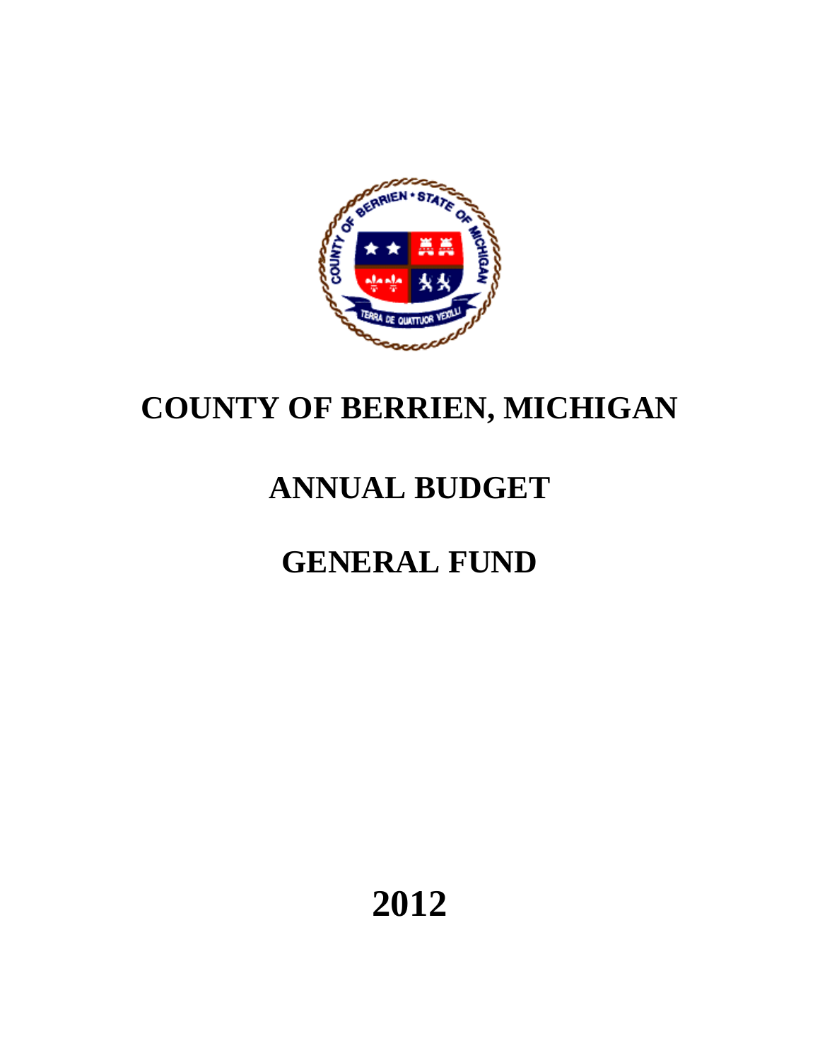# COUNTY OF BERRIEN, MICHIGAN

# ANNUAL BUDGET

# GENERAL FUND

# 2012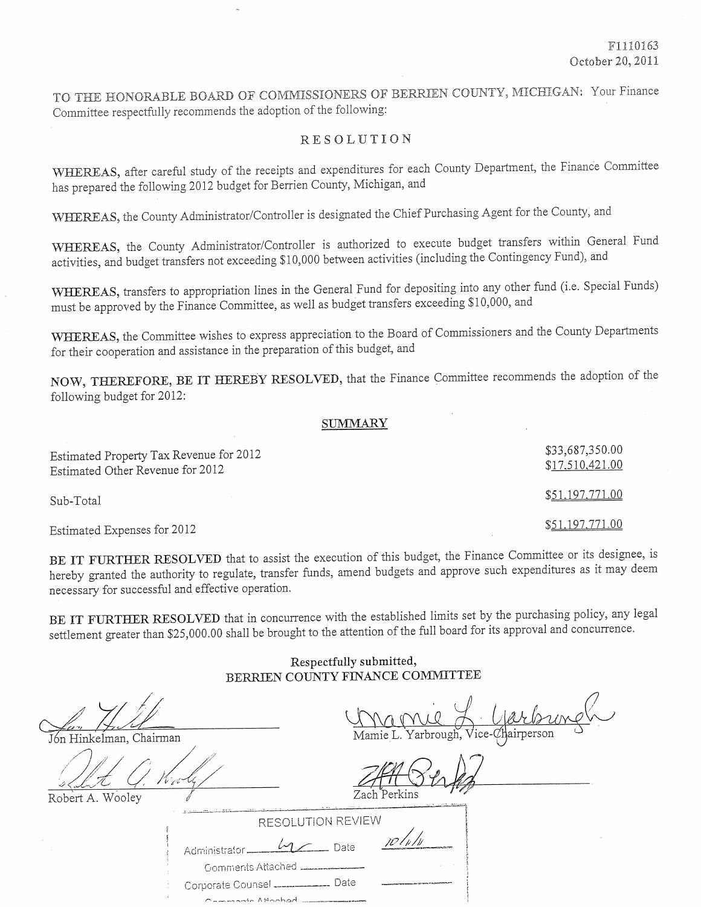F1110163
October 20, 2011

TO THE HONORABLE BOARD OF COMMISSIONERS OF BERRIEN COUNTY, MICHIGAN: Your Finance Committee respectfully recommends the adoption of the following:

# RESOLUTION

**WHEREAS**, after careful study of the receipts and expenditures for each County Department, the Finance Committee has prepared the following 2012 budget for Berrien County, Michigan, and

**WHEREAS**, the County Administrator/Controller is designated the Chief Purchasing Agent for the County, and

**WHEREAS**, the County Administrator/Controller is authorized to execute budget transfers within General Fund activities, and budget transfers not exceeding $10,000 between activities (including the Contingency Fund), and

**WHEREAS**, transfers to appropriation lines in the General Fund for depositing into any other fund (i.e. Special Funds) must be approved by the Finance Committee, as well as budget transfers exceeding $10,000, and

**WHEREAS**, the Committee wishes to express appreciation to the Board of Commissioners and the County Departments for their cooperation and assistance in the preparation of this budget, and

**NOW, THEREFORE, BE IT HEREBY RESOLVED**, that the Finance Committee recommends the adoption of the following budget for 2012:

## SUMMARY

| | |
|---|---|
| Estimated Property Tax Revenue for 2012 | $33,687,350.00 |
| Estimated Other Revenue for 2012 | $17,510,421.00 |
| Sub-Total | $51,197,771.00 |
| Estimated Expenses for 2012 | $51,197,771.00 |

**BE IT FURTHER RESOLVED** that to assist the execution of this budget, the Finance Committee or its designee, is hereby granted the authority to regulate, transfer funds, amend budgets and approve such expenditures as it may deem necessary for successful and effective operation.

**BE IT FURTHER RESOLVED** that in concurrence with the established limits set by the purchasing policy, any legal settlement greater than $25,000.00 shall be brought to the attention of the full board for its approval and concurrence.

Respectfully submitted,
BERRIEN COUNTY FINANCE COMMITTEE

Jon Hinkelman, Chairman

Mamie L. Yarbrough, Vice-Chairperson

Robert A. Wooley

Zach Perkins

RESOLUTION REVIEW

Administrator ______ Date 10/_/11

Comments Attached ______

Corporate Counsel ______ Date ______

Comments Attached ______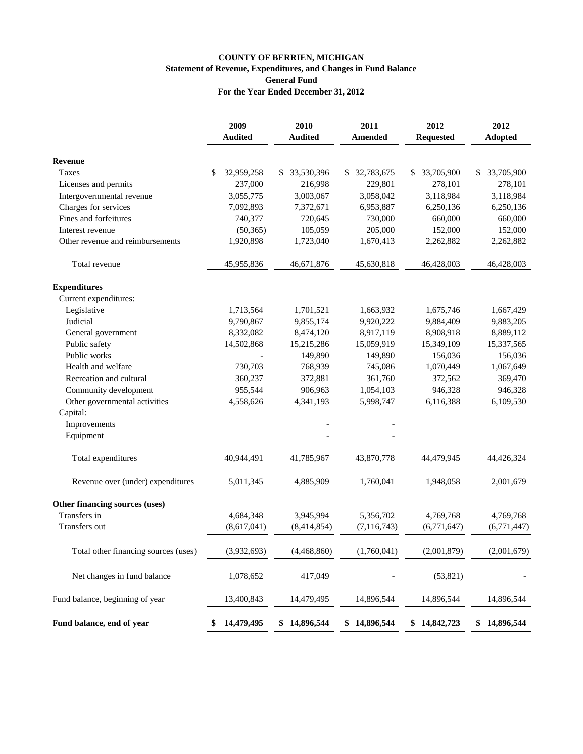# COUNTY OF BERRIEN, MICHIGAN

## Statement of Revenue, Expenditures, and Changes in Fund Balance

### General Fund

### For the Year Ended December 31, 2012

| | 2009 Audited | 2010 Audited | 2011 Amended | 2012 Requested | 2012 Adopted |
|---|---|---|---|---|---|
| **Revenue** | | | | | |
| Taxes | $ 32,959,258 | $ 33,530,396 | $ 32,783,675 | $ 33,705,900 | $ 33,705,900 |
| Licenses and permits | 237,000 | 216,998 | 229,801 | 278,101 | 278,101 |
| Intergovernmental revenue | 3,055,775 | 3,003,067 | 3,058,042 | 3,118,984 | 3,118,984 |
| Charges for services | 7,092,893 | 7,372,671 | 6,953,887 | 6,250,136 | 6,250,136 |
| Fines and forfeitures | 740,377 | 720,645 | 730,000 | 660,000 | 660,000 |
| Interest revenue | (50,365) | 105,059 | 205,000 | 152,000 | 152,000 |
| Other revenue and reimbursements | 1,920,898 | 1,723,040 | 1,670,413 | 2,262,882 | 2,262,882 |
| Total revenue | 45,955,836 | 46,671,876 | 45,630,818 | 46,428,003 | 46,428,003 |
| **Expenditures** | | | | | |
| Current expenditures: | | | | | |
| Legislative | 1,713,564 | 1,701,521 | 1,663,932 | 1,675,746 | 1,667,429 |
| Judicial | 9,790,867 | 9,855,174 | 9,920,222 | 9,884,409 | 9,883,205 |
| General government | 8,332,082 | 8,474,120 | 8,917,119 | 8,908,918 | 8,889,112 |
| Public safety | 14,502,868 | 15,215,286 | 15,059,919 | 15,349,109 | 15,337,565 |
| Public works | - | 149,890 | 149,890 | 156,036 | 156,036 |
| Health and welfare | 730,703 | 768,939 | 745,086 | 1,070,449 | 1,067,649 |
| Recreation and cultural | 360,237 | 372,881 | 361,760 | 372,562 | 369,470 |
| Community development | 955,544 | 906,963 | 1,054,103 | 946,328 | 946,328 |
| Other governmental activities | 4,558,626 | 4,341,193 | 5,998,747 | 6,116,388 | 6,109,530 |
| Capital: | | | | | |
| Improvements | | - | - | | |
| Equipment | | - | - | | |
| Total expenditures | 40,944,491 | 41,785,967 | 43,870,778 | 44,479,945 | 44,426,324 |
| Revenue over (under) expenditures | 5,011,345 | 4,885,909 | 1,760,041 | 1,948,058 | 2,001,679 |
| **Other financing sources (uses)** | | | | | |
| Transfers in | 4,684,348 | 3,945,994 | 5,356,702 | 4,769,768 | 4,769,768 |
| Transfers out | (8,617,041) | (8,414,854) | (7,116,743) | (6,771,647) | (6,771,447) |
| Total other financing sources (uses) | (3,932,693) | (4,468,860) | (1,760,041) | (2,001,879) | (2,001,679) |
| Net changes in fund balance | 1,078,652 | 417,049 | - | (53,821) | - |
| Fund balance, beginning of year | 13,400,843 | 14,479,495 | 14,896,544 | 14,896,544 | 14,896,544 |
| **Fund balance, end of year** | **$ 14,479,495** | **$ 14,896,544** | **$ 14,896,544** | **$ 14,842,723** | **$ 14,896,544** |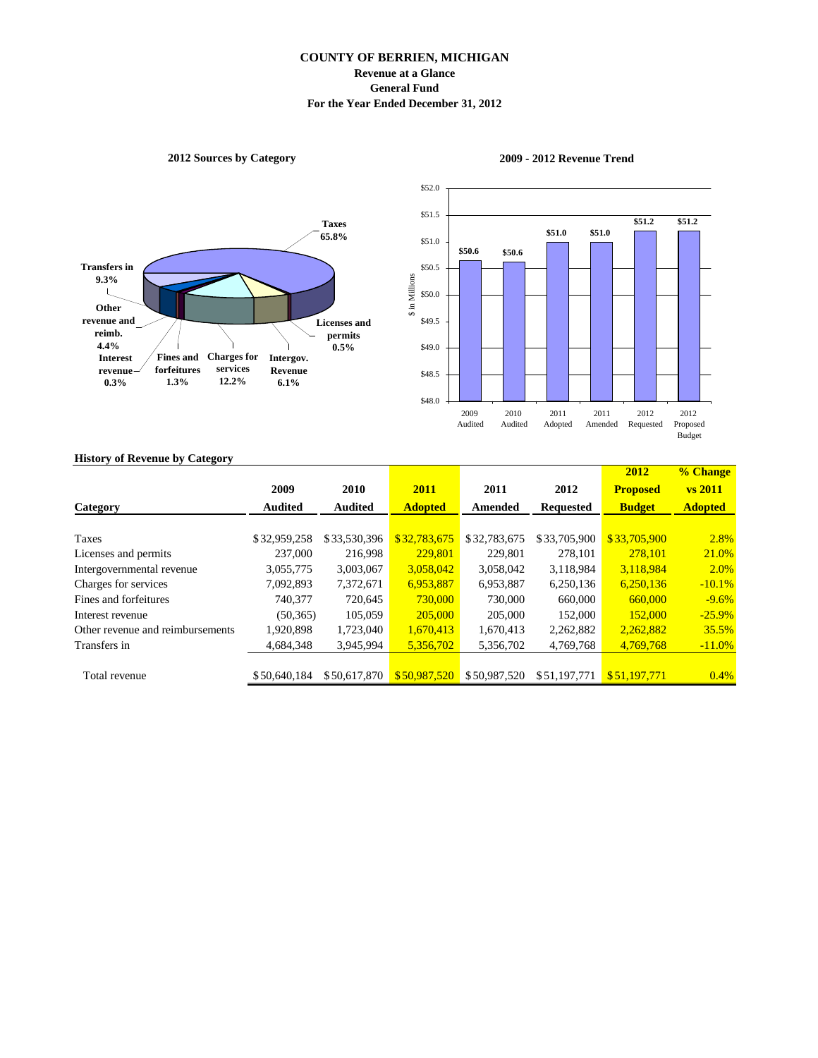# COUNTY OF BERRIEN, MICHIGAN

## Revenue at a Glance

## General Fund

## For the Year Ended December 31, 2012

**2012 Sources by Category**

Taxes 65.8%
Transfers in 9.3%
Other revenue and reimb. 4.4%
Interest revenue 0.3%
Fines and forfeitures 1.3%
Charges for services 12.2%
Intergov. Revenue 6.1%
Licenses and permits 0.5%

**2009 - 2012 Revenue Trend**

$ in Millions

| 2009 Audited | 2010 Audited | 2011 Adopted | 2011 Amended | 2012 Requested | 2012 Proposed Budget |
|---|---|---|---|---|---|
| $50.6 | $50.6 | $51.0 | $51.0 | $51.2 | $51.2 |

**History of Revenue by Category**

| Category | 2009 Audited | 2010 Audited | 2011 Adopted | 2011 Amended | 2012 Requested | 2012 Proposed Budget | % Change vs 2011 Adopted |
|---|---|---|---|---|---|---|---|
| Taxes | $32,959,258 | $33,530,396 | $32,783,675 | $32,783,675 | $33,705,900 | $33,705,900 | 2.8% |
| Licenses and permits | 237,000 | 216,998 | 229,801 | 229,801 | 278,101 | 278,101 | 21.0% |
| Intergovernmental revenue | 3,055,775 | 3,003,067 | 3,058,042 | 3,058,042 | 3,118,984 | 3,118,984 | 2.0% |
| Charges for services | 7,092,893 | 7,372,671 | 6,953,887 | 6,953,887 | 6,250,136 | 6,250,136 | -10.1% |
| Fines and forfeitures | 740,377 | 720,645 | 730,000 | 730,000 | 660,000 | 660,000 | -9.6% |
| Interest revenue | (50,365) | 105,059 | 205,000 | 205,000 | 152,000 | 152,000 | -25.9% |
| Other revenue and reimbursements | 1,920,898 | 1,723,040 | 1,670,413 | 1,670,413 | 2,262,882 | 2,262,882 | 35.5% |
| Transfers in | 4,684,348 | 3,945,994 | 5,356,702 | 5,356,702 | 4,769,768 | 4,769,768 | -11.0% |
| Total revenue | $50,640,184 | $50,617,870 | $50,987,520 | $50,987,520 | $51,197,771 | $51,197,771 | 0.4% |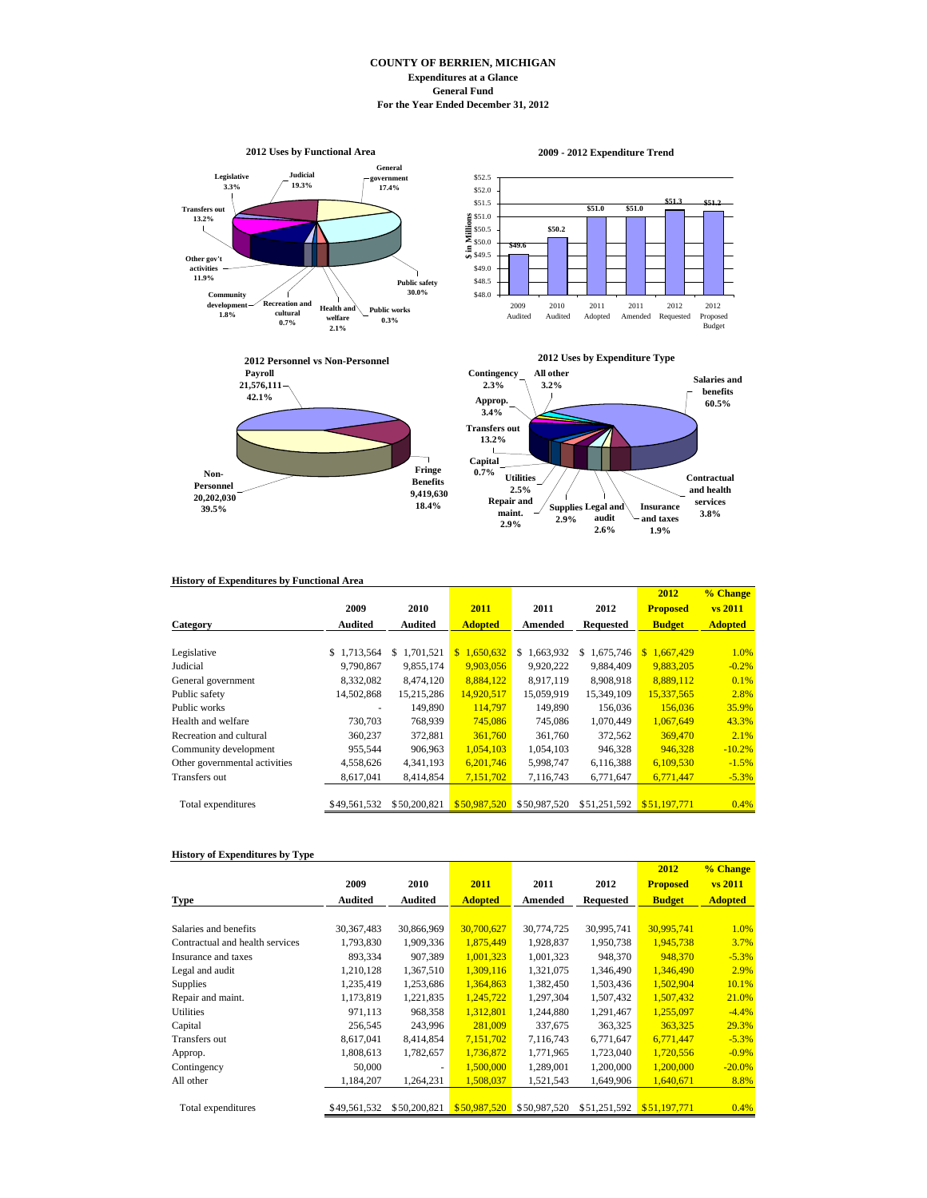# COUNTY OF BERRIEN, MICHIGAN

## Expenditures at a Glance

### General Fund

### For the Year Ended December 31, 2012

**2012 Uses by Functional Area**

Legislative 3.3%; Judicial 19.3%; General government 17.4%; Public safety 30.0%; Public works 0.3%; Health and welfare 2.1%; Recreation and cultural 0.7%; Community development 1.8%; Other gov't activities 11.9%; Transfers out 13.2%

**2009 - 2012 Expenditure Trend** ($ in Millions)

| 2009 Audited | 2010 Audited | 2011 Adopted | 2011 Amended | 2012 Requested | 2012 Proposed Budget |
|---|---|---|---|---|---|
| $49.6 | $50.2 | $51.0 | $51.0 | $51.3 | $51.2 |

**2012 Personnel vs Non-Personnel**

Payroll 21,576,111 42.1%; Fringe Benefits 9,419,630 18.4%; Non-Personnel 20,202,030 39.5%

**2012 Uses by Expenditure Type**

Salaries and benefits 60.5%; Contractual and health services 3.8%; Insurance and taxes 1.9%; Legal and audit 2.6%; Supplies 2.9%; Repair and maint. 2.9%; Utilities 2.5%; Capital 0.7%; Transfers out 13.2%; Approp. 3.4%; Contingency 2.3%; All other 3.2%

**History of Expenditures by Functional Area**

| Category | 2009 Audited | 2010 Audited | 2011 Adopted | 2011 Amended | 2012 Requested | 2012 Proposed Budget | % Change vs 2011 Adopted |
|---|---|---|---|---|---|---|---|
| Legislative | $ 1,713,564 | $ 1,701,521 | $ 1,650,632 | $ 1,663,932 | $ 1,675,746 | $ 1,667,429 | 1.0% |
| Judicial | 9,790,867 | 9,855,174 | 9,903,056 | 9,920,222 | 9,884,409 | 9,883,205 | -0.2% |
| General government | 8,332,082 | 8,474,120 | 8,884,122 | 8,917,119 | 8,908,918 | 8,889,112 | 0.1% |
| Public safety | 14,502,868 | 15,215,286 | 14,920,517 | 15,059,919 | 15,349,109 | 15,337,565 | 2.8% |
| Public works | - | 149,890 | 114,797 | 149,890 | 156,036 | 156,036 | 35.9% |
| Health and welfare | 730,703 | 768,939 | 745,086 | 745,086 | 1,070,449 | 1,067,649 | 43.3% |
| Recreation and cultural | 360,237 | 372,881 | 361,760 | 361,760 | 372,562 | 369,470 | 2.1% |
| Community development | 955,544 | 906,963 | 1,054,103 | 1,054,103 | 946,328 | 946,328 | -10.2% |
| Other governmental activities | 4,558,626 | 4,341,193 | 6,201,746 | 5,998,747 | 6,116,388 | 6,109,530 | -1.5% |
| Transfers out | 8,617,041 | 8,414,854 | 7,151,702 | 7,116,743 | 6,771,647 | 6,771,447 | -5.3% |
| Total expenditures | $49,561,532 | $50,200,821 | $50,987,520 | $50,987,520 | $51,251,592 | $51,197,771 | 0.4% |

**History of Expenditures by Type**

| Type | 2009 Audited | 2010 Audited | 2011 Adopted | 2011 Amended | 2012 Requested | 2012 Proposed Budget | % Change vs 2011 Adopted |
|---|---|---|---|---|---|---|---|
| Salaries and benefits | 30,367,483 | 30,866,969 | 30,700,627 | 30,774,725 | 30,995,741 | 30,995,741 | 1.0% |
| Contractual and health services | 1,793,830 | 1,909,336 | 1,875,449 | 1,928,837 | 1,950,738 | 1,945,738 | 3.7% |
| Insurance and taxes | 893,334 | 907,389 | 1,001,323 | 1,001,323 | 948,370 | 948,370 | -5.3% |
| Legal and audit | 1,210,128 | 1,367,510 | 1,309,116 | 1,321,075 | 1,346,490 | 1,346,490 | 2.9% |
| Supplies | 1,235,419 | 1,253,686 | 1,364,863 | 1,382,450 | 1,503,436 | 1,502,904 | 10.1% |
| Repair and maint. | 1,173,819 | 1,221,835 | 1,245,722 | 1,297,304 | 1,507,432 | 1,507,432 | 21.0% |
| Utilities | 971,113 | 968,358 | 1,312,801 | 1,244,880 | 1,291,467 | 1,255,097 | -4.4% |
| Capital | 256,545 | 243,996 | 281,009 | 337,675 | 363,325 | 363,325 | 29.3% |
| Transfers out | 8,617,041 | 8,414,854 | 7,151,702 | 7,116,743 | 6,771,647 | 6,771,447 | -5.3% |
| Approp. | 1,808,613 | 1,782,657 | 1,736,872 | 1,771,965 | 1,723,040 | 1,720,556 | -0.9% |
| Contingency | 50,000 | - | 1,500,000 | 1,289,001 | 1,200,000 | 1,200,000 | -20.0% |
| All other | 1,184,207 | 1,264,231 | 1,508,037 | 1,521,543 | 1,649,906 | 1,640,671 | 8.8% |
| Total expenditures | $49,561,532 | $50,200,821 | $50,987,520 | $50,987,520 | $51,251,592 | $51,197,771 | 0.4% |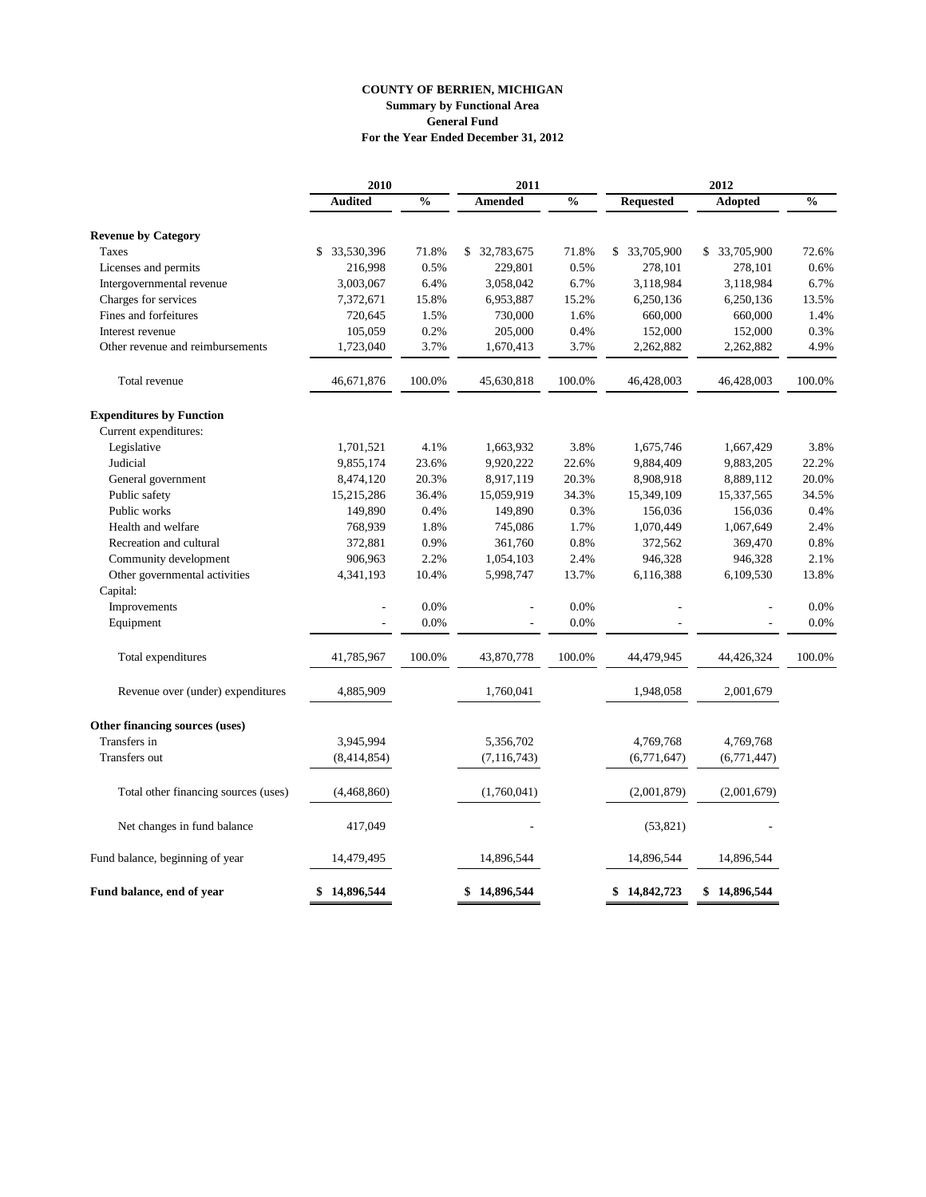**COUNTY OF BERRIEN, MICHIGAN**
**Summary by Functional Area**
**General Fund**
**For the Year Ended December 31, 2012**

| | 2010 | | 2011 | | 2012 | | |
|---|---|---|---|---|---|---|---|
| | Audited | % | Amended | % | Requested | Adopted | % |
| **Revenue by Category** | | | | | | | |
| Taxes | $ 33,530,396 | 71.8% | $ 32,783,675 | 71.8% | $ 33,705,900 | $ 33,705,900 | 72.6% |
| Licenses and permits | 216,998 | 0.5% | 229,801 | 0.5% | 278,101 | 278,101 | 0.6% |
| Intergovernmental revenue | 3,003,067 | 6.4% | 3,058,042 | 6.7% | 3,118,984 | 3,118,984 | 6.7% |
| Charges for services | 7,372,671 | 15.8% | 6,953,887 | 15.2% | 6,250,136 | 6,250,136 | 13.5% |
| Fines and forfeitures | 720,645 | 1.5% | 730,000 | 1.6% | 660,000 | 660,000 | 1.4% |
| Interest revenue | 105,059 | 0.2% | 205,000 | 0.4% | 152,000 | 152,000 | 0.3% |
| Other revenue and reimbursements | 1,723,040 | 3.7% | 1,670,413 | 3.7% | 2,262,882 | 2,262,882 | 4.9% |
| Total revenue | 46,671,876 | 100.0% | 45,630,818 | 100.0% | 46,428,003 | 46,428,003 | 100.0% |
| **Expenditures by Function** | | | | | | | |
| Current expenditures: | | | | | | | |
| Legislative | 1,701,521 | 4.1% | 1,663,932 | 3.8% | 1,675,746 | 1,667,429 | 3.8% |
| Judicial | 9,855,174 | 23.6% | 9,920,222 | 22.6% | 9,884,409 | 9,883,205 | 22.2% |
| General government | 8,474,120 | 20.3% | 8,917,119 | 20.3% | 8,908,918 | 8,889,112 | 20.0% |
| Public safety | 15,215,286 | 36.4% | 15,059,919 | 34.3% | 15,349,109 | 15,337,565 | 34.5% |
| Public works | 149,890 | 0.4% | 149,890 | 0.3% | 156,036 | 156,036 | 0.4% |
| Health and welfare | 768,939 | 1.8% | 745,086 | 1.7% | 1,070,449 | 1,067,649 | 2.4% |
| Recreation and cultural | 372,881 | 0.9% | 361,760 | 0.8% | 372,562 | 369,470 | 0.8% |
| Community development | 906,963 | 2.2% | 1,054,103 | 2.4% | 946,328 | 946,328 | 2.1% |
| Other governmental activities | 4,341,193 | 10.4% | 5,998,747 | 13.7% | 6,116,388 | 6,109,530 | 13.8% |
| Capital: | | | | | | | |
| Improvements | - | 0.0% | - | 0.0% | - | - | 0.0% |
| Equipment | - | 0.0% | - | 0.0% | - | - | 0.0% |
| Total expenditures | 41,785,967 | 100.0% | 43,870,778 | 100.0% | 44,479,945 | 44,426,324 | 100.0% |
| Revenue over (under) expenditures | 4,885,909 | | 1,760,041 | | 1,948,058 | 2,001,679 | |
| **Other financing sources (uses)** | | | | | | | |
| Transfers in | 3,945,994 | | 5,356,702 | | 4,769,768 | 4,769,768 | |
| Transfers out | (8,414,854) | | (7,116,743) | | (6,771,647) | (6,771,447) | |
| Total other financing sources (uses) | (4,468,860) | | (1,760,041) | | (2,001,879) | (2,001,679) | |
| Net changes in fund balance | 417,049 | | - | | (53,821) | - | |
| Fund balance, beginning of year | 14,479,495 | | 14,896,544 | | 14,896,544 | 14,896,544 | |
| **Fund balance, end of year** | **$ 14,896,544** | | **$ 14,896,544** | | **$ 14,842,723** | **$ 14,896,544** | |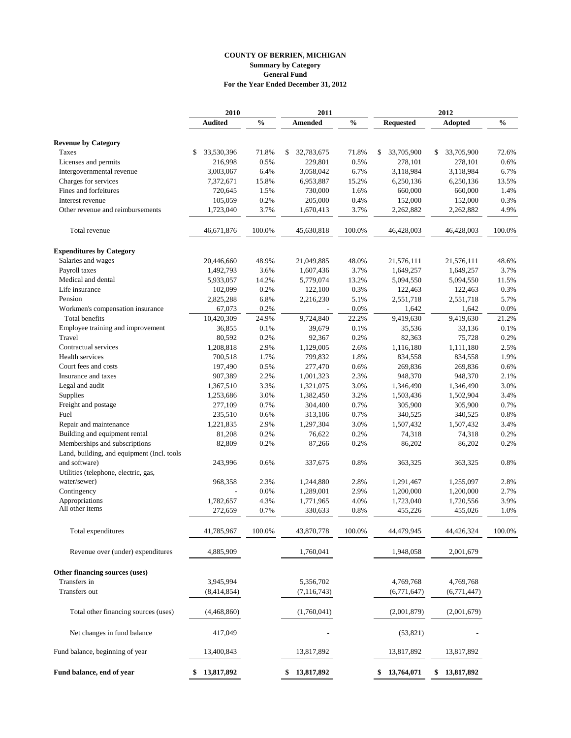# COUNTY OF BERRIEN, MICHIGAN
## Summary by Category
## General Fund
## For the Year Ended December 31, 2012

| | 2010 | | 2011 | | 2012 | | |
|---|---|---|---|---|---|---|---|
| | Audited | % | Amended | % | Requested | Adopted | % |
| **Revenue by Category** | | | | | | | |
| Taxes | $ 33,530,396 | 71.8% | $ 32,783,675 | 71.8% | $ 33,705,900 | $ 33,705,900 | 72.6% |
| Licenses and permits | 216,998 | 0.5% | 229,801 | 0.5% | 278,101 | 278,101 | 0.6% |
| Intergovernmental revenue | 3,003,067 | 6.4% | 3,058,042 | 6.7% | 3,118,984 | 3,118,984 | 6.7% |
| Charges for services | 7,372,671 | 15.8% | 6,953,887 | 15.2% | 6,250,136 | 6,250,136 | 13.5% |
| Fines and forfeitures | 720,645 | 1.5% | 730,000 | 1.6% | 660,000 | 660,000 | 1.4% |
| Interest revenue | 105,059 | 0.2% | 205,000 | 0.4% | 152,000 | 152,000 | 0.3% |
| Other revenue and reimbursements | 1,723,040 | 3.7% | 1,670,413 | 3.7% | 2,262,882 | 2,262,882 | 4.9% |
| Total revenue | 46,671,876 | 100.0% | 45,630,818 | 100.0% | 46,428,003 | 46,428,003 | 100.0% |
| **Expenditures by Category** | | | | | | | |
| Salaries and wages | 20,446,660 | 48.9% | 21,049,885 | 48.0% | 21,576,111 | 21,576,111 | 48.6% |
| Payroll taxes | 1,492,793 | 3.6% | 1,607,436 | 3.7% | 1,649,257 | 1,649,257 | 3.7% |
| Medical and dental | 5,933,057 | 14.2% | 5,779,074 | 13.2% | 5,094,550 | 5,094,550 | 11.5% |
| Life insurance | 102,099 | 0.2% | 122,100 | 0.3% | 122,463 | 122,463 | 0.3% |
| Pension | 2,825,288 | 6.8% | 2,216,230 | 5.1% | 2,551,718 | 2,551,718 | 5.7% |
| Workmen's compensation insurance | 67,073 | 0.2% | - | 0.0% | 1,642 | 1,642 | 0.0% |
| Total benefits | 10,420,309 | 24.9% | 9,724,840 | 22.2% | 9,419,630 | 9,419,630 | 21.2% |
| Employee training and improvement | 36,855 | 0.1% | 39,679 | 0.1% | 35,536 | 33,136 | 0.1% |
| Travel | 80,592 | 0.2% | 92,367 | 0.2% | 82,363 | 75,728 | 0.2% |
| Contractual services | 1,208,818 | 2.9% | 1,129,005 | 2.6% | 1,116,180 | 1,111,180 | 2.5% |
| Health services | 700,518 | 1.7% | 799,832 | 1.8% | 834,558 | 834,558 | 1.9% |
| Court fees and costs | 197,490 | 0.5% | 277,470 | 0.6% | 269,836 | 269,836 | 0.6% |
| Insurance and taxes | 907,389 | 2.2% | 1,001,323 | 2.3% | 948,370 | 948,370 | 2.1% |
| Legal and audit | 1,367,510 | 3.3% | 1,321,075 | 3.0% | 1,346,490 | 1,346,490 | 3.0% |
| Supplies | 1,253,686 | 3.0% | 1,382,450 | 3.2% | 1,503,436 | 1,502,904 | 3.4% |
| Freight and postage | 277,109 | 0.7% | 304,400 | 0.7% | 305,900 | 305,900 | 0.7% |
| Fuel | 235,510 | 0.6% | 313,106 | 0.7% | 340,525 | 340,525 | 0.8% |
| Repair and maintenance | 1,221,835 | 2.9% | 1,297,304 | 3.0% | 1,507,432 | 1,507,432 | 3.4% |
| Building and equipment rental | 81,208 | 0.2% | 76,622 | 0.2% | 74,318 | 74,318 | 0.2% |
| Memberships and subscriptions | 82,809 | 0.2% | 87,266 | 0.2% | 86,202 | 86,202 | 0.2% |
| Land, building, and equipment (Incl. tools and software) | 243,996 | 0.6% | 337,675 | 0.8% | 363,325 | 363,325 | 0.8% |
| Utilities (telephone, electric, gas, water/sewer) | 968,358 | 2.3% | 1,244,880 | 2.8% | 1,291,467 | 1,255,097 | 2.8% |
| Contingency | - | 0.0% | 1,289,001 | 2.9% | 1,200,000 | 1,200,000 | 2.7% |
| Appropriations | 1,782,657 | 4.3% | 1,771,965 | 4.0% | 1,723,040 | 1,720,556 | 3.9% |
| All other items | 272,659 | 0.7% | 330,633 | 0.8% | 455,226 | 455,026 | 1.0% |
| Total expenditures | 41,785,967 | 100.0% | 43,870,778 | 100.0% | 44,479,945 | 44,426,324 | 100.0% |
| Revenue over (under) expenditures | 4,885,909 | | 1,760,041 | | 1,948,058 | 2,001,679 | |
| **Other financing sources (uses)** | | | | | | | |
| Transfers in | 3,945,994 | | 5,356,702 | | 4,769,768 | 4,769,768 | |
| Transfers out | (8,414,854) | | (7,116,743) | | (6,771,647) | (6,771,447) | |
| Total other financing sources (uses) | (4,468,860) | | (1,760,041) | | (2,001,879) | (2,001,679) | |
| Net changes in fund balance | 417,049 | | - | | (53,821) | - | |
| Fund balance, beginning of year | 13,400,843 | | 13,817,892 | | 13,817,892 | 13,817,892 | |
| **Fund balance, end of year** | **$ 13,817,892** | | **$ 13,817,892** | | **$ 13,764,071** | **$ 13,817,892** | |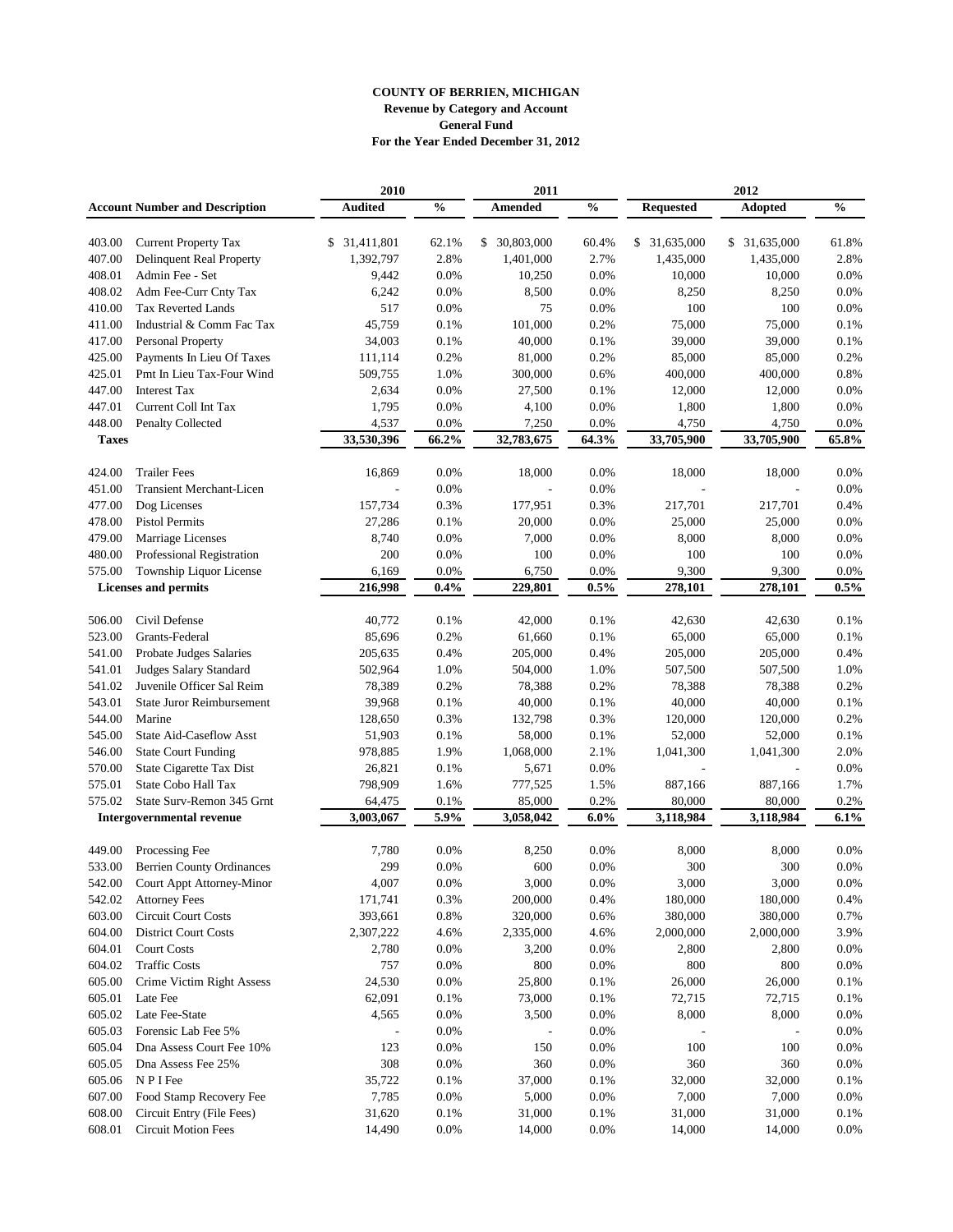**COUNTY OF BERRIEN, MICHIGAN**
**Revenue by Category and Account**
**General Fund**
**For the Year Ended December 31, 2012**

| Account Number and Description | | 2010 Audited | % | 2011 Amended | % | 2012 Requested | 2012 Adopted | % |
|---|---|---|---|---|---|---|---|---|
| 403.00 | Current Property Tax | $ 31,411,801 | 62.1% | $ 30,803,000 | 60.4% | $ 31,635,000 | $ 31,635,000 | 61.8% |
| 407.00 | Delinquent Real Property | 1,392,797 | 2.8% | 1,401,000 | 2.7% | 1,435,000 | 1,435,000 | 2.8% |
| 408.01 | Admin Fee - Set | 9,442 | 0.0% | 10,250 | 0.0% | 10,000 | 10,000 | 0.0% |
| 408.02 | Adm Fee-Curr Cnty Tax | 6,242 | 0.0% | 8,500 | 0.0% | 8,250 | 8,250 | 0.0% |
| 410.00 | Tax Reverted Lands | 517 | 0.0% | 75 | 0.0% | 100 | 100 | 0.0% |
| 411.00 | Industrial & Comm Fac Tax | 45,759 | 0.1% | 101,000 | 0.2% | 75,000 | 75,000 | 0.1% |
| 417.00 | Personal Property | 34,003 | 0.1% | 40,000 | 0.1% | 39,000 | 39,000 | 0.1% |
| 425.00 | Payments In Lieu Of Taxes | 111,114 | 0.2% | 81,000 | 0.2% | 85,000 | 85,000 | 0.2% |
| 425.01 | Pmt In Lieu Tax-Four Wind | 509,755 | 1.0% | 300,000 | 0.6% | 400,000 | 400,000 | 0.8% |
| 447.00 | Interest Tax | 2,634 | 0.0% | 27,500 | 0.1% | 12,000 | 12,000 | 0.0% |
| 447.01 | Current Coll Int Tax | 1,795 | 0.0% | 4,100 | 0.0% | 1,800 | 1,800 | 0.0% |
| 448.00 | Penalty Collected | 4,537 | 0.0% | 7,250 | 0.0% | 4,750 | 4,750 | 0.0% |
| **Taxes** | | **33,530,396** | **66.2%** | **32,783,675** | **64.3%** | **33,705,900** | **33,705,900** | **65.8%** |
| 424.00 | Trailer Fees | 16,869 | 0.0% | 18,000 | 0.0% | 18,000 | 18,000 | 0.0% |
| 451.00 | Transient Merchant-Licen | - | 0.0% | - | 0.0% | - | - | 0.0% |
| 477.00 | Dog Licenses | 157,734 | 0.3% | 177,951 | 0.3% | 217,701 | 217,701 | 0.4% |
| 478.00 | Pistol Permits | 27,286 | 0.1% | 20,000 | 0.0% | 25,000 | 25,000 | 0.0% |
| 479.00 | Marriage Licenses | 8,740 | 0.0% | 7,000 | 0.0% | 8,000 | 8,000 | 0.0% |
| 480.00 | Professional Registration | 200 | 0.0% | 100 | 0.0% | 100 | 100 | 0.0% |
| 575.00 | Township Liquor License | 6,169 | 0.0% | 6,750 | 0.0% | 9,300 | 9,300 | 0.0% |
| **Licenses and permits** | | **216,998** | **0.4%** | **229,801** | **0.5%** | **278,101** | **278,101** | **0.5%** |
| 506.00 | Civil Defense | 40,772 | 0.1% | 42,000 | 0.1% | 42,630 | 42,630 | 0.1% |
| 523.00 | Grants-Federal | 85,696 | 0.2% | 61,660 | 0.1% | 65,000 | 65,000 | 0.1% |
| 541.00 | Probate Judges Salaries | 205,635 | 0.4% | 205,000 | 0.4% | 205,000 | 205,000 | 0.4% |
| 541.01 | Judges Salary Standard | 502,964 | 1.0% | 504,000 | 1.0% | 507,500 | 507,500 | 1.0% |
| 541.02 | Juvenile Officer Sal Reim | 78,389 | 0.2% | 78,388 | 0.2% | 78,388 | 78,388 | 0.2% |
| 543.01 | State Juror Reimbursement | 39,968 | 0.1% | 40,000 | 0.1% | 40,000 | 40,000 | 0.1% |
| 544.00 | Marine | 128,650 | 0.3% | 132,798 | 0.3% | 120,000 | 120,000 | 0.2% |
| 545.00 | State Aid-Caseflow Asst | 51,903 | 0.1% | 58,000 | 0.1% | 52,000 | 52,000 | 0.1% |
| 546.00 | State Court Funding | 978,885 | 1.9% | 1,068,000 | 2.1% | 1,041,300 | 1,041,300 | 2.0% |
| 570.00 | State Cigarette Tax Dist | 26,821 | 0.1% | 5,671 | 0.0% | - | - | 0.0% |
| 575.01 | State Cobo Hall Tax | 798,909 | 1.6% | 777,525 | 1.5% | 887,166 | 887,166 | 1.7% |
| 575.02 | State Surv-Remon 345 Grnt | 64,475 | 0.1% | 85,000 | 0.2% | 80,000 | 80,000 | 0.2% |
| **Intergovernmental revenue** | | **3,003,067** | **5.9%** | **3,058,042** | **6.0%** | **3,118,984** | **3,118,984** | **6.1%** |
| 449.00 | Processing Fee | 7,780 | 0.0% | 8,250 | 0.0% | 8,000 | 8,000 | 0.0% |
| 533.00 | Berrien County Ordinances | 299 | 0.0% | 600 | 0.0% | 300 | 300 | 0.0% |
| 542.00 | Court Appt Attorney-Minor | 4,007 | 0.0% | 3,000 | 0.0% | 3,000 | 3,000 | 0.0% |
| 542.02 | Attorney Fees | 171,741 | 0.3% | 200,000 | 0.4% | 180,000 | 180,000 | 0.4% |
| 603.00 | Circuit Court Costs | 393,661 | 0.8% | 320,000 | 0.6% | 380,000 | 380,000 | 0.7% |
| 604.00 | District Court Costs | 2,307,222 | 4.6% | 2,335,000 | 4.6% | 2,000,000 | 2,000,000 | 3.9% |
| 604.01 | Court Costs | 2,780 | 0.0% | 3,200 | 0.0% | 2,800 | 2,800 | 0.0% |
| 604.02 | Traffic Costs | 757 | 0.0% | 800 | 0.0% | 800 | 800 | 0.0% |
| 605.00 | Crime Victim Right Assess | 24,530 | 0.0% | 25,800 | 0.1% | 26,000 | 26,000 | 0.1% |
| 605.01 | Late Fee | 62,091 | 0.1% | 73,000 | 0.1% | 72,715 | 72,715 | 0.1% |
| 605.02 | Late Fee-State | 4,565 | 0.0% | 3,500 | 0.0% | 8,000 | 8,000 | 0.0% |
| 605.03 | Forensic Lab Fee 5% | - | 0.0% | - | 0.0% | - | - | 0.0% |
| 605.04 | Dna Assess Court Fee 10% | 123 | 0.0% | 150 | 0.0% | 100 | 100 | 0.0% |
| 605.05 | Dna Assess Fee 25% | 308 | 0.0% | 360 | 0.0% | 360 | 360 | 0.0% |
| 605.06 | N P I Fee | 35,722 | 0.1% | 37,000 | 0.1% | 32,000 | 32,000 | 0.1% |
| 607.00 | Food Stamp Recovery Fee | 7,785 | 0.0% | 5,000 | 0.0% | 7,000 | 7,000 | 0.0% |
| 608.00 | Circuit Entry (File Fees) | 31,620 | 0.1% | 31,000 | 0.1% | 31,000 | 31,000 | 0.1% |
| 608.01 | Circuit Motion Fees | 14,490 | 0.0% | 14,000 | 0.0% | 14,000 | 14,000 | 0.0% |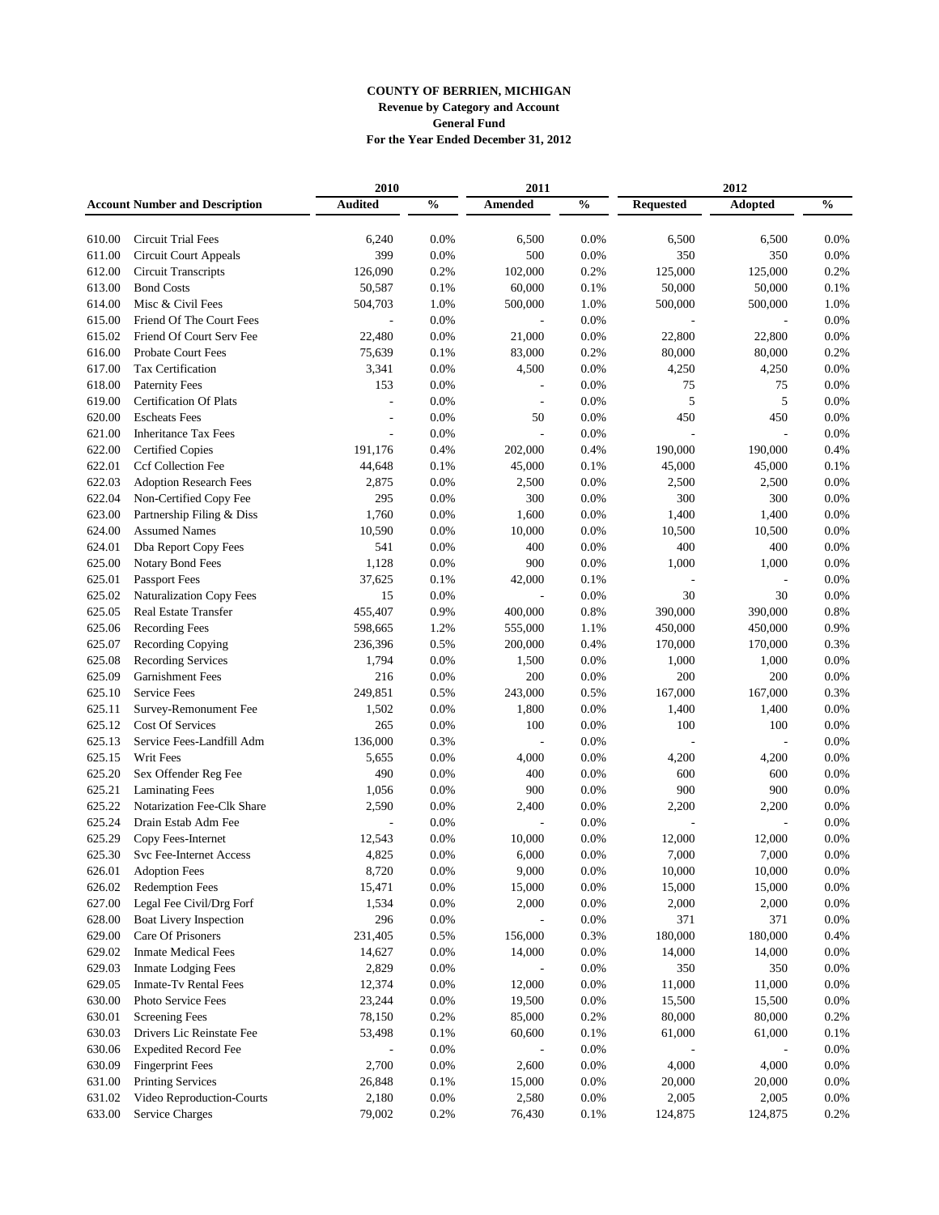**COUNTY OF BERRIEN, MICHIGAN**
**Revenue by Category and Account**
**General Fund**
**For the Year Ended December 31, 2012**

| Account Number and Description | | 2010 Audited | % | 2011 Amended | % | 2012 Requested | 2012 Adopted | % |
|---|---|---|---|---|---|---|---|---|
| 610.00 | Circuit Trial Fees | 6,240 | 0.0% | 6,500 | 0.0% | 6,500 | 6,500 | 0.0% |
| 611.00 | Circuit Court Appeals | 399 | 0.0% | 500 | 0.0% | 350 | 350 | 0.0% |
| 612.00 | Circuit Transcripts | 126,090 | 0.2% | 102,000 | 0.2% | 125,000 | 125,000 | 0.2% |
| 613.00 | Bond Costs | 50,587 | 0.1% | 60,000 | 0.1% | 50,000 | 50,000 | 0.1% |
| 614.00 | Misc & Civil Fees | 504,703 | 1.0% | 500,000 | 1.0% | 500,000 | 500,000 | 1.0% |
| 615.00 | Friend Of The Court Fees | - | 0.0% | - | 0.0% | - | - | 0.0% |
| 615.02 | Friend Of Court Serv Fee | 22,480 | 0.0% | 21,000 | 0.0% | 22,800 | 22,800 | 0.0% |
| 616.00 | Probate Court Fees | 75,639 | 0.1% | 83,000 | 0.2% | 80,000 | 80,000 | 0.2% |
| 617.00 | Tax Certification | 3,341 | 0.0% | 4,500 | 0.0% | 4,250 | 4,250 | 0.0% |
| 618.00 | Paternity Fees | 153 | 0.0% | - | 0.0% | 75 | 75 | 0.0% |
| 619.00 | Certification Of Plats | - | 0.0% | - | 0.0% | 5 | 5 | 0.0% |
| 620.00 | Escheats Fees | - | 0.0% | 50 | 0.0% | 450 | 450 | 0.0% |
| 621.00 | Inheritance Tax Fees | - | 0.0% | - | 0.0% | - | - | 0.0% |
| 622.00 | Certified Copies | 191,176 | 0.4% | 202,000 | 0.4% | 190,000 | 190,000 | 0.4% |
| 622.01 | Ccf Collection Fee | 44,648 | 0.1% | 45,000 | 0.1% | 45,000 | 45,000 | 0.1% |
| 622.03 | Adoption Research Fees | 2,875 | 0.0% | 2,500 | 0.0% | 2,500 | 2,500 | 0.0% |
| 622.04 | Non-Certified Copy Fee | 295 | 0.0% | 300 | 0.0% | 300 | 300 | 0.0% |
| 623.00 | Partnership Filing & Diss | 1,760 | 0.0% | 1,600 | 0.0% | 1,400 | 1,400 | 0.0% |
| 624.00 | Assumed Names | 10,590 | 0.0% | 10,000 | 0.0% | 10,500 | 10,500 | 0.0% |
| 624.01 | Dba Report Copy Fees | 541 | 0.0% | 400 | 0.0% | 400 | 400 | 0.0% |
| 625.00 | Notary Bond Fees | 1,128 | 0.0% | 900 | 0.0% | 1,000 | 1,000 | 0.0% |
| 625.01 | Passport Fees | 37,625 | 0.1% | 42,000 | 0.1% | - | - | 0.0% |
| 625.02 | Naturalization Copy Fees | 15 | 0.0% | - | 0.0% | 30 | 30 | 0.0% |
| 625.05 | Real Estate Transfer | 455,407 | 0.9% | 400,000 | 0.8% | 390,000 | 390,000 | 0.8% |
| 625.06 | Recording Fees | 598,665 | 1.2% | 555,000 | 1.1% | 450,000 | 450,000 | 0.9% |
| 625.07 | Recording Copying | 236,396 | 0.5% | 200,000 | 0.4% | 170,000 | 170,000 | 0.3% |
| 625.08 | Recording Services | 1,794 | 0.0% | 1,500 | 0.0% | 1,000 | 1,000 | 0.0% |
| 625.09 | Garnishment Fees | 216 | 0.0% | 200 | 0.0% | 200 | 200 | 0.0% |
| 625.10 | Service Fees | 249,851 | 0.5% | 243,000 | 0.5% | 167,000 | 167,000 | 0.3% |
| 625.11 | Survey-Remonument Fee | 1,502 | 0.0% | 1,800 | 0.0% | 1,400 | 1,400 | 0.0% |
| 625.12 | Cost Of Services | 265 | 0.0% | 100 | 0.0% | 100 | 100 | 0.0% |
| 625.13 | Service Fees-Landfill Adm | 136,000 | 0.3% | - | 0.0% | - | - | 0.0% |
| 625.15 | Writ Fees | 5,655 | 0.0% | 4,000 | 0.0% | 4,200 | 4,200 | 0.0% |
| 625.20 | Sex Offender Reg Fee | 490 | 0.0% | 400 | 0.0% | 600 | 600 | 0.0% |
| 625.21 | Laminating Fees | 1,056 | 0.0% | 900 | 0.0% | 900 | 900 | 0.0% |
| 625.22 | Notarization Fee-Clk Share | 2,590 | 0.0% | 2,400 | 0.0% | 2,200 | 2,200 | 0.0% |
| 625.24 | Drain Estab Adm Fee | - | 0.0% | - | 0.0% | - | - | 0.0% |
| 625.29 | Copy Fees-Internet | 12,543 | 0.0% | 10,000 | 0.0% | 12,000 | 12,000 | 0.0% |
| 625.30 | Svc Fee-Internet Access | 4,825 | 0.0% | 6,000 | 0.0% | 7,000 | 7,000 | 0.0% |
| 626.01 | Adoption Fees | 8,720 | 0.0% | 9,000 | 0.0% | 10,000 | 10,000 | 0.0% |
| 626.02 | Redemption Fees | 15,471 | 0.0% | 15,000 | 0.0% | 15,000 | 15,000 | 0.0% |
| 627.00 | Legal Fee Civil/Drg Forf | 1,534 | 0.0% | 2,000 | 0.0% | 2,000 | 2,000 | 0.0% |
| 628.00 | Boat Livery Inspection | 296 | 0.0% | - | 0.0% | 371 | 371 | 0.0% |
| 629.00 | Care Of Prisoners | 231,405 | 0.5% | 156,000 | 0.3% | 180,000 | 180,000 | 0.4% |
| 629.02 | Inmate Medical Fees | 14,627 | 0.0% | 14,000 | 0.0% | 14,000 | 14,000 | 0.0% |
| 629.03 | Inmate Lodging Fees | 2,829 | 0.0% | - | 0.0% | 350 | 350 | 0.0% |
| 629.05 | Inmate-Tv Rental Fees | 12,374 | 0.0% | 12,000 | 0.0% | 11,000 | 11,000 | 0.0% |
| 630.00 | Photo Service Fees | 23,244 | 0.0% | 19,500 | 0.0% | 15,500 | 15,500 | 0.0% |
| 630.01 | Screening Fees | 78,150 | 0.2% | 85,000 | 0.2% | 80,000 | 80,000 | 0.2% |
| 630.03 | Drivers Lic Reinstate Fee | 53,498 | 0.1% | 60,600 | 0.1% | 61,000 | 61,000 | 0.1% |
| 630.06 | Expedited Record Fee | - | 0.0% | - | 0.0% | - | - | 0.0% |
| 630.09 | Fingerprint Fees | 2,700 | 0.0% | 2,600 | 0.0% | 4,000 | 4,000 | 0.0% |
| 631.00 | Printing Services | 26,848 | 0.1% | 15,000 | 0.0% | 20,000 | 20,000 | 0.0% |
| 631.02 | Video Reproduction-Courts | 2,180 | 0.0% | 2,580 | 0.0% | 2,005 | 2,005 | 0.0% |
| 633.00 | Service Charges | 79,002 | 0.2% | 76,430 | 0.1% | 124,875 | 124,875 | 0.2% |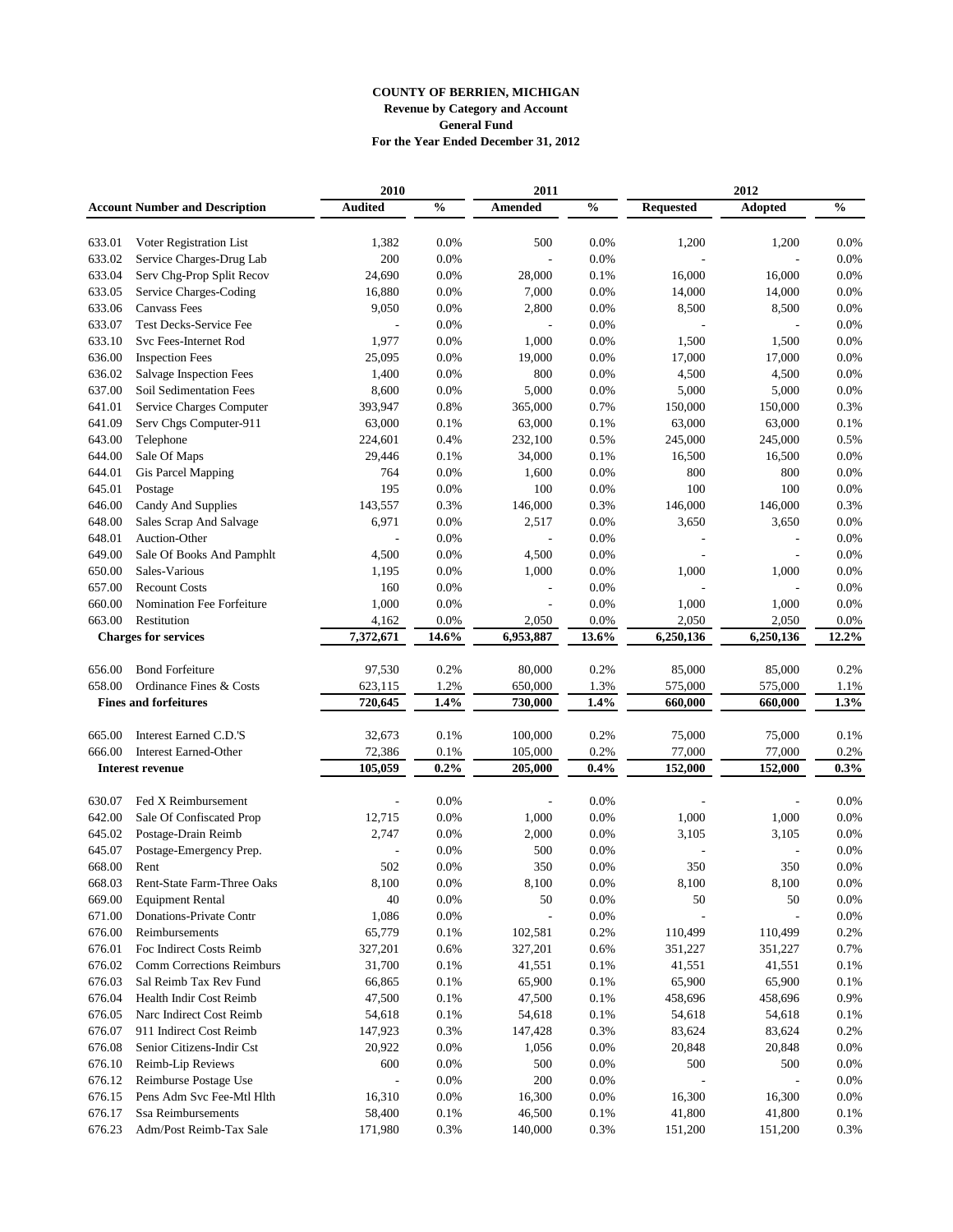**COUNTY OF BERRIEN, MICHIGAN**
**Revenue by Category and Account**
**General Fund**
**For the Year Ended December 31, 2012**

| Account Number and Description | | 2010 Audited | % | 2011 Amended | % | 2012 Requested | 2012 Adopted | % |
|---|---|---|---|---|---|---|---|---|
| 633.01 | Voter Registration List | 1,382 | 0.0% | 500 | 0.0% | 1,200 | 1,200 | 0.0% |
| 633.02 | Service Charges-Drug Lab | 200 | 0.0% | - | 0.0% | - | - | 0.0% |
| 633.04 | Serv Chg-Prop Split Recov | 24,690 | 0.0% | 28,000 | 0.1% | 16,000 | 16,000 | 0.0% |
| 633.05 | Service Charges-Coding | 16,880 | 0.0% | 7,000 | 0.0% | 14,000 | 14,000 | 0.0% |
| 633.06 | Canvass Fees | 9,050 | 0.0% | 2,800 | 0.0% | 8,500 | 8,500 | 0.0% |
| 633.07 | Test Decks-Service Fee | - | 0.0% | - | 0.0% | - | - | 0.0% |
| 633.10 | Svc Fees-Internet Rod | 1,977 | 0.0% | 1,000 | 0.0% | 1,500 | 1,500 | 0.0% |
| 636.00 | Inspection Fees | 25,095 | 0.0% | 19,000 | 0.0% | 17,000 | 17,000 | 0.0% |
| 636.02 | Salvage Inspection Fees | 1,400 | 0.0% | 800 | 0.0% | 4,500 | 4,500 | 0.0% |
| 637.00 | Soil Sedimentation Fees | 8,600 | 0.0% | 5,000 | 0.0% | 5,000 | 5,000 | 0.0% |
| 641.01 | Service Charges Computer | 393,947 | 0.8% | 365,000 | 0.7% | 150,000 | 150,000 | 0.3% |
| 641.09 | Serv Chgs Computer-911 | 63,000 | 0.1% | 63,000 | 0.1% | 63,000 | 63,000 | 0.1% |
| 643.00 | Telephone | 224,601 | 0.4% | 232,100 | 0.5% | 245,000 | 245,000 | 0.5% |
| 644.00 | Sale Of Maps | 29,446 | 0.1% | 34,000 | 0.1% | 16,500 | 16,500 | 0.0% |
| 644.01 | Gis Parcel Mapping | 764 | 0.0% | 1,600 | 0.0% | 800 | 800 | 0.0% |
| 645.01 | Postage | 195 | 0.0% | 100 | 0.0% | 100 | 100 | 0.0% |
| 646.00 | Candy And Supplies | 143,557 | 0.3% | 146,000 | 0.3% | 146,000 | 146,000 | 0.3% |
| 648.00 | Sales Scrap And Salvage | 6,971 | 0.0% | 2,517 | 0.0% | 3,650 | 3,650 | 0.0% |
| 648.01 | Auction-Other | - | 0.0% | - | 0.0% | - | - | 0.0% |
| 649.00 | Sale Of Books And Pamphlt | 4,500 | 0.0% | 4,500 | 0.0% | - | - | 0.0% |
| 650.00 | Sales-Various | 1,195 | 0.0% | 1,000 | 0.0% | 1,000 | 1,000 | 0.0% |
| 657.00 | Recount Costs | 160 | 0.0% | - | 0.0% | - | - | 0.0% |
| 660.00 | Nomination Fee Forfeiture | 1,000 | 0.0% | - | 0.0% | 1,000 | 1,000 | 0.0% |
| 663.00 | Restitution | 4,162 | 0.0% | 2,050 | 0.0% | 2,050 | 2,050 | 0.0% |
| **Charges for services** | | **7,372,671** | **14.6%** | **6,953,887** | **13.6%** | **6,250,136** | **6,250,136** | **12.2%** |
| 656.00 | Bond Forfeiture | 97,530 | 0.2% | 80,000 | 0.2% | 85,000 | 85,000 | 0.2% |
| 658.00 | Ordinance Fines & Costs | 623,115 | 1.2% | 650,000 | 1.3% | 575,000 | 575,000 | 1.1% |
| **Fines and forfeitures** | | **720,645** | **1.4%** | **730,000** | **1.4%** | **660,000** | **660,000** | **1.3%** |
| 665.00 | Interest Earned C.D.'S | 32,673 | 0.1% | 100,000 | 0.2% | 75,000 | 75,000 | 0.1% |
| 666.00 | Interest Earned-Other | 72,386 | 0.1% | 105,000 | 0.2% | 77,000 | 77,000 | 0.2% |
| **Interest revenue** | | **105,059** | **0.2%** | **205,000** | **0.4%** | **152,000** | **152,000** | **0.3%** |
| 630.07 | Fed X Reimbursement | - | 0.0% | - | 0.0% | - | - | 0.0% |
| 642.00 | Sale Of Confiscated Prop | 12,715 | 0.0% | 1,000 | 0.0% | 1,000 | 1,000 | 0.0% |
| 645.02 | Postage-Drain Reimb | 2,747 | 0.0% | 2,000 | 0.0% | 3,105 | 3,105 | 0.0% |
| 645.07 | Postage-Emergency Prep. | - | 0.0% | 500 | 0.0% | - | - | 0.0% |
| 668.00 | Rent | 502 | 0.0% | 350 | 0.0% | 350 | 350 | 0.0% |
| 668.03 | Rent-State Farm-Three Oaks | 8,100 | 0.0% | 8,100 | 0.0% | 8,100 | 8,100 | 0.0% |
| 669.00 | Equipment Rental | 40 | 0.0% | 50 | 0.0% | 50 | 50 | 0.0% |
| 671.00 | Donations-Private Contr | 1,086 | 0.0% | - | 0.0% | - | - | 0.0% |
| 676.00 | Reimbursements | 65,779 | 0.1% | 102,581 | 0.2% | 110,499 | 110,499 | 0.2% |
| 676.01 | Foc Indirect Costs Reimb | 327,201 | 0.6% | 327,201 | 0.6% | 351,227 | 351,227 | 0.7% |
| 676.02 | Comm Corrections Reimburs | 31,700 | 0.1% | 41,551 | 0.1% | 41,551 | 41,551 | 0.1% |
| 676.03 | Sal Reimb Tax Rev Fund | 66,865 | 0.1% | 65,900 | 0.1% | 65,900 | 65,900 | 0.1% |
| 676.04 | Health Indir Cost Reimb | 47,500 | 0.1% | 47,500 | 0.1% | 458,696 | 458,696 | 0.9% |
| 676.05 | Narc Indirect Cost Reimb | 54,618 | 0.1% | 54,618 | 0.1% | 54,618 | 54,618 | 0.1% |
| 676.07 | 911 Indirect Cost Reimb | 147,923 | 0.3% | 147,428 | 0.3% | 83,624 | 83,624 | 0.2% |
| 676.08 | Senior Citizens-Indir Cst | 20,922 | 0.0% | 1,056 | 0.0% | 20,848 | 20,848 | 0.0% |
| 676.10 | Reimb-Lip Reviews | 600 | 0.0% | 500 | 0.0% | 500 | 500 | 0.0% |
| 676.12 | Reimburse Postage Use | - | 0.0% | 200 | 0.0% | - | - | 0.0% |
| 676.15 | Pens Adm Svc Fee-Mtl Hlth | 16,310 | 0.0% | 16,300 | 0.0% | 16,300 | 16,300 | 0.0% |
| 676.17 | Ssa Reimbursements | 58,400 | 0.1% | 46,500 | 0.1% | 41,800 | 41,800 | 0.1% |
| 676.23 | Adm/Post Reimb-Tax Sale | 171,980 | 0.3% | 140,000 | 0.3% | 151,200 | 151,200 | 0.3% |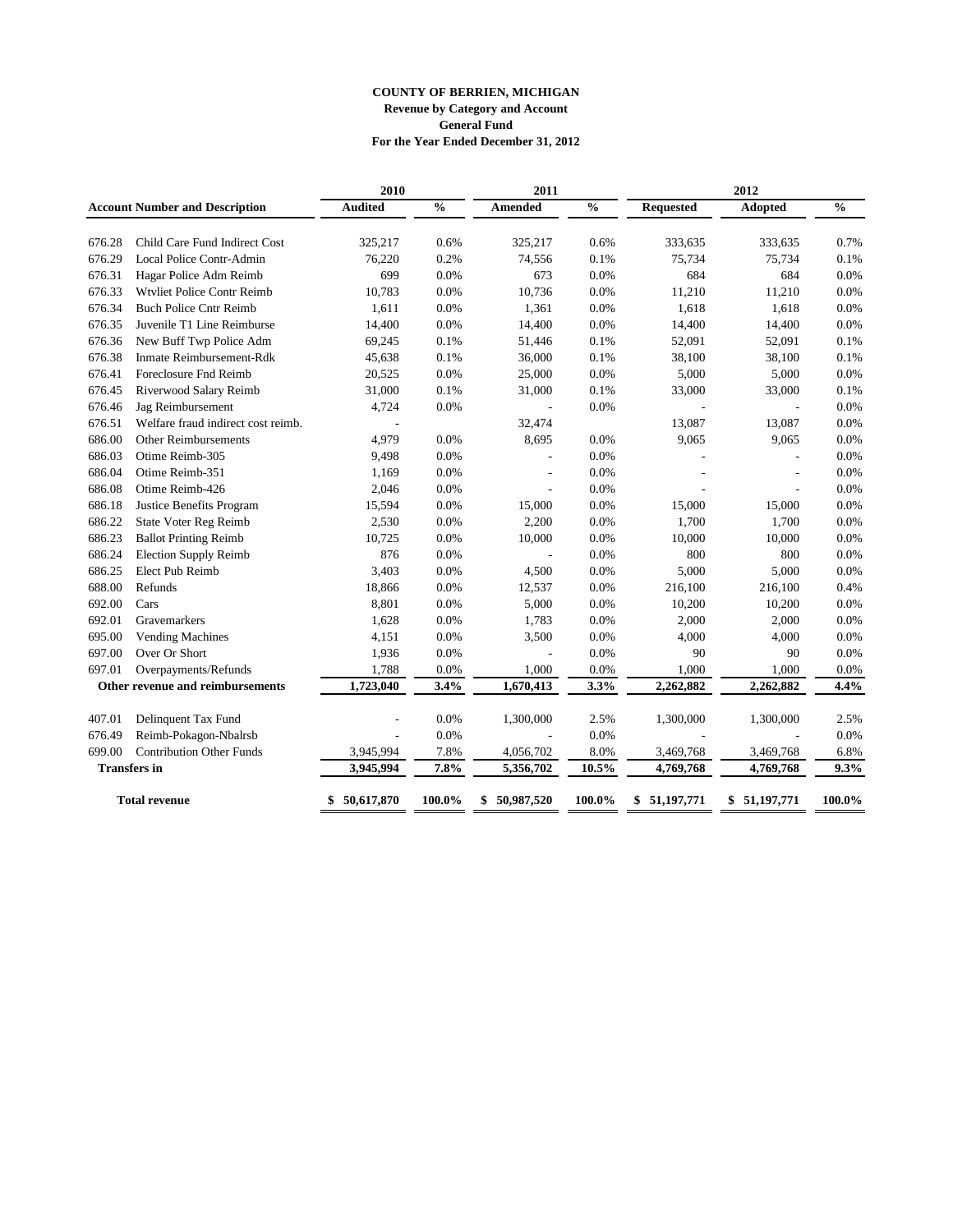**COUNTY OF BERRIEN, MICHIGAN**
**Revenue by Category and Account**
**General Fund**
**For the Year Ended December 31, 2012**

| Account Number and Description | | 2010 Audited | % | 2011 Amended | % | 2012 Requested | 2012 Adopted | % |
|---|---|---|---|---|---|---|---|---|
| 676.28 | Child Care Fund Indirect Cost | 325,217 | 0.6% | 325,217 | 0.6% | 333,635 | 333,635 | 0.7% |
| 676.29 | Local Police Contr-Admin | 76,220 | 0.2% | 74,556 | 0.1% | 75,734 | 75,734 | 0.1% |
| 676.31 | Hagar Police Adm Reimb | 699 | 0.0% | 673 | 0.0% | 684 | 684 | 0.0% |
| 676.33 | Wtvliet Police Contr Reimb | 10,783 | 0.0% | 10,736 | 0.0% | 11,210 | 11,210 | 0.0% |
| 676.34 | Buch Police Cntr Reimb | 1,611 | 0.0% | 1,361 | 0.0% | 1,618 | 1,618 | 0.0% |
| 676.35 | Juvenile T1 Line Reimburse | 14,400 | 0.0% | 14,400 | 0.0% | 14,400 | 14,400 | 0.0% |
| 676.36 | New Buff Twp Police Adm | 69,245 | 0.1% | 51,446 | 0.1% | 52,091 | 52,091 | 0.1% |
| 676.38 | Inmate Reimbursement-Rdk | 45,638 | 0.1% | 36,000 | 0.1% | 38,100 | 38,100 | 0.1% |
| 676.41 | Foreclosure Fnd Reimb | 20,525 | 0.0% | 25,000 | 0.0% | 5,000 | 5,000 | 0.0% |
| 676.45 | Riverwood Salary Reimb | 31,000 | 0.1% | 31,000 | 0.1% | 33,000 | 33,000 | 0.1% |
| 676.46 | Jag Reimbursement | 4,724 | 0.0% | - | 0.0% | - | - | 0.0% |
| 676.51 | Welfare fraud indirect cost reimb. | - | | 32,474 | | 13,087 | 13,087 | 0.0% |
| 686.00 | Other Reimbursements | 4,979 | 0.0% | 8,695 | 0.0% | 9,065 | 9,065 | 0.0% |
| 686.03 | Otime Reimb-305 | 9,498 | 0.0% | - | 0.0% | - | - | 0.0% |
| 686.04 | Otime Reimb-351 | 1,169 | 0.0% | - | 0.0% | - | - | 0.0% |
| 686.08 | Otime Reimb-426 | 2,046 | 0.0% | - | 0.0% | - | - | 0.0% |
| 686.18 | Justice Benefits Program | 15,594 | 0.0% | 15,000 | 0.0% | 15,000 | 15,000 | 0.0% |
| 686.22 | State Voter Reg Reimb | 2,530 | 0.0% | 2,200 | 0.0% | 1,700 | 1,700 | 0.0% |
| 686.23 | Ballot Printing Reimb | 10,725 | 0.0% | 10,000 | 0.0% | 10,000 | 10,000 | 0.0% |
| 686.24 | Election Supply Reimb | 876 | 0.0% | - | 0.0% | 800 | 800 | 0.0% |
| 686.25 | Elect Pub Reimb | 3,403 | 0.0% | 4,500 | 0.0% | 5,000 | 5,000 | 0.0% |
| 688.00 | Refunds | 18,866 | 0.0% | 12,537 | 0.0% | 216,100 | 216,100 | 0.4% |
| 692.00 | Cars | 8,801 | 0.0% | 5,000 | 0.0% | 10,200 | 10,200 | 0.0% |
| 692.01 | Gravemarkers | 1,628 | 0.0% | 1,783 | 0.0% | 2,000 | 2,000 | 0.0% |
| 695.00 | Vending Machines | 4,151 | 0.0% | 3,500 | 0.0% | 4,000 | 4,000 | 0.0% |
| 697.00 | Over Or Short | 1,936 | 0.0% | - | 0.0% | 90 | 90 | 0.0% |
| 697.01 | Overpayments/Refunds | 1,788 | 0.0% | 1,000 | 0.0% | 1,000 | 1,000 | 0.0% |
| **Other revenue and reimbursements** | | **1,723,040** | **3.4%** | **1,670,413** | **3.3%** | **2,262,882** | **2,262,882** | **4.4%** |
| 407.01 | Delinquent Tax Fund | - | 0.0% | 1,300,000 | 2.5% | 1,300,000 | 1,300,000 | 2.5% |
| 676.49 | Reimb-Pokagon-Nbalrsb | - | 0.0% | - | 0.0% | - | - | 0.0% |
| 699.00 | Contribution Other Funds | 3,945,994 | 7.8% | 4,056,702 | 8.0% | 3,469,768 | 3,469,768 | 6.8% |
| **Transfers in** | | **3,945,994** | **7.8%** | **5,356,702** | **10.5%** | **4,769,768** | **4,769,768** | **9.3%** |
| **Total revenue** | | **$ 50,617,870** | **100.0%** | **$ 50,987,520** | **100.0%** | **$ 51,197,771** | **$ 51,197,771** | **100.0%** |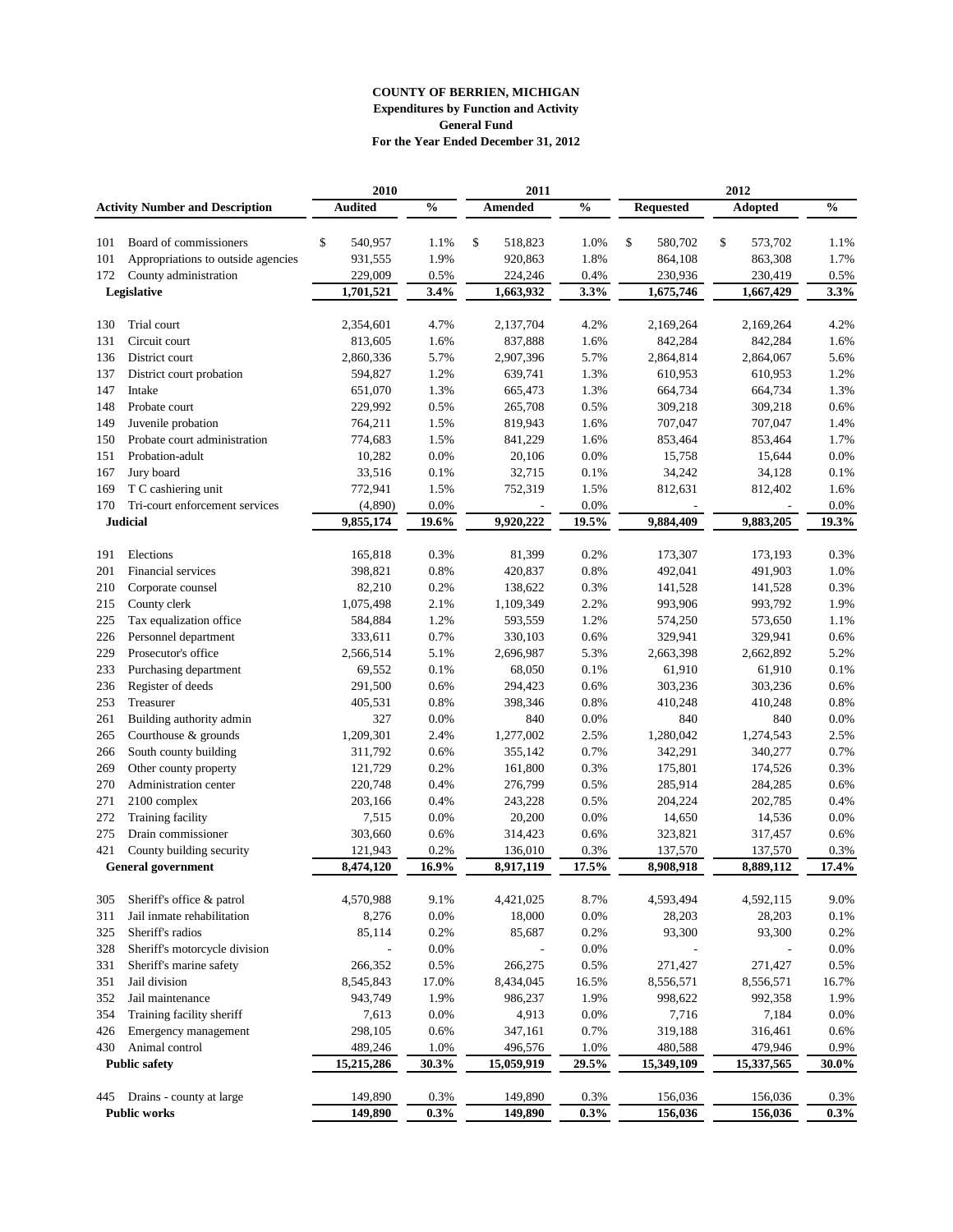**COUNTY OF BERRIEN, MICHIGAN**
**Expenditures by Function and Activity**
**General Fund**
**For the Year Ended December 31, 2012**

| | | 2010 | | 2011 | | 2012 | | |
|---|---|---|---|---|---|---|---|---|
| **Activity Number and Description** | | **Audited** | **%** | **Amended** | **%** | **Requested** | **Adopted** | **%** |
| 101 | Board of commissioners | $ 540,957 | 1.1% | $ 518,823 | 1.0% | $ 580,702 | $ 573,702 | 1.1% |
| 101 | Appropriations to outside agencies | 931,555 | 1.9% | 920,863 | 1.8% | 864,108 | 863,308 | 1.7% |
| 172 | County administration | 229,009 | 0.5% | 224,246 | 0.4% | 230,936 | 230,419 | 0.5% |
| **Legislative** | | **1,701,521** | **3.4%** | **1,663,932** | **3.3%** | **1,675,746** | **1,667,429** | **3.3%** |
| 130 | Trial court | 2,354,601 | 4.7% | 2,137,704 | 4.2% | 2,169,264 | 2,169,264 | 4.2% |
| 131 | Circuit court | 813,605 | 1.6% | 837,888 | 1.6% | 842,284 | 842,284 | 1.6% |
| 136 | District court | 2,860,336 | 5.7% | 2,907,396 | 5.7% | 2,864,814 | 2,864,067 | 5.6% |
| 137 | District court probation | 594,827 | 1.2% | 639,741 | 1.3% | 610,953 | 610,953 | 1.2% |
| 147 | Intake | 651,070 | 1.3% | 665,473 | 1.3% | 664,734 | 664,734 | 1.3% |
| 148 | Probate court | 229,992 | 0.5% | 265,708 | 0.5% | 309,218 | 309,218 | 0.6% |
| 149 | Juvenile probation | 764,211 | 1.5% | 819,943 | 1.6% | 707,047 | 707,047 | 1.4% |
| 150 | Probate court administration | 774,683 | 1.5% | 841,229 | 1.6% | 853,464 | 853,464 | 1.7% |
| 151 | Probation-adult | 10,282 | 0.0% | 20,106 | 0.0% | 15,758 | 15,644 | 0.0% |
| 167 | Jury board | 33,516 | 0.1% | 32,715 | 0.1% | 34,242 | 34,128 | 0.1% |
| 169 | T C cashiering unit | 772,941 | 1.5% | 752,319 | 1.5% | 812,631 | 812,402 | 1.6% |
| 170 | Tri-court enforcement services | (4,890) | 0.0% | - | 0.0% | - | - | 0.0% |
| **Judicial** | | **9,855,174** | **19.6%** | **9,920,222** | **19.5%** | **9,884,409** | **9,883,205** | **19.3%** |
| 191 | Elections | 165,818 | 0.3% | 81,399 | 0.2% | 173,307 | 173,193 | 0.3% |
| 201 | Financial services | 398,821 | 0.8% | 420,837 | 0.8% | 492,041 | 491,903 | 1.0% |
| 210 | Corporate counsel | 82,210 | 0.2% | 138,622 | 0.3% | 141,528 | 141,528 | 0.3% |
| 215 | County clerk | 1,075,498 | 2.1% | 1,109,349 | 2.2% | 993,906 | 993,792 | 1.9% |
| 225 | Tax equalization office | 584,884 | 1.2% | 593,559 | 1.2% | 574,250 | 573,650 | 1.1% |
| 226 | Personnel department | 333,611 | 0.7% | 330,103 | 0.6% | 329,941 | 329,941 | 0.6% |
| 229 | Prosecutor's office | 2,566,514 | 5.1% | 2,696,987 | 5.3% | 2,663,398 | 2,662,892 | 5.2% |
| 233 | Purchasing department | 69,552 | 0.1% | 68,050 | 0.1% | 61,910 | 61,910 | 0.1% |
| 236 | Register of deeds | 291,500 | 0.6% | 294,423 | 0.6% | 303,236 | 303,236 | 0.6% |
| 253 | Treasurer | 405,531 | 0.8% | 398,346 | 0.8% | 410,248 | 410,248 | 0.8% |
| 261 | Building authority admin | 327 | 0.0% | 840 | 0.0% | 840 | 840 | 0.0% |
| 265 | Courthouse & grounds | 1,209,301 | 2.4% | 1,277,002 | 2.5% | 1,280,042 | 1,274,543 | 2.5% |
| 266 | South county building | 311,792 | 0.6% | 355,142 | 0.7% | 342,291 | 340,277 | 0.7% |
| 269 | Other county property | 121,729 | 0.2% | 161,800 | 0.3% | 175,801 | 174,526 | 0.3% |
| 270 | Administration center | 220,748 | 0.4% | 276,799 | 0.5% | 285,914 | 284,285 | 0.6% |
| 271 | 2100 complex | 203,166 | 0.4% | 243,228 | 0.5% | 204,224 | 202,785 | 0.4% |
| 272 | Training facility | 7,515 | 0.0% | 20,200 | 0.0% | 14,650 | 14,536 | 0.0% |
| 275 | Drain commissioner | 303,660 | 0.6% | 314,423 | 0.6% | 323,821 | 317,457 | 0.6% |
| 421 | County building security | 121,943 | 0.2% | 136,010 | 0.3% | 137,570 | 137,570 | 0.3% |
| **General government** | | **8,474,120** | **16.9%** | **8,917,119** | **17.5%** | **8,908,918** | **8,889,112** | **17.4%** |
| 305 | Sheriff's office & patrol | 4,570,988 | 9.1% | 4,421,025 | 8.7% | 4,593,494 | 4,592,115 | 9.0% |
| 311 | Jail inmate rehabilitation | 8,276 | 0.0% | 18,000 | 0.0% | 28,203 | 28,203 | 0.1% |
| 325 | Sheriff's radios | 85,114 | 0.2% | 85,687 | 0.2% | 93,300 | 93,300 | 0.2% |
| 328 | Sheriff's motorcycle division | - | 0.0% | - | 0.0% | - | - | 0.0% |
| 331 | Sheriff's marine safety | 266,352 | 0.5% | 266,275 | 0.5% | 271,427 | 271,427 | 0.5% |
| 351 | Jail division | 8,545,843 | 17.0% | 8,434,045 | 16.5% | 8,556,571 | 8,556,571 | 16.7% |
| 352 | Jail maintenance | 943,749 | 1.9% | 986,237 | 1.9% | 998,622 | 992,358 | 1.9% |
| 354 | Training facility sheriff | 7,613 | 0.0% | 4,913 | 0.0% | 7,716 | 7,184 | 0.0% |
| 426 | Emergency management | 298,105 | 0.6% | 347,161 | 0.7% | 319,188 | 316,461 | 0.6% |
| 430 | Animal control | 489,246 | 1.0% | 496,576 | 1.0% | 480,588 | 479,946 | 0.9% |
| **Public safety** | | **15,215,286** | **30.3%** | **15,059,919** | **29.5%** | **15,349,109** | **15,337,565** | **30.0%** |
| 445 | Drains - county at large | 149,890 | 0.3% | 149,890 | 0.3% | 156,036 | 156,036 | 0.3% |
| **Public works** | | **149,890** | **0.3%** | **149,890** | **0.3%** | **156,036** | **156,036** | **0.3%** |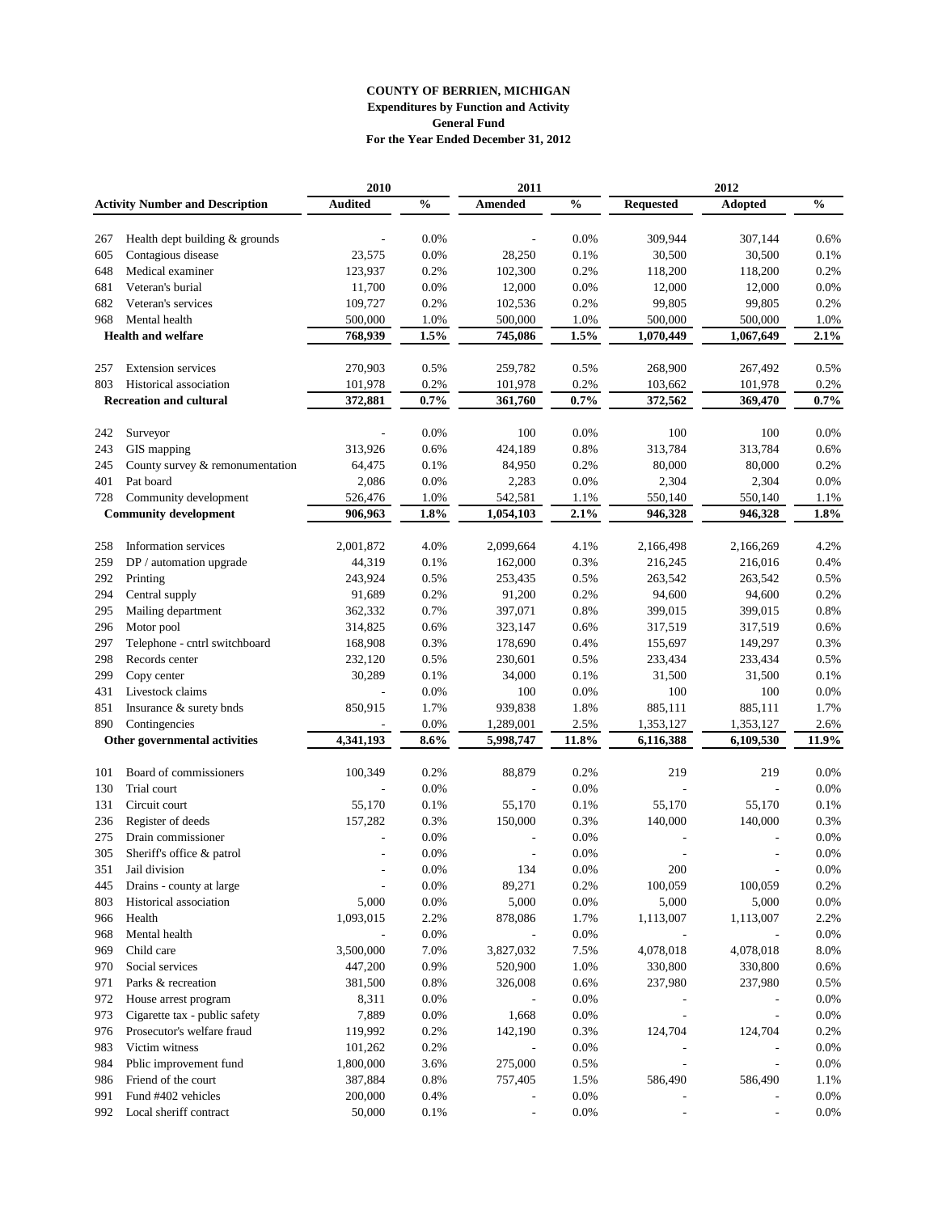**COUNTY OF BERRIEN, MICHIGAN**
**Expenditures by Function and Activity**
**General Fund**
**For the Year Ended December 31, 2012**

| Activity Number and Description | | 2010 Audited | % | 2011 Amended | % | 2012 Requested | 2012 Adopted | % |
|---|---|---|---|---|---|---|---|---|
| 267 | Health dept building & grounds | - | 0.0% | - | 0.0% | 309,944 | 307,144 | 0.6% |
| 605 | Contagious disease | 23,575 | 0.0% | 28,250 | 0.1% | 30,500 | 30,500 | 0.1% |
| 648 | Medical examiner | 123,937 | 0.2% | 102,300 | 0.2% | 118,200 | 118,200 | 0.2% |
| 681 | Veteran's burial | 11,700 | 0.0% | 12,000 | 0.0% | 12,000 | 12,000 | 0.0% |
| 682 | Veteran's services | 109,727 | 0.2% | 102,536 | 0.2% | 99,805 | 99,805 | 0.2% |
| 968 | Mental health | 500,000 | 1.0% | 500,000 | 1.0% | 500,000 | 500,000 | 1.0% |
| **Health and welfare** | | **768,939** | **1.5%** | **745,086** | **1.5%** | **1,070,449** | **1,067,649** | **2.1%** |
| 257 | Extension services | 270,903 | 0.5% | 259,782 | 0.5% | 268,900 | 267,492 | 0.5% |
| 803 | Historical association | 101,978 | 0.2% | 101,978 | 0.2% | 103,662 | 101,978 | 0.2% |
| **Recreation and cultural** | | **372,881** | **0.7%** | **361,760** | **0.7%** | **372,562** | **369,470** | **0.7%** |
| 242 | Surveyor | - | 0.0% | 100 | 0.0% | 100 | 100 | 0.0% |
| 243 | GIS mapping | 313,926 | 0.6% | 424,189 | 0.8% | 313,784 | 313,784 | 0.6% |
| 245 | County survey & remonumentation | 64,475 | 0.1% | 84,950 | 0.2% | 80,000 | 80,000 | 0.2% |
| 401 | Pat board | 2,086 | 0.0% | 2,283 | 0.0% | 2,304 | 2,304 | 0.0% |
| 728 | Community development | 526,476 | 1.0% | 542,581 | 1.1% | 550,140 | 550,140 | 1.1% |
| **Community development** | | **906,963** | **1.8%** | **1,054,103** | **2.1%** | **946,328** | **946,328** | **1.8%** |
| 258 | Information services | 2,001,872 | 4.0% | 2,099,664 | 4.1% | 2,166,498 | 2,166,269 | 4.2% |
| 259 | DP / automation upgrade | 44,319 | 0.1% | 162,000 | 0.3% | 216,245 | 216,016 | 0.4% |
| 292 | Printing | 243,924 | 0.5% | 253,435 | 0.5% | 263,542 | 263,542 | 0.5% |
| 294 | Central supply | 91,689 | 0.2% | 91,200 | 0.2% | 94,600 | 94,600 | 0.2% |
| 295 | Mailing department | 362,332 | 0.7% | 397,071 | 0.8% | 399,015 | 399,015 | 0.8% |
| 296 | Motor pool | 314,825 | 0.6% | 323,147 | 0.6% | 317,519 | 317,519 | 0.6% |
| 297 | Telephone - cntrl switchboard | 168,908 | 0.3% | 178,690 | 0.4% | 155,697 | 149,297 | 0.3% |
| 298 | Records center | 232,120 | 0.5% | 230,601 | 0.5% | 233,434 | 233,434 | 0.5% |
| 299 | Copy center | 30,289 | 0.1% | 34,000 | 0.1% | 31,500 | 31,500 | 0.1% |
| 431 | Livestock claims | - | 0.0% | 100 | 0.0% | 100 | 100 | 0.0% |
| 851 | Insurance & surety bnds | 850,915 | 1.7% | 939,838 | 1.8% | 885,111 | 885,111 | 1.7% |
| 890 | Contingencies | - | 0.0% | 1,289,001 | 2.5% | 1,353,127 | 1,353,127 | 2.6% |
| **Other governmental activities** | | **4,341,193** | **8.6%** | **5,998,747** | **11.8%** | **6,116,388** | **6,109,530** | **11.9%** |
| 101 | Board of commissioners | 100,349 | 0.2% | 88,879 | 0.2% | 219 | 219 | 0.0% |
| 130 | Trial court | - | 0.0% | - | 0.0% | - | - | 0.0% |
| 131 | Circuit court | 55,170 | 0.1% | 55,170 | 0.1% | 55,170 | 55,170 | 0.1% |
| 236 | Register of deeds | 157,282 | 0.3% | 150,000 | 0.3% | 140,000 | 140,000 | 0.3% |
| 275 | Drain commissioner | - | 0.0% | - | 0.0% | - | - | 0.0% |
| 305 | Sheriff's office & patrol | - | 0.0% | - | 0.0% | - | - | 0.0% |
| 351 | Jail division | - | 0.0% | 134 | 0.0% | 200 | - | 0.0% |
| 445 | Drains - county at large | - | 0.0% | 89,271 | 0.2% | 100,059 | 100,059 | 0.2% |
| 803 | Historical association | 5,000 | 0.0% | 5,000 | 0.0% | 5,000 | 5,000 | 0.0% |
| 966 | Health | 1,093,015 | 2.2% | 878,086 | 1.7% | 1,113,007 | 1,113,007 | 2.2% |
| 968 | Mental health | - | 0.0% | - | 0.0% | - | - | 0.0% |
| 969 | Child care | 3,500,000 | 7.0% | 3,827,032 | 7.5% | 4,078,018 | 4,078,018 | 8.0% |
| 970 | Social services | 447,200 | 0.9% | 520,900 | 1.0% | 330,800 | 330,800 | 0.6% |
| 971 | Parks & recreation | 381,500 | 0.8% | 326,008 | 0.6% | 237,980 | 237,980 | 0.5% |
| 972 | House arrest program | 8,311 | 0.0% | - | 0.0% | - | - | 0.0% |
| 973 | Cigarette tax - public safety | 7,889 | 0.0% | 1,668 | 0.0% | - | - | 0.0% |
| 976 | Prosecutor's welfare fraud | 119,992 | 0.2% | 142,190 | 0.3% | 124,704 | 124,704 | 0.2% |
| 983 | Victim witness | 101,262 | 0.2% | - | 0.0% | - | - | 0.0% |
| 984 | Pblic improvement fund | 1,800,000 | 3.6% | 275,000 | 0.5% | - | - | 0.0% |
| 986 | Friend of the court | 387,884 | 0.8% | 757,405 | 1.5% | 586,490 | 586,490 | 1.1% |
| 991 | Fund #402 vehicles | 200,000 | 0.4% | - | 0.0% | - | - | 0.0% |
| 992 | Local sheriff contract | 50,000 | 0.1% | - | 0.0% | - | - | 0.0% |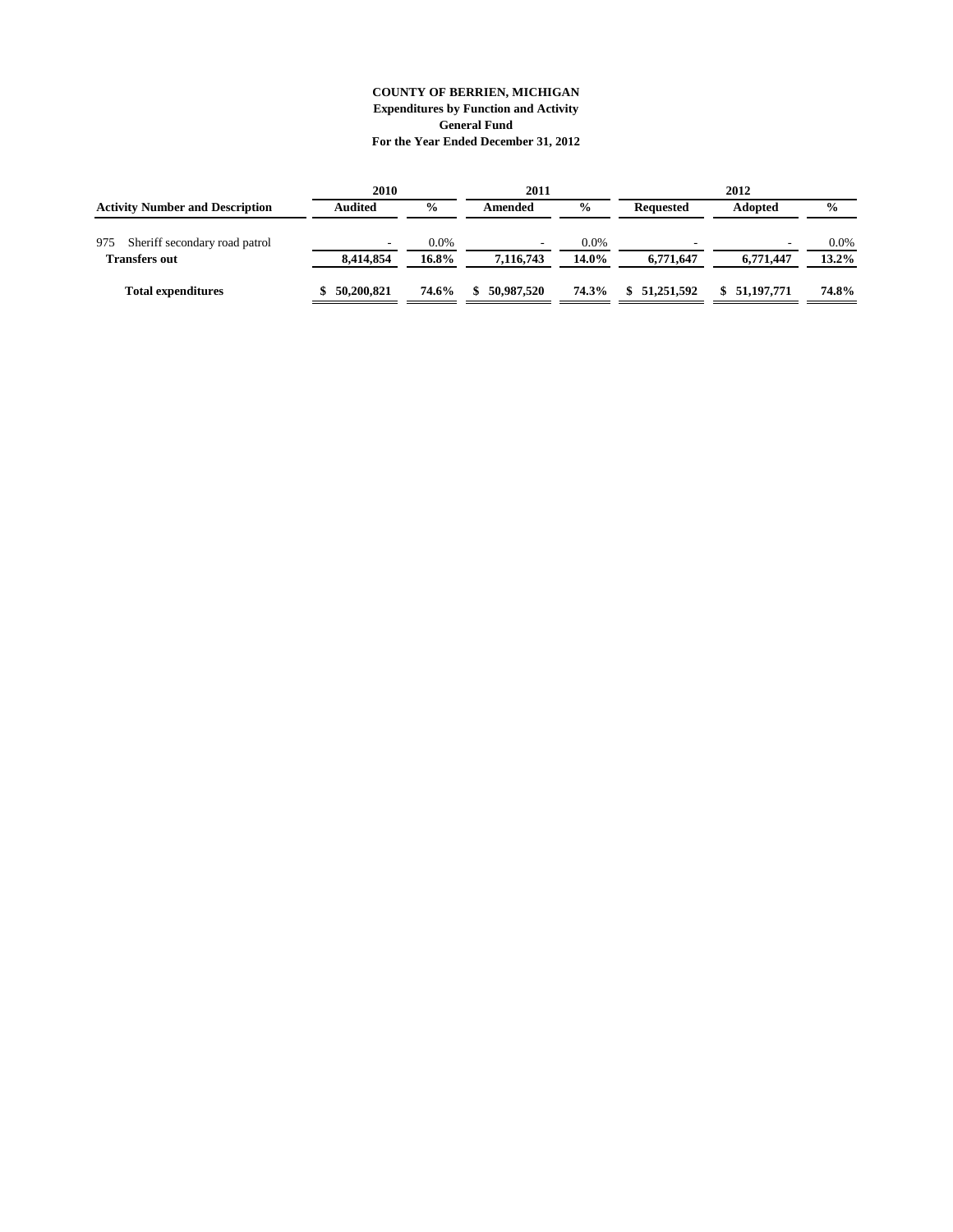**COUNTY OF BERRIEN, MICHIGAN**
**Expenditures by Function and Activity**
**General Fund**
**For the Year Ended December 31, 2012**

| | 2010 | | 2011 | | 2012 | | |
|---|---|---|---|---|---|---|---|
| **Activity Number and Description** | **Audited** | **%** | **Amended** | **%** | **Requested** | **Adopted** | **%** |
| 975 Sheriff secondary road patrol | - | 0.0% | - | 0.0% | - | - | 0.0% |
| **Transfers out** | **8,414,854** | **16.8%** | **7,116,743** | **14.0%** | **6,771,647** | **6,771,447** | **13.2%** |
| **Total expenditures** | **$ 50,200,821** | **74.6%** | **$ 50,987,520** | **74.3%** | **$ 51,251,592** | **$ 51,197,771** | **74.8%** |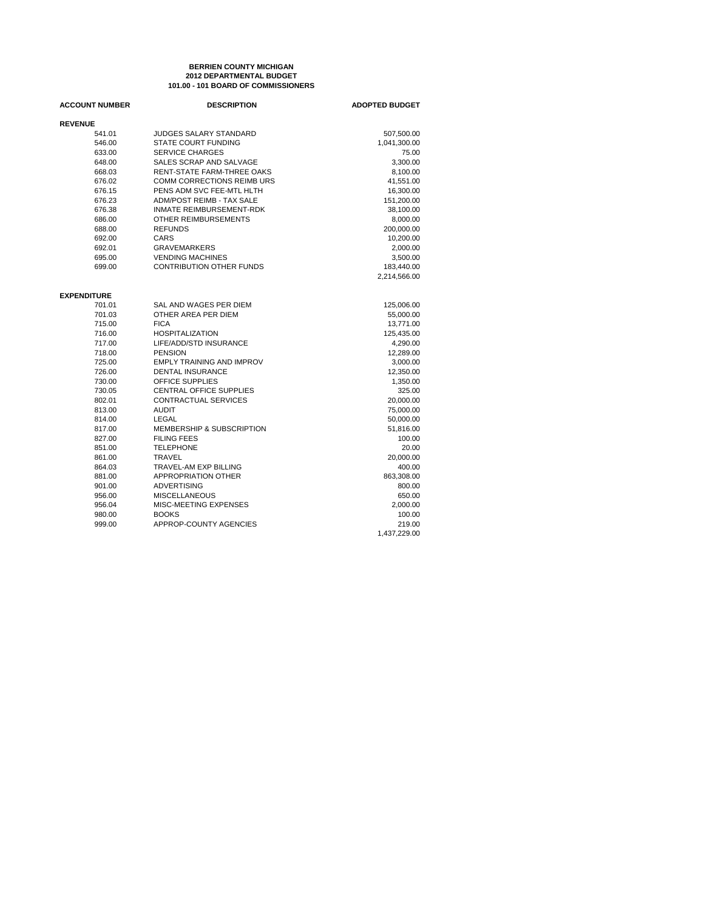**BERRIEN COUNTY MICHIGAN**
**2012 DEPARTMENTAL BUDGET**
**101.00 - 101 BOARD OF COMMISSIONERS**

| ACCOUNT NUMBER | DESCRIPTION | ADOPTED BUDGET |
|---|---|---|
| **REVENUE** | | |
| 541.01 | JUDGES SALARY STANDARD | 507,500.00 |
| 546.00 | STATE COURT FUNDING | 1,041,300.00 |
| 633.00 | SERVICE CHARGES | 75.00 |
| 648.00 | SALES SCRAP AND SALVAGE | 3,300.00 |
| 668.03 | RENT-STATE FARM-THREE OAKS | 8,100.00 |
| 676.02 | COMM CORRECTIONS REIMB URS | 41,551.00 |
| 676.15 | PENS ADM SVC FEE-MTL HLTH | 16,300.00 |
| 676.23 | ADM/POST REIMB - TAX SALE | 151,200.00 |
| 676.38 | INMATE REIMBURSEMENT-RDK | 38,100.00 |
| 686.00 | OTHER REIMBURSEMENTS | 8,000.00 |
| 688.00 | REFUNDS | 200,000.00 |
| 692.00 | CARS | 10,200.00 |
| 692.01 | GRAVEMARKERS | 2,000.00 |
| 695.00 | VENDING MACHINES | 3,500.00 |
| 699.00 | CONTRIBUTION OTHER FUNDS | 183,440.00 |
| | | 2,214,566.00 |
| **EXPENDITURE** | | |
| 701.01 | SAL AND WAGES PER DIEM | 125,006.00 |
| 701.03 | OTHER AREA PER DIEM | 55,000.00 |
| 715.00 | FICA | 13,771.00 |
| 716.00 | HOSPITALIZATION | 125,435.00 |
| 717.00 | LIFE/ADD/STD INSURANCE | 4,290.00 |
| 718.00 | PENSION | 12,289.00 |
| 725.00 | EMPLY TRAINING AND IMPROV | 3,000.00 |
| 726.00 | DENTAL INSURANCE | 12,350.00 |
| 730.00 | OFFICE SUPPLIES | 1,350.00 |
| 730.05 | CENTRAL OFFICE SUPPLIES | 325.00 |
| 802.01 | CONTRACTUAL SERVICES | 20,000.00 |
| 813.00 | AUDIT | 75,000.00 |
| 814.00 | LEGAL | 50,000.00 |
| 817.00 | MEMBERSHIP & SUBSCRIPTION | 51,816.00 |
| 827.00 | FILING FEES | 100.00 |
| 851.00 | TELEPHONE | 20.00 |
| 861.00 | TRAVEL | 20,000.00 |
| 864.03 | TRAVEL-AM EXP BILLING | 400.00 |
| 881.00 | APPROPRIATION OTHER | 863,308.00 |
| 901.00 | ADVERTISING | 800.00 |
| 956.00 | MISCELLANEOUS | 650.00 |
| 956.04 | MISC-MEETING EXPENSES | 2,000.00 |
| 980.00 | BOOKS | 100.00 |
| 999.00 | APPROP-COUNTY AGENCIES | 219.00 |
| | | 1,437,229.00 |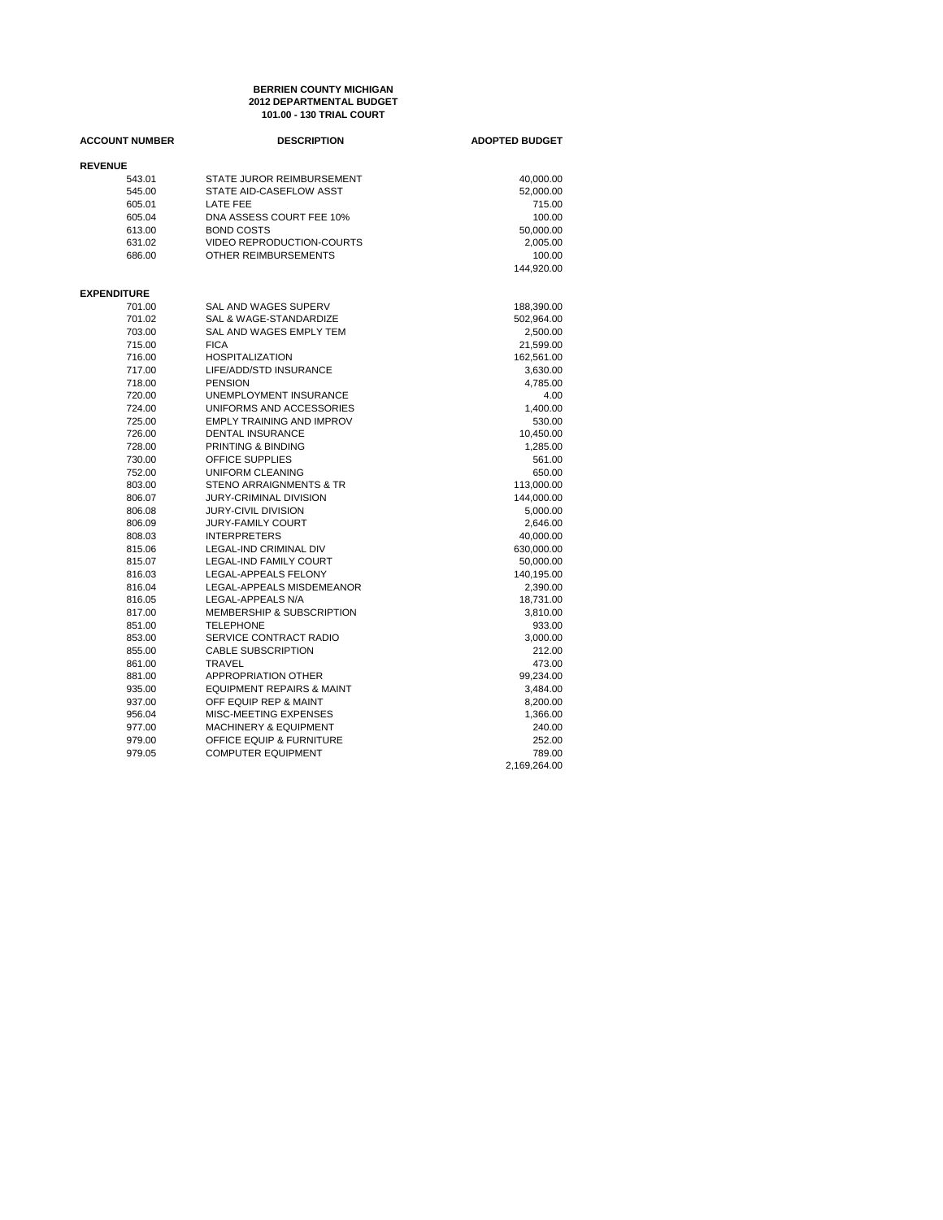**BERRIEN COUNTY MICHIGAN**
**2012 DEPARTMENTAL BUDGET**
**101.00 - 130 TRIAL COURT**

| ACCOUNT NUMBER | DESCRIPTION | ADOPTED BUDGET |
|---|---|---|
| **REVENUE** | | |
| 543.01 | STATE JUROR REIMBURSEMENT | 40,000.00 |
| 545.00 | STATE AID-CASEFLOW ASST | 52,000.00 |
| 605.01 | LATE FEE | 715.00 |
| 605.04 | DNA ASSESS COURT FEE 10% | 100.00 |
| 613.00 | BOND COSTS | 50,000.00 |
| 631.02 | VIDEO REPRODUCTION-COURTS | 2,005.00 |
| 686.00 | OTHER REIMBURSEMENTS | 100.00 |
| | | 144,920.00 |
| **EXPENDITURE** | | |
| 701.00 | SAL AND WAGES SUPERV | 188,390.00 |
| 701.02 | SAL & WAGE-STANDARDIZE | 502,964.00 |
| 703.00 | SAL AND WAGES EMPLY TEM | 2,500.00 |
| 715.00 | FICA | 21,599.00 |
| 716.00 | HOSPITALIZATION | 162,561.00 |
| 717.00 | LIFE/ADD/STD INSURANCE | 3,630.00 |
| 718.00 | PENSION | 4,785.00 |
| 720.00 | UNEMPLOYMENT INSURANCE | 4.00 |
| 724.00 | UNIFORMS AND ACCESSORIES | 1,400.00 |
| 725.00 | EMPLY TRAINING AND IMPROV | 530.00 |
| 726.00 | DENTAL INSURANCE | 10,450.00 |
| 728.00 | PRINTING & BINDING | 1,285.00 |
| 730.00 | OFFICE SUPPLIES | 561.00 |
| 752.00 | UNIFORM CLEANING | 650.00 |
| 803.00 | STENO ARRAIGNMENTS & TR | 113,000.00 |
| 806.07 | JURY-CRIMINAL DIVISION | 144,000.00 |
| 806.08 | JURY-CIVIL DIVISION | 5,000.00 |
| 806.09 | JURY-FAMILY COURT | 2,646.00 |
| 808.03 | INTERPRETERS | 40,000.00 |
| 815.06 | LEGAL-IND CRIMINAL DIV | 630,000.00 |
| 815.07 | LEGAL-IND FAMILY COURT | 50,000.00 |
| 816.03 | LEGAL-APPEALS FELONY | 140,195.00 |
| 816.04 | LEGAL-APPEALS MISDEMEANOR | 2,390.00 |
| 816.05 | LEGAL-APPEALS N/A | 18,731.00 |
| 817.00 | MEMBERSHIP & SUBSCRIPTION | 3,810.00 |
| 851.00 | TELEPHONE | 933.00 |
| 853.00 | SERVICE CONTRACT RADIO | 3,000.00 |
| 855.00 | CABLE SUBSCRIPTION | 212.00 |
| 861.00 | TRAVEL | 473.00 |
| 881.00 | APPROPRIATION OTHER | 99,234.00 |
| 935.00 | EQUIPMENT REPAIRS & MAINT | 3,484.00 |
| 937.00 | OFF EQUIP REP & MAINT | 8,200.00 |
| 956.04 | MISC-MEETING EXPENSES | 1,366.00 |
| 977.00 | MACHINERY & EQUIPMENT | 240.00 |
| 979.00 | OFFICE EQUIP & FURNITURE | 252.00 |
| 979.05 | COMPUTER EQUIPMENT | 789.00 |
| | | 2,169,264.00 |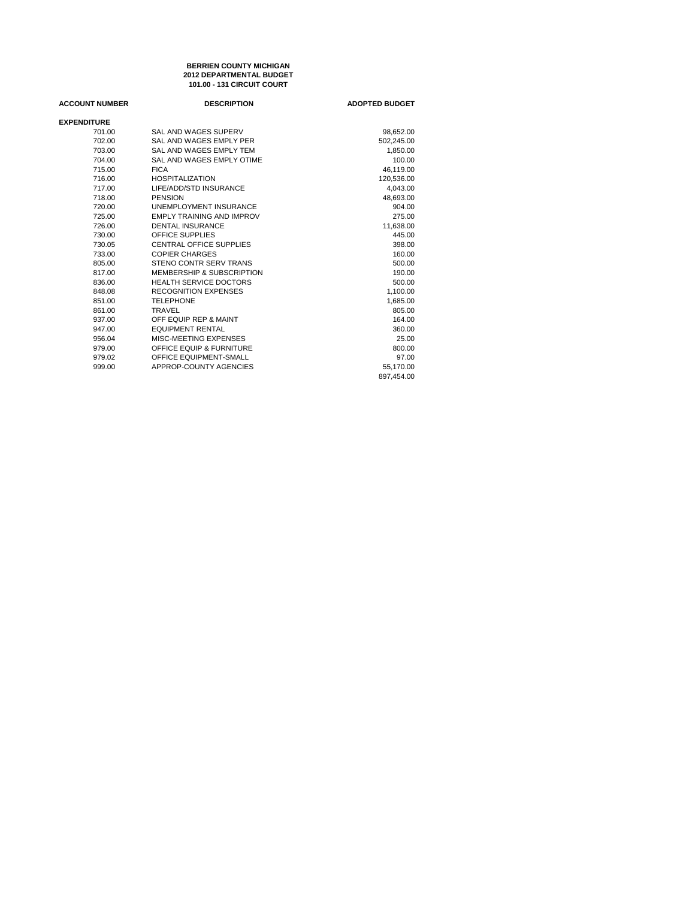**BERRIEN COUNTY MICHIGAN**
**2012 DEPARTMENTAL BUDGET**
**101.00 - 131 CIRCUIT COURT**

| ACCOUNT NUMBER | DESCRIPTION | ADOPTED BUDGET |
|---|---|---|
| **EXPENDITURE** | | |
| 701.00 | SAL AND WAGES SUPERV | 98,652.00 |
| 702.00 | SAL AND WAGES EMPLY PER | 502,245.00 |
| 703.00 | SAL AND WAGES EMPLY TEM | 1,850.00 |
| 704.00 | SAL AND WAGES EMPLY OTIME | 100.00 |
| 715.00 | FICA | 46,119.00 |
| 716.00 | HOSPITALIZATION | 120,536.00 |
| 717.00 | LIFE/ADD/STD INSURANCE | 4,043.00 |
| 718.00 | PENSION | 48,693.00 |
| 720.00 | UNEMPLOYMENT INSURANCE | 904.00 |
| 725.00 | EMPLY TRAINING AND IMPROV | 275.00 |
| 726.00 | DENTAL INSURANCE | 11,638.00 |
| 730.00 | OFFICE SUPPLIES | 445.00 |
| 730.05 | CENTRAL OFFICE SUPPLIES | 398.00 |
| 733.00 | COPIER CHARGES | 160.00 |
| 805.00 | STENO CONTR SERV TRANS | 500.00 |
| 817.00 | MEMBERSHIP & SUBSCRIPTION | 190.00 |
| 836.00 | HEALTH SERVICE DOCTORS | 500.00 |
| 848.08 | RECOGNITION EXPENSES | 1,100.00 |
| 851.00 | TELEPHONE | 1,685.00 |
| 861.00 | TRAVEL | 805.00 |
| 937.00 | OFF EQUIP REP & MAINT | 164.00 |
| 947.00 | EQUIPMENT RENTAL | 360.00 |
| 956.04 | MISC-MEETING EXPENSES | 25.00 |
| 979.00 | OFFICE EQUIP & FURNITURE | 800.00 |
| 979.02 | OFFICE EQUIPMENT-SMALL | 97.00 |
| 999.00 | APPROP-COUNTY AGENCIES | 55,170.00 |
| | | 897,454.00 |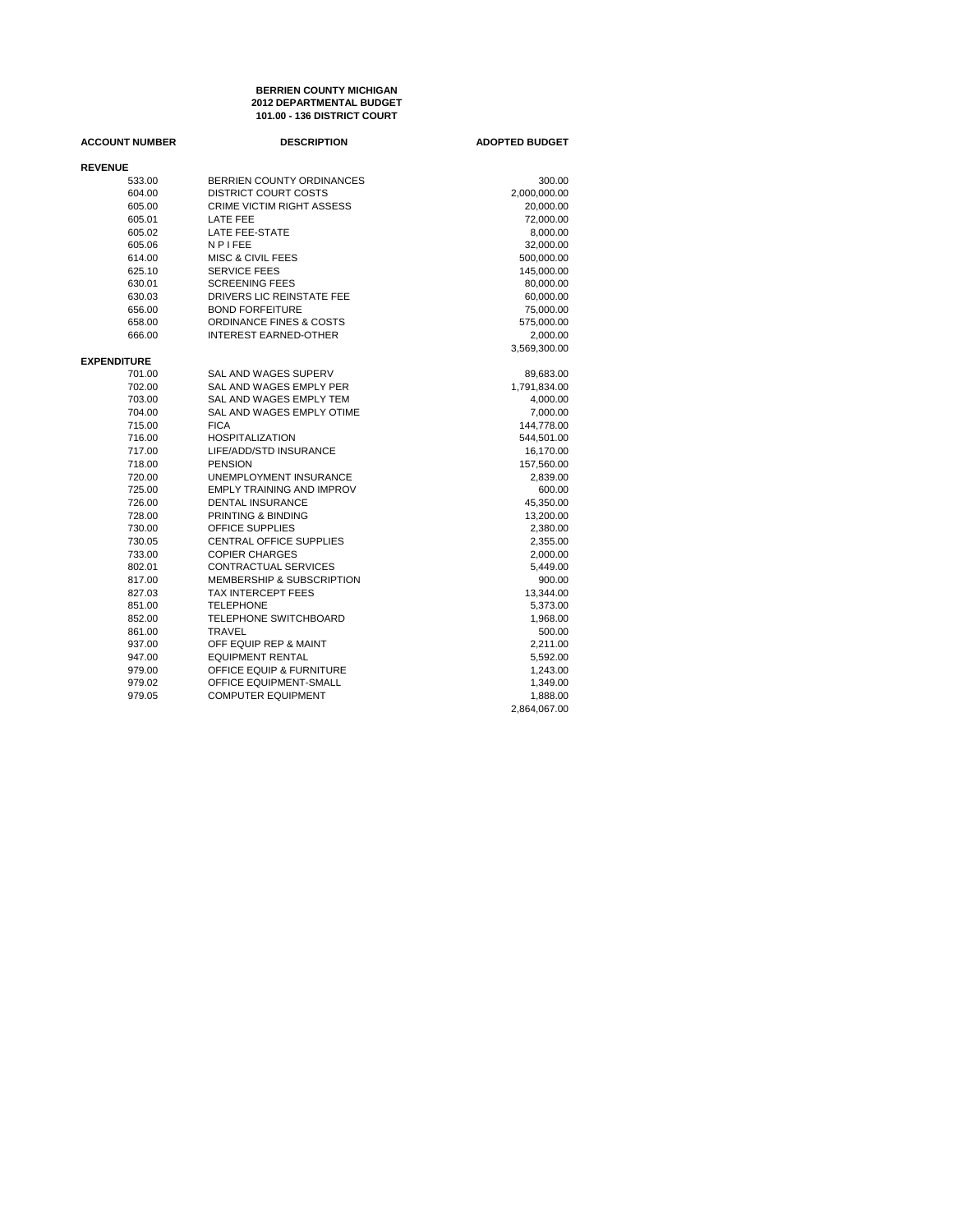**BERRIEN COUNTY MICHIGAN**
**2012 DEPARTMENTAL BUDGET**
**101.00 - 136 DISTRICT COURT**

| ACCOUNT NUMBER | DESCRIPTION | ADOPTED BUDGET |
|---|---|---|
| **REVENUE** | | |
| 533.00 | BERRIEN COUNTY ORDINANCES | 300.00 |
| 604.00 | DISTRICT COURT COSTS | 2,000,000.00 |
| 605.00 | CRIME VICTIM RIGHT ASSESS | 20,000.00 |
| 605.01 | LATE FEE | 72,000.00 |
| 605.02 | LATE FEE-STATE | 8,000.00 |
| 605.06 | N P I FEE | 32,000.00 |
| 614.00 | MISC & CIVIL FEES | 500,000.00 |
| 625.10 | SERVICE FEES | 145,000.00 |
| 630.01 | SCREENING FEES | 80,000.00 |
| 630.03 | DRIVERS LIC REINSTATE FEE | 60,000.00 |
| 656.00 | BOND FORFEITURE | 75,000.00 |
| 658.00 | ORDINANCE FINES & COSTS | 575,000.00 |
| 666.00 | INTEREST EARNED-OTHER | 2,000.00 |
| | | 3,569,300.00 |
| **EXPENDITURE** | | |
| 701.00 | SAL AND WAGES SUPERV | 89,683.00 |
| 702.00 | SAL AND WAGES EMPLY PER | 1,791,834.00 |
| 703.00 | SAL AND WAGES EMPLY TEM | 4,000.00 |
| 704.00 | SAL AND WAGES EMPLY OTIME | 7,000.00 |
| 715.00 | FICA | 144,778.00 |
| 716.00 | HOSPITALIZATION | 544,501.00 |
| 717.00 | LIFE/ADD/STD INSURANCE | 16,170.00 |
| 718.00 | PENSION | 157,560.00 |
| 720.00 | UNEMPLOYMENT INSURANCE | 2,839.00 |
| 725.00 | EMPLY TRAINING AND IMPROV | 600.00 |
| 726.00 | DENTAL INSURANCE | 45,350.00 |
| 728.00 | PRINTING & BINDING | 13,200.00 |
| 730.00 | OFFICE SUPPLIES | 2,380.00 |
| 730.05 | CENTRAL OFFICE SUPPLIES | 2,355.00 |
| 733.00 | COPIER CHARGES | 2,000.00 |
| 802.01 | CONTRACTUAL SERVICES | 5,449.00 |
| 817.00 | MEMBERSHIP & SUBSCRIPTION | 900.00 |
| 827.03 | TAX INTERCEPT FEES | 13,344.00 |
| 851.00 | TELEPHONE | 5,373.00 |
| 852.00 | TELEPHONE SWITCHBOARD | 1,968.00 |
| 861.00 | TRAVEL | 500.00 |
| 937.00 | OFF EQUIP REP & MAINT | 2,211.00 |
| 947.00 | EQUIPMENT RENTAL | 5,592.00 |
| 979.00 | OFFICE EQUIP & FURNITURE | 1,243.00 |
| 979.02 | OFFICE EQUIPMENT-SMALL | 1,349.00 |
| 979.05 | COMPUTER EQUIPMENT | 1,888.00 |
| | | 2,864,067.00 |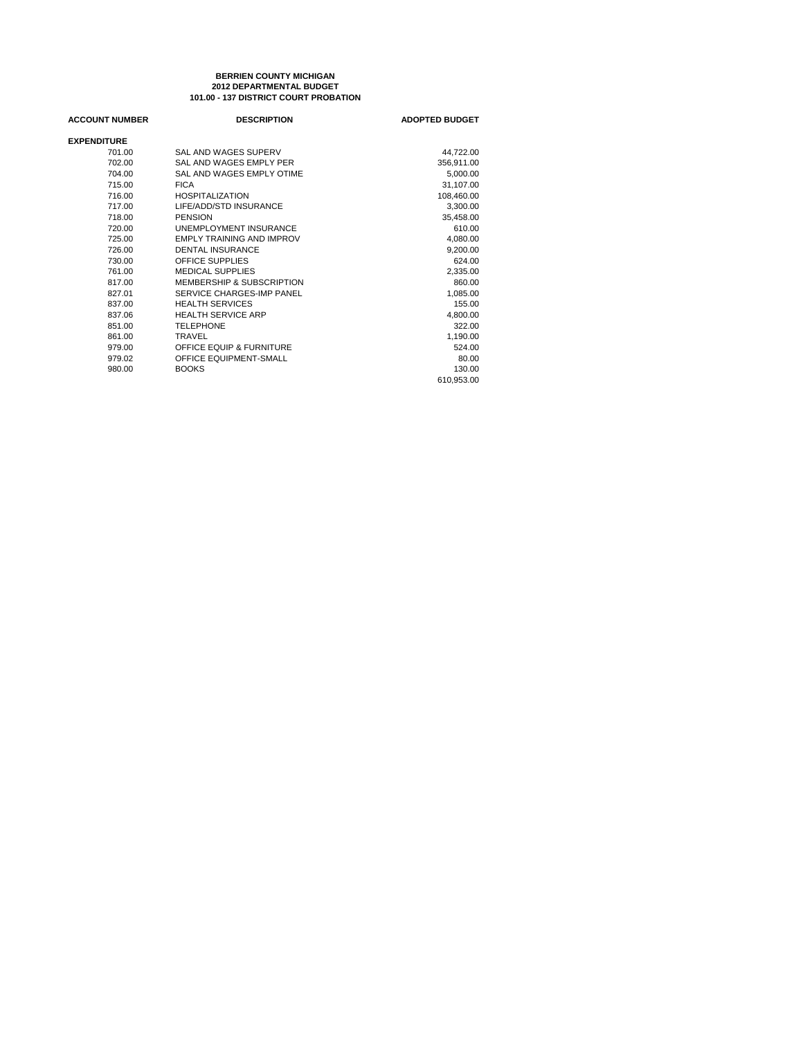**BERRIEN COUNTY MICHIGAN**
**2012 DEPARTMENTAL BUDGET**
**101.00 - 137 DISTRICT COURT PROBATION**

| ACCOUNT NUMBER | DESCRIPTION | ADOPTED BUDGET |
|---|---|---|
| **EXPENDITURE** | | |
| 701.00 | SAL AND WAGES SUPERV | 44,722.00 |
| 702.00 | SAL AND WAGES EMPLY PER | 356,911.00 |
| 704.00 | SAL AND WAGES EMPLY OTIME | 5,000.00 |
| 715.00 | FICA | 31,107.00 |
| 716.00 | HOSPITALIZATION | 108,460.00 |
| 717.00 | LIFE/ADD/STD INSURANCE | 3,300.00 |
| 718.00 | PENSION | 35,458.00 |
| 720.00 | UNEMPLOYMENT INSURANCE | 610.00 |
| 725.00 | EMPLY TRAINING AND IMPROV | 4,080.00 |
| 726.00 | DENTAL INSURANCE | 9,200.00 |
| 730.00 | OFFICE SUPPLIES | 624.00 |
| 761.00 | MEDICAL SUPPLIES | 2,335.00 |
| 817.00 | MEMBERSHIP & SUBSCRIPTION | 860.00 |
| 827.01 | SERVICE CHARGES-IMP PANEL | 1,085.00 |
| 837.00 | HEALTH SERVICES | 155.00 |
| 837.06 | HEALTH SERVICE ARP | 4,800.00 |
| 851.00 | TELEPHONE | 322.00 |
| 861.00 | TRAVEL | 1,190.00 |
| 979.00 | OFFICE EQUIP & FURNITURE | 524.00 |
| 979.02 | OFFICE EQUIPMENT-SMALL | 80.00 |
| 980.00 | BOOKS | 130.00 |
| | | 610,953.00 |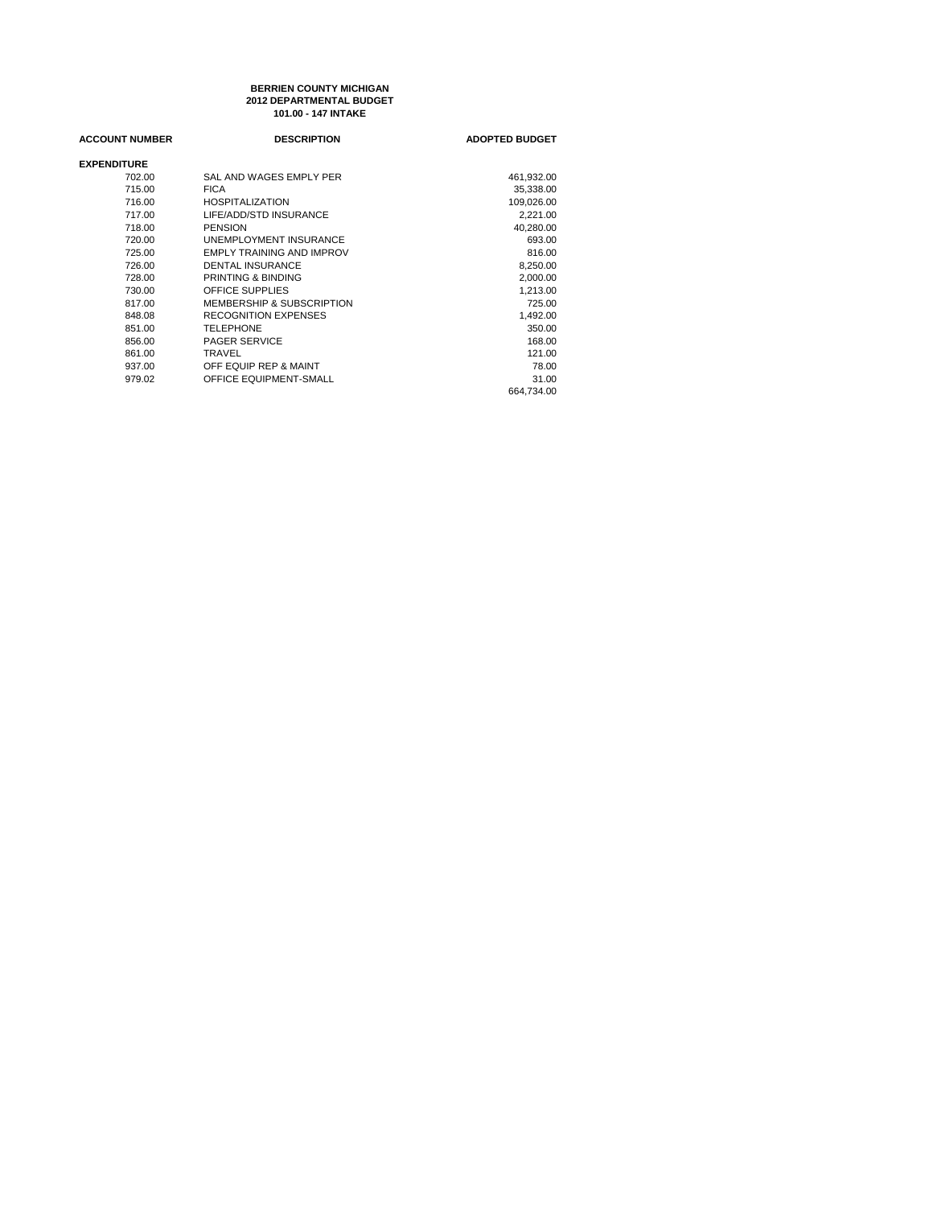**BERRIEN COUNTY MICHIGAN**
**2012 DEPARTMENTAL BUDGET**
**101.00 - 147 INTAKE**

| ACCOUNT NUMBER | DESCRIPTION | ADOPTED BUDGET |
|---|---|---|
| **EXPENDITURE** | | |
| 702.00 | SAL AND WAGES EMPLY PER | 461,932.00 |
| 715.00 | FICA | 35,338.00 |
| 716.00 | HOSPITALIZATION | 109,026.00 |
| 717.00 | LIFE/ADD/STD INSURANCE | 2,221.00 |
| 718.00 | PENSION | 40,280.00 |
| 720.00 | UNEMPLOYMENT INSURANCE | 693.00 |
| 725.00 | EMPLY TRAINING AND IMPROV | 816.00 |
| 726.00 | DENTAL INSURANCE | 8,250.00 |
| 728.00 | PRINTING & BINDING | 2,000.00 |
| 730.00 | OFFICE SUPPLIES | 1,213.00 |
| 817.00 | MEMBERSHIP & SUBSCRIPTION | 725.00 |
| 848.08 | RECOGNITION EXPENSES | 1,492.00 |
| 851.00 | TELEPHONE | 350.00 |
| 856.00 | PAGER SERVICE | 168.00 |
| 861.00 | TRAVEL | 121.00 |
| 937.00 | OFF EQUIP REP & MAINT | 78.00 |
| 979.02 | OFFICE EQUIPMENT-SMALL | 31.00 |
| | | 664,734.00 |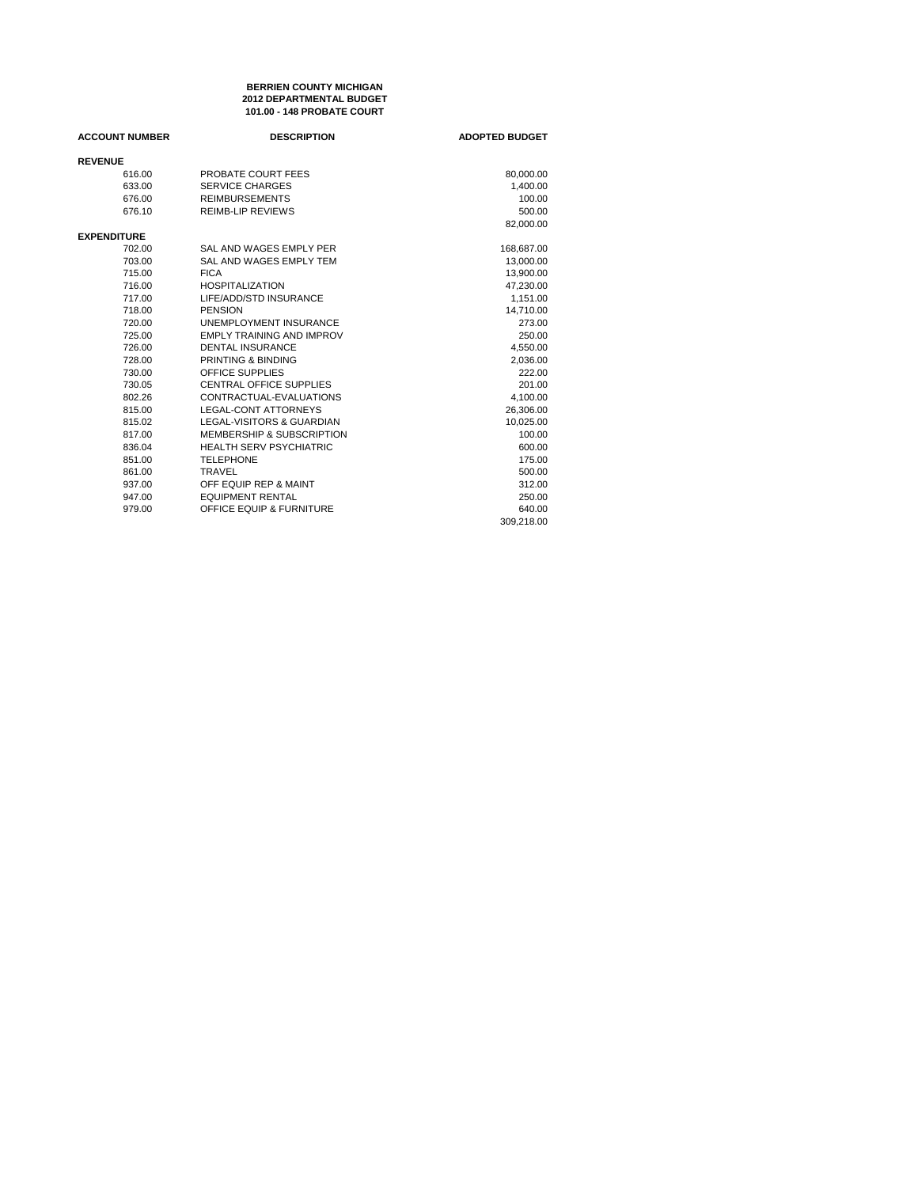**BERRIEN COUNTY MICHIGAN**
**2012 DEPARTMENTAL BUDGET**
**101.00 - 148 PROBATE COURT**

| ACCOUNT NUMBER | DESCRIPTION | ADOPTED BUDGET |
|---|---|---|
| **REVENUE** | | |
| 616.00 | PROBATE COURT FEES | 80,000.00 |
| 633.00 | SERVICE CHARGES | 1,400.00 |
| 676.00 | REIMBURSEMENTS | 100.00 |
| 676.10 | REIMB-LIP REVIEWS | 500.00 |
| | | 82,000.00 |
| **EXPENDITURE** | | |
| 702.00 | SAL AND WAGES EMPLY PER | 168,687.00 |
| 703.00 | SAL AND WAGES EMPLY TEM | 13,000.00 |
| 715.00 | FICA | 13,900.00 |
| 716.00 | HOSPITALIZATION | 47,230.00 |
| 717.00 | LIFE/ADD/STD INSURANCE | 1,151.00 |
| 718.00 | PENSION | 14,710.00 |
| 720.00 | UNEMPLOYMENT INSURANCE | 273.00 |
| 725.00 | EMPLY TRAINING AND IMPROV | 250.00 |
| 726.00 | DENTAL INSURANCE | 4,550.00 |
| 728.00 | PRINTING & BINDING | 2,036.00 |
| 730.00 | OFFICE SUPPLIES | 222.00 |
| 730.05 | CENTRAL OFFICE SUPPLIES | 201.00 |
| 802.26 | CONTRACTUAL-EVALUATIONS | 4,100.00 |
| 815.00 | LEGAL-CONT ATTORNEYS | 26,306.00 |
| 815.02 | LEGAL-VISITORS & GUARDIAN | 10,025.00 |
| 817.00 | MEMBERSHIP & SUBSCRIPTION | 100.00 |
| 836.04 | HEALTH SERV PSYCHIATRIC | 600.00 |
| 851.00 | TELEPHONE | 175.00 |
| 861.00 | TRAVEL | 500.00 |
| 937.00 | OFF EQUIP REP & MAINT | 312.00 |
| 947.00 | EQUIPMENT RENTAL | 250.00 |
| 979.00 | OFFICE EQUIP & FURNITURE | 640.00 |
| | | 309,218.00 |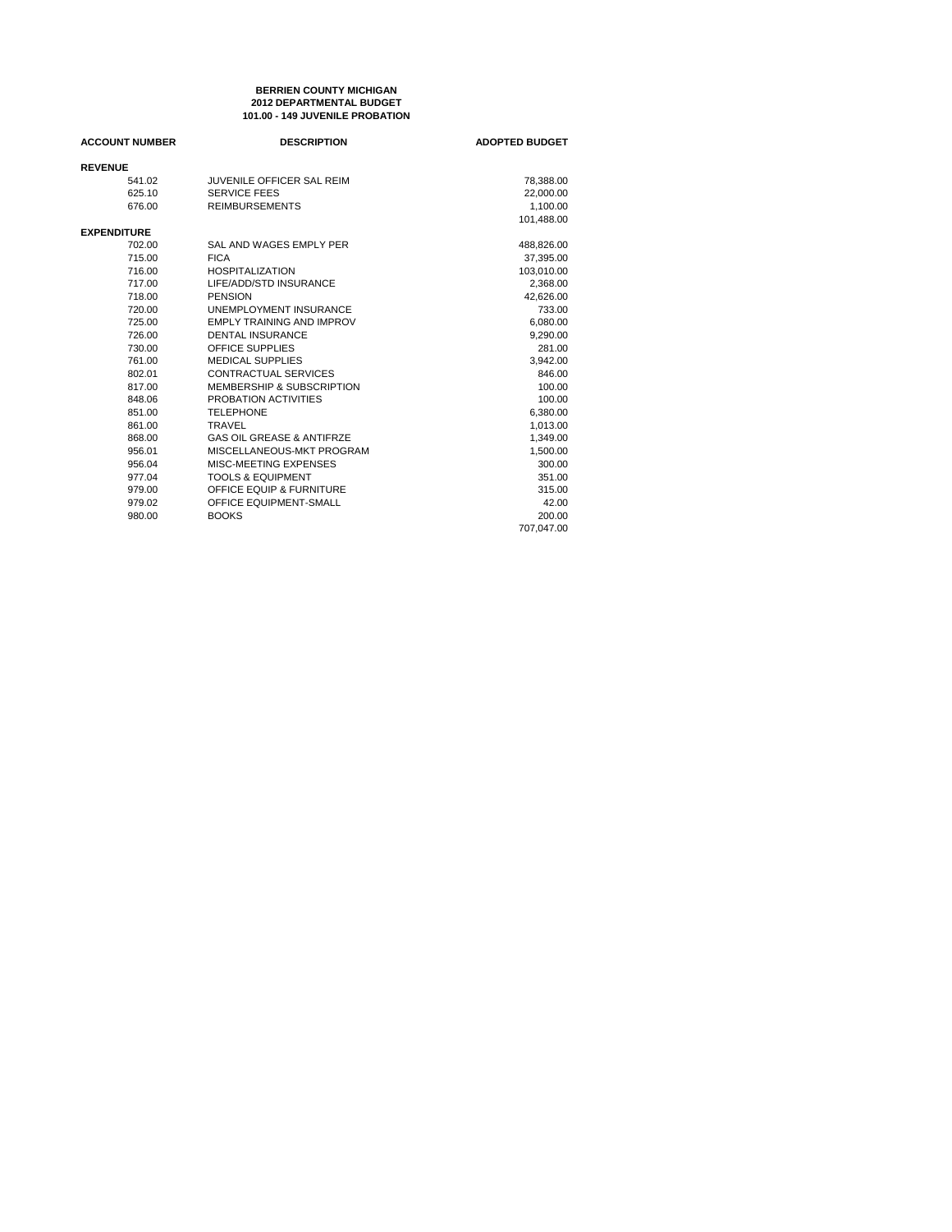**BERRIEN COUNTY MICHIGAN**
**2012 DEPARTMENTAL BUDGET**
**101.00 - 149 JUVENILE PROBATION**

| ACCOUNT NUMBER | DESCRIPTION | ADOPTED BUDGET |
|---|---|---|
| **REVENUE** | | |
| 541.02 | JUVENILE OFFICER SAL REIM | 78,388.00 |
| 625.10 | SERVICE FEES | 22,000.00 |
| 676.00 | REIMBURSEMENTS | 1,100.00 |
| | | 101,488.00 |
| **EXPENDITURE** | | |
| 702.00 | SAL AND WAGES EMPLY PER | 488,826.00 |
| 715.00 | FICA | 37,395.00 |
| 716.00 | HOSPITALIZATION | 103,010.00 |
| 717.00 | LIFE/ADD/STD INSURANCE | 2,368.00 |
| 718.00 | PENSION | 42,626.00 |
| 720.00 | UNEMPLOYMENT INSURANCE | 733.00 |
| 725.00 | EMPLY TRAINING AND IMPROV | 6,080.00 |
| 726.00 | DENTAL INSURANCE | 9,290.00 |
| 730.00 | OFFICE SUPPLIES | 281.00 |
| 761.00 | MEDICAL SUPPLIES | 3,942.00 |
| 802.01 | CONTRACTUAL SERVICES | 846.00 |
| 817.00 | MEMBERSHIP & SUBSCRIPTION | 100.00 |
| 848.06 | PROBATION ACTIVITIES | 100.00 |
| 851.00 | TELEPHONE | 6,380.00 |
| 861.00 | TRAVEL | 1,013.00 |
| 868.00 | GAS OIL GREASE & ANTIFRZE | 1,349.00 |
| 956.01 | MISCELLANEOUS-MKT PROGRAM | 1,500.00 |
| 956.04 | MISC-MEETING EXPENSES | 300.00 |
| 977.04 | TOOLS & EQUIPMENT | 351.00 |
| 979.00 | OFFICE EQUIP & FURNITURE | 315.00 |
| 979.02 | OFFICE EQUIPMENT-SMALL | 42.00 |
| 980.00 | BOOKS | 200.00 |
| | | 707,047.00 |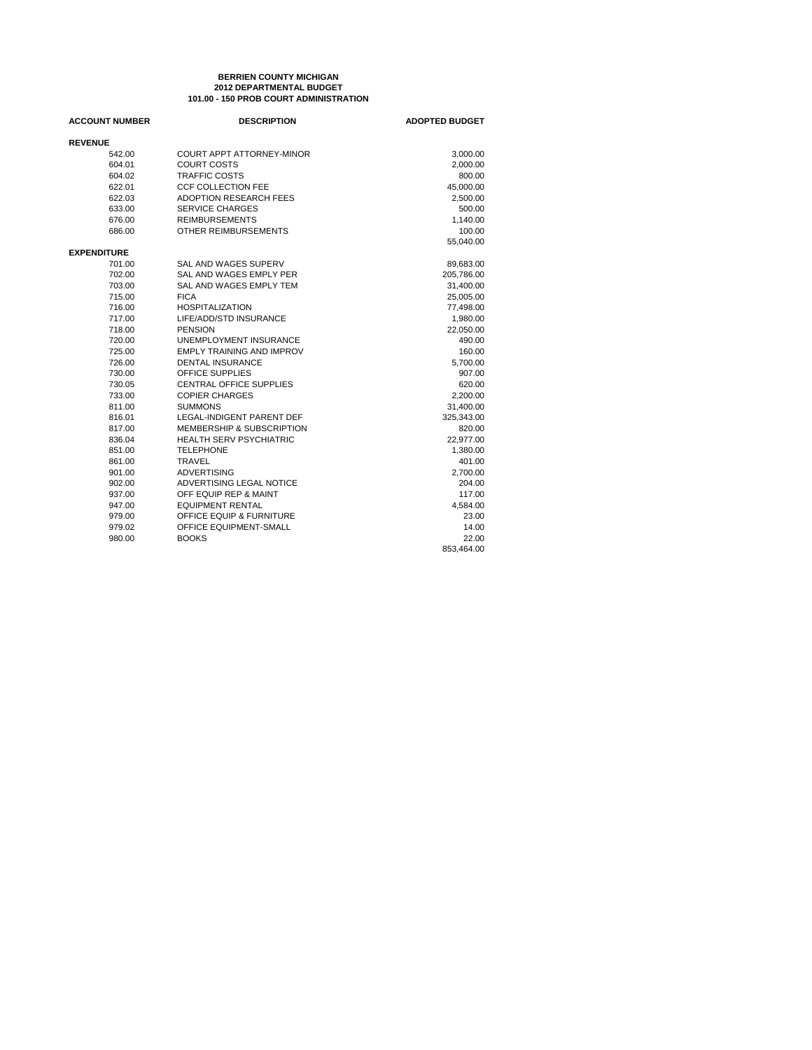**BERRIEN COUNTY MICHIGAN**
**2012 DEPARTMENTAL BUDGET**
**101.00 - 150 PROB COURT ADMINISTRATION**

| ACCOUNT NUMBER | DESCRIPTION | ADOPTED BUDGET |
|---|---|---|
| **REVENUE** | | |
| 542.00 | COURT APPT ATTORNEY-MINOR | 3,000.00 |
| 604.01 | COURT COSTS | 2,000.00 |
| 604.02 | TRAFFIC COSTS | 800.00 |
| 622.01 | CCF COLLECTION FEE | 45,000.00 |
| 622.03 | ADOPTION RESEARCH FEES | 2,500.00 |
| 633.00 | SERVICE CHARGES | 500.00 |
| 676.00 | REIMBURSEMENTS | 1,140.00 |
| 686.00 | OTHER REIMBURSEMENTS | 100.00 |
| | | 55,040.00 |
| **EXPENDITURE** | | |
| 701.00 | SAL AND WAGES SUPERV | 89,683.00 |
| 702.00 | SAL AND WAGES EMPLY PER | 205,786.00 |
| 703.00 | SAL AND WAGES EMPLY TEM | 31,400.00 |
| 715.00 | FICA | 25,005.00 |
| 716.00 | HOSPITALIZATION | 77,498.00 |
| 717.00 | LIFE/ADD/STD INSURANCE | 1,980.00 |
| 718.00 | PENSION | 22,050.00 |
| 720.00 | UNEMPLOYMENT INSURANCE | 490.00 |
| 725.00 | EMPLY TRAINING AND IMPROV | 160.00 |
| 726.00 | DENTAL INSURANCE | 5,700.00 |
| 730.00 | OFFICE SUPPLIES | 907.00 |
| 730.05 | CENTRAL OFFICE SUPPLIES | 620.00 |
| 733.00 | COPIER CHARGES | 2,200.00 |
| 811.00 | SUMMONS | 31,400.00 |
| 816.01 | LEGAL-INDIGENT PARENT DEF | 325,343.00 |
| 817.00 | MEMBERSHIP & SUBSCRIPTION | 820.00 |
| 836.04 | HEALTH SERV PSYCHIATRIC | 22,977.00 |
| 851.00 | TELEPHONE | 1,380.00 |
| 861.00 | TRAVEL | 401.00 |
| 901.00 | ADVERTISING | 2,700.00 |
| 902.00 | ADVERTISING LEGAL NOTICE | 204.00 |
| 937.00 | OFF EQUIP REP & MAINT | 117.00 |
| 947.00 | EQUIPMENT RENTAL | 4,584.00 |
| 979.00 | OFFICE EQUIP & FURNITURE | 23.00 |
| 979.02 | OFFICE EQUIPMENT-SMALL | 14.00 |
| 980.00 | BOOKS | 22.00 |
| | | 853,464.00 |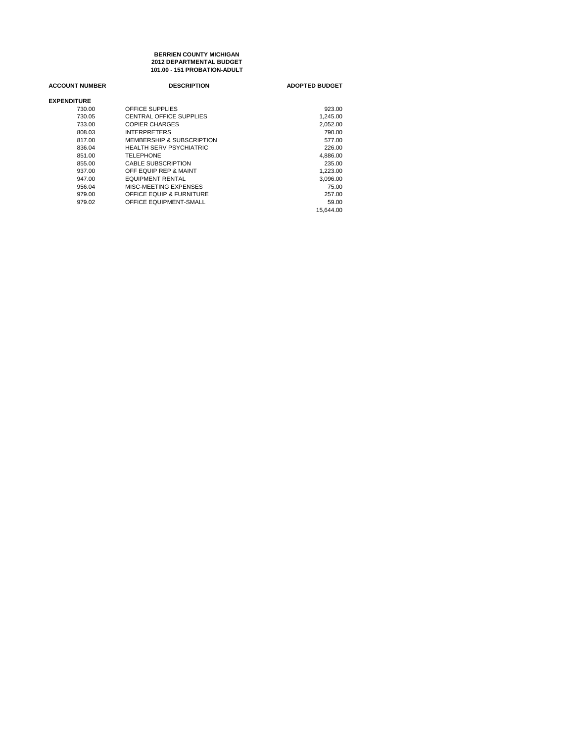**BERRIEN COUNTY MICHIGAN**
**2012 DEPARTMENTAL BUDGET**
**101.00 - 151 PROBATION-ADULT**

| ACCOUNT NUMBER | DESCRIPTION | ADOPTED BUDGET |
|---|---|---|
| **EXPENDITURE** | | |
| 730.00 | OFFICE SUPPLIES | 923.00 |
| 730.05 | CENTRAL OFFICE SUPPLIES | 1,245.00 |
| 733.00 | COPIER CHARGES | 2,052.00 |
| 808.03 | INTERPRETERS | 790.00 |
| 817.00 | MEMBERSHIP & SUBSCRIPTION | 577.00 |
| 836.04 | HEALTH SERV PSYCHIATRIC | 226.00 |
| 851.00 | TELEPHONE | 4,886.00 |
| 855.00 | CABLE SUBSCRIPTION | 235.00 |
| 937.00 | OFF EQUIP REP & MAINT | 1,223.00 |
| 947.00 | EQUIPMENT RENTAL | 3,096.00 |
| 956.04 | MISC-MEETING EXPENSES | 75.00 |
| 979.00 | OFFICE EQUIP & FURNITURE | 257.00 |
| 979.02 | OFFICE EQUIPMENT-SMALL | 59.00 |
| | | 15,644.00 |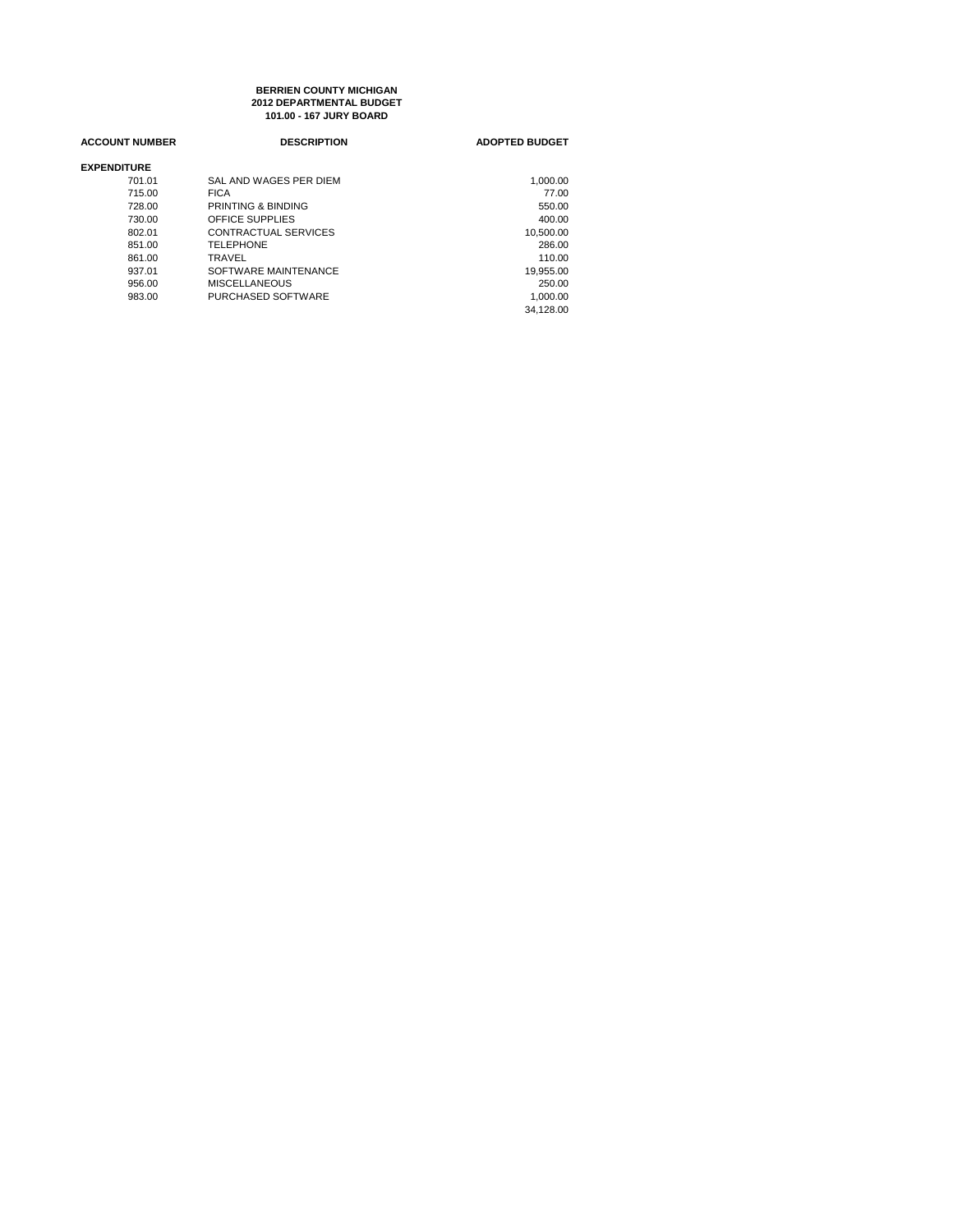**BERRIEN COUNTY MICHIGAN**
**2012 DEPARTMENTAL BUDGET**
**101.00 - 167 JURY BOARD**

| ACCOUNT NUMBER | DESCRIPTION | ADOPTED BUDGET |
|---|---|---|
| **EXPENDITURE** | | |
| 701.01 | SAL AND WAGES PER DIEM | 1,000.00 |
| 715.00 | FICA | 77.00 |
| 728.00 | PRINTING & BINDING | 550.00 |
| 730.00 | OFFICE SUPPLIES | 400.00 |
| 802.01 | CONTRACTUAL SERVICES | 10,500.00 |
| 851.00 | TELEPHONE | 286.00 |
| 861.00 | TRAVEL | 110.00 |
| 937.01 | SOFTWARE MAINTENANCE | 19,955.00 |
| 956.00 | MISCELLANEOUS | 250.00 |
| 983.00 | PURCHASED SOFTWARE | 1,000.00 |
| | | 34,128.00 |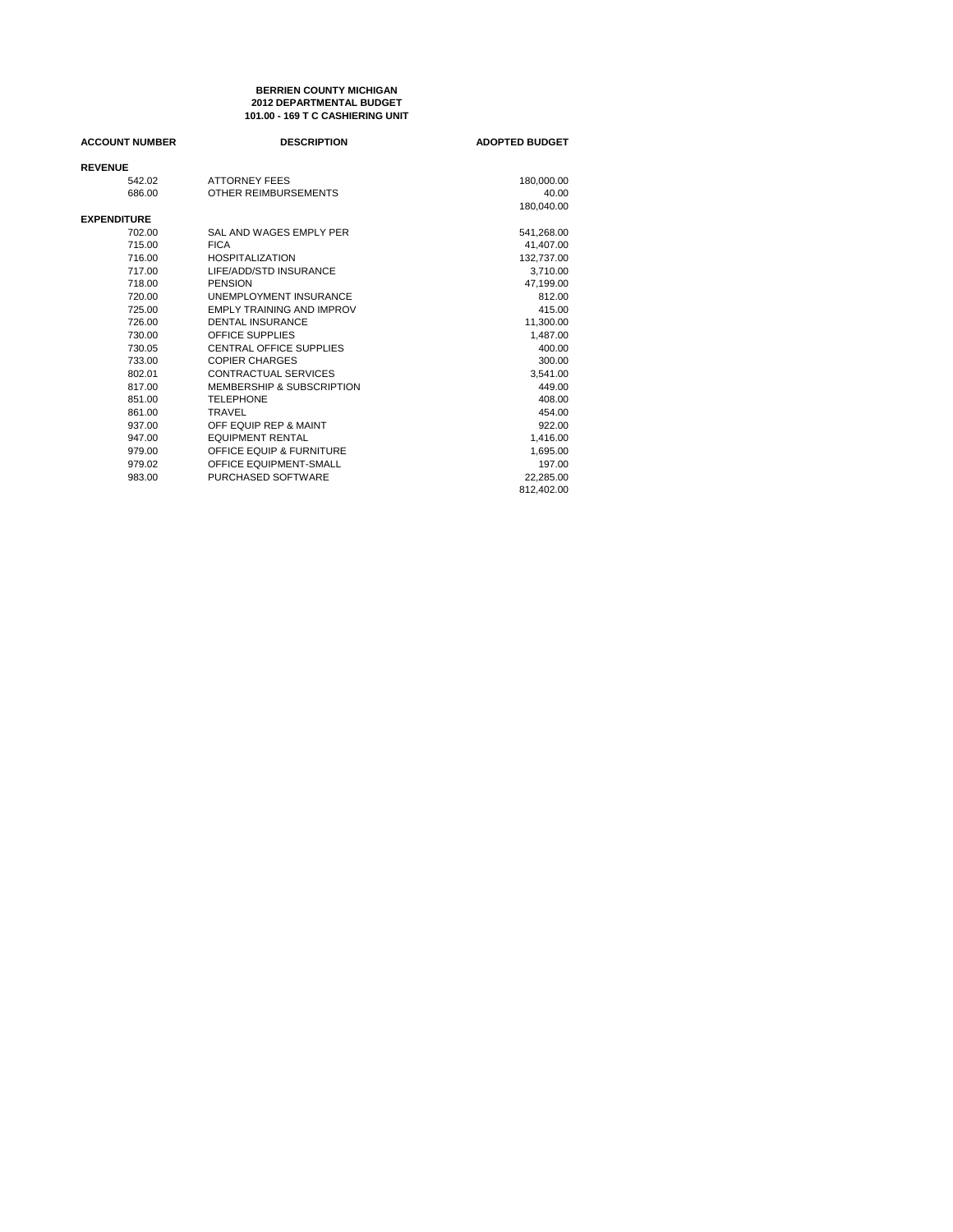**BERRIEN COUNTY MICHIGAN**
**2012 DEPARTMENTAL BUDGET**
**101.00 - 169 T C CASHIERING UNIT**

| ACCOUNT NUMBER | DESCRIPTION | ADOPTED BUDGET |
|---|---|---|
| **REVENUE** | | |
| 542.02 | ATTORNEY FEES | 180,000.00 |
| 686.00 | OTHER REIMBURSEMENTS | 40.00 |
| | | 180,040.00 |
| **EXPENDITURE** | | |
| 702.00 | SAL AND WAGES EMPLY PER | 541,268.00 |
| 715.00 | FICA | 41,407.00 |
| 716.00 | HOSPITALIZATION | 132,737.00 |
| 717.00 | LIFE/ADD/STD INSURANCE | 3,710.00 |
| 718.00 | PENSION | 47,199.00 |
| 720.00 | UNEMPLOYMENT INSURANCE | 812.00 |
| 725.00 | EMPLY TRAINING AND IMPROV | 415.00 |
| 726.00 | DENTAL INSURANCE | 11,300.00 |
| 730.00 | OFFICE SUPPLIES | 1,487.00 |
| 730.05 | CENTRAL OFFICE SUPPLIES | 400.00 |
| 733.00 | COPIER CHARGES | 300.00 |
| 802.01 | CONTRACTUAL SERVICES | 3,541.00 |
| 817.00 | MEMBERSHIP & SUBSCRIPTION | 449.00 |
| 851.00 | TELEPHONE | 408.00 |
| 861.00 | TRAVEL | 454.00 |
| 937.00 | OFF EQUIP REP & MAINT | 922.00 |
| 947.00 | EQUIPMENT RENTAL | 1,416.00 |
| 979.00 | OFFICE EQUIP & FURNITURE | 1,695.00 |
| 979.02 | OFFICE EQUIPMENT-SMALL | 197.00 |
| 983.00 | PURCHASED SOFTWARE | 22,285.00 |
| | | 812,402.00 |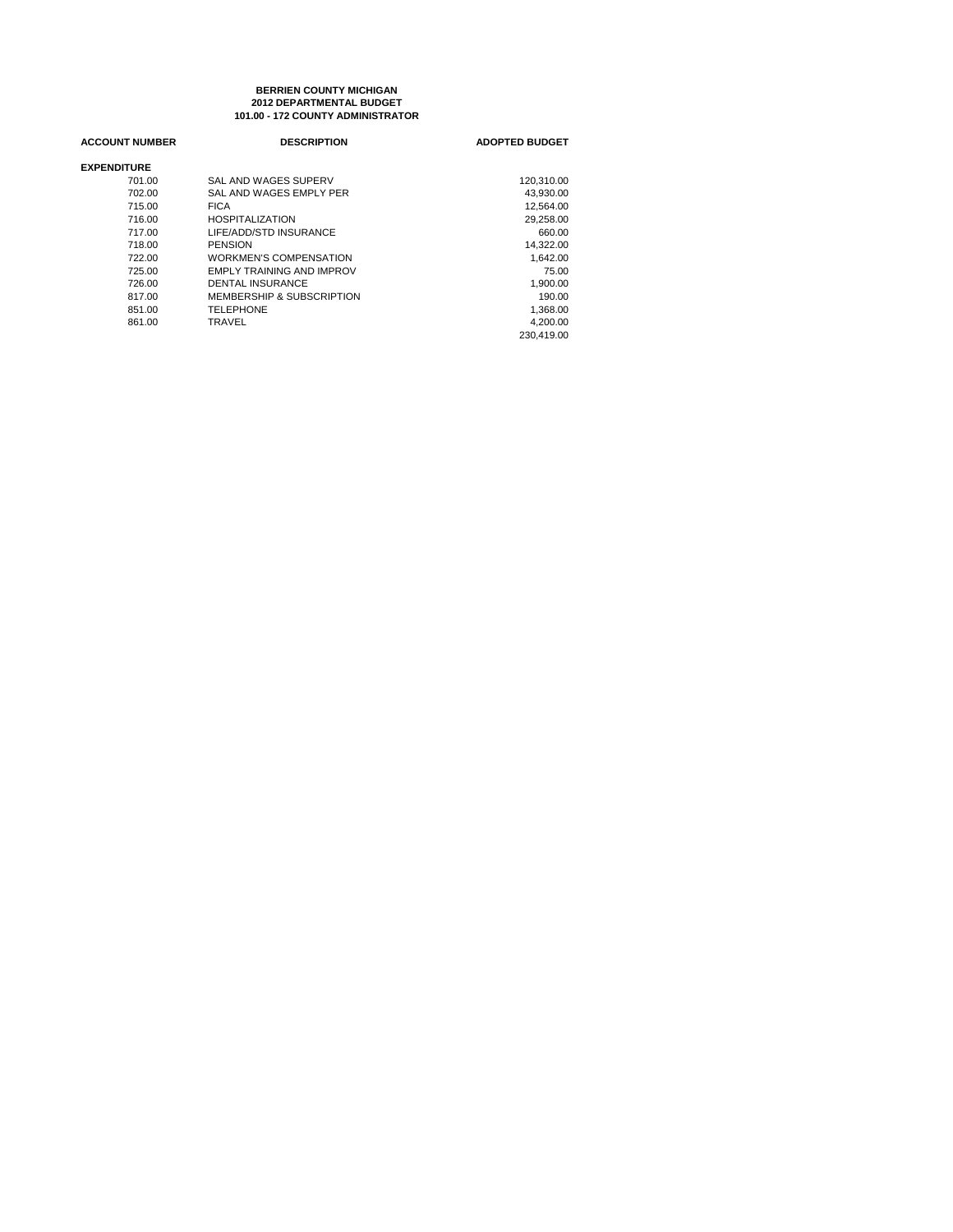**BERRIEN COUNTY MICHIGAN**
**2012 DEPARTMENTAL BUDGET**
**101.00 - 172 COUNTY ADMINISTRATOR**

| ACCOUNT NUMBER | DESCRIPTION | ADOPTED BUDGET |
|---|---|---|
| **EXPENDITURE** | | |
| 701.00 | SAL AND WAGES SUPERV | 120,310.00 |
| 702.00 | SAL AND WAGES EMPLY PER | 43,930.00 |
| 715.00 | FICA | 12,564.00 |
| 716.00 | HOSPITALIZATION | 29,258.00 |
| 717.00 | LIFE/ADD/STD INSURANCE | 660.00 |
| 718.00 | PENSION | 14,322.00 |
| 722.00 | WORKMEN'S COMPENSATION | 1,642.00 |
| 725.00 | EMPLY TRAINING AND IMPROV | 75.00 |
| 726.00 | DENTAL INSURANCE | 1,900.00 |
| 817.00 | MEMBERSHIP & SUBSCRIPTION | 190.00 |
| 851.00 | TELEPHONE | 1,368.00 |
| 861.00 | TRAVEL | 4,200.00 |
| | | 230,419.00 |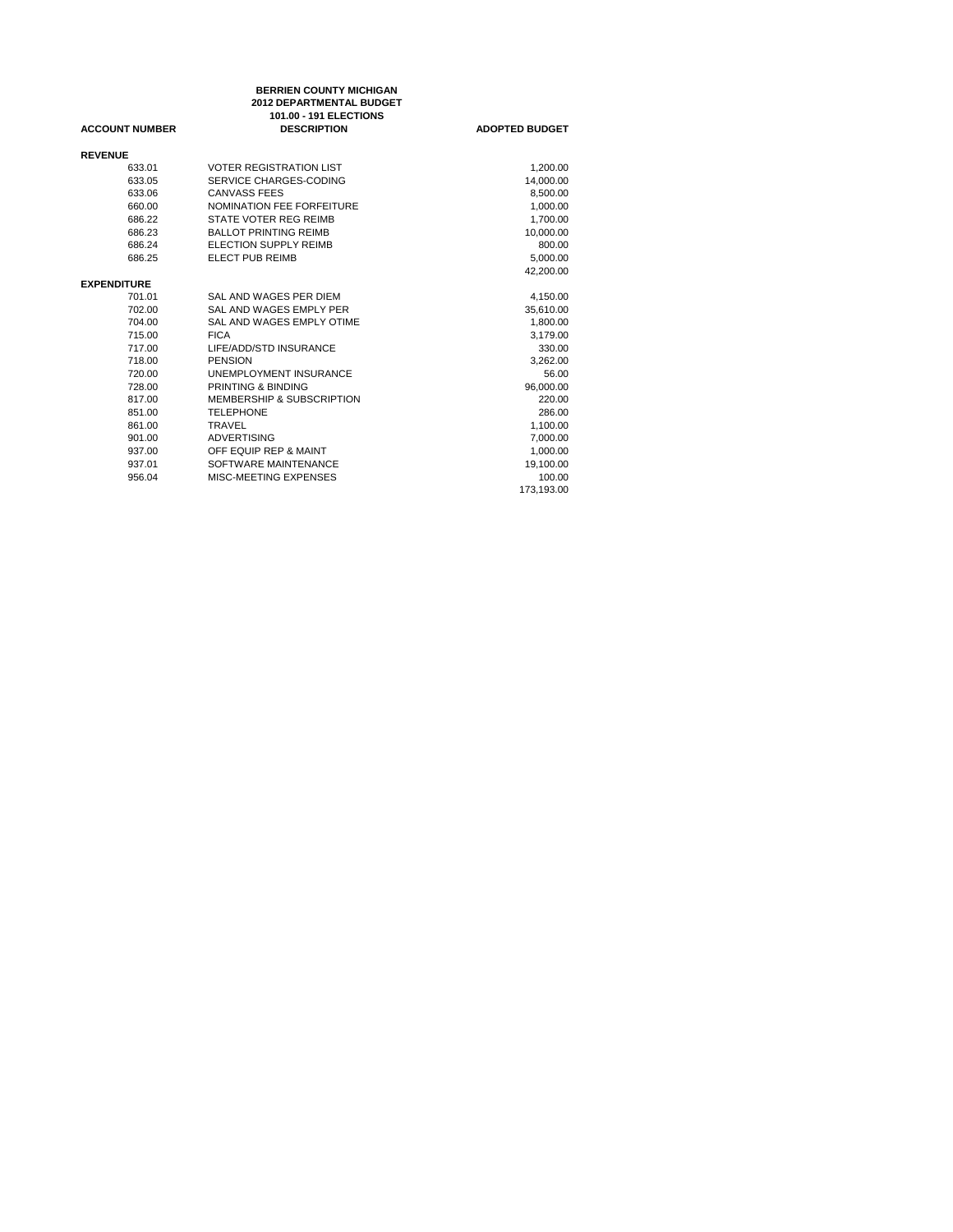**BERRIEN COUNTY MICHIGAN**
**2012 DEPARTMENTAL BUDGET**
**101.00 - 191 ELECTIONS**

| ACCOUNT NUMBER | DESCRIPTION | ADOPTED BUDGET |
|---|---|---|
| **REVENUE** | | |
| 633.01 | VOTER REGISTRATION LIST | 1,200.00 |
| 633.05 | SERVICE CHARGES-CODING | 14,000.00 |
| 633.06 | CANVASS FEES | 8,500.00 |
| 660.00 | NOMINATION FEE FORFEITURE | 1,000.00 |
| 686.22 | STATE VOTER REG REIMB | 1,700.00 |
| 686.23 | BALLOT PRINTING REIMB | 10,000.00 |
| 686.24 | ELECTION SUPPLY REIMB | 800.00 |
| 686.25 | ELECT PUB REIMB | 5,000.00 |
| | | 42,200.00 |
| **EXPENDITURE** | | |
| 701.01 | SAL AND WAGES PER DIEM | 4,150.00 |
| 702.00 | SAL AND WAGES EMPLY PER | 35,610.00 |
| 704.00 | SAL AND WAGES EMPLY OTIME | 1,800.00 |
| 715.00 | FICA | 3,179.00 |
| 717.00 | LIFE/ADD/STD INSURANCE | 330.00 |
| 718.00 | PENSION | 3,262.00 |
| 720.00 | UNEMPLOYMENT INSURANCE | 56.00 |
| 728.00 | PRINTING & BINDING | 96,000.00 |
| 817.00 | MEMBERSHIP & SUBSCRIPTION | 220.00 |
| 851.00 | TELEPHONE | 286.00 |
| 861.00 | TRAVEL | 1,100.00 |
| 901.00 | ADVERTISING | 7,000.00 |
| 937.00 | OFF EQUIP REP & MAINT | 1,000.00 |
| 937.01 | SOFTWARE MAINTENANCE | 19,100.00 |
| 956.04 | MISC-MEETING EXPENSES | 100.00 |
| | | 173,193.00 |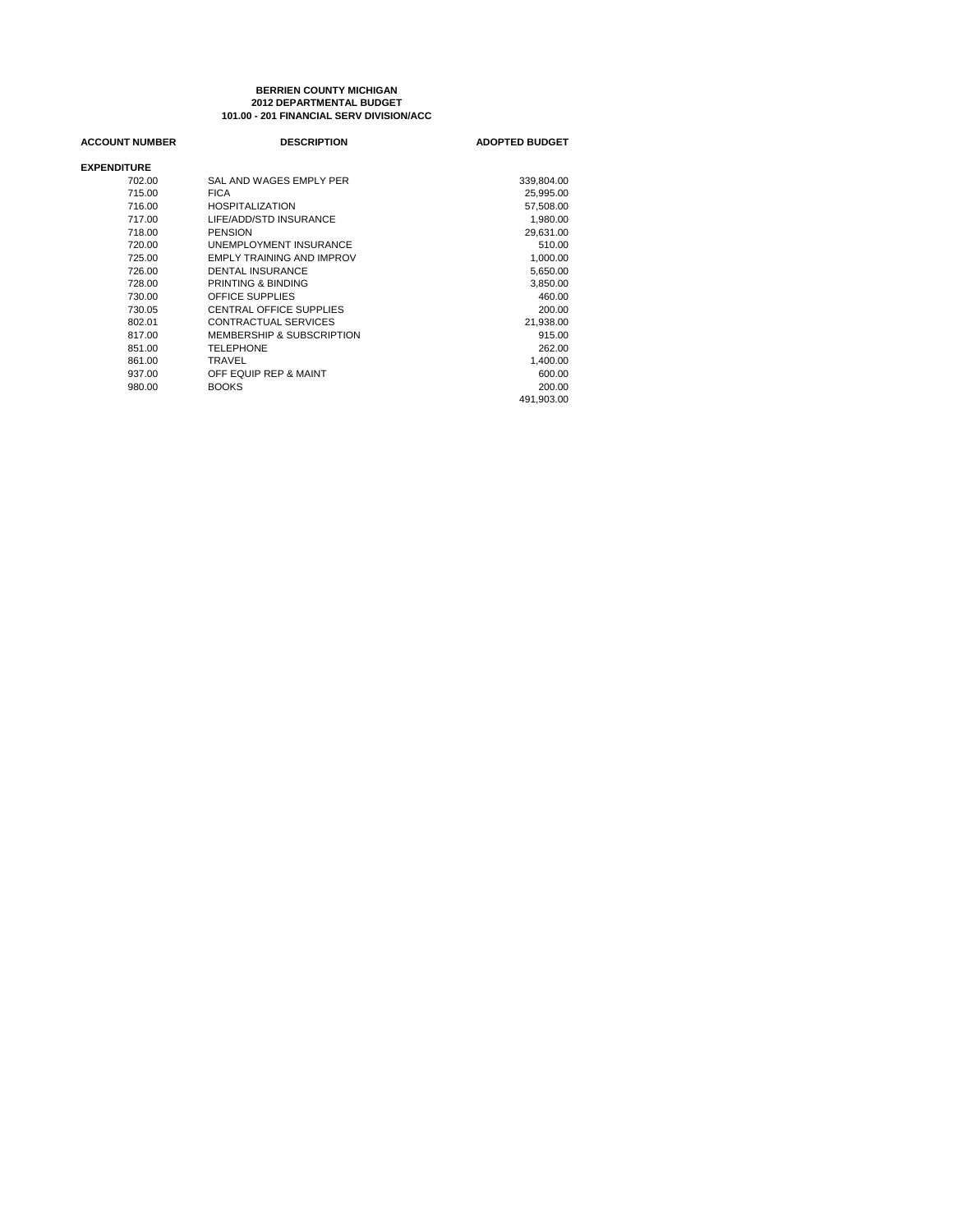**BERRIEN COUNTY MICHIGAN**
**2012 DEPARTMENTAL BUDGET**
**101.00 - 201 FINANCIAL SERV DIVISION/ACC**

| ACCOUNT NUMBER | DESCRIPTION | ADOPTED BUDGET |
|---|---|---|
| **EXPENDITURE** | | |
| 702.00 | SAL AND WAGES EMPLY PER | 339,804.00 |
| 715.00 | FICA | 25,995.00 |
| 716.00 | HOSPITALIZATION | 57,508.00 |
| 717.00 | LIFE/ADD/STD INSURANCE | 1,980.00 |
| 718.00 | PENSION | 29,631.00 |
| 720.00 | UNEMPLOYMENT INSURANCE | 510.00 |
| 725.00 | EMPLY TRAINING AND IMPROV | 1,000.00 |
| 726.00 | DENTAL INSURANCE | 5,650.00 |
| 728.00 | PRINTING & BINDING | 3,850.00 |
| 730.00 | OFFICE SUPPLIES | 460.00 |
| 730.05 | CENTRAL OFFICE SUPPLIES | 200.00 |
| 802.01 | CONTRACTUAL SERVICES | 21,938.00 |
| 817.00 | MEMBERSHIP & SUBSCRIPTION | 915.00 |
| 851.00 | TELEPHONE | 262.00 |
| 861.00 | TRAVEL | 1,400.00 |
| 937.00 | OFF EQUIP REP & MAINT | 600.00 |
| 980.00 | BOOKS | 200.00 |
| | | 491,903.00 |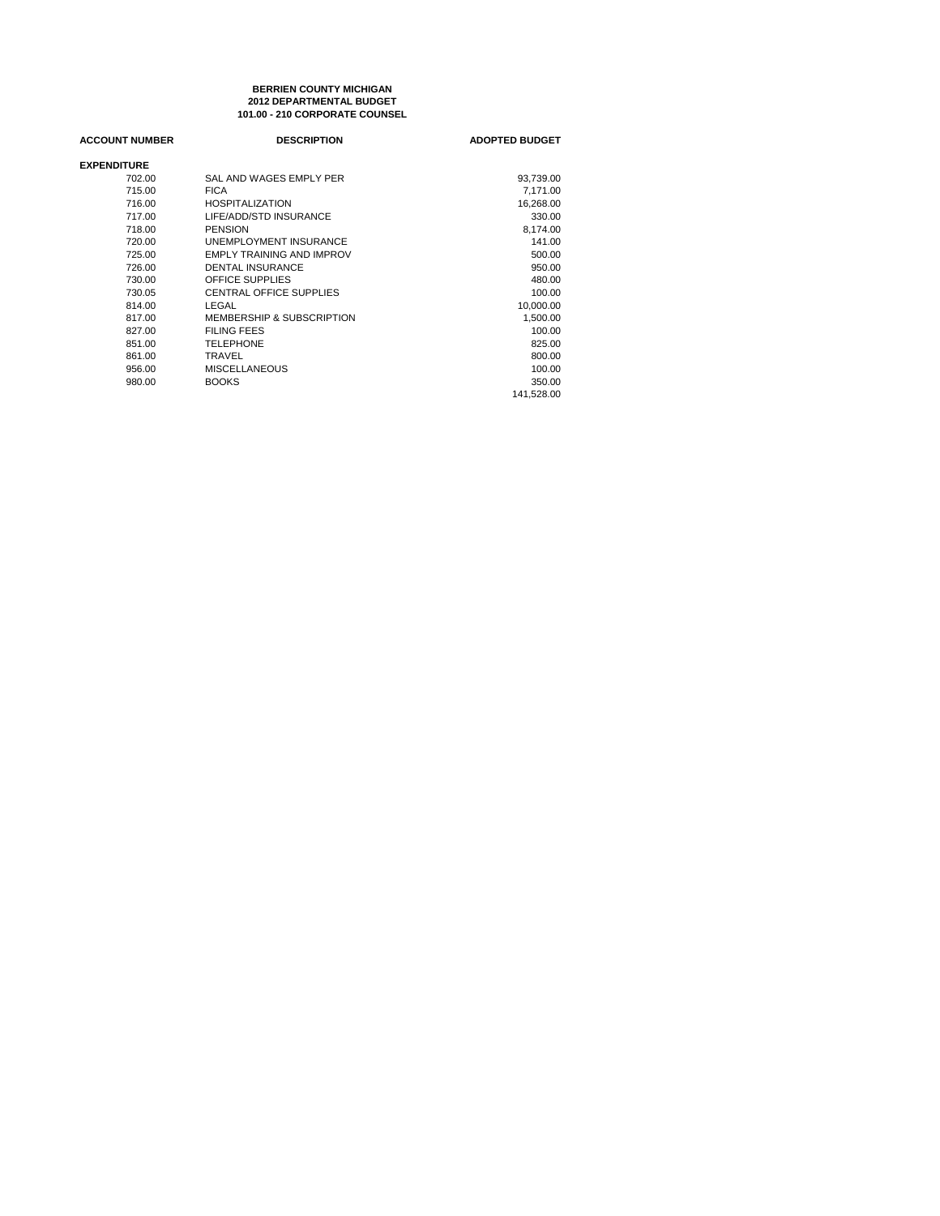**BERRIEN COUNTY MICHIGAN**
**2012 DEPARTMENTAL BUDGET**
**101.00 - 210 CORPORATE COUNSEL**

| ACCOUNT NUMBER | DESCRIPTION | ADOPTED BUDGET |
|---|---|---|
| **EXPENDITURE** | | |
| 702.00 | SAL AND WAGES EMPLY PER | 93,739.00 |
| 715.00 | FICA | 7,171.00 |
| 716.00 | HOSPITALIZATION | 16,268.00 |
| 717.00 | LIFE/ADD/STD INSURANCE | 330.00 |
| 718.00 | PENSION | 8,174.00 |
| 720.00 | UNEMPLOYMENT INSURANCE | 141.00 |
| 725.00 | EMPLY TRAINING AND IMPROV | 500.00 |
| 726.00 | DENTAL INSURANCE | 950.00 |
| 730.00 | OFFICE SUPPLIES | 480.00 |
| 730.05 | CENTRAL OFFICE SUPPLIES | 100.00 |
| 814.00 | LEGAL | 10,000.00 |
| 817.00 | MEMBERSHIP & SUBSCRIPTION | 1,500.00 |
| 827.00 | FILING FEES | 100.00 |
| 851.00 | TELEPHONE | 825.00 |
| 861.00 | TRAVEL | 800.00 |
| 956.00 | MISCELLANEOUS | 100.00 |
| 980.00 | BOOKS | 350.00 |
| | | 141,528.00 |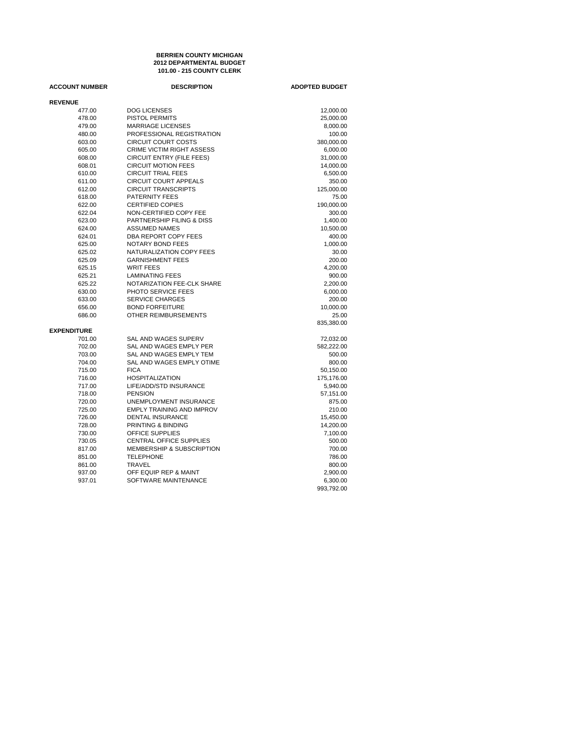**BERRIEN COUNTY MICHIGAN**
**2012 DEPARTMENTAL BUDGET**
**101.00 - 215 COUNTY CLERK**

| ACCOUNT NUMBER | DESCRIPTION | ADOPTED BUDGET |
|---|---|---|
| **REVENUE** | | |
| 477.00 | DOG LICENSES | 12,000.00 |
| 478.00 | PISTOL PERMITS | 25,000.00 |
| 479.00 | MARRIAGE LICENSES | 8,000.00 |
| 480.00 | PROFESSIONAL REGISTRATION | 100.00 |
| 603.00 | CIRCUIT COURT COSTS | 380,000.00 |
| 605.00 | CRIME VICTIM RIGHT ASSESS | 6,000.00 |
| 608.00 | CIRCUIT ENTRY (FILE FEES) | 31,000.00 |
| 608.01 | CIRCUIT MOTION FEES | 14,000.00 |
| 610.00 | CIRCUIT TRIAL FEES | 6,500.00 |
| 611.00 | CIRCUIT COURT APPEALS | 350.00 |
| 612.00 | CIRCUIT TRANSCRIPTS | 125,000.00 |
| 618.00 | PATERNITY FEES | 75.00 |
| 622.00 | CERTIFIED COPIES | 190,000.00 |
| 622.04 | NON-CERTIFIED COPY FEE | 300.00 |
| 623.00 | PARTNERSHIP FILING & DISS | 1,400.00 |
| 624.00 | ASSUMED NAMES | 10,500.00 |
| 624.01 | DBA REPORT COPY FEES | 400.00 |
| 625.00 | NOTARY BOND FEES | 1,000.00 |
| 625.02 | NATURALIZATION COPY FEES | 30.00 |
| 625.09 | GARNISHMENT FEES | 200.00 |
| 625.15 | WRIT FEES | 4,200.00 |
| 625.21 | LAMINATING FEES | 900.00 |
| 625.22 | NOTARIZATION FEE-CLK SHARE | 2,200.00 |
| 630.00 | PHOTO SERVICE FEES | 6,000.00 |
| 633.00 | SERVICE CHARGES | 200.00 |
| 656.00 | BOND FORFEITURE | 10,000.00 |
| 686.00 | OTHER REIMBURSEMENTS | 25.00 |
| | | 835,380.00 |
| **EXPENDITURE** | | |
| 701.00 | SAL AND WAGES SUPERV | 72,032.00 |
| 702.00 | SAL AND WAGES EMPLY PER | 582,222.00 |
| 703.00 | SAL AND WAGES EMPLY TEM | 500.00 |
| 704.00 | SAL AND WAGES EMPLY OTIME | 800.00 |
| 715.00 | FICA | 50,150.00 |
| 716.00 | HOSPITALIZATION | 175,176.00 |
| 717.00 | LIFE/ADD/STD INSURANCE | 5,940.00 |
| 718.00 | PENSION | 57,151.00 |
| 720.00 | UNEMPLOYMENT INSURANCE | 875.00 |
| 725.00 | EMPLY TRAINING AND IMPROV | 210.00 |
| 726.00 | DENTAL INSURANCE | 15,450.00 |
| 728.00 | PRINTING & BINDING | 14,200.00 |
| 730.00 | OFFICE SUPPLIES | 7,100.00 |
| 730.05 | CENTRAL OFFICE SUPPLIES | 500.00 |
| 817.00 | MEMBERSHIP & SUBSCRIPTION | 700.00 |
| 851.00 | TELEPHONE | 786.00 |
| 861.00 | TRAVEL | 800.00 |
| 937.00 | OFF EQUIP REP & MAINT | 2,900.00 |
| 937.01 | SOFTWARE MAINTENANCE | 6,300.00 |
| | | 993,792.00 |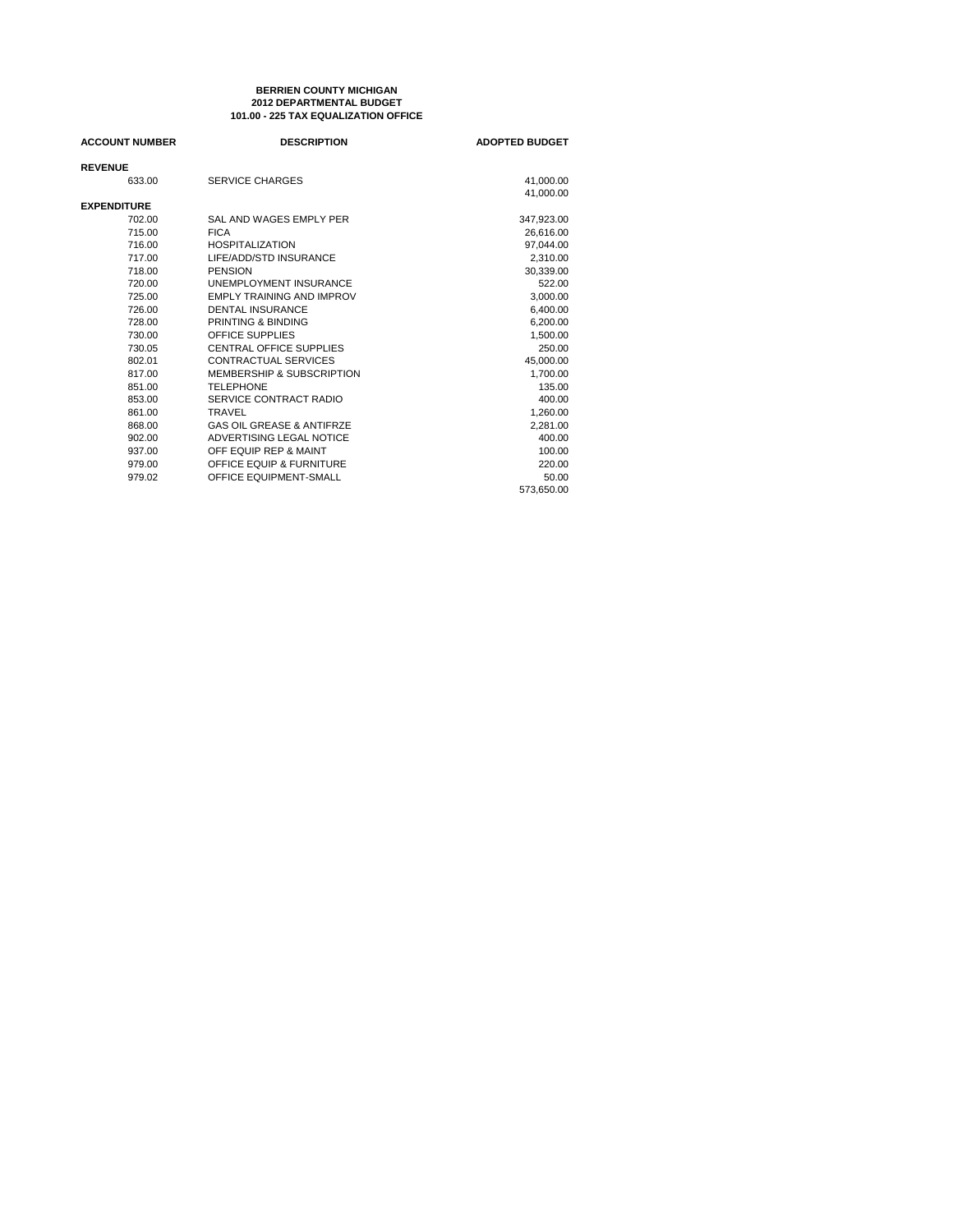**BERRIEN COUNTY MICHIGAN**
**2012 DEPARTMENTAL BUDGET**
**101.00 - 225 TAX EQUALIZATION OFFICE**

| ACCOUNT NUMBER | DESCRIPTION | ADOPTED BUDGET |
|---|---|---|
| **REVENUE** | | |
| 633.00 | SERVICE CHARGES | 41,000.00 |
| | | 41,000.00 |
| **EXPENDITURE** | | |
| 702.00 | SAL AND WAGES EMPLY PER | 347,923.00 |
| 715.00 | FICA | 26,616.00 |
| 716.00 | HOSPITALIZATION | 97,044.00 |
| 717.00 | LIFE/ADD/STD INSURANCE | 2,310.00 |
| 718.00 | PENSION | 30,339.00 |
| 720.00 | UNEMPLOYMENT INSURANCE | 522.00 |
| 725.00 | EMPLY TRAINING AND IMPROV | 3,000.00 |
| 726.00 | DENTAL INSURANCE | 6,400.00 |
| 728.00 | PRINTING & BINDING | 6,200.00 |
| 730.00 | OFFICE SUPPLIES | 1,500.00 |
| 730.05 | CENTRAL OFFICE SUPPLIES | 250.00 |
| 802.01 | CONTRACTUAL SERVICES | 45,000.00 |
| 817.00 | MEMBERSHIP & SUBSCRIPTION | 1,700.00 |
| 851.00 | TELEPHONE | 135.00 |
| 853.00 | SERVICE CONTRACT RADIO | 400.00 |
| 861.00 | TRAVEL | 1,260.00 |
| 868.00 | GAS OIL GREASE & ANTIFRZE | 2,281.00 |
| 902.00 | ADVERTISING LEGAL NOTICE | 400.00 |
| 937.00 | OFF EQUIP REP & MAINT | 100.00 |
| 979.00 | OFFICE EQUIP & FURNITURE | 220.00 |
| 979.02 | OFFICE EQUIPMENT-SMALL | 50.00 |
| | | 573,650.00 |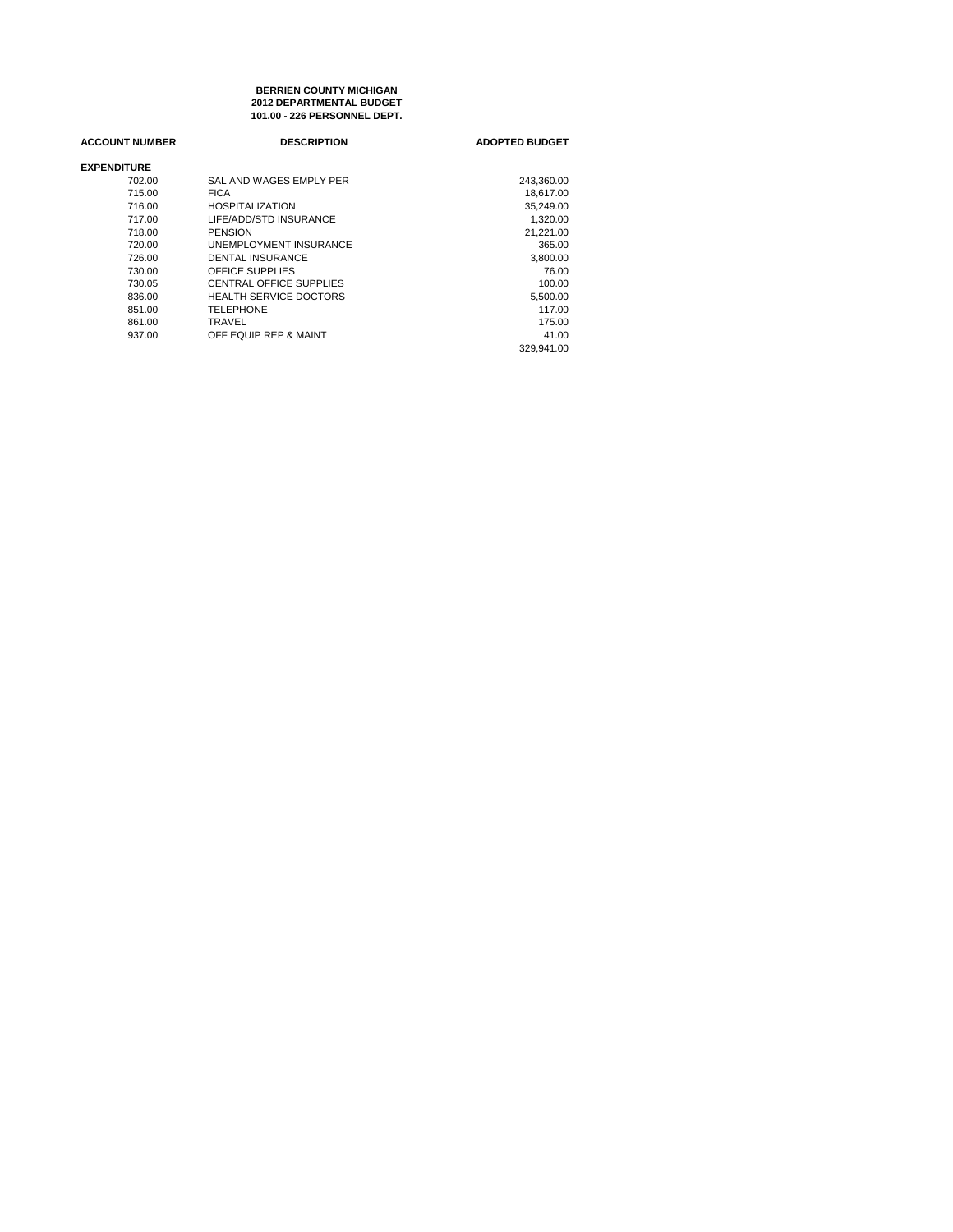**BERRIEN COUNTY MICHIGAN**
**2012 DEPARTMENTAL BUDGET**
**101.00 - 226 PERSONNEL DEPT.**

| ACCOUNT NUMBER | DESCRIPTION | ADOPTED BUDGET |
|---|---|---|
| **EXPENDITURE** | | |
| 702.00 | SAL AND WAGES EMPLY PER | 243,360.00 |
| 715.00 | FICA | 18,617.00 |
| 716.00 | HOSPITALIZATION | 35,249.00 |
| 717.00 | LIFE/ADD/STD INSURANCE | 1,320.00 |
| 718.00 | PENSION | 21,221.00 |
| 720.00 | UNEMPLOYMENT INSURANCE | 365.00 |
| 726.00 | DENTAL INSURANCE | 3,800.00 |
| 730.00 | OFFICE SUPPLIES | 76.00 |
| 730.05 | CENTRAL OFFICE SUPPLIES | 100.00 |
| 836.00 | HEALTH SERVICE DOCTORS | 5,500.00 |
| 851.00 | TELEPHONE | 117.00 |
| 861.00 | TRAVEL | 175.00 |
| 937.00 | OFF EQUIP REP & MAINT | 41.00 |
| | | 329,941.00 |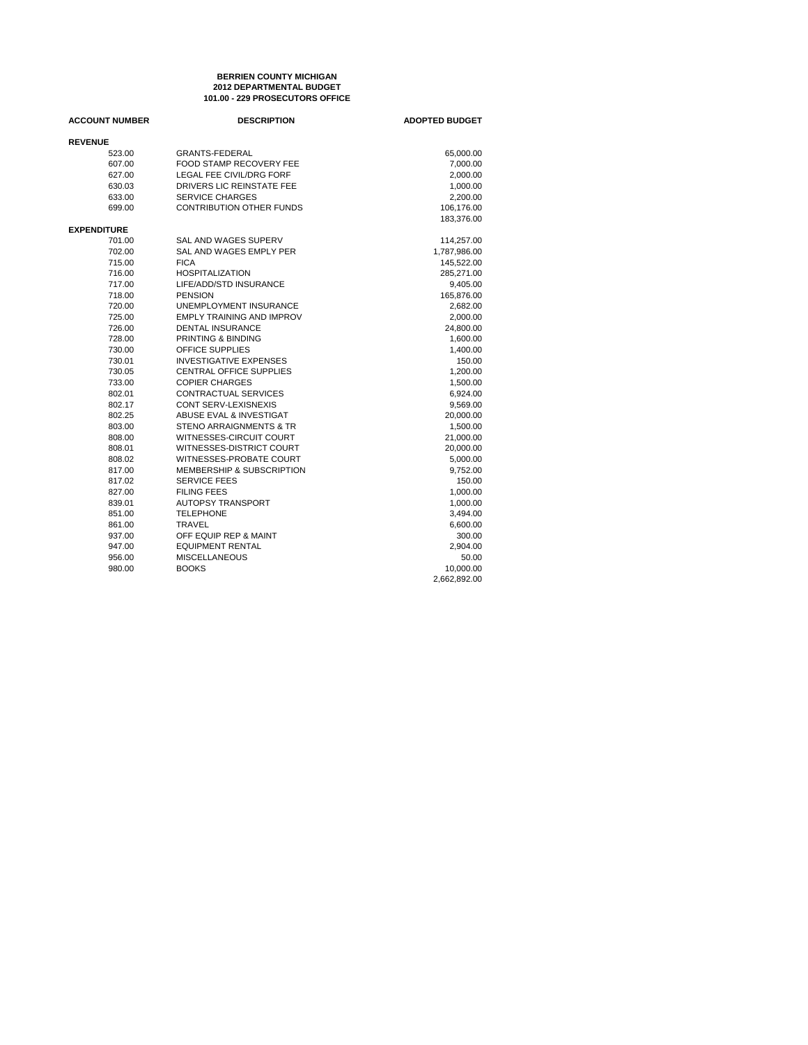**BERRIEN COUNTY MICHIGAN**
**2012 DEPARTMENTAL BUDGET**
**101.00 - 229 PROSECUTORS OFFICE**

| ACCOUNT NUMBER | DESCRIPTION | ADOPTED BUDGET |
|---|---|---|
| **REVENUE** | | |
| 523.00 | GRANTS-FEDERAL | 65,000.00 |
| 607.00 | FOOD STAMP RECOVERY FEE | 7,000.00 |
| 627.00 | LEGAL FEE CIVIL/DRG FORF | 2,000.00 |
| 630.03 | DRIVERS LIC REINSTATE FEE | 1,000.00 |
| 633.00 | SERVICE CHARGES | 2,200.00 |
| 699.00 | CONTRIBUTION OTHER FUNDS | 106,176.00 |
| | | 183,376.00 |
| **EXPENDITURE** | | |
| 701.00 | SAL AND WAGES SUPERV | 114,257.00 |
| 702.00 | SAL AND WAGES EMPLY PER | 1,787,986.00 |
| 715.00 | FICA | 145,522.00 |
| 716.00 | HOSPITALIZATION | 285,271.00 |
| 717.00 | LIFE/ADD/STD INSURANCE | 9,405.00 |
| 718.00 | PENSION | 165,876.00 |
| 720.00 | UNEMPLOYMENT INSURANCE | 2,682.00 |
| 725.00 | EMPLY TRAINING AND IMPROV | 2,000.00 |
| 726.00 | DENTAL INSURANCE | 24,800.00 |
| 728.00 | PRINTING & BINDING | 1,600.00 |
| 730.00 | OFFICE SUPPLIES | 1,400.00 |
| 730.01 | INVESTIGATIVE EXPENSES | 150.00 |
| 730.05 | CENTRAL OFFICE SUPPLIES | 1,200.00 |
| 733.00 | COPIER CHARGES | 1,500.00 |
| 802.01 | CONTRACTUAL SERVICES | 6,924.00 |
| 802.17 | CONT SERV-LEXISNEXIS | 9,569.00 |
| 802.25 | ABUSE EVAL & INVESTIGAT | 20,000.00 |
| 803.00 | STENO ARRAIGNMENTS & TR | 1,500.00 |
| 808.00 | WITNESSES-CIRCUIT COURT | 21,000.00 |
| 808.01 | WITNESSES-DISTRICT COURT | 20,000.00 |
| 808.02 | WITNESSES-PROBATE COURT | 5,000.00 |
| 817.00 | MEMBERSHIP & SUBSCRIPTION | 9,752.00 |
| 817.02 | SERVICE FEES | 150.00 |
| 827.00 | FILING FEES | 1,000.00 |
| 839.01 | AUTOPSY TRANSPORT | 1,000.00 |
| 851.00 | TELEPHONE | 3,494.00 |
| 861.00 | TRAVEL | 6,600.00 |
| 937.00 | OFF EQUIP REP & MAINT | 300.00 |
| 947.00 | EQUIPMENT RENTAL | 2,904.00 |
| 956.00 | MISCELLANEOUS | 50.00 |
| 980.00 | BOOKS | 10,000.00 |
| | | 2,662,892.00 |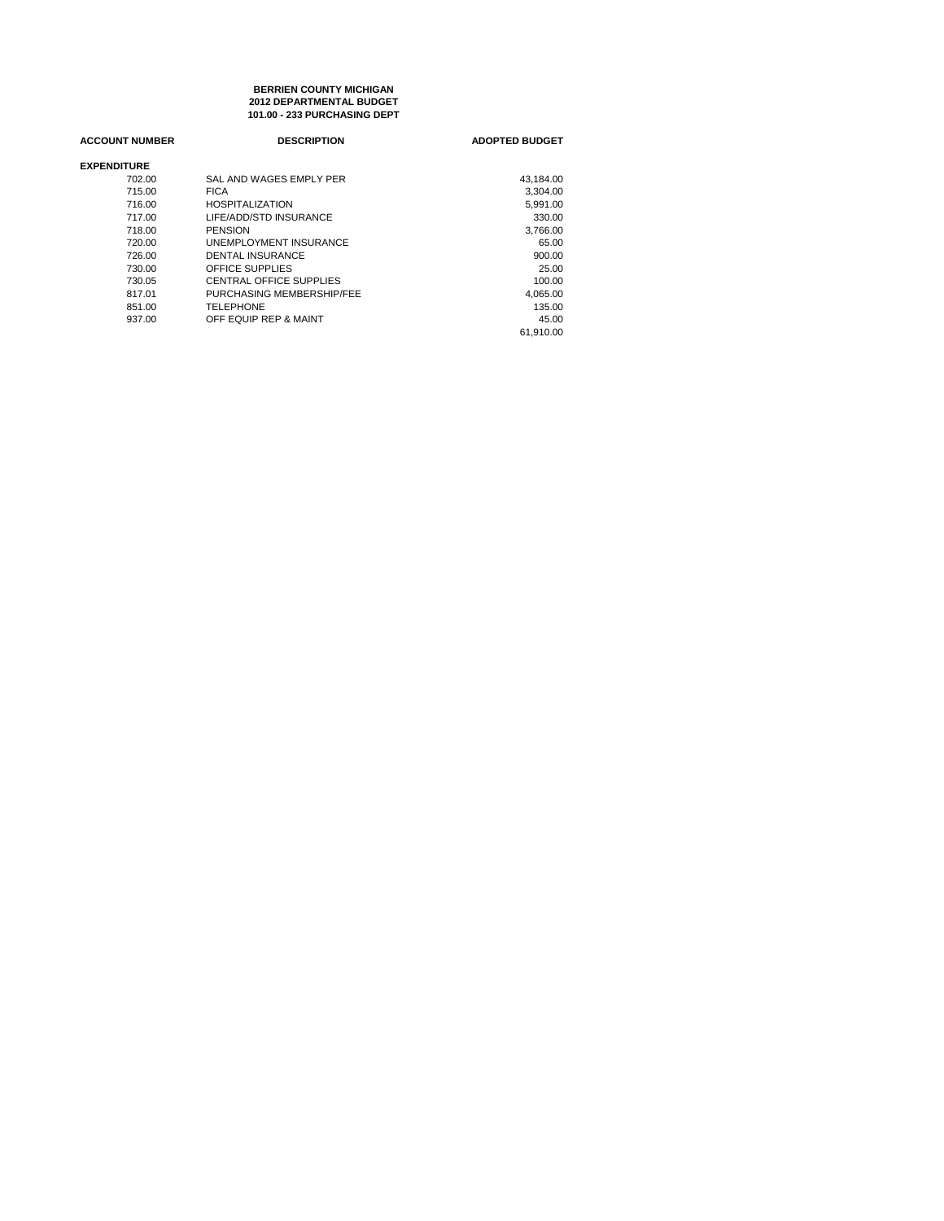**BERRIEN COUNTY MICHIGAN**
**2012 DEPARTMENTAL BUDGET**
**101.00 - 233 PURCHASING DEPT**

| ACCOUNT NUMBER | DESCRIPTION | ADOPTED BUDGET |
|---|---|---|
| **EXPENDITURE** | | |
| 702.00 | SAL AND WAGES EMPLY PER | 43,184.00 |
| 715.00 | FICA | 3,304.00 |
| 716.00 | HOSPITALIZATION | 5,991.00 |
| 717.00 | LIFE/ADD/STD INSURANCE | 330.00 |
| 718.00 | PENSION | 3,766.00 |
| 720.00 | UNEMPLOYMENT INSURANCE | 65.00 |
| 726.00 | DENTAL INSURANCE | 900.00 |
| 730.00 | OFFICE SUPPLIES | 25.00 |
| 730.05 | CENTRAL OFFICE SUPPLIES | 100.00 |
| 817.01 | PURCHASING MEMBERSHIP/FEE | 4,065.00 |
| 851.00 | TELEPHONE | 135.00 |
| 937.00 | OFF EQUIP REP & MAINT | 45.00 |
| | | 61,910.00 |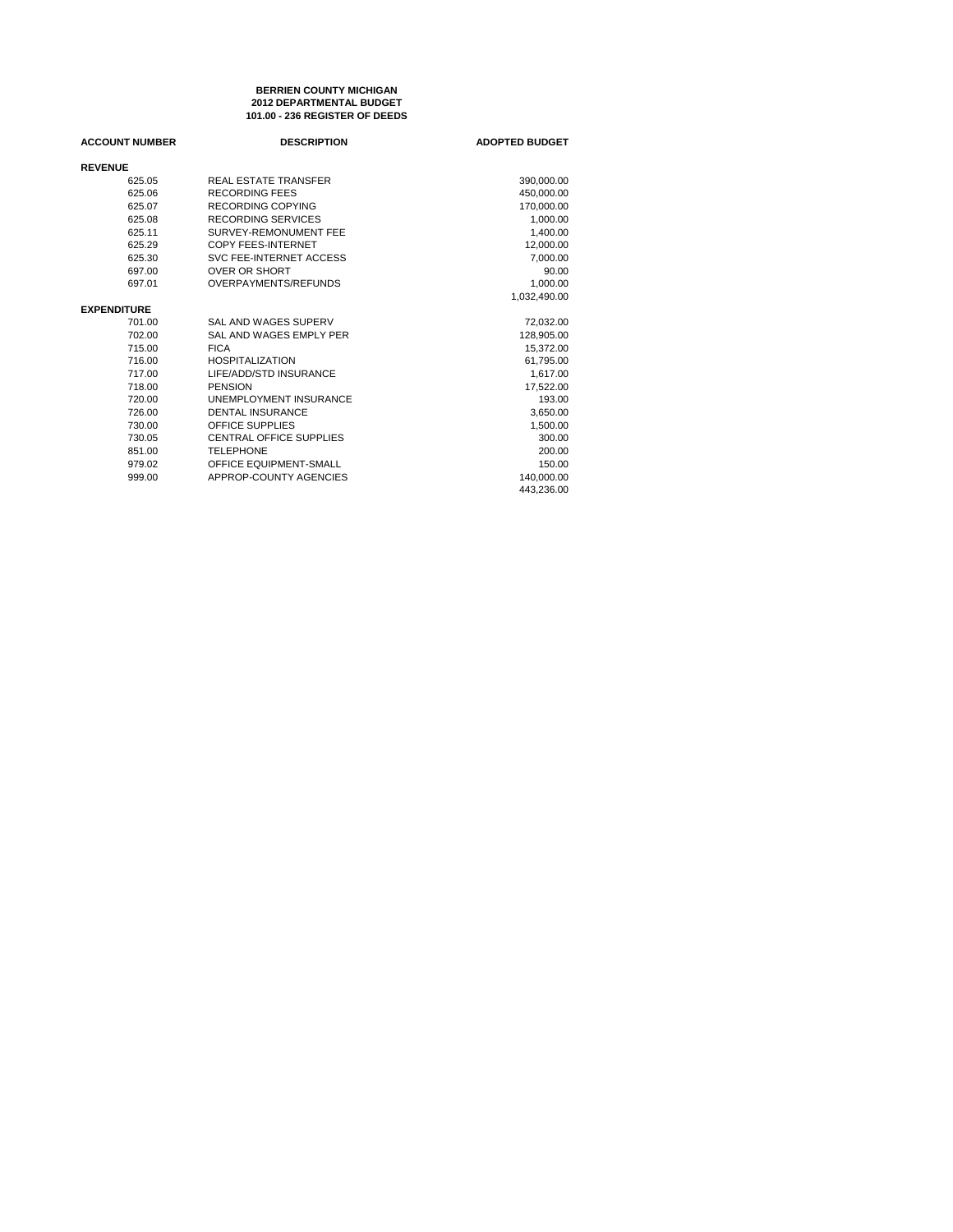**BERRIEN COUNTY MICHIGAN**
**2012 DEPARTMENTAL BUDGET**
**101.00 - 236 REGISTER OF DEEDS**

| ACCOUNT NUMBER | DESCRIPTION | ADOPTED BUDGET |
|---|---|---|
| **REVENUE** | | |
| 625.05 | REAL ESTATE TRANSFER | 390,000.00 |
| 625.06 | RECORDING FEES | 450,000.00 |
| 625.07 | RECORDING COPYING | 170,000.00 |
| 625.08 | RECORDING SERVICES | 1,000.00 |
| 625.11 | SURVEY-REMONUMENT FEE | 1,400.00 |
| 625.29 | COPY FEES-INTERNET | 12,000.00 |
| 625.30 | SVC FEE-INTERNET ACCESS | 7,000.00 |
| 697.00 | OVER OR SHORT | 90.00 |
| 697.01 | OVERPAYMENTS/REFUNDS | 1,000.00 |
| | | 1,032,490.00 |
| **EXPENDITURE** | | |
| 701.00 | SAL AND WAGES SUPERV | 72,032.00 |
| 702.00 | SAL AND WAGES EMPLY PER | 128,905.00 |
| 715.00 | FICA | 15,372.00 |
| 716.00 | HOSPITALIZATION | 61,795.00 |
| 717.00 | LIFE/ADD/STD INSURANCE | 1,617.00 |
| 718.00 | PENSION | 17,522.00 |
| 720.00 | UNEMPLOYMENT INSURANCE | 193.00 |
| 726.00 | DENTAL INSURANCE | 3,650.00 |
| 730.00 | OFFICE SUPPLIES | 1,500.00 |
| 730.05 | CENTRAL OFFICE SUPPLIES | 300.00 |
| 851.00 | TELEPHONE | 200.00 |
| 979.02 | OFFICE EQUIPMENT-SMALL | 150.00 |
| 999.00 | APPROP-COUNTY AGENCIES | 140,000.00 |
| | | 443,236.00 |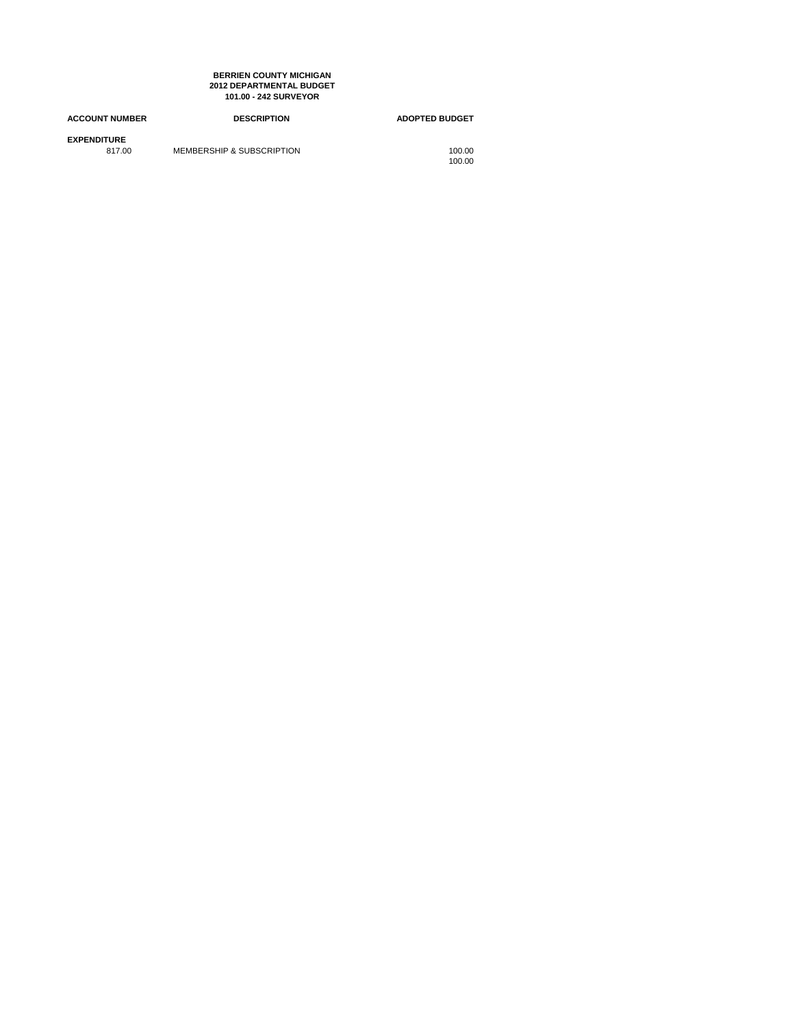**BERRIEN COUNTY MICHIGAN**
**2012 DEPARTMENTAL BUDGET**
**101.00 - 242 SURVEYOR**

| ACCOUNT NUMBER | DESCRIPTION | ADOPTED BUDGET |
|---|---|---|
| **EXPENDITURE** | | |
| 817.00 | MEMBERSHIP & SUBSCRIPTION | 100.00 |
| | | 100.00 |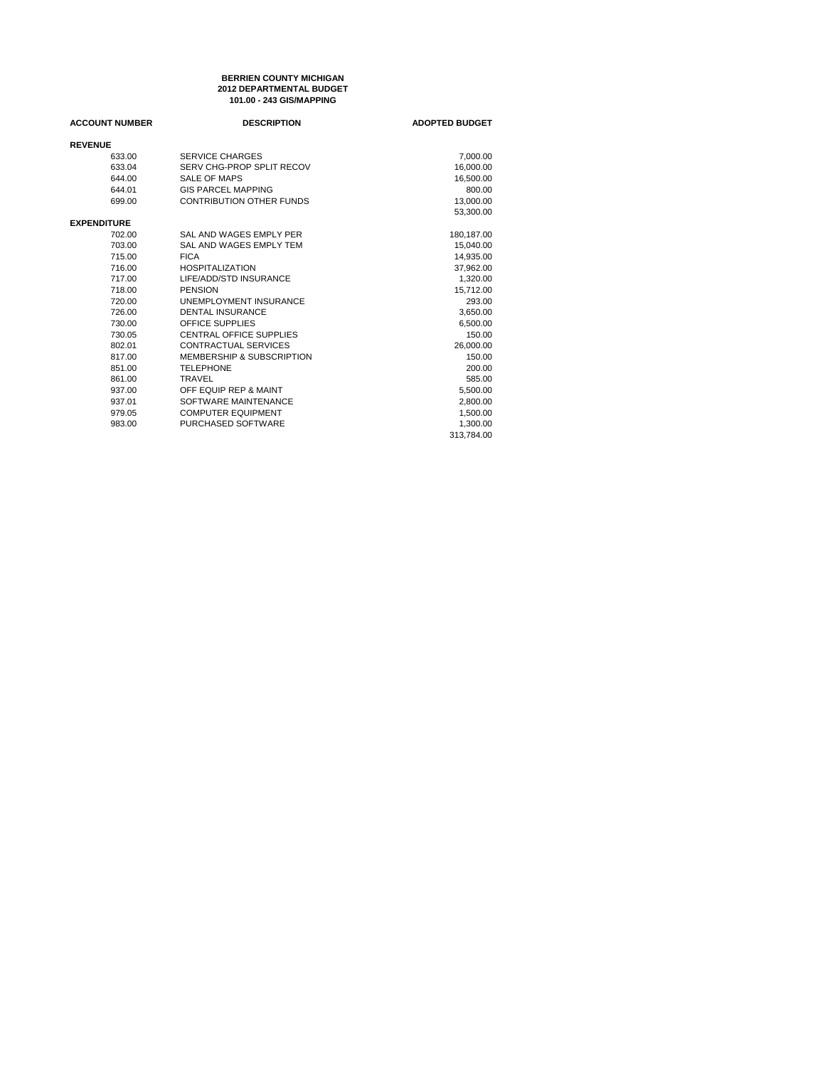**BERRIEN COUNTY MICHIGAN**
**2012 DEPARTMENTAL BUDGET**
**101.00 - 243 GIS/MAPPING**

| ACCOUNT NUMBER | DESCRIPTION | ADOPTED BUDGET |
|---|---|---|
| **REVENUE** | | |
| 633.00 | SERVICE CHARGES | 7,000.00 |
| 633.04 | SERV CHG-PROP SPLIT RECOV | 16,000.00 |
| 644.00 | SALE OF MAPS | 16,500.00 |
| 644.01 | GIS PARCEL MAPPING | 800.00 |
| 699.00 | CONTRIBUTION OTHER FUNDS | 13,000.00 |
| | | 53,300.00 |
| **EXPENDITURE** | | |
| 702.00 | SAL AND WAGES EMPLY PER | 180,187.00 |
| 703.00 | SAL AND WAGES EMPLY TEM | 15,040.00 |
| 715.00 | FICA | 14,935.00 |
| 716.00 | HOSPITALIZATION | 37,962.00 |
| 717.00 | LIFE/ADD/STD INSURANCE | 1,320.00 |
| 718.00 | PENSION | 15,712.00 |
| 720.00 | UNEMPLOYMENT INSURANCE | 293.00 |
| 726.00 | DENTAL INSURANCE | 3,650.00 |
| 730.00 | OFFICE SUPPLIES | 6,500.00 |
| 730.05 | CENTRAL OFFICE SUPPLIES | 150.00 |
| 802.01 | CONTRACTUAL SERVICES | 26,000.00 |
| 817.00 | MEMBERSHIP & SUBSCRIPTION | 150.00 |
| 851.00 | TELEPHONE | 200.00 |
| 861.00 | TRAVEL | 585.00 |
| 937.00 | OFF EQUIP REP & MAINT | 5,500.00 |
| 937.01 | SOFTWARE MAINTENANCE | 2,800.00 |
| 979.05 | COMPUTER EQUIPMENT | 1,500.00 |
| 983.00 | PURCHASED SOFTWARE | 1,300.00 |
| | | 313,784.00 |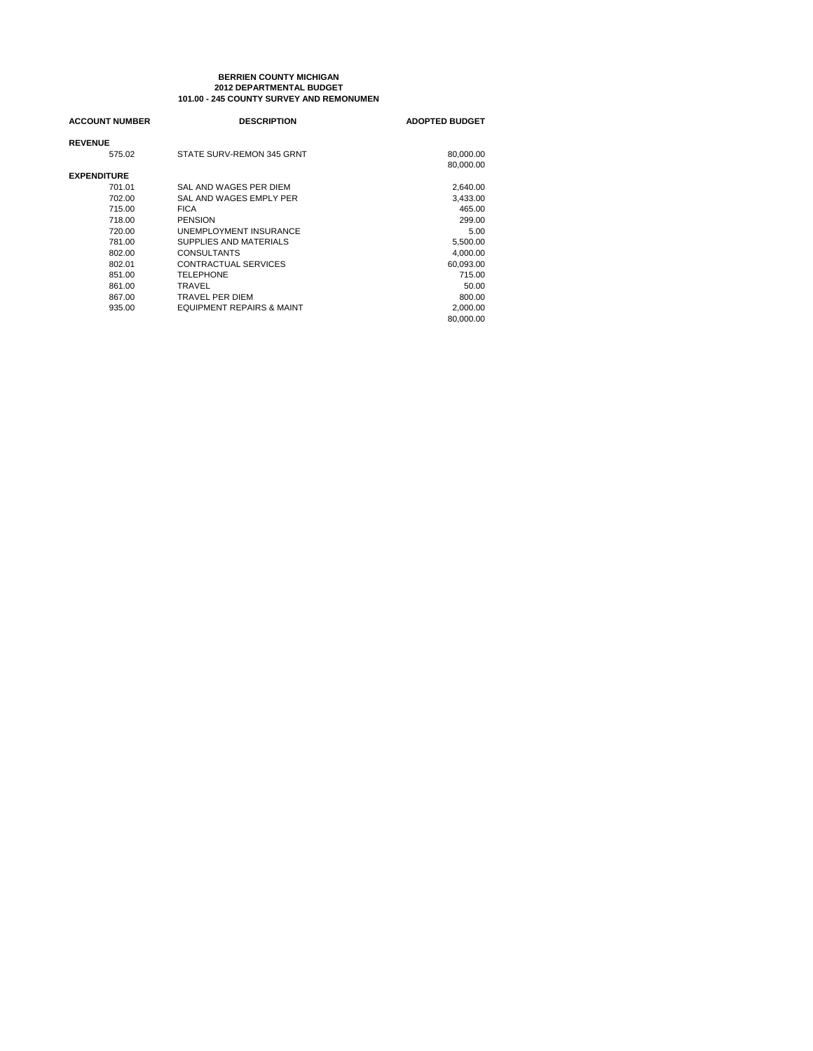**BERRIEN COUNTY MICHIGAN**
**2012 DEPARTMENTAL BUDGET**
**101.00 - 245 COUNTY SURVEY AND REMONUMEN**

| ACCOUNT NUMBER | DESCRIPTION | ADOPTED BUDGET |
|---|---|---|
| **REVENUE** | | |
| 575.02 | STATE SURV-REMON 345 GRNT | 80,000.00 |
| | | 80,000.00 |
| **EXPENDITURE** | | |
| 701.01 | SAL AND WAGES PER DIEM | 2,640.00 |
| 702.00 | SAL AND WAGES EMPLY PER | 3,433.00 |
| 715.00 | FICA | 465.00 |
| 718.00 | PENSION | 299.00 |
| 720.00 | UNEMPLOYMENT INSURANCE | 5.00 |
| 781.00 | SUPPLIES AND MATERIALS | 5,500.00 |
| 802.00 | CONSULTANTS | 4,000.00 |
| 802.01 | CONTRACTUAL SERVICES | 60,093.00 |
| 851.00 | TELEPHONE | 715.00 |
| 861.00 | TRAVEL | 50.00 |
| 867.00 | TRAVEL PER DIEM | 800.00 |
| 935.00 | EQUIPMENT REPAIRS & MAINT | 2,000.00 |
| | | 80,000.00 |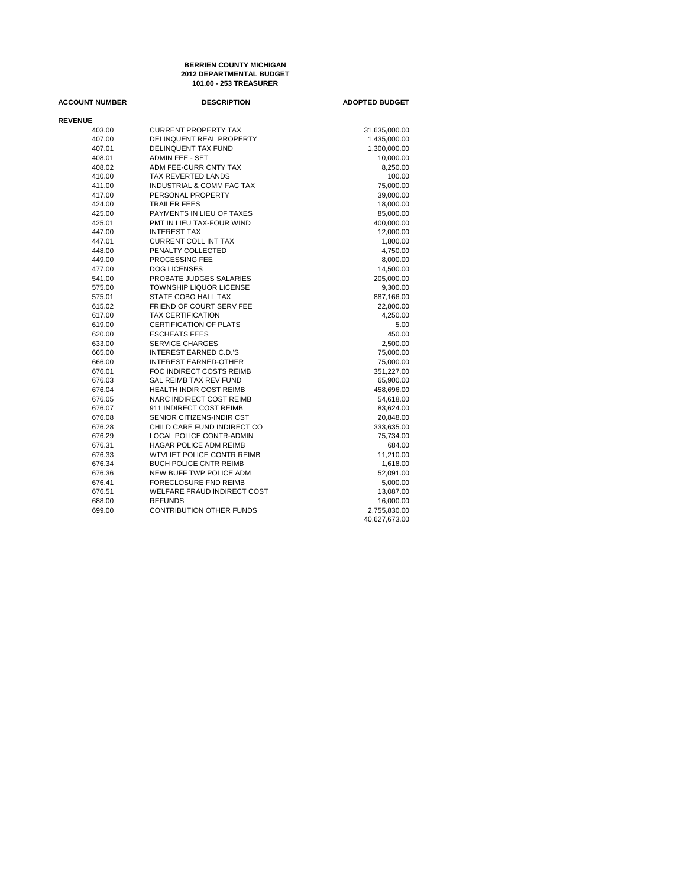**BERRIEN COUNTY MICHIGAN**
**2012 DEPARTMENTAL BUDGET**
**101.00 - 253 TREASURER**

| ACCOUNT NUMBER | DESCRIPTION | ADOPTED BUDGET |
|---|---|---|
| **REVENUE** | | |
| 403.00 | CURRENT PROPERTY TAX | 31,635,000.00 |
| 407.00 | DELINQUENT REAL PROPERTY | 1,435,000.00 |
| 407.01 | DELINQUENT TAX FUND | 1,300,000.00 |
| 408.01 | ADMIN FEE - SET | 10,000.00 |
| 408.02 | ADM FEE-CURR CNTY TAX | 8,250.00 |
| 410.00 | TAX REVERTED LANDS | 100.00 |
| 411.00 | INDUSTRIAL & COMM FAC TAX | 75,000.00 |
| 417.00 | PERSONAL PROPERTY | 39,000.00 |
| 424.00 | TRAILER FEES | 18,000.00 |
| 425.00 | PAYMENTS IN LIEU OF TAXES | 85,000.00 |
| 425.01 | PMT IN LIEU TAX-FOUR WIND | 400,000.00 |
| 447.00 | INTEREST TAX | 12,000.00 |
| 447.01 | CURRENT COLL INT TAX | 1,800.00 |
| 448.00 | PENALTY COLLECTED | 4,750.00 |
| 449.00 | PROCESSING FEE | 8,000.00 |
| 477.00 | DOG LICENSES | 14,500.00 |
| 541.00 | PROBATE JUDGES SALARIES | 205,000.00 |
| 575.00 | TOWNSHIP LIQUOR LICENSE | 9,300.00 |
| 575.01 | STATE COBO HALL TAX | 887,166.00 |
| 615.02 | FRIEND OF COURT SERV FEE | 22,800.00 |
| 617.00 | TAX CERTIFICATION | 4,250.00 |
| 619.00 | CERTIFICATION OF PLATS | 5.00 |
| 620.00 | ESCHEATS FEES | 450.00 |
| 633.00 | SERVICE CHARGES | 2,500.00 |
| 665.00 | INTEREST EARNED C.D.'S | 75,000.00 |
| 666.00 | INTEREST EARNED-OTHER | 75,000.00 |
| 676.01 | FOC INDIRECT COSTS REIMB | 351,227.00 |
| 676.03 | SAL REIMB TAX REV FUND | 65,900.00 |
| 676.04 | HEALTH INDIR COST REIMB | 458,696.00 |
| 676.05 | NARC INDIRECT COST REIMB | 54,618.00 |
| 676.07 | 911 INDIRECT COST REIMB | 83,624.00 |
| 676.08 | SENIOR CITIZENS-INDIR CST | 20,848.00 |
| 676.28 | CHILD CARE FUND INDIRECT CO | 333,635.00 |
| 676.29 | LOCAL POLICE CONTR-ADMIN | 75,734.00 |
| 676.31 | HAGAR POLICE ADM REIMB | 684.00 |
| 676.33 | WTVLIET POLICE CONTR REIMB | 11,210.00 |
| 676.34 | BUCH POLICE CNTR REIMB | 1,618.00 |
| 676.36 | NEW BUFF TWP POLICE ADM | 52,091.00 |
| 676.41 | FORECLOSURE FND REIMB | 5,000.00 |
| 676.51 | WELFARE FRAUD INDIRECT COST | 13,087.00 |
| 688.00 | REFUNDS | 16,000.00 |
| 699.00 | CONTRIBUTION OTHER FUNDS | 2,755,830.00 |
| | | 40,627,673.00 |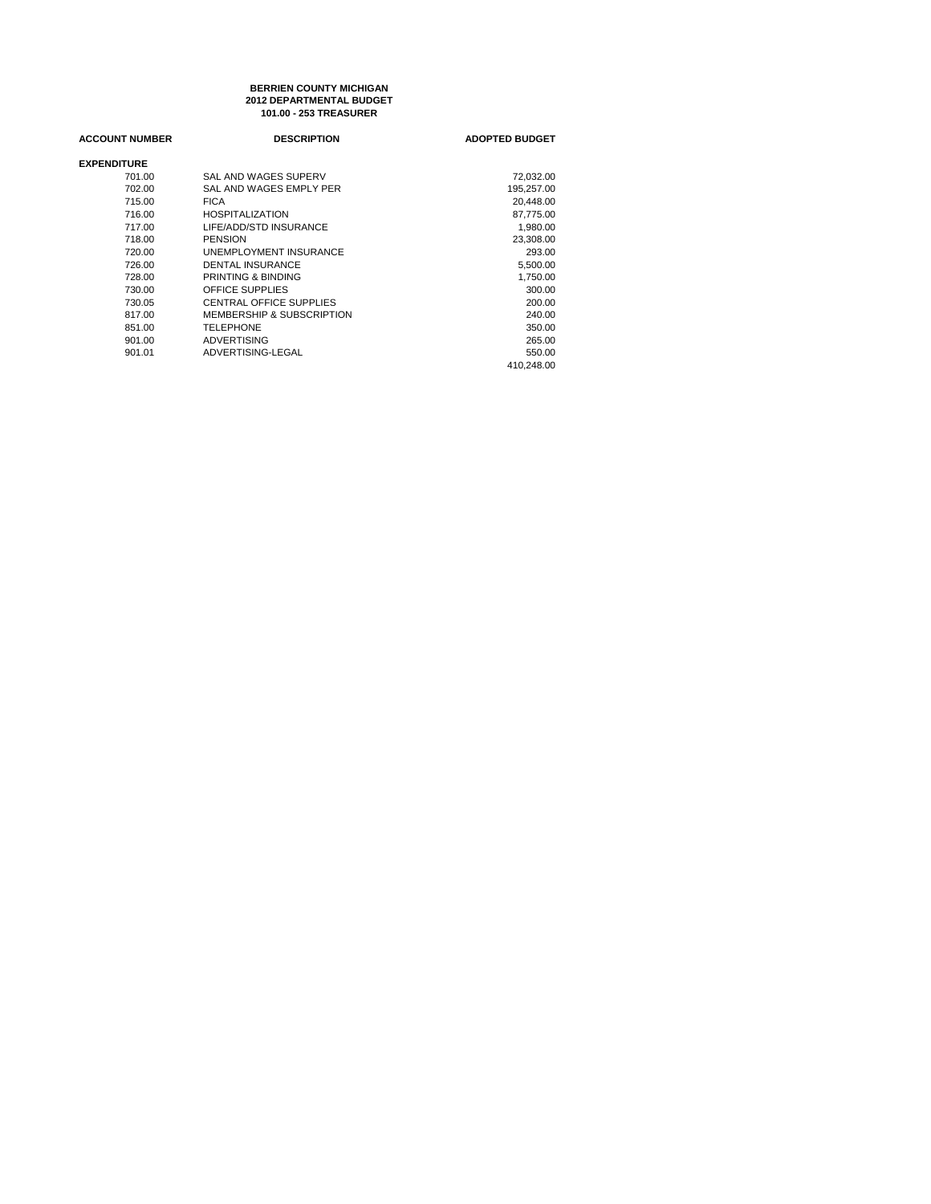**BERRIEN COUNTY MICHIGAN**
**2012 DEPARTMENTAL BUDGET**
**101.00 - 253 TREASURER**

| ACCOUNT NUMBER | DESCRIPTION | ADOPTED BUDGET |
|---|---|---|
| **EXPENDITURE** | | |
| 701.00 | SAL AND WAGES SUPERV | 72,032.00 |
| 702.00 | SAL AND WAGES EMPLY PER | 195,257.00 |
| 715.00 | FICA | 20,448.00 |
| 716.00 | HOSPITALIZATION | 87,775.00 |
| 717.00 | LIFE/ADD/STD INSURANCE | 1,980.00 |
| 718.00 | PENSION | 23,308.00 |
| 720.00 | UNEMPLOYMENT INSURANCE | 293.00 |
| 726.00 | DENTAL INSURANCE | 5,500.00 |
| 728.00 | PRINTING & BINDING | 1,750.00 |
| 730.00 | OFFICE SUPPLIES | 300.00 |
| 730.05 | CENTRAL OFFICE SUPPLIES | 200.00 |
| 817.00 | MEMBERSHIP & SUBSCRIPTION | 240.00 |
| 851.00 | TELEPHONE | 350.00 |
| 901.00 | ADVERTISING | 265.00 |
| 901.01 | ADVERTISING-LEGAL | 550.00 |
| | | 410,248.00 |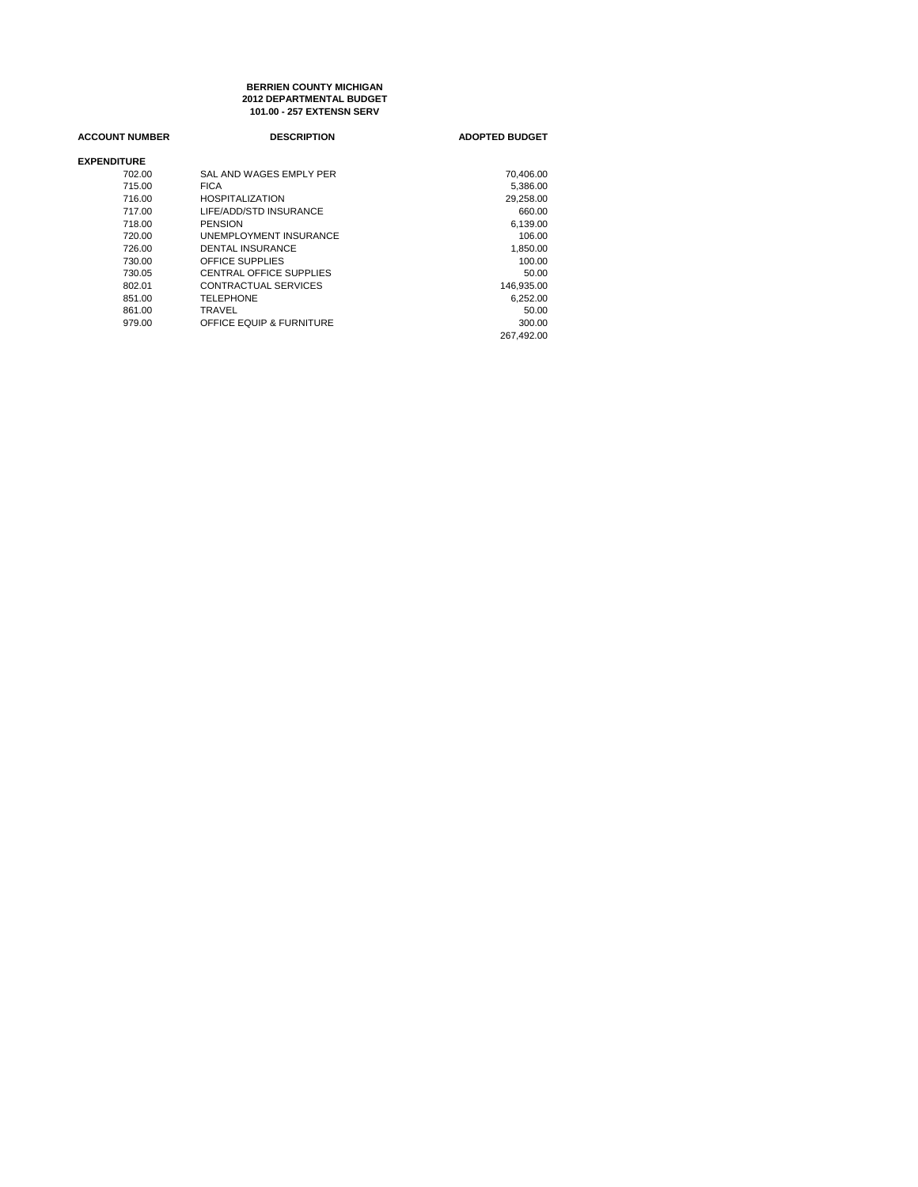**BERRIEN COUNTY MICHIGAN**
**2012 DEPARTMENTAL BUDGET**
**101.00 - 257 EXTENSN SERV**

| ACCOUNT NUMBER | DESCRIPTION | ADOPTED BUDGET |
|---|---|---|
| **EXPENDITURE** | | |
| 702.00 | SAL AND WAGES EMPLY PER | 70,406.00 |
| 715.00 | FICA | 5,386.00 |
| 716.00 | HOSPITALIZATION | 29,258.00 |
| 717.00 | LIFE/ADD/STD INSURANCE | 660.00 |
| 718.00 | PENSION | 6,139.00 |
| 720.00 | UNEMPLOYMENT INSURANCE | 106.00 |
| 726.00 | DENTAL INSURANCE | 1,850.00 |
| 730.00 | OFFICE SUPPLIES | 100.00 |
| 730.05 | CENTRAL OFFICE SUPPLIES | 50.00 |
| 802.01 | CONTRACTUAL SERVICES | 146,935.00 |
| 851.00 | TELEPHONE | 6,252.00 |
| 861.00 | TRAVEL | 50.00 |
| 979.00 | OFFICE EQUIP & FURNITURE | 300.00 |
| | | 267,492.00 |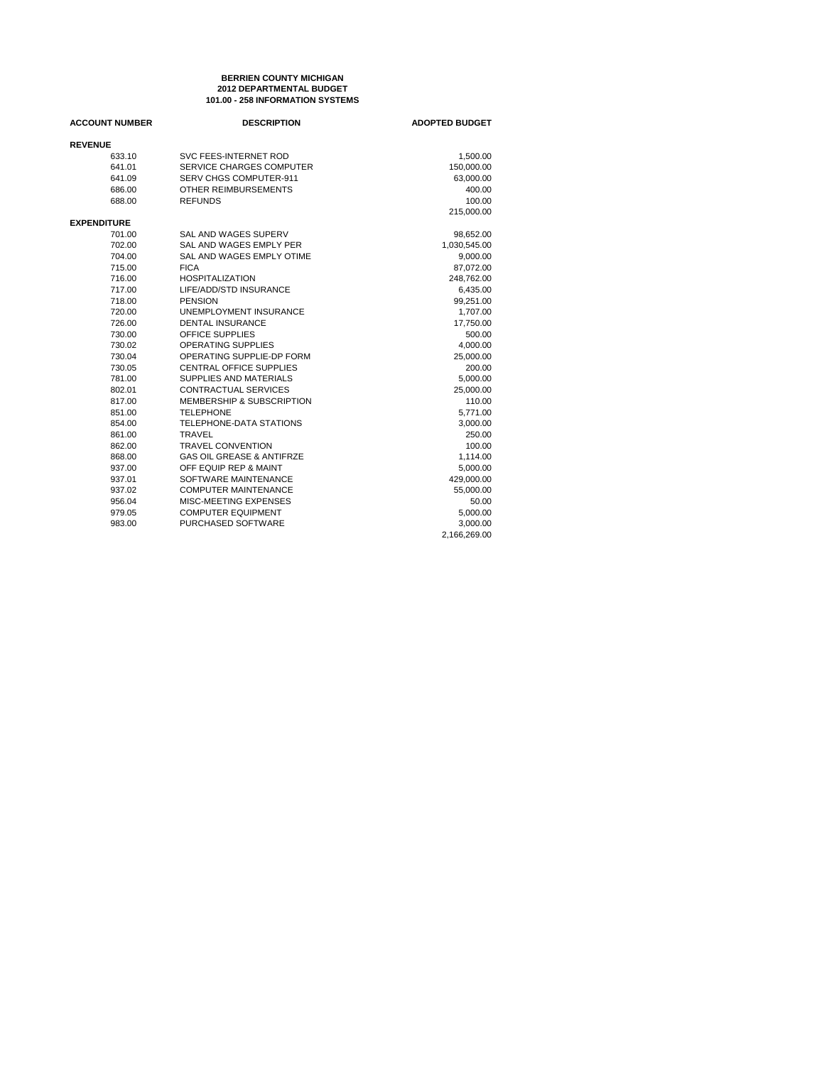**BERRIEN COUNTY MICHIGAN**
**2012 DEPARTMENTAL BUDGET**
**101.00 - 258 INFORMATION SYSTEMS**

| ACCOUNT NUMBER | DESCRIPTION | ADOPTED BUDGET |
|---|---|---|
| **REVENUE** | | |
| 633.10 | SVC FEES-INTERNET ROD | 1,500.00 |
| 641.01 | SERVICE CHARGES COMPUTER | 150,000.00 |
| 641.09 | SERV CHGS COMPUTER-911 | 63,000.00 |
| 686.00 | OTHER REIMBURSEMENTS | 400.00 |
| 688.00 | REFUNDS | 100.00 |
| | | 215,000.00 |
| **EXPENDITURE** | | |
| 701.00 | SAL AND WAGES SUPERV | 98,652.00 |
| 702.00 | SAL AND WAGES EMPLY PER | 1,030,545.00 |
| 704.00 | SAL AND WAGES EMPLY OTIME | 9,000.00 |
| 715.00 | FICA | 87,072.00 |
| 716.00 | HOSPITALIZATION | 248,762.00 |
| 717.00 | LIFE/ADD/STD INSURANCE | 6,435.00 |
| 718.00 | PENSION | 99,251.00 |
| 720.00 | UNEMPLOYMENT INSURANCE | 1,707.00 |
| 726.00 | DENTAL INSURANCE | 17,750.00 |
| 730.00 | OFFICE SUPPLIES | 500.00 |
| 730.02 | OPERATING SUPPLIES | 4,000.00 |
| 730.04 | OPERATING SUPPLIE-DP FORM | 25,000.00 |
| 730.05 | CENTRAL OFFICE SUPPLIES | 200.00 |
| 781.00 | SUPPLIES AND MATERIALS | 5,000.00 |
| 802.01 | CONTRACTUAL SERVICES | 25,000.00 |
| 817.00 | MEMBERSHIP & SUBSCRIPTION | 110.00 |
| 851.00 | TELEPHONE | 5,771.00 |
| 854.00 | TELEPHONE-DATA STATIONS | 3,000.00 |
| 861.00 | TRAVEL | 250.00 |
| 862.00 | TRAVEL CONVENTION | 100.00 |
| 868.00 | GAS OIL GREASE & ANTIFRZE | 1,114.00 |
| 937.00 | OFF EQUIP REP & MAINT | 5,000.00 |
| 937.01 | SOFTWARE MAINTENANCE | 429,000.00 |
| 937.02 | COMPUTER MAINTENANCE | 55,000.00 |
| 956.04 | MISC-MEETING EXPENSES | 50.00 |
| 979.05 | COMPUTER EQUIPMENT | 5,000.00 |
| 983.00 | PURCHASED SOFTWARE | 3,000.00 |
| | | 2,166,269.00 |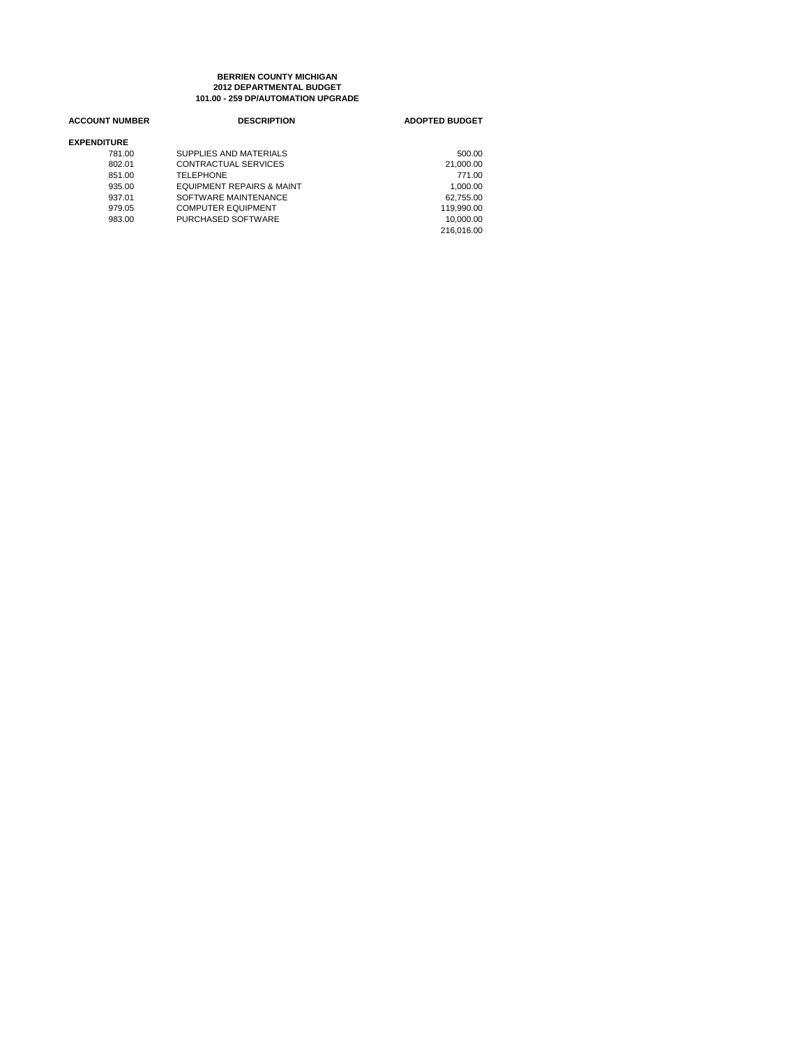**BERRIEN COUNTY MICHIGAN**
**2012 DEPARTMENTAL BUDGET**
**101.00 - 259 DP/AUTOMATION UPGRADE**

| ACCOUNT NUMBER | DESCRIPTION | ADOPTED BUDGET |
|---|---|---|
| **EXPENDITURE** | | |
| 781.00 | SUPPLIES AND MATERIALS | 500.00 |
| 802.01 | CONTRACTUAL SERVICES | 21,000.00 |
| 851.00 | TELEPHONE | 771.00 |
| 935.00 | EQUIPMENT REPAIRS & MAINT | 1,000.00 |
| 937.01 | SOFTWARE MAINTENANCE | 62,755.00 |
| 979.05 | COMPUTER EQUIPMENT | 119,990.00 |
| 983.00 | PURCHASED SOFTWARE | 10,000.00 |
| | | 216,016.00 |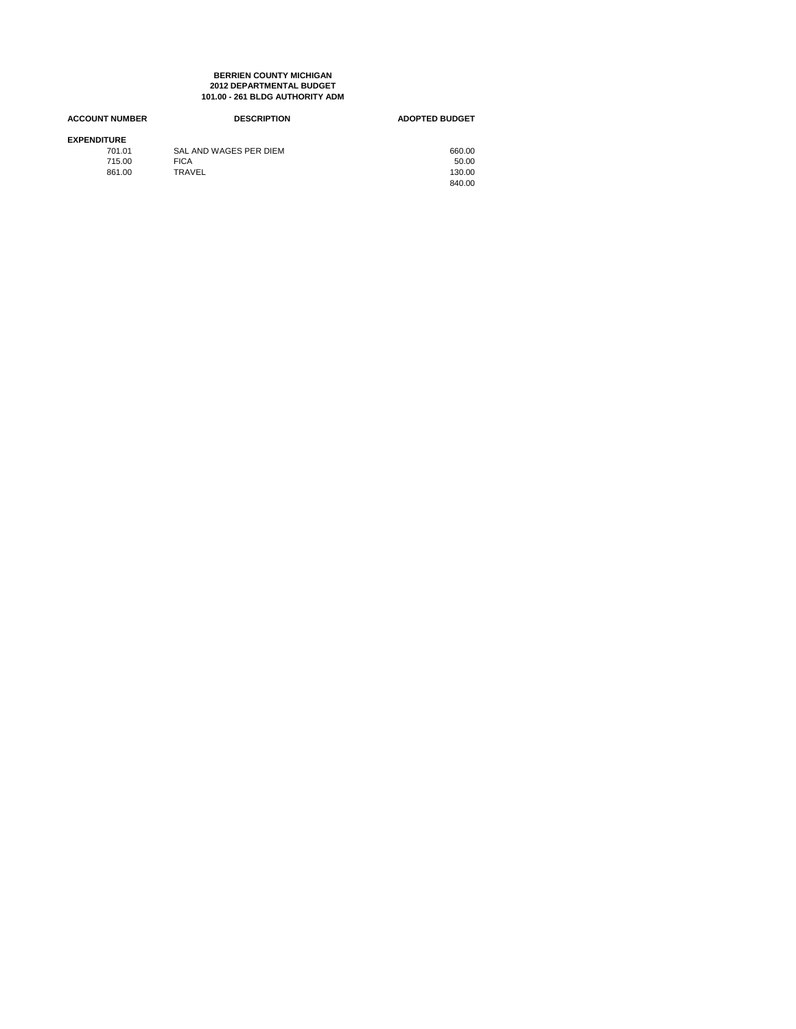**BERRIEN COUNTY MICHIGAN**
**2012 DEPARTMENTAL BUDGET**
**101.00 - 261 BLDG AUTHORITY ADM**

| ACCOUNT NUMBER | DESCRIPTION | ADOPTED BUDGET |
|---|---|---|
| **EXPENDITURE** | | |
| 701.01 | SAL AND WAGES PER DIEM | 660.00 |
| 715.00 | FICA | 50.00 |
| 861.00 | TRAVEL | 130.00 |
| | | 840.00 |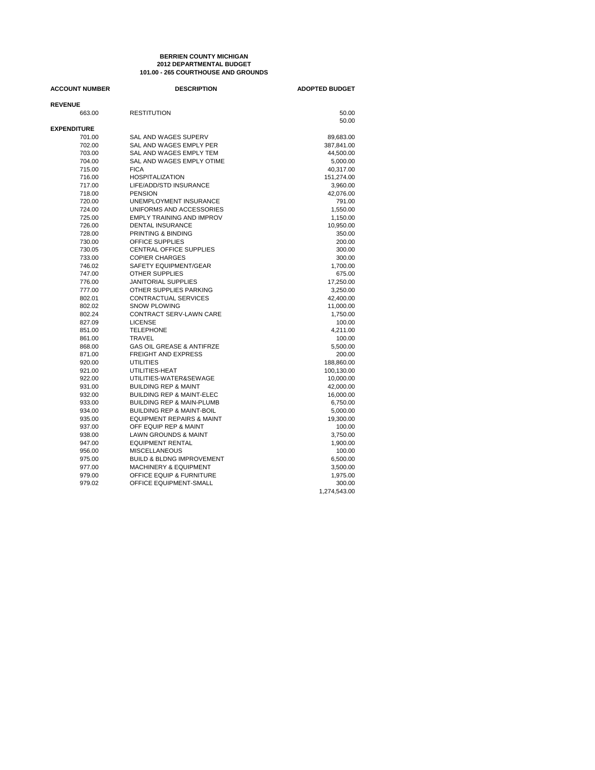**BERRIEN COUNTY MICHIGAN**
**2012 DEPARTMENTAL BUDGET**
**101.00 - 265 COURTHOUSE AND GROUNDS**

| ACCOUNT NUMBER | DESCRIPTION | ADOPTED BUDGET |
|---|---|---|
| **REVENUE** | | |
| 663.00 | RESTITUTION | 50.00 |
| | | 50.00 |
| **EXPENDITURE** | | |
| 701.00 | SAL AND WAGES SUPERV | 89,683.00 |
| 702.00 | SAL AND WAGES EMPLY PER | 387,841.00 |
| 703.00 | SAL AND WAGES EMPLY TEM | 44,500.00 |
| 704.00 | SAL AND WAGES EMPLY OTIME | 5,000.00 |
| 715.00 | FICA | 40,317.00 |
| 716.00 | HOSPITALIZATION | 151,274.00 |
| 717.00 | LIFE/ADD/STD INSURANCE | 3,960.00 |
| 718.00 | PENSION | 42,076.00 |
| 720.00 | UNEMPLOYMENT INSURANCE | 791.00 |
| 724.00 | UNIFORMS AND ACCESSORIES | 1,550.00 |
| 725.00 | EMPLY TRAINING AND IMPROV | 1,150.00 |
| 726.00 | DENTAL INSURANCE | 10,950.00 |
| 728.00 | PRINTING & BINDING | 350.00 |
| 730.00 | OFFICE SUPPLIES | 200.00 |
| 730.05 | CENTRAL OFFICE SUPPLIES | 300.00 |
| 733.00 | COPIER CHARGES | 300.00 |
| 746.02 | SAFETY EQUIPMENT/GEAR | 1,700.00 |
| 747.00 | OTHER SUPPLIES | 675.00 |
| 776.00 | JANITORIAL SUPPLIES | 17,250.00 |
| 777.00 | OTHER SUPPLIES PARKING | 3,250.00 |
| 802.01 | CONTRACTUAL SERVICES | 42,400.00 |
| 802.02 | SNOW PLOWING | 11,000.00 |
| 802.24 | CONTRACT SERV-LAWN CARE | 1,750.00 |
| 827.09 | LICENSE | 100.00 |
| 851.00 | TELEPHONE | 4,211.00 |
| 861.00 | TRAVEL | 100.00 |
| 868.00 | GAS OIL GREASE & ANTIFRZE | 5,500.00 |
| 871.00 | FREIGHT AND EXPRESS | 200.00 |
| 920.00 | UTILITIES | 188,860.00 |
| 921.00 | UTILITIES-HEAT | 100,130.00 |
| 922.00 | UTILITIES-WATER&SEWAGE | 10,000.00 |
| 931.00 | BUILDING REP & MAINT | 42,000.00 |
| 932.00 | BUILDING REP & MAINT-ELEC | 16,000.00 |
| 933.00 | BUILDING REP & MAIN-PLUMB | 6,750.00 |
| 934.00 | BUILDING REP & MAINT-BOIL | 5,000.00 |
| 935.00 | EQUIPMENT REPAIRS & MAINT | 19,300.00 |
| 937.00 | OFF EQUIP REP & MAINT | 100.00 |
| 938.00 | LAWN GROUNDS & MAINT | 3,750.00 |
| 947.00 | EQUIPMENT RENTAL | 1,900.00 |
| 956.00 | MISCELLANEOUS | 100.00 |
| 975.00 | BUILD & BLDNG IMPROVEMENT | 6,500.00 |
| 977.00 | MACHINERY & EQUIPMENT | 3,500.00 |
| 979.00 | OFFICE EQUIP & FURNITURE | 1,975.00 |
| 979.02 | OFFICE EQUIPMENT-SMALL | 300.00 |
| | | 1,274,543.00 |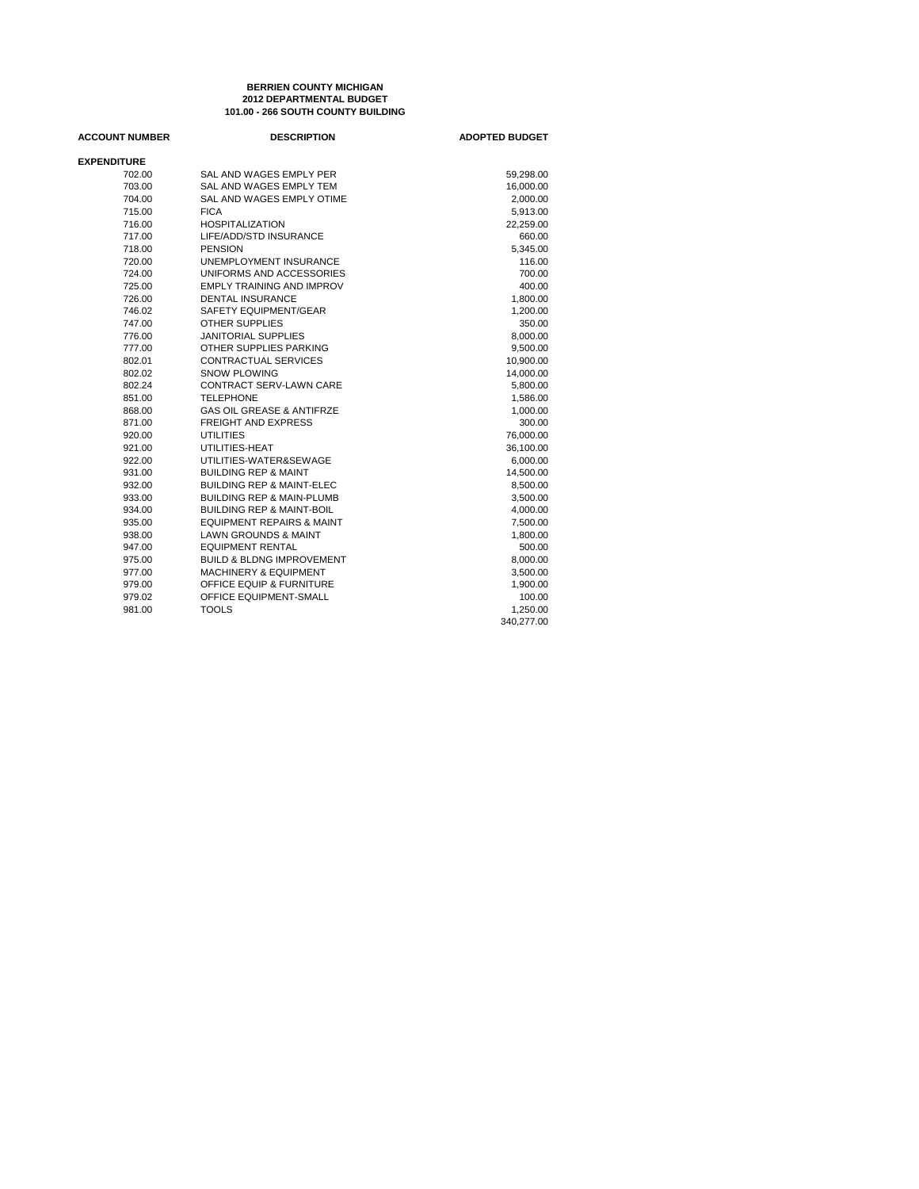**BERRIEN COUNTY MICHIGAN**
**2012 DEPARTMENTAL BUDGET**
**101.00 - 266 SOUTH COUNTY BUILDING**

| ACCOUNT NUMBER | DESCRIPTION | ADOPTED BUDGET |
|---|---|---|
| **EXPENDITURE** | | |
| 702.00 | SAL AND WAGES EMPLY PER | 59,298.00 |
| 703.00 | SAL AND WAGES EMPLY TEM | 16,000.00 |
| 704.00 | SAL AND WAGES EMPLY OTIME | 2,000.00 |
| 715.00 | FICA | 5,913.00 |
| 716.00 | HOSPITALIZATION | 22,259.00 |
| 717.00 | LIFE/ADD/STD INSURANCE | 660.00 |
| 718.00 | PENSION | 5,345.00 |
| 720.00 | UNEMPLOYMENT INSURANCE | 116.00 |
| 724.00 | UNIFORMS AND ACCESSORIES | 700.00 |
| 725.00 | EMPLY TRAINING AND IMPROV | 400.00 |
| 726.00 | DENTAL INSURANCE | 1,800.00 |
| 746.02 | SAFETY EQUIPMENT/GEAR | 1,200.00 |
| 747.00 | OTHER SUPPLIES | 350.00 |
| 776.00 | JANITORIAL SUPPLIES | 8,000.00 |
| 777.00 | OTHER SUPPLIES PARKING | 9,500.00 |
| 802.01 | CONTRACTUAL SERVICES | 10,900.00 |
| 802.02 | SNOW PLOWING | 14,000.00 |
| 802.24 | CONTRACT SERV-LAWN CARE | 5,800.00 |
| 851.00 | TELEPHONE | 1,586.00 |
| 868.00 | GAS OIL GREASE & ANTIFRZE | 1,000.00 |
| 871.00 | FREIGHT AND EXPRESS | 300.00 |
| 920.00 | UTILITIES | 76,000.00 |
| 921.00 | UTILITIES-HEAT | 36,100.00 |
| 922.00 | UTILITIES-WATER&SEWAGE | 6,000.00 |
| 931.00 | BUILDING REP & MAINT | 14,500.00 |
| 932.00 | BUILDING REP & MAINT-ELEC | 8,500.00 |
| 933.00 | BUILDING REP & MAIN-PLUMB | 3,500.00 |
| 934.00 | BUILDING REP & MAINT-BOIL | 4,000.00 |
| 935.00 | EQUIPMENT REPAIRS & MAINT | 7,500.00 |
| 938.00 | LAWN GROUNDS & MAINT | 1,800.00 |
| 947.00 | EQUIPMENT RENTAL | 500.00 |
| 975.00 | BUILD & BLDNG IMPROVEMENT | 8,000.00 |
| 977.00 | MACHINERY & EQUIPMENT | 3,500.00 |
| 979.00 | OFFICE EQUIP & FURNITURE | 1,900.00 |
| 979.02 | OFFICE EQUIPMENT-SMALL | 100.00 |
| 981.00 | TOOLS | 1,250.00 |
| | | 340,277.00 |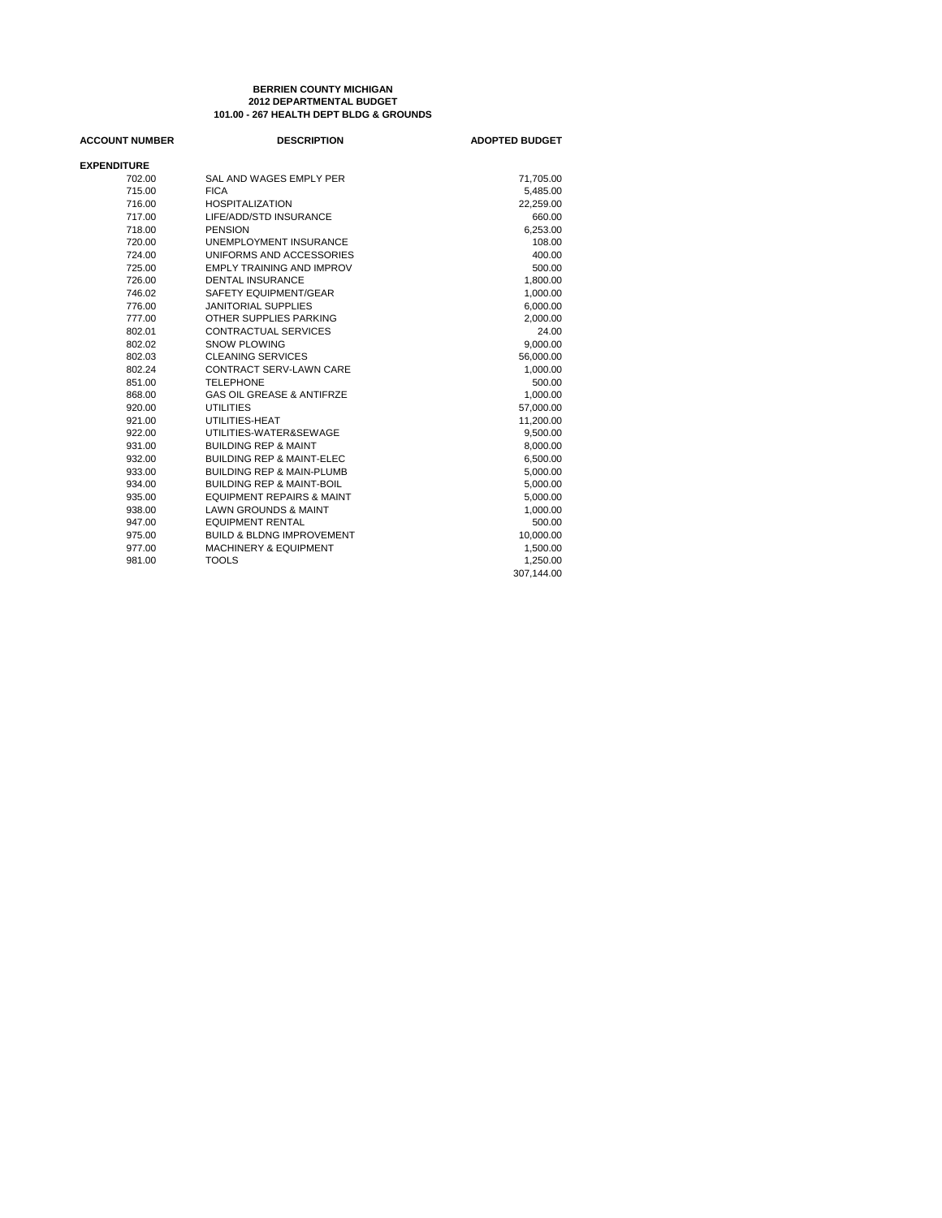**BERRIEN COUNTY MICHIGAN**
**2012 DEPARTMENTAL BUDGET**
**101.00 - 267 HEALTH DEPT BLDG & GROUNDS**

| ACCOUNT NUMBER | DESCRIPTION | ADOPTED BUDGET |
|---|---|---|
| **EXPENDITURE** | | |
| 702.00 | SAL AND WAGES EMPLY PER | 71,705.00 |
| 715.00 | FICA | 5,485.00 |
| 716.00 | HOSPITALIZATION | 22,259.00 |
| 717.00 | LIFE/ADD/STD INSURANCE | 660.00 |
| 718.00 | PENSION | 6,253.00 |
| 720.00 | UNEMPLOYMENT INSURANCE | 108.00 |
| 724.00 | UNIFORMS AND ACCESSORIES | 400.00 |
| 725.00 | EMPLY TRAINING AND IMPROV | 500.00 |
| 726.00 | DENTAL INSURANCE | 1,800.00 |
| 746.02 | SAFETY EQUIPMENT/GEAR | 1,000.00 |
| 776.00 | JANITORIAL SUPPLIES | 6,000.00 |
| 777.00 | OTHER SUPPLIES PARKING | 2,000.00 |
| 802.01 | CONTRACTUAL SERVICES | 24.00 |
| 802.02 | SNOW PLOWING | 9,000.00 |
| 802.03 | CLEANING SERVICES | 56,000.00 |
| 802.24 | CONTRACT SERV-LAWN CARE | 1,000.00 |
| 851.00 | TELEPHONE | 500.00 |
| 868.00 | GAS OIL GREASE & ANTIFRZE | 1,000.00 |
| 920.00 | UTILITIES | 57,000.00 |
| 921.00 | UTILITIES-HEAT | 11,200.00 |
| 922.00 | UTILITIES-WATER&SEWAGE | 9,500.00 |
| 931.00 | BUILDING REP & MAINT | 8,000.00 |
| 932.00 | BUILDING REP & MAINT-ELEC | 6,500.00 |
| 933.00 | BUILDING REP & MAIN-PLUMB | 5,000.00 |
| 934.00 | BUILDING REP & MAINT-BOIL | 5,000.00 |
| 935.00 | EQUIPMENT REPAIRS & MAINT | 5,000.00 |
| 938.00 | LAWN GROUNDS & MAINT | 1,000.00 |
| 947.00 | EQUIPMENT RENTAL | 500.00 |
| 975.00 | BUILD & BLDNG IMPROVEMENT | 10,000.00 |
| 977.00 | MACHINERY & EQUIPMENT | 1,500.00 |
| 981.00 | TOOLS | 1,250.00 |
| | | 307,144.00 |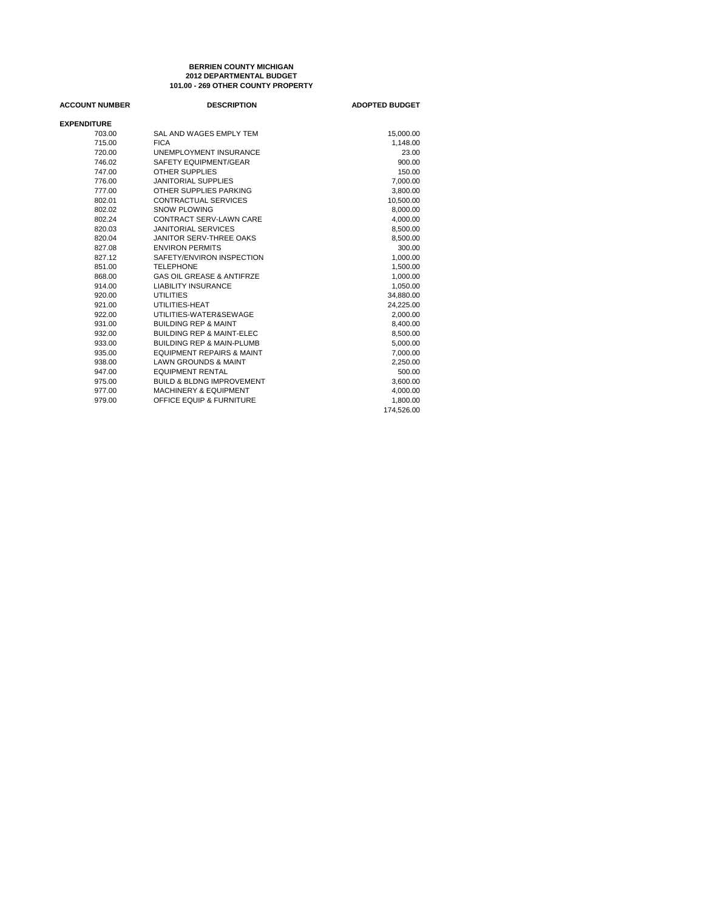**BERRIEN COUNTY MICHIGAN**
**2012 DEPARTMENTAL BUDGET**
**101.00 - 269 OTHER COUNTY PROPERTY**

| ACCOUNT NUMBER | DESCRIPTION | ADOPTED BUDGET |
|---|---|---|
| **EXPENDITURE** | | |
| 703.00 | SAL AND WAGES EMPLY TEM | 15,000.00 |
| 715.00 | FICA | 1,148.00 |
| 720.00 | UNEMPLOYMENT INSURANCE | 23.00 |
| 746.02 | SAFETY EQUIPMENT/GEAR | 900.00 |
| 747.00 | OTHER SUPPLIES | 150.00 |
| 776.00 | JANITORIAL SUPPLIES | 7,000.00 |
| 777.00 | OTHER SUPPLIES PARKING | 3,800.00 |
| 802.01 | CONTRACTUAL SERVICES | 10,500.00 |
| 802.02 | SNOW PLOWING | 8,000.00 |
| 802.24 | CONTRACT SERV-LAWN CARE | 4,000.00 |
| 820.03 | JANITORIAL SERVICES | 8,500.00 |
| 820.04 | JANITOR SERV-THREE OAKS | 8,500.00 |
| 827.08 | ENVIRON PERMITS | 300.00 |
| 827.12 | SAFETY/ENVIRON INSPECTION | 1,000.00 |
| 851.00 | TELEPHONE | 1,500.00 |
| 868.00 | GAS OIL GREASE & ANTIFRZE | 1,000.00 |
| 914.00 | LIABILITY INSURANCE | 1,050.00 |
| 920.00 | UTILITIES | 34,880.00 |
| 921.00 | UTILITIES-HEAT | 24,225.00 |
| 922.00 | UTILITIES-WATER&SEWAGE | 2,000.00 |
| 931.00 | BUILDING REP & MAINT | 8,400.00 |
| 932.00 | BUILDING REP & MAINT-ELEC | 8,500.00 |
| 933.00 | BUILDING REP & MAIN-PLUMB | 5,000.00 |
| 935.00 | EQUIPMENT REPAIRS & MAINT | 7,000.00 |
| 938.00 | LAWN GROUNDS & MAINT | 2,250.00 |
| 947.00 | EQUIPMENT RENTAL | 500.00 |
| 975.00 | BUILD & BLDNG IMPROVEMENT | 3,600.00 |
| 977.00 | MACHINERY & EQUIPMENT | 4,000.00 |
| 979.00 | OFFICE EQUIP & FURNITURE | 1,800.00 |
| | | 174,526.00 |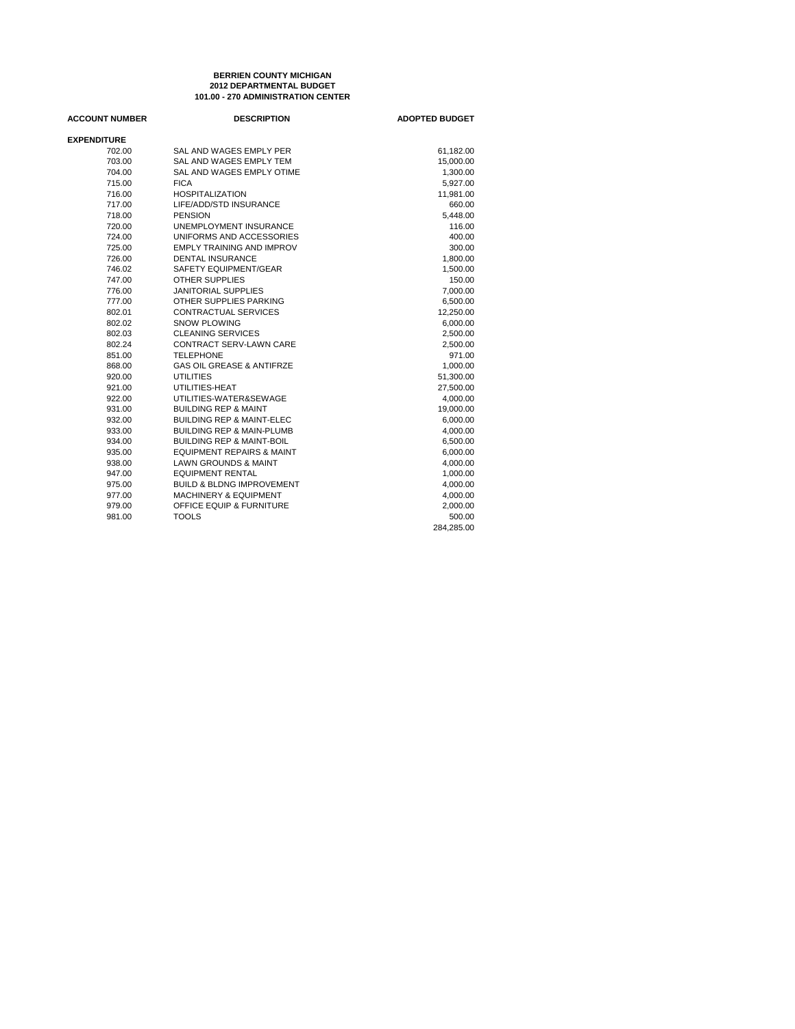**BERRIEN COUNTY MICHIGAN**
**2012 DEPARTMENTAL BUDGET**
**101.00 - 270 ADMINISTRATION CENTER**

| ACCOUNT NUMBER | DESCRIPTION | ADOPTED BUDGET |
|---|---|---|
| **EXPENDITURE** | | |
| 702.00 | SAL AND WAGES EMPLY PER | 61,182.00 |
| 703.00 | SAL AND WAGES EMPLY TEM | 15,000.00 |
| 704.00 | SAL AND WAGES EMPLY OTIME | 1,300.00 |
| 715.00 | FICA | 5,927.00 |
| 716.00 | HOSPITALIZATION | 11,981.00 |
| 717.00 | LIFE/ADD/STD INSURANCE | 660.00 |
| 718.00 | PENSION | 5,448.00 |
| 720.00 | UNEMPLOYMENT INSURANCE | 116.00 |
| 724.00 | UNIFORMS AND ACCESSORIES | 400.00 |
| 725.00 | EMPLY TRAINING AND IMPROV | 300.00 |
| 726.00 | DENTAL INSURANCE | 1,800.00 |
| 746.02 | SAFETY EQUIPMENT/GEAR | 1,500.00 |
| 747.00 | OTHER SUPPLIES | 150.00 |
| 776.00 | JANITORIAL SUPPLIES | 7,000.00 |
| 777.00 | OTHER SUPPLIES PARKING | 6,500.00 |
| 802.01 | CONTRACTUAL SERVICES | 12,250.00 |
| 802.02 | SNOW PLOWING | 6,000.00 |
| 802.03 | CLEANING SERVICES | 2,500.00 |
| 802.24 | CONTRACT SERV-LAWN CARE | 2,500.00 |
| 851.00 | TELEPHONE | 971.00 |
| 868.00 | GAS OIL GREASE & ANTIFRZE | 1,000.00 |
| 920.00 | UTILITIES | 51,300.00 |
| 921.00 | UTILITIES-HEAT | 27,500.00 |
| 922.00 | UTILITIES-WATER&SEWAGE | 4,000.00 |
| 931.00 | BUILDING REP & MAINT | 19,000.00 |
| 932.00 | BUILDING REP & MAINT-ELEC | 6,000.00 |
| 933.00 | BUILDING REP & MAIN-PLUMB | 4,000.00 |
| 934.00 | BUILDING REP & MAINT-BOIL | 6,500.00 |
| 935.00 | EQUIPMENT REPAIRS & MAINT | 6,000.00 |
| 938.00 | LAWN GROUNDS & MAINT | 4,000.00 |
| 947.00 | EQUIPMENT RENTAL | 1,000.00 |
| 975.00 | BUILD & BLDNG IMPROVEMENT | 4,000.00 |
| 977.00 | MACHINERY & EQUIPMENT | 4,000.00 |
| 979.00 | OFFICE EQUIP & FURNITURE | 2,000.00 |
| 981.00 | TOOLS | 500.00 |
| | | 284,285.00 |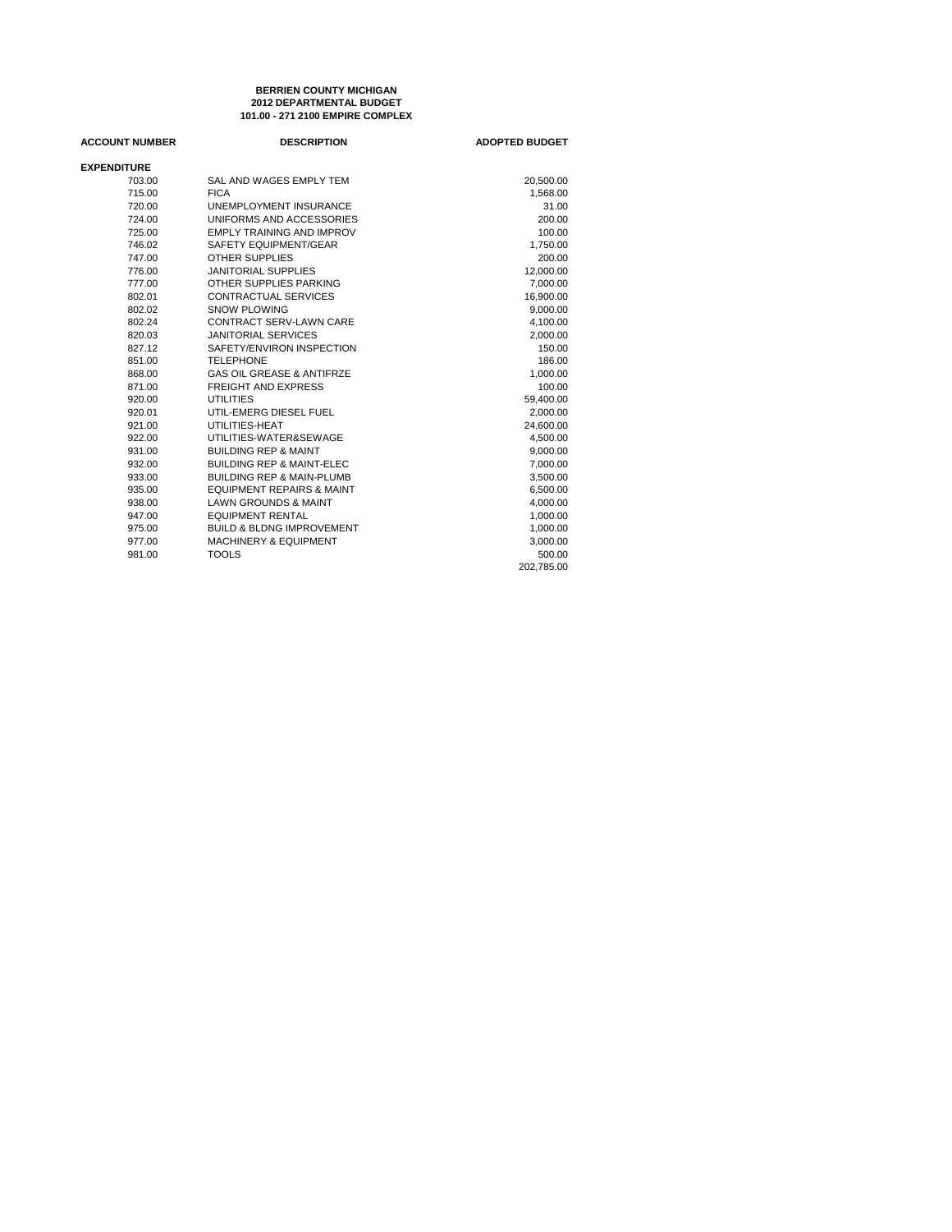**BERRIEN COUNTY MICHIGAN**
**2012 DEPARTMENTAL BUDGET**
**101.00 - 271 2100 EMPIRE COMPLEX**

| ACCOUNT NUMBER | DESCRIPTION | ADOPTED BUDGET |
|---|---|---|
| **EXPENDITURE** | | |
| 703.00 | SAL AND WAGES EMPLY TEM | 20,500.00 |
| 715.00 | FICA | 1,568.00 |
| 720.00 | UNEMPLOYMENT INSURANCE | 31.00 |
| 724.00 | UNIFORMS AND ACCESSORIES | 200.00 |
| 725.00 | EMPLY TRAINING AND IMPROV | 100.00 |
| 746.02 | SAFETY EQUIPMENT/GEAR | 1,750.00 |
| 747.00 | OTHER SUPPLIES | 200.00 |
| 776.00 | JANITORIAL SUPPLIES | 12,000.00 |
| 777.00 | OTHER SUPPLIES PARKING | 7,000.00 |
| 802.01 | CONTRACTUAL SERVICES | 16,900.00 |
| 802.02 | SNOW PLOWING | 9,000.00 |
| 802.24 | CONTRACT SERV-LAWN CARE | 4,100.00 |
| 820.03 | JANITORIAL SERVICES | 2,000.00 |
| 827.12 | SAFETY/ENVIRON INSPECTION | 150.00 |
| 851.00 | TELEPHONE | 186.00 |
| 868.00 | GAS OIL GREASE & ANTIFRZE | 1,000.00 |
| 871.00 | FREIGHT AND EXPRESS | 100.00 |
| 920.00 | UTILITIES | 59,400.00 |
| 920.01 | UTIL-EMERG DIESEL FUEL | 2,000.00 |
| 921.00 | UTILITIES-HEAT | 24,600.00 |
| 922.00 | UTILITIES-WATER&SEWAGE | 4,500.00 |
| 931.00 | BUILDING REP & MAINT | 9,000.00 |
| 932.00 | BUILDING REP & MAINT-ELEC | 7,000.00 |
| 933.00 | BUILDING REP & MAIN-PLUMB | 3,500.00 |
| 935.00 | EQUIPMENT REPAIRS & MAINT | 6,500.00 |
| 938.00 | LAWN GROUNDS & MAINT | 4,000.00 |
| 947.00 | EQUIPMENT RENTAL | 1,000.00 |
| 975.00 | BUILD & BLDNG IMPROVEMENT | 1,000.00 |
| 977.00 | MACHINERY & EQUIPMENT | 3,000.00 |
| 981.00 | TOOLS | 500.00 |
| | | 202,785.00 |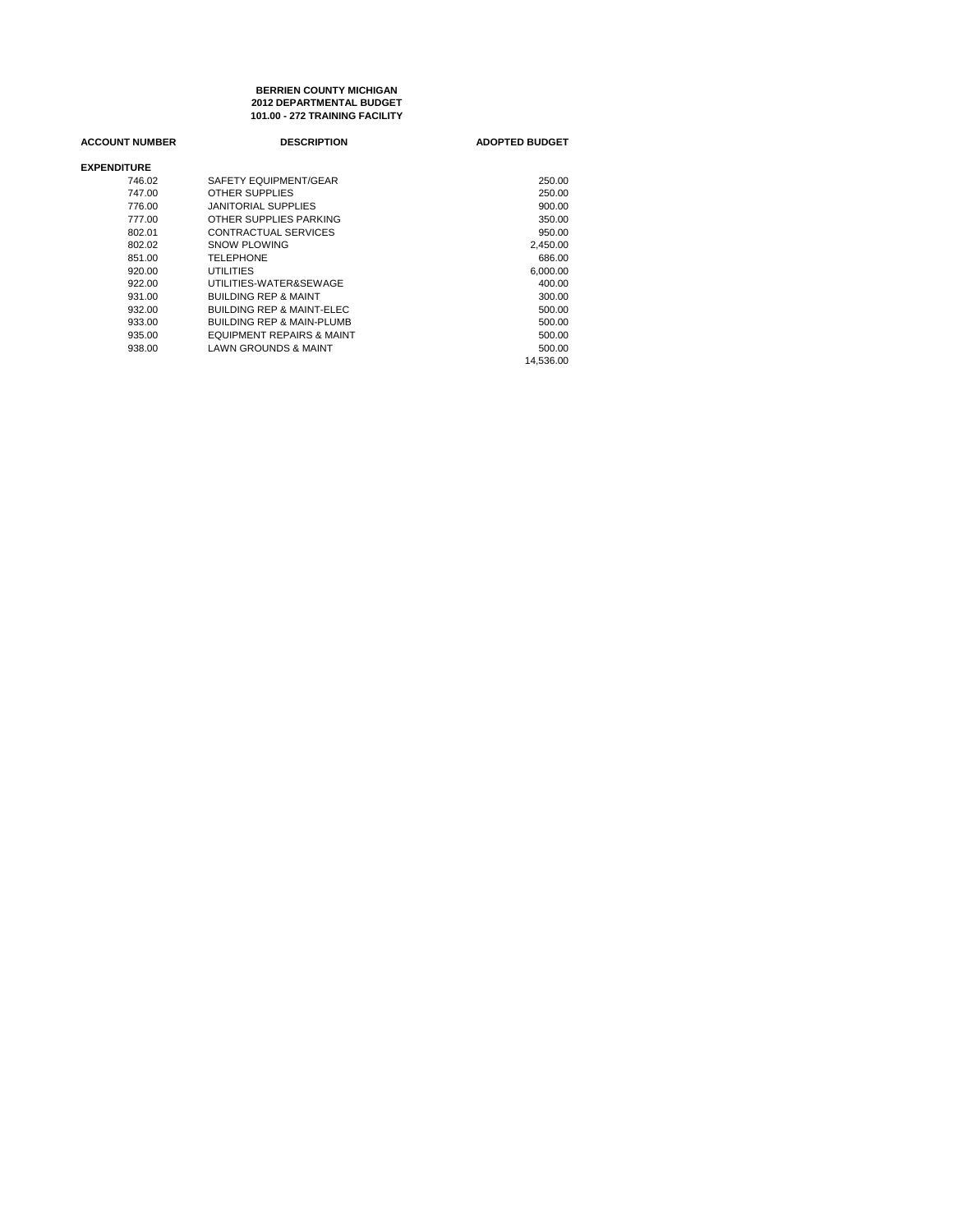**BERRIEN COUNTY MICHIGAN**
**2012 DEPARTMENTAL BUDGET**
**101.00 - 272 TRAINING FACILITY**

| ACCOUNT NUMBER | DESCRIPTION | ADOPTED BUDGET |
|---|---|---|
| **EXPENDITURE** | | |
| 746.02 | SAFETY EQUIPMENT/GEAR | 250.00 |
| 747.00 | OTHER SUPPLIES | 250.00 |
| 776.00 | JANITORIAL SUPPLIES | 900.00 |
| 777.00 | OTHER SUPPLIES PARKING | 350.00 |
| 802.01 | CONTRACTUAL SERVICES | 950.00 |
| 802.02 | SNOW PLOWING | 2,450.00 |
| 851.00 | TELEPHONE | 686.00 |
| 920.00 | UTILITIES | 6,000.00 |
| 922.00 | UTILITIES-WATER&SEWAGE | 400.00 |
| 931.00 | BUILDING REP & MAINT | 300.00 |
| 932.00 | BUILDING REP & MAINT-ELEC | 500.00 |
| 933.00 | BUILDING REP & MAIN-PLUMB | 500.00 |
| 935.00 | EQUIPMENT REPAIRS & MAINT | 500.00 |
| 938.00 | LAWN GROUNDS & MAINT | 500.00 |
| | | 14,536.00 |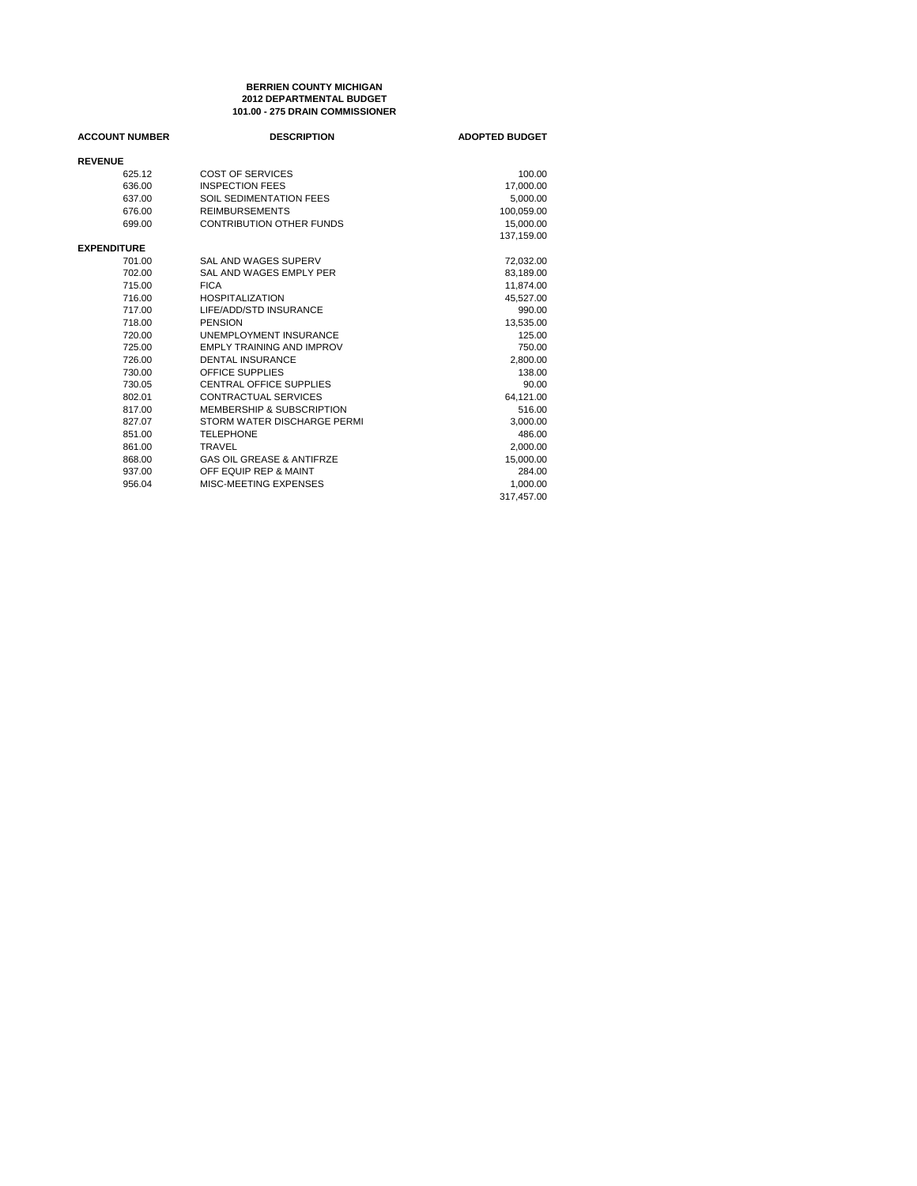**BERRIEN COUNTY MICHIGAN**
**2012 DEPARTMENTAL BUDGET**
**101.00 - 275 DRAIN COMMISSIONER**

| ACCOUNT NUMBER | DESCRIPTION | ADOPTED BUDGET |
|---|---|---|
| **REVENUE** | | |
| 625.12 | COST OF SERVICES | 100.00 |
| 636.00 | INSPECTION FEES | 17,000.00 |
| 637.00 | SOIL SEDIMENTATION FEES | 5,000.00 |
| 676.00 | REIMBURSEMENTS | 100,059.00 |
| 699.00 | CONTRIBUTION OTHER FUNDS | 15,000.00 |
| | | 137,159.00 |
| **EXPENDITURE** | | |
| 701.00 | SAL AND WAGES SUPERV | 72,032.00 |
| 702.00 | SAL AND WAGES EMPLY PER | 83,189.00 |
| 715.00 | FICA | 11,874.00 |
| 716.00 | HOSPITALIZATION | 45,527.00 |
| 717.00 | LIFE/ADD/STD INSURANCE | 990.00 |
| 718.00 | PENSION | 13,535.00 |
| 720.00 | UNEMPLOYMENT INSURANCE | 125.00 |
| 725.00 | EMPLY TRAINING AND IMPROV | 750.00 |
| 726.00 | DENTAL INSURANCE | 2,800.00 |
| 730.00 | OFFICE SUPPLIES | 138.00 |
| 730.05 | CENTRAL OFFICE SUPPLIES | 90.00 |
| 802.01 | CONTRACTUAL SERVICES | 64,121.00 |
| 817.00 | MEMBERSHIP & SUBSCRIPTION | 516.00 |
| 827.07 | STORM WATER DISCHARGE PERMI | 3,000.00 |
| 851.00 | TELEPHONE | 486.00 |
| 861.00 | TRAVEL | 2,000.00 |
| 868.00 | GAS OIL GREASE & ANTIFRZE | 15,000.00 |
| 937.00 | OFF EQUIP REP & MAINT | 284.00 |
| 956.04 | MISC-MEETING EXPENSES | 1,000.00 |
| | | 317,457.00 |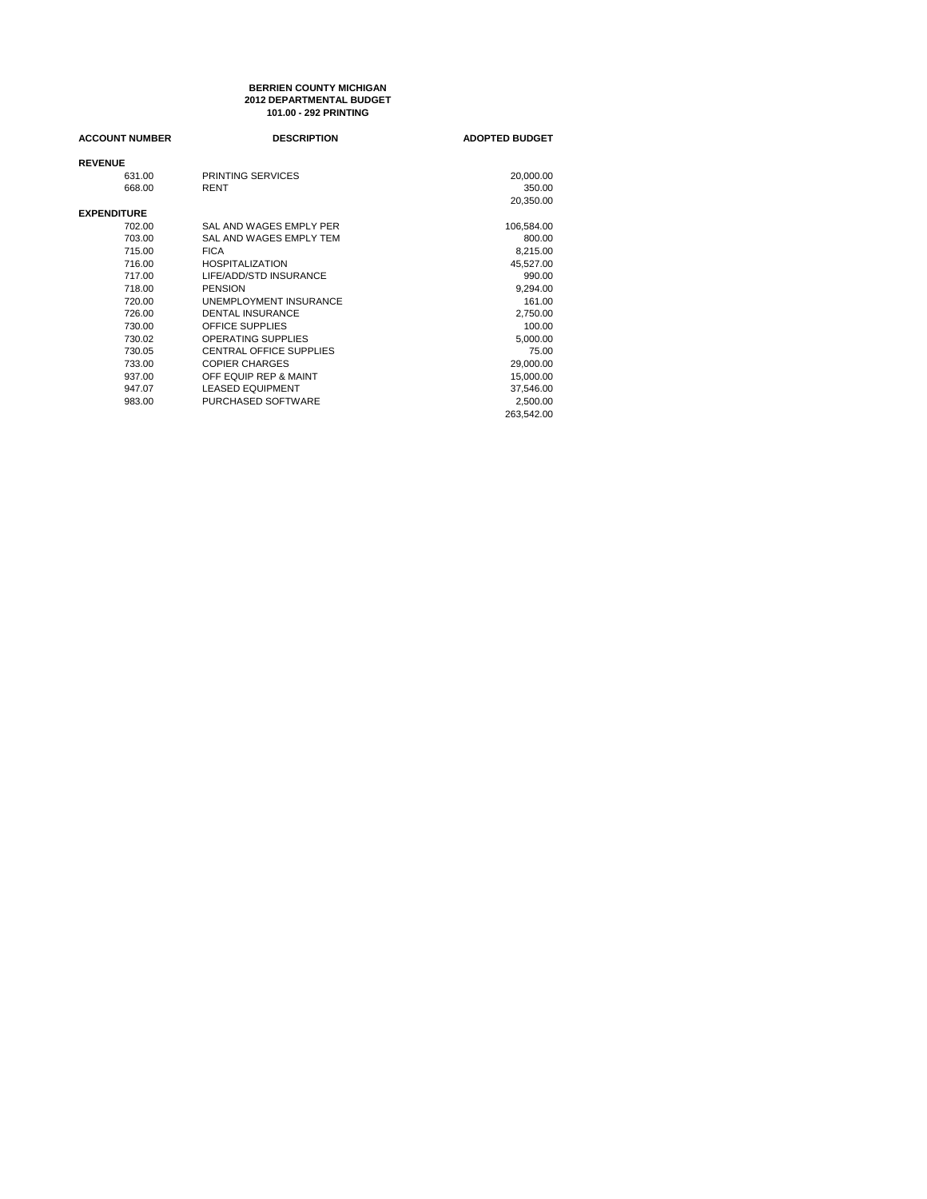**BERRIEN COUNTY MICHIGAN**
**2012 DEPARTMENTAL BUDGET**
**101.00 - 292 PRINTING**

| ACCOUNT NUMBER | DESCRIPTION | ADOPTED BUDGET |
|---|---|---|
| **REVENUE** | | |
| 631.00 | PRINTING SERVICES | 20,000.00 |
| 668.00 | RENT | 350.00 |
| | | 20,350.00 |
| **EXPENDITURE** | | |
| 702.00 | SAL AND WAGES EMPLY PER | 106,584.00 |
| 703.00 | SAL AND WAGES EMPLY TEM | 800.00 |
| 715.00 | FICA | 8,215.00 |
| 716.00 | HOSPITALIZATION | 45,527.00 |
| 717.00 | LIFE/ADD/STD INSURANCE | 990.00 |
| 718.00 | PENSION | 9,294.00 |
| 720.00 | UNEMPLOYMENT INSURANCE | 161.00 |
| 726.00 | DENTAL INSURANCE | 2,750.00 |
| 730.00 | OFFICE SUPPLIES | 100.00 |
| 730.02 | OPERATING SUPPLIES | 5,000.00 |
| 730.05 | CENTRAL OFFICE SUPPLIES | 75.00 |
| 733.00 | COPIER CHARGES | 29,000.00 |
| 937.00 | OFF EQUIP REP & MAINT | 15,000.00 |
| 947.07 | LEASED EQUIPMENT | 37,546.00 |
| 983.00 | PURCHASED SOFTWARE | 2,500.00 |
| | | 263,542.00 |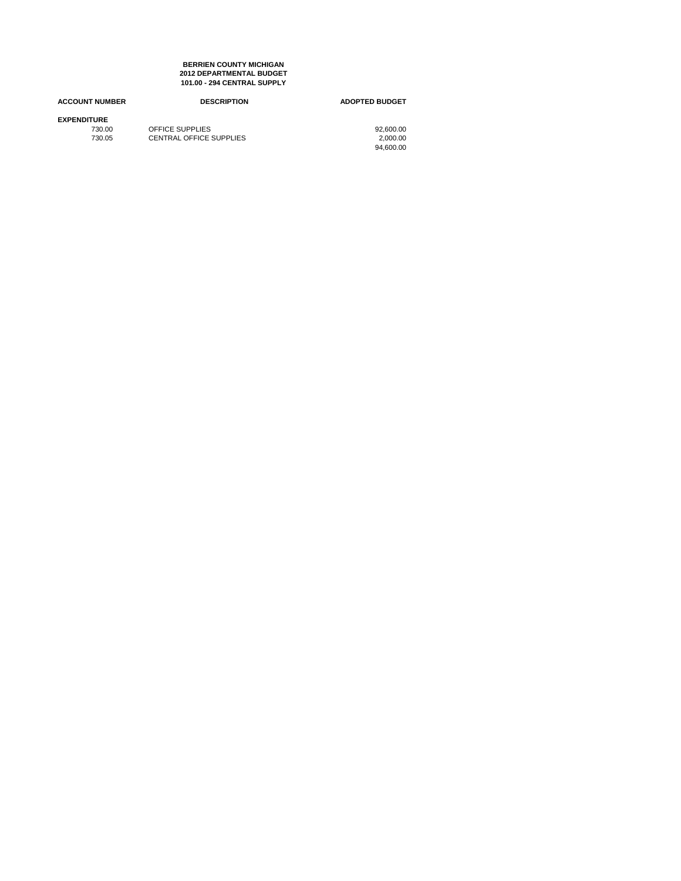**BERRIEN COUNTY MICHIGAN**
**2012 DEPARTMENTAL BUDGET**
**101.00 - 294 CENTRAL SUPPLY**

| ACCOUNT NUMBER | DESCRIPTION | ADOPTED BUDGET |
|---|---|---|
| **EXPENDITURE** | | |
| 730.00 | OFFICE SUPPLIES | 92,600.00 |
| 730.05 | CENTRAL OFFICE SUPPLIES | 2,000.00 |
| | | 94,600.00 |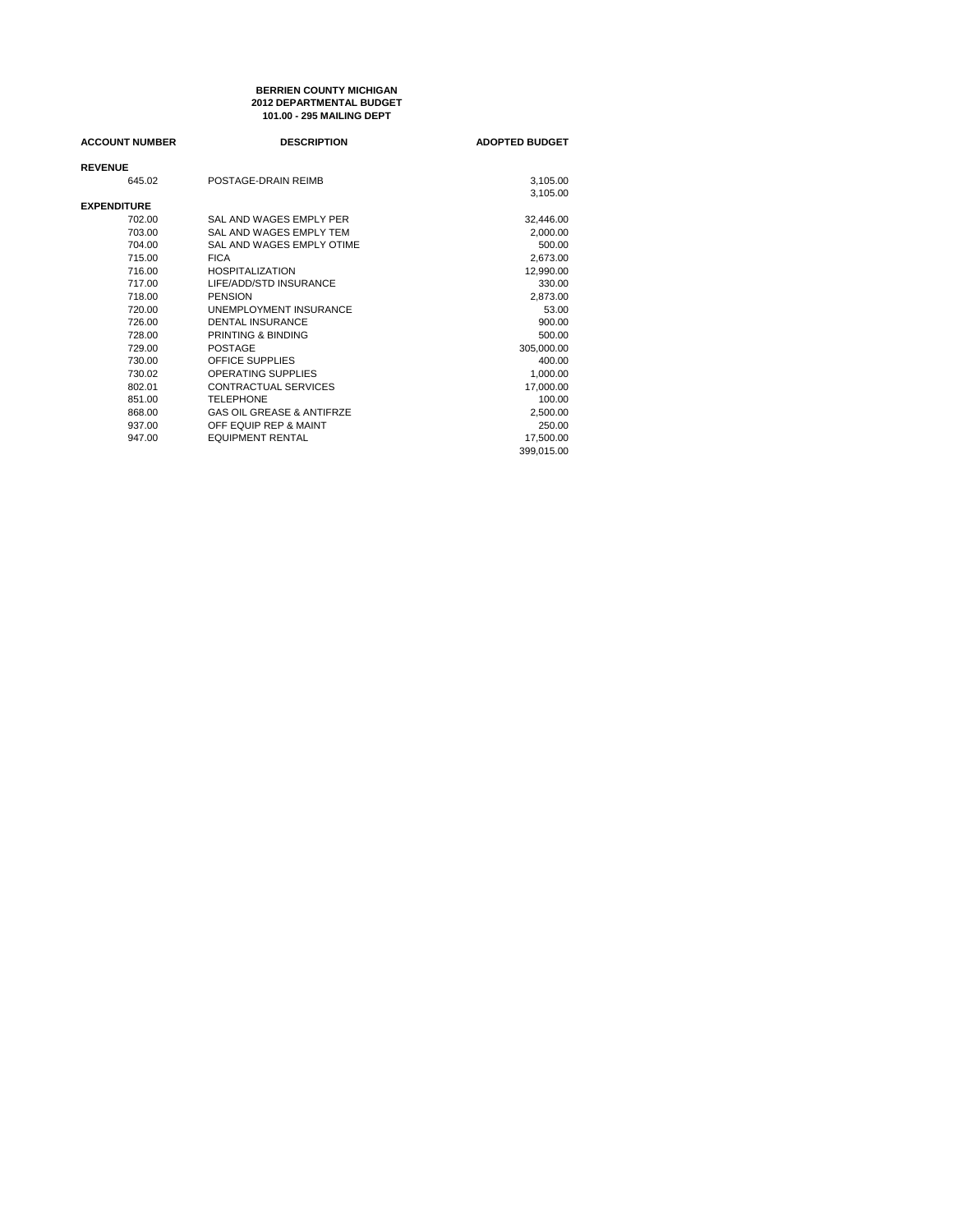**BERRIEN COUNTY MICHIGAN**
**2012 DEPARTMENTAL BUDGET**
**101.00 - 295 MAILING DEPT**

| ACCOUNT NUMBER | DESCRIPTION | ADOPTED BUDGET |
|---|---|---|
| **REVENUE** | | |
| 645.02 | POSTAGE-DRAIN REIMB | 3,105.00 |
| | | 3,105.00 |
| **EXPENDITURE** | | |
| 702.00 | SAL AND WAGES EMPLY PER | 32,446.00 |
| 703.00 | SAL AND WAGES EMPLY TEM | 2,000.00 |
| 704.00 | SAL AND WAGES EMPLY OTIME | 500.00 |
| 715.00 | FICA | 2,673.00 |
| 716.00 | HOSPITALIZATION | 12,990.00 |
| 717.00 | LIFE/ADD/STD INSURANCE | 330.00 |
| 718.00 | PENSION | 2,873.00 |
| 720.00 | UNEMPLOYMENT INSURANCE | 53.00 |
| 726.00 | DENTAL INSURANCE | 900.00 |
| 728.00 | PRINTING & BINDING | 500.00 |
| 729.00 | POSTAGE | 305,000.00 |
| 730.00 | OFFICE SUPPLIES | 400.00 |
| 730.02 | OPERATING SUPPLIES | 1,000.00 |
| 802.01 | CONTRACTUAL SERVICES | 17,000.00 |
| 851.00 | TELEPHONE | 100.00 |
| 868.00 | GAS OIL GREASE & ANTIFRZE | 2,500.00 |
| 937.00 | OFF EQUIP REP & MAINT | 250.00 |
| 947.00 | EQUIPMENT RENTAL | 17,500.00 |
| | | 399,015.00 |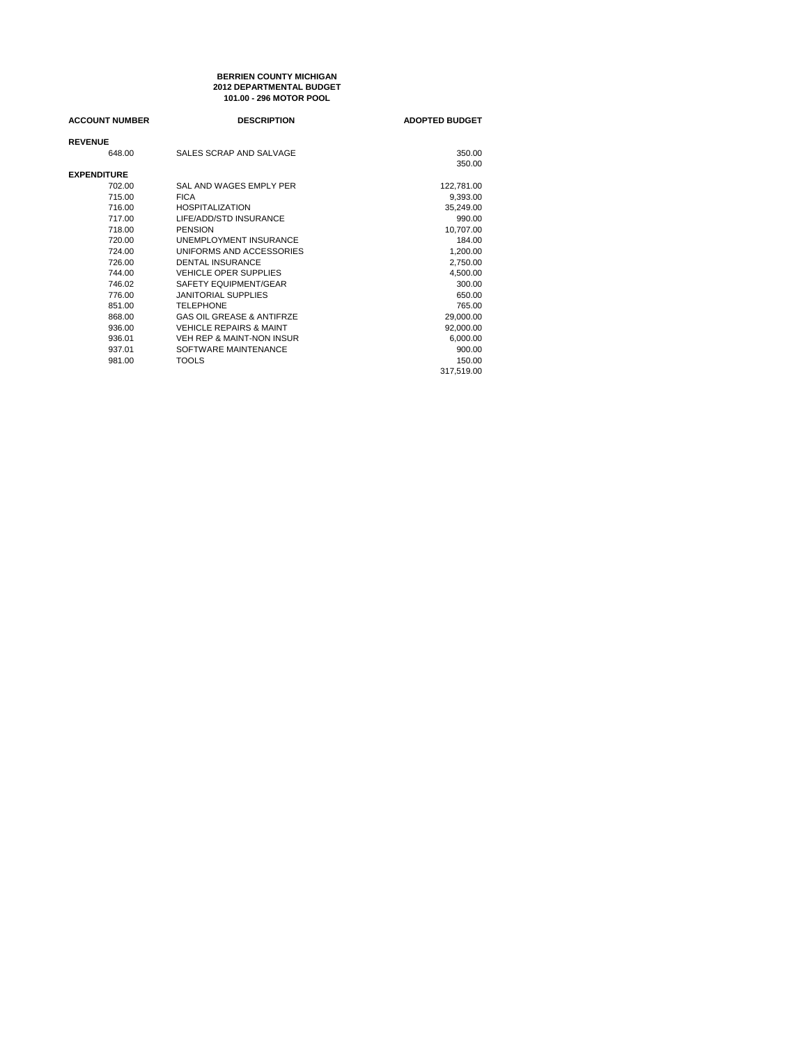**BERRIEN COUNTY MICHIGAN**
**2012 DEPARTMENTAL BUDGET**
**101.00 - 296 MOTOR POOL**

| ACCOUNT NUMBER | DESCRIPTION | ADOPTED BUDGET |
|---|---|---|
| **REVENUE** | | |
| 648.00 | SALES SCRAP AND SALVAGE | 350.00 |
| | | 350.00 |
| **EXPENDITURE** | | |
| 702.00 | SAL AND WAGES EMPLY PER | 122,781.00 |
| 715.00 | FICA | 9,393.00 |
| 716.00 | HOSPITALIZATION | 35,249.00 |
| 717.00 | LIFE/ADD/STD INSURANCE | 990.00 |
| 718.00 | PENSION | 10,707.00 |
| 720.00 | UNEMPLOYMENT INSURANCE | 184.00 |
| 724.00 | UNIFORMS AND ACCESSORIES | 1,200.00 |
| 726.00 | DENTAL INSURANCE | 2,750.00 |
| 744.00 | VEHICLE OPER SUPPLIES | 4,500.00 |
| 746.02 | SAFETY EQUIPMENT/GEAR | 300.00 |
| 776.00 | JANITORIAL SUPPLIES | 650.00 |
| 851.00 | TELEPHONE | 765.00 |
| 868.00 | GAS OIL GREASE & ANTIFRZE | 29,000.00 |
| 936.00 | VEHICLE REPAIRS & MAINT | 92,000.00 |
| 936.01 | VEH REP & MAINT-NON INSUR | 6,000.00 |
| 937.01 | SOFTWARE MAINTENANCE | 900.00 |
| 981.00 | TOOLS | 150.00 |
| | | 317,519.00 |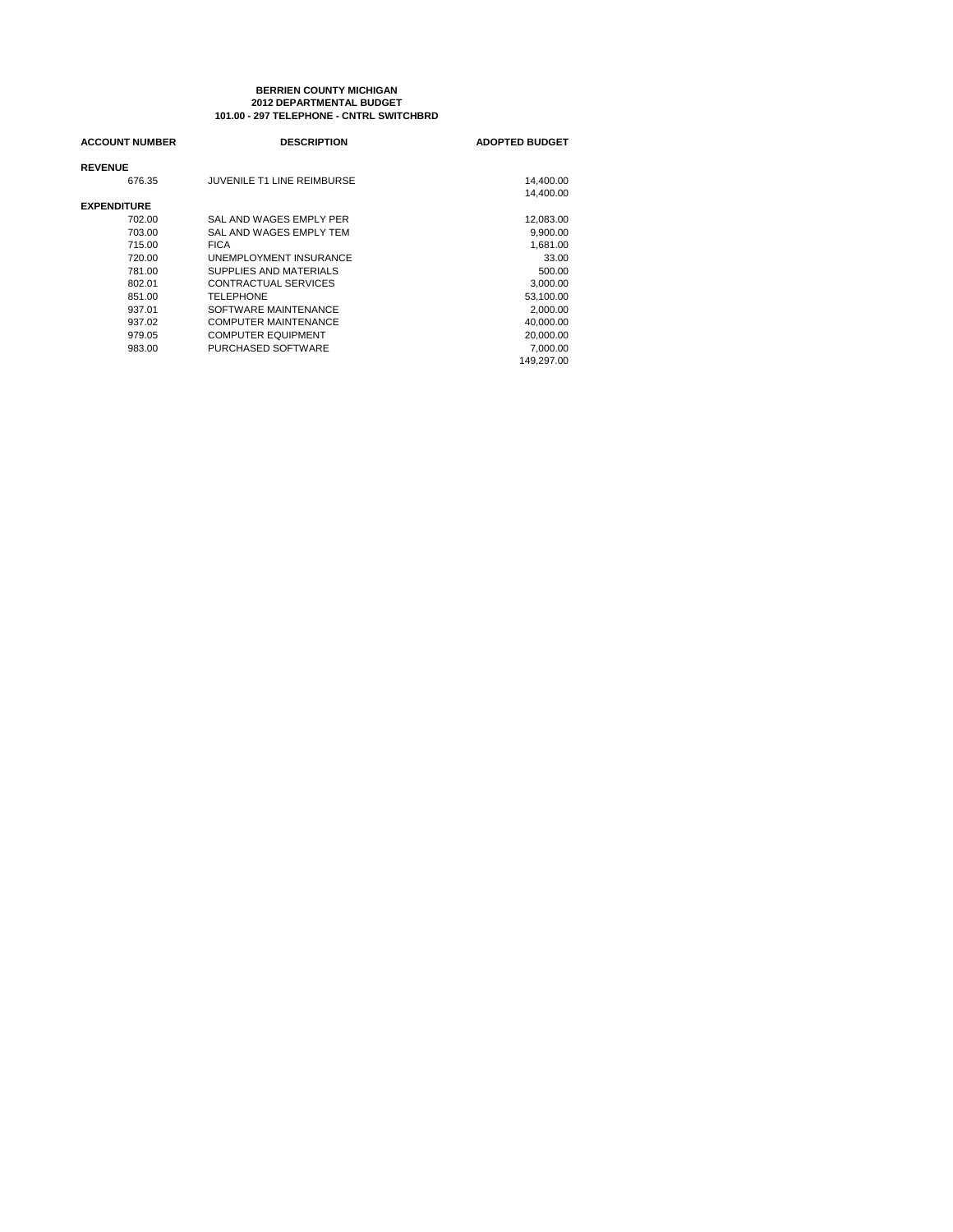**BERRIEN COUNTY MICHIGAN**
**2012 DEPARTMENTAL BUDGET**
**101.00 - 297 TELEPHONE - CNTRL SWITCHBRD**

| ACCOUNT NUMBER | DESCRIPTION | ADOPTED BUDGET |
|---|---|---|
| **REVENUE** | | |
| 676.35 | JUVENILE T1 LINE REIMBURSE | 14,400.00 |
| | | 14,400.00 |
| **EXPENDITURE** | | |
| 702.00 | SAL AND WAGES EMPLY PER | 12,083.00 |
| 703.00 | SAL AND WAGES EMPLY TEM | 9,900.00 |
| 715.00 | FICA | 1,681.00 |
| 720.00 | UNEMPLOYMENT INSURANCE | 33.00 |
| 781.00 | SUPPLIES AND MATERIALS | 500.00 |
| 802.01 | CONTRACTUAL SERVICES | 3,000.00 |
| 851.00 | TELEPHONE | 53,100.00 |
| 937.01 | SOFTWARE MAINTENANCE | 2,000.00 |
| 937.02 | COMPUTER MAINTENANCE | 40,000.00 |
| 979.05 | COMPUTER EQUIPMENT | 20,000.00 |
| 983.00 | PURCHASED SOFTWARE | 7,000.00 |
| | | 149,297.00 |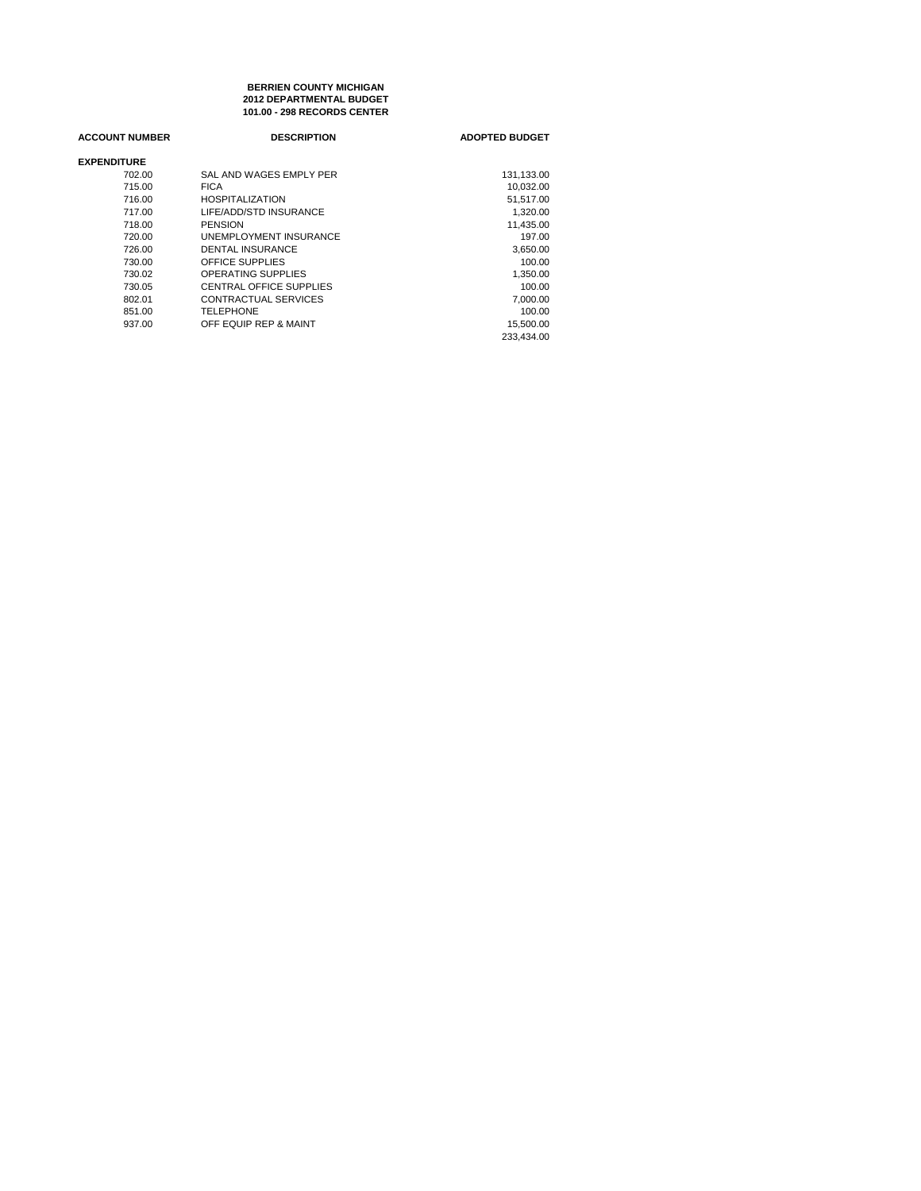**BERRIEN COUNTY MICHIGAN**
**2012 DEPARTMENTAL BUDGET**
**101.00 - 298 RECORDS CENTER**

| ACCOUNT NUMBER | DESCRIPTION | ADOPTED BUDGET |
|---|---|---|
| **EXPENDITURE** | | |
| 702.00 | SAL AND WAGES EMPLY PER | 131,133.00 |
| 715.00 | FICA | 10,032.00 |
| 716.00 | HOSPITALIZATION | 51,517.00 |
| 717.00 | LIFE/ADD/STD INSURANCE | 1,320.00 |
| 718.00 | PENSION | 11,435.00 |
| 720.00 | UNEMPLOYMENT INSURANCE | 197.00 |
| 726.00 | DENTAL INSURANCE | 3,650.00 |
| 730.00 | OFFICE SUPPLIES | 100.00 |
| 730.02 | OPERATING SUPPLIES | 1,350.00 |
| 730.05 | CENTRAL OFFICE SUPPLIES | 100.00 |
| 802.01 | CONTRACTUAL SERVICES | 7,000.00 |
| 851.00 | TELEPHONE | 100.00 |
| 937.00 | OFF EQUIP REP & MAINT | 15,500.00 |
| | | 233,434.00 |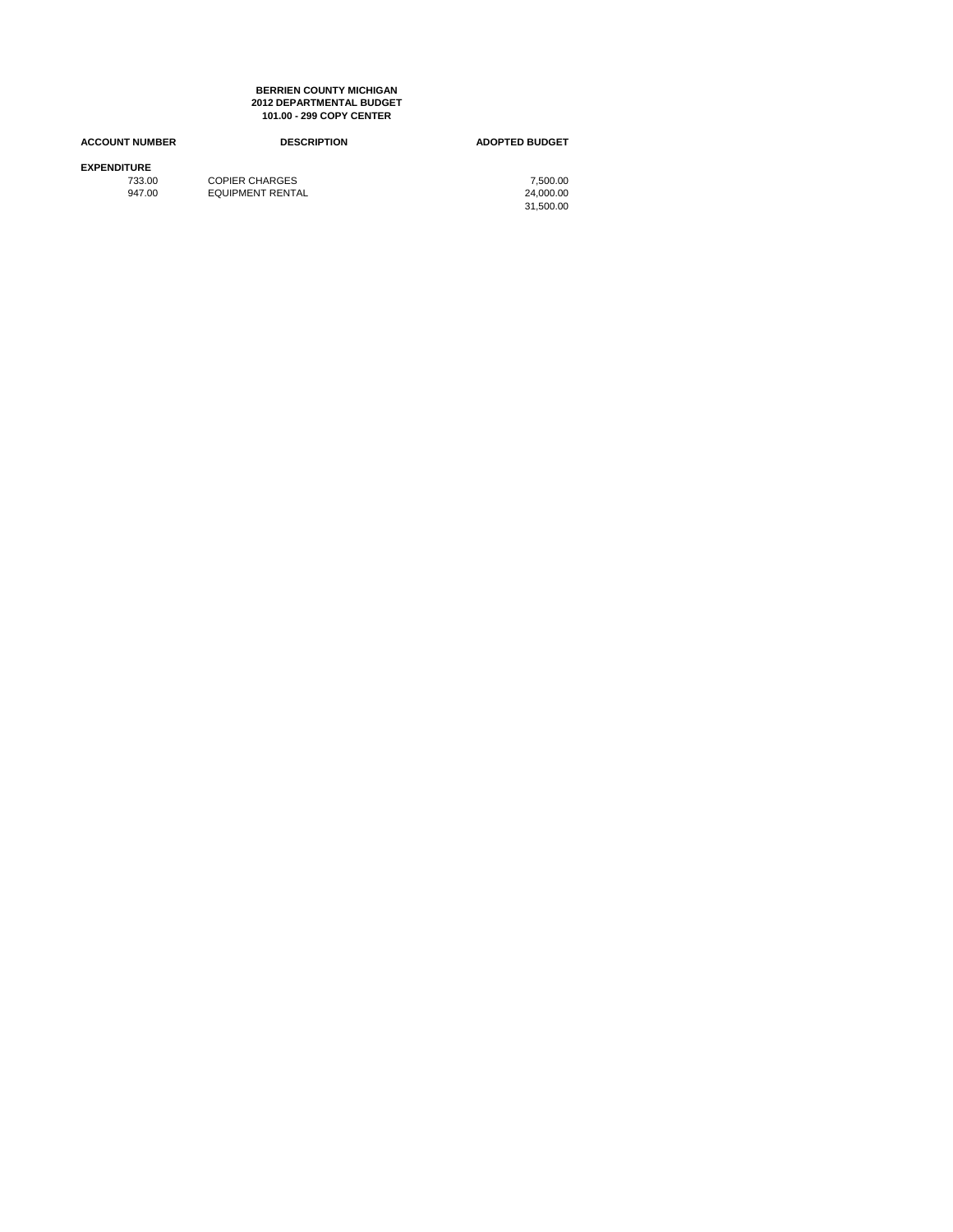**BERRIEN COUNTY MICHIGAN**
**2012 DEPARTMENTAL BUDGET**
**101.00 - 299 COPY CENTER**

| ACCOUNT NUMBER | DESCRIPTION | ADOPTED BUDGET |
|---|---|---|
| **EXPENDITURE** | | |
| 733.00 | COPIER CHARGES | 7,500.00 |
| 947.00 | EQUIPMENT RENTAL | 24,000.00 |
| | | 31,500.00 |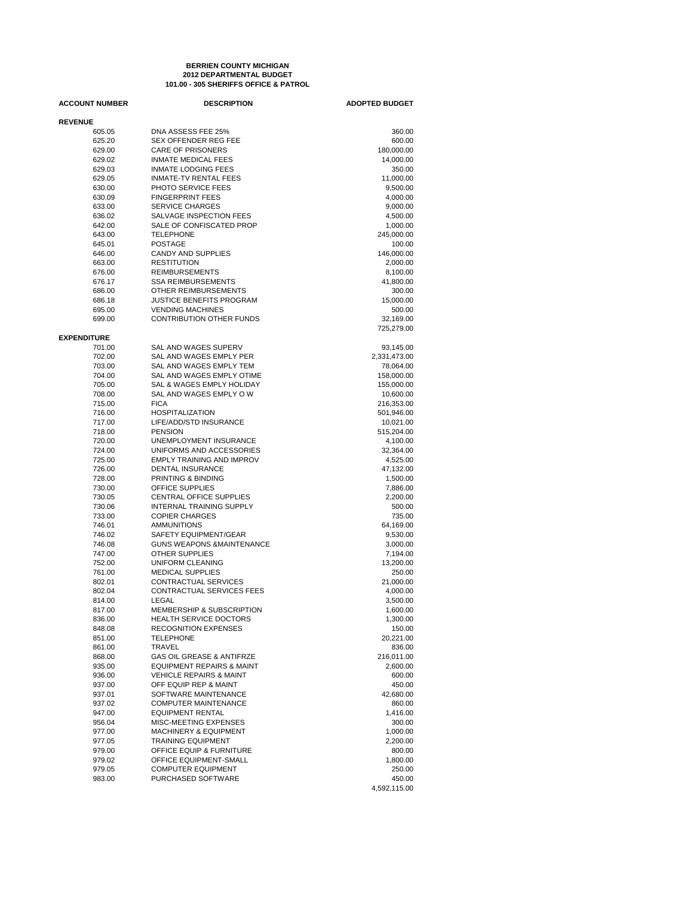**BERRIEN COUNTY MICHIGAN**
**2012 DEPARTMENTAL BUDGET**
**101.00 - 305 SHERIFFS OFFICE & PATROL**

| ACCOUNT NUMBER | DESCRIPTION | ADOPTED BUDGET |
|---|---|---|
| **REVENUE** | | |
| 605.05 | DNA ASSESS FEE 25% | 360.00 |
| 625.20 | SEX OFFENDER REG FEE | 600.00 |
| 629.00 | CARE OF PRISONERS | 180,000.00 |
| 629.02 | INMATE MEDICAL FEES | 14,000.00 |
| 629.03 | INMATE LODGING FEES | 350.00 |
| 629.05 | INMATE-TV RENTAL FEES | 11,000.00 |
| 630.00 | PHOTO SERVICE FEES | 9,500.00 |
| 630.09 | FINGERPRINT FEES | 4,000.00 |
| 633.00 | SERVICE CHARGES | 9,000.00 |
| 636.02 | SALVAGE INSPECTION FEES | 4,500.00 |
| 642.00 | SALE OF CONFISCATED PROP | 1,000.00 |
| 643.00 | TELEPHONE | 245,000.00 |
| 645.01 | POSTAGE | 100.00 |
| 646.00 | CANDY AND SUPPLIES | 146,000.00 |
| 663.00 | RESTITUTION | 2,000.00 |
| 676.00 | REIMBURSEMENTS | 8,100.00 |
| 676.17 | SSA REIMBURSEMENTS | 41,800.00 |
| 686.00 | OTHER REIMBURSEMENTS | 300.00 |
| 686.18 | JUSTICE BENEFITS PROGRAM | 15,000.00 |
| 695.00 | VENDING MACHINES | 500.00 |
| 699.00 | CONTRIBUTION OTHER FUNDS | 32,169.00 |
| | | 725,279.00 |
| **EXPENDITURE** | | |
| 701.00 | SAL AND WAGES SUPERV | 93,145.00 |
| 702.00 | SAL AND WAGES EMPLY PER | 2,331,473.00 |
| 703.00 | SAL AND WAGES EMPLY TEM | 78,064.00 |
| 704.00 | SAL AND WAGES EMPLY OTIME | 158,000.00 |
| 705.00 | SAL & WAGES EMPLY HOLIDAY | 155,000.00 |
| 708.00 | SAL AND WAGES EMPLY O W | 10,600.00 |
| 715.00 | FICA | 216,353.00 |
| 716.00 | HOSPITALIZATION | 501,946.00 |
| 717.00 | LIFE/ADD/STD INSURANCE | 10,021.00 |
| 718.00 | PENSION | 515,204.00 |
| 720.00 | UNEMPLOYMENT INSURANCE | 4,100.00 |
| 724.00 | UNIFORMS AND ACCESSORIES | 32,364.00 |
| 725.00 | EMPLY TRAINING AND IMPROV | 4,525.00 |
| 726.00 | DENTAL INSURANCE | 47,132.00 |
| 728.00 | PRINTING & BINDING | 1,500.00 |
| 730.00 | OFFICE SUPPLIES | 7,886.00 |
| 730.05 | CENTRAL OFFICE SUPPLIES | 2,200.00 |
| 730.06 | INTERNAL TRAINING SUPPLY | 500.00 |
| 733.00 | COPIER CHARGES | 735.00 |
| 746.01 | AMMUNITIONS | 64,169.00 |
| 746.02 | SAFETY EQUIPMENT/GEAR | 9,530.00 |
| 746.08 | GUNS WEAPONS &MAINTENANCE | 3,000.00 |
| 747.00 | OTHER SUPPLIES | 7,194.00 |
| 752.00 | UNIFORM CLEANING | 13,200.00 |
| 761.00 | MEDICAL SUPPLIES | 250.00 |
| 802.01 | CONTRACTUAL SERVICES | 21,000.00 |
| 802.04 | CONTRACTUAL SERVICES FEES | 4,000.00 |
| 814.00 | LEGAL | 3,500.00 |
| 817.00 | MEMBERSHIP & SUBSCRIPTION | 1,600.00 |
| 836.00 | HEALTH SERVICE DOCTORS | 1,300.00 |
| 848.08 | RECOGNITION EXPENSES | 150.00 |
| 851.00 | TELEPHONE | 20,221.00 |
| 861.00 | TRAVEL | 836.00 |
| 868.00 | GAS OIL GREASE & ANTIFRZE | 216,011.00 |
| 935.00 | EQUIPMENT REPAIRS & MAINT | 2,600.00 |
| 936.00 | VEHICLE REPAIRS & MAINT | 600.00 |
| 937.00 | OFF EQUIP REP & MAINT | 450.00 |
| 937.01 | SOFTWARE MAINTENANCE | 42,680.00 |
| 937.02 | COMPUTER MAINTENANCE | 860.00 |
| 947.00 | EQUIPMENT RENTAL | 1,416.00 |
| 956.04 | MISC-MEETING EXPENSES | 300.00 |
| 977.00 | MACHINERY & EQUIPMENT | 1,000.00 |
| 977.05 | TRAINING EQUIPMENT | 2,200.00 |
| 979.00 | OFFICE EQUIP & FURNITURE | 800.00 |
| 979.02 | OFFICE EQUIPMENT-SMALL | 1,800.00 |
| 979.05 | COMPUTER EQUIPMENT | 250.00 |
| 983.00 | PURCHASED SOFTWARE | 450.00 |
| | | 4,592,115.00 |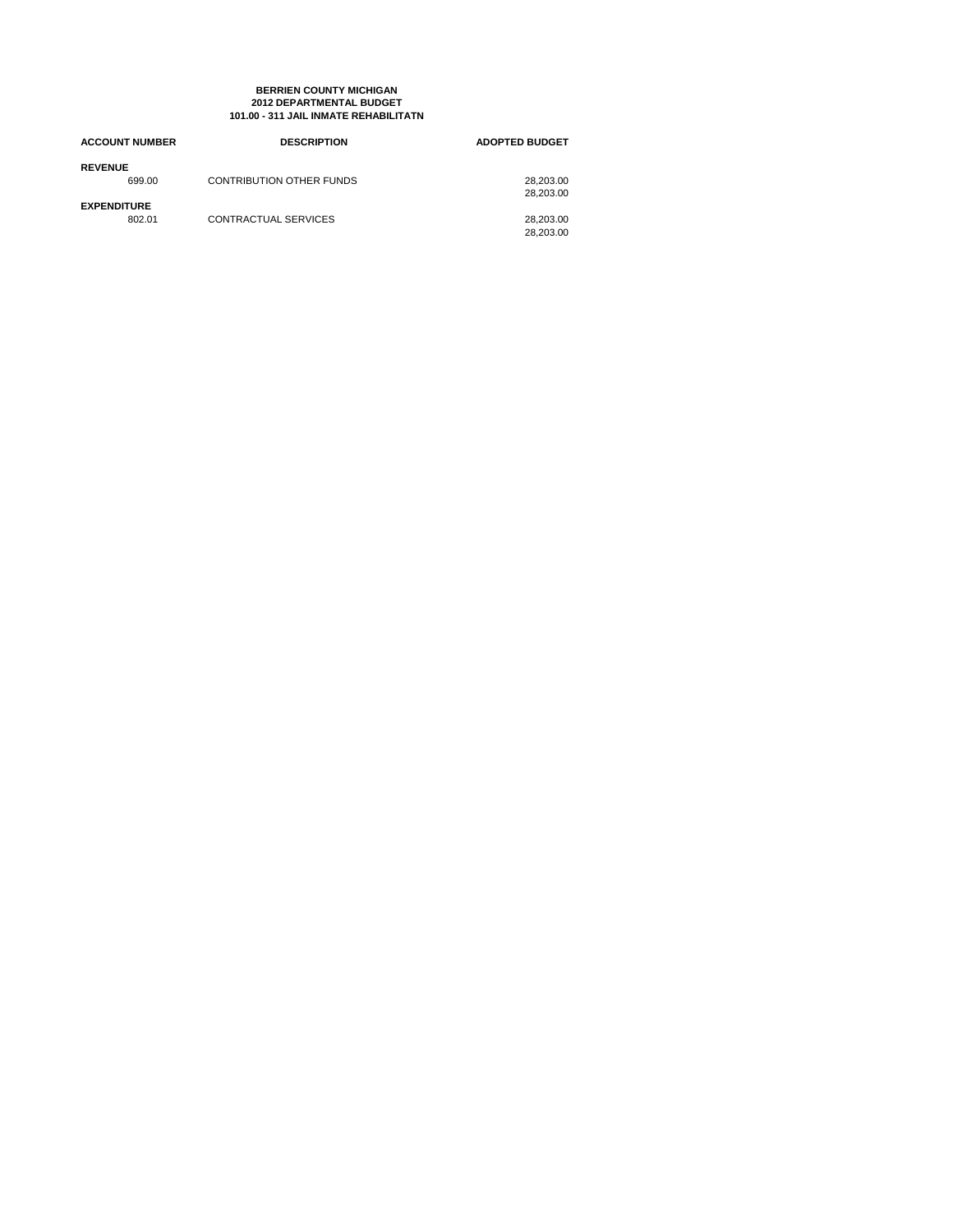**BERRIEN COUNTY MICHIGAN**
**2012 DEPARTMENTAL BUDGET**
**101.00 - 311 JAIL INMATE REHABILITATN**

| ACCOUNT NUMBER | DESCRIPTION | ADOPTED BUDGET |
|---|---|---|
| **REVENUE** | | |
| 699.00 | CONTRIBUTION OTHER FUNDS | 28,203.00 |
| | | 28,203.00 |
| **EXPENDITURE** | | |
| 802.01 | CONTRACTUAL SERVICES | 28,203.00 |
| | | 28,203.00 |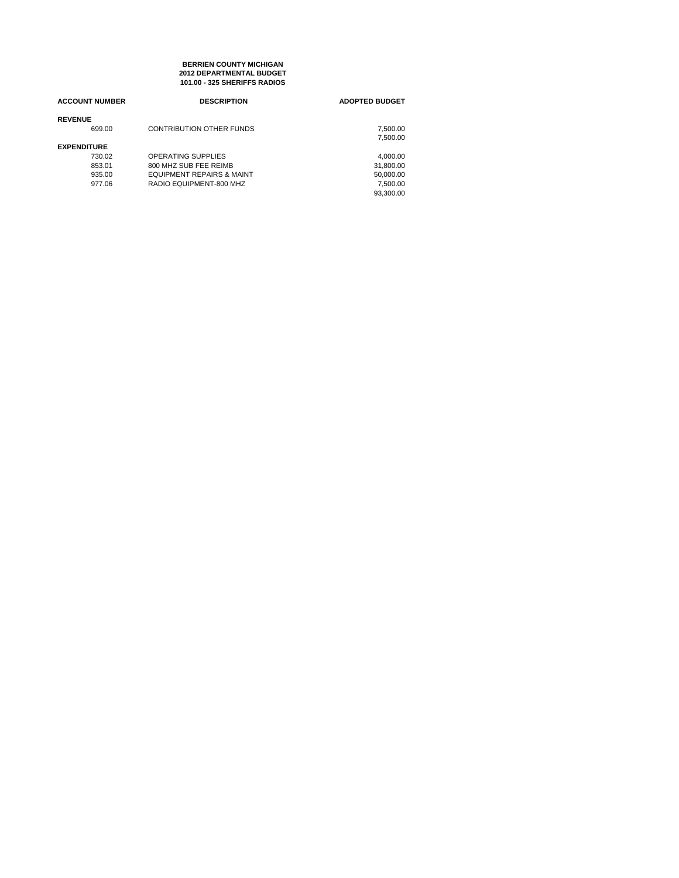**BERRIEN COUNTY MICHIGAN**
**2012 DEPARTMENTAL BUDGET**
**101.00 - 325 SHERIFFS RADIOS**

| ACCOUNT NUMBER | DESCRIPTION | ADOPTED BUDGET |
|---|---|---|
| **REVENUE** | | |
| 699.00 | CONTRIBUTION OTHER FUNDS | 7,500.00 |
| | | 7,500.00 |
| **EXPENDITURE** | | |
| 730.02 | OPERATING SUPPLIES | 4,000.00 |
| 853.01 | 800 MHZ SUB FEE REIMB | 31,800.00 |
| 935.00 | EQUIPMENT REPAIRS & MAINT | 50,000.00 |
| 977.06 | RADIO EQUIPMENT-800 MHZ | 7,500.00 |
| | | 93,300.00 |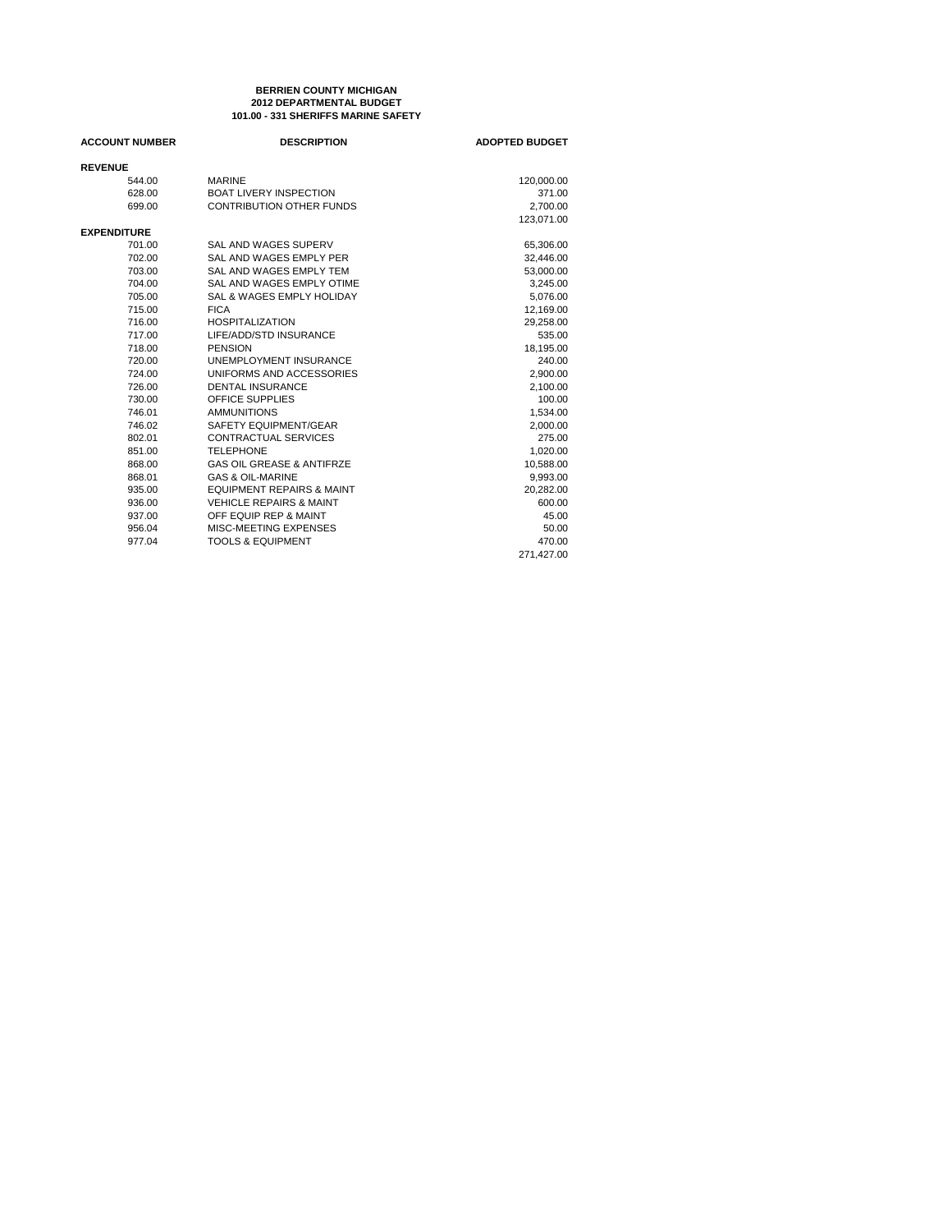**BERRIEN COUNTY MICHIGAN**
**2012 DEPARTMENTAL BUDGET**
**101.00 - 331 SHERIFFS MARINE SAFETY**

| ACCOUNT NUMBER | DESCRIPTION | ADOPTED BUDGET |
|---|---|---|
| **REVENUE** | | |
| 544.00 | MARINE | 120,000.00 |
| 628.00 | BOAT LIVERY INSPECTION | 371.00 |
| 699.00 | CONTRIBUTION OTHER FUNDS | 2,700.00 |
| | | 123,071.00 |
| **EXPENDITURE** | | |
| 701.00 | SAL AND WAGES SUPERV | 65,306.00 |
| 702.00 | SAL AND WAGES EMPLY PER | 32,446.00 |
| 703.00 | SAL AND WAGES EMPLY TEM | 53,000.00 |
| 704.00 | SAL AND WAGES EMPLY OTIME | 3,245.00 |
| 705.00 | SAL & WAGES EMPLY HOLIDAY | 5,076.00 |
| 715.00 | FICA | 12,169.00 |
| 716.00 | HOSPITALIZATION | 29,258.00 |
| 717.00 | LIFE/ADD/STD INSURANCE | 535.00 |
| 718.00 | PENSION | 18,195.00 |
| 720.00 | UNEMPLOYMENT INSURANCE | 240.00 |
| 724.00 | UNIFORMS AND ACCESSORIES | 2,900.00 |
| 726.00 | DENTAL INSURANCE | 2,100.00 |
| 730.00 | OFFICE SUPPLIES | 100.00 |
| 746.01 | AMMUNITIONS | 1,534.00 |
| 746.02 | SAFETY EQUIPMENT/GEAR | 2,000.00 |
| 802.01 | CONTRACTUAL SERVICES | 275.00 |
| 851.00 | TELEPHONE | 1,020.00 |
| 868.00 | GAS OIL GREASE & ANTIFRZE | 10,588.00 |
| 868.01 | GAS & OIL-MARINE | 9,993.00 |
| 935.00 | EQUIPMENT REPAIRS & MAINT | 20,282.00 |
| 936.00 | VEHICLE REPAIRS & MAINT | 600.00 |
| 937.00 | OFF EQUIP REP & MAINT | 45.00 |
| 956.04 | MISC-MEETING EXPENSES | 50.00 |
| 977.04 | TOOLS & EQUIPMENT | 470.00 |
| | | 271,427.00 |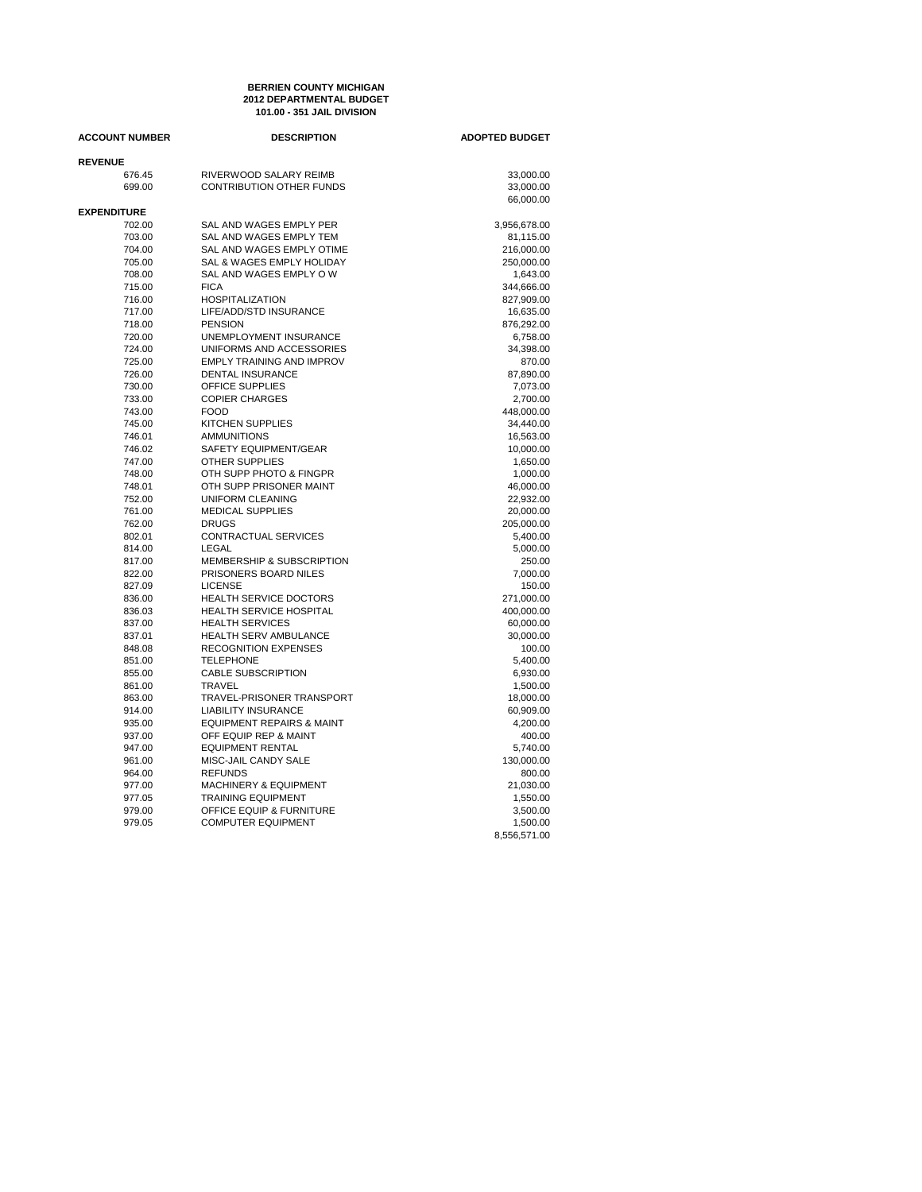**BERRIEN COUNTY MICHIGAN**
**2012 DEPARTMENTAL BUDGET**
**101.00 - 351 JAIL DIVISION**

| ACCOUNT NUMBER | DESCRIPTION | ADOPTED BUDGET |
|---|---|---|
| **REVENUE** | | |
| 676.45 | RIVERWOOD SALARY REIMB | 33,000.00 |
| 699.00 | CONTRIBUTION OTHER FUNDS | 33,000.00 |
| | | 66,000.00 |
| **EXPENDITURE** | | |
| 702.00 | SAL AND WAGES EMPLY PER | 3,956,678.00 |
| 703.00 | SAL AND WAGES EMPLY TEM | 81,115.00 |
| 704.00 | SAL AND WAGES EMPLY OTIME | 216,000.00 |
| 705.00 | SAL & WAGES EMPLY HOLIDAY | 250,000.00 |
| 708.00 | SAL AND WAGES EMPLY O W | 1,643.00 |
| 715.00 | FICA | 344,666.00 |
| 716.00 | HOSPITALIZATION | 827,909.00 |
| 717.00 | LIFE/ADD/STD INSURANCE | 16,635.00 |
| 718.00 | PENSION | 876,292.00 |
| 720.00 | UNEMPLOYMENT INSURANCE | 6,758.00 |
| 724.00 | UNIFORMS AND ACCESSORIES | 34,398.00 |
| 725.00 | EMPLY TRAINING AND IMPROV | 870.00 |
| 726.00 | DENTAL INSURANCE | 87,890.00 |
| 730.00 | OFFICE SUPPLIES | 7,073.00 |
| 733.00 | COPIER CHARGES | 2,700.00 |
| 743.00 | FOOD | 448,000.00 |
| 745.00 | KITCHEN SUPPLIES | 34,440.00 |
| 746.01 | AMMUNITIONS | 16,563.00 |
| 746.02 | SAFETY EQUIPMENT/GEAR | 10,000.00 |
| 747.00 | OTHER SUPPLIES | 1,650.00 |
| 748.00 | OTH SUPP PHOTO & FINGPR | 1,000.00 |
| 748.01 | OTH SUPP PRISONER MAINT | 46,000.00 |
| 752.00 | UNIFORM CLEANING | 22,932.00 |
| 761.00 | MEDICAL SUPPLIES | 20,000.00 |
| 762.00 | DRUGS | 205,000.00 |
| 802.01 | CONTRACTUAL SERVICES | 5,400.00 |
| 814.00 | LEGAL | 5,000.00 |
| 817.00 | MEMBERSHIP & SUBSCRIPTION | 250.00 |
| 822.00 | PRISONERS BOARD NILES | 7,000.00 |
| 827.09 | LICENSE | 150.00 |
| 836.00 | HEALTH SERVICE DOCTORS | 271,000.00 |
| 836.03 | HEALTH SERVICE HOSPITAL | 400,000.00 |
| 837.00 | HEALTH SERVICES | 60,000.00 |
| 837.01 | HEALTH SERV AMBULANCE | 30,000.00 |
| 848.08 | RECOGNITION EXPENSES | 100.00 |
| 851.00 | TELEPHONE | 5,400.00 |
| 855.00 | CABLE SUBSCRIPTION | 6,930.00 |
| 861.00 | TRAVEL | 1,500.00 |
| 863.00 | TRAVEL-PRISONER TRANSPORT | 18,000.00 |
| 914.00 | LIABILITY INSURANCE | 60,909.00 |
| 935.00 | EQUIPMENT REPAIRS & MAINT | 4,200.00 |
| 937.00 | OFF EQUIP REP & MAINT | 400.00 |
| 947.00 | EQUIPMENT RENTAL | 5,740.00 |
| 961.00 | MISC-JAIL CANDY SALE | 130,000.00 |
| 964.00 | REFUNDS | 800.00 |
| 977.00 | MACHINERY & EQUIPMENT | 21,030.00 |
| 977.05 | TRAINING EQUIPMENT | 1,550.00 |
| 979.00 | OFFICE EQUIP & FURNITURE | 3,500.00 |
| 979.05 | COMPUTER EQUIPMENT | 1,500.00 |
| | | 8,556,571.00 |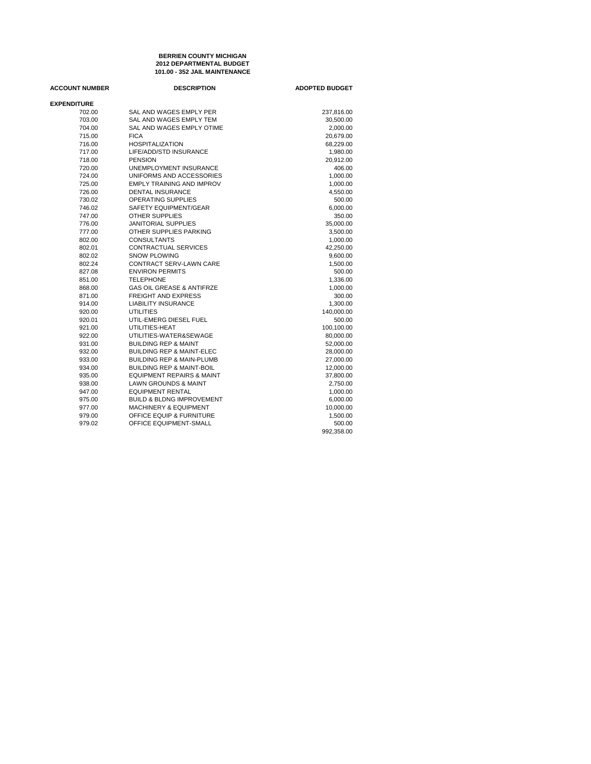**BERRIEN COUNTY MICHIGAN**
**2012 DEPARTMENTAL BUDGET**
**101.00 - 352 JAIL MAINTENANCE**

| ACCOUNT NUMBER | DESCRIPTION | ADOPTED BUDGET |
|---|---|---|
| **EXPENDITURE** | | |
| 702.00 | SAL AND WAGES EMPLY PER | 237,816.00 |
| 703.00 | SAL AND WAGES EMPLY TEM | 30,500.00 |
| 704.00 | SAL AND WAGES EMPLY OTIME | 2,000.00 |
| 715.00 | FICA | 20,679.00 |
| 716.00 | HOSPITALIZATION | 68,229.00 |
| 717.00 | LIFE/ADD/STD INSURANCE | 1,980.00 |
| 718.00 | PENSION | 20,912.00 |
| 720.00 | UNEMPLOYMENT INSURANCE | 406.00 |
| 724.00 | UNIFORMS AND ACCESSORIES | 1,000.00 |
| 725.00 | EMPLY TRAINING AND IMPROV | 1,000.00 |
| 726.00 | DENTAL INSURANCE | 4,550.00 |
| 730.02 | OPERATING SUPPLIES | 500.00 |
| 746.02 | SAFETY EQUIPMENT/GEAR | 6,000.00 |
| 747.00 | OTHER SUPPLIES | 350.00 |
| 776.00 | JANITORIAL SUPPLIES | 35,000.00 |
| 777.00 | OTHER SUPPLIES PARKING | 3,500.00 |
| 802.00 | CONSULTANTS | 1,000.00 |
| 802.01 | CONTRACTUAL SERVICES | 42,250.00 |
| 802.02 | SNOW PLOWING | 9,600.00 |
| 802.24 | CONTRACT SERV-LAWN CARE | 1,500.00 |
| 827.08 | ENVIRON PERMITS | 500.00 |
| 851.00 | TELEPHONE | 1,336.00 |
| 868.00 | GAS OIL GREASE & ANTIFRZE | 1,000.00 |
| 871.00 | FREIGHT AND EXPRESS | 300.00 |
| 914.00 | LIABILITY INSURANCE | 1,300.00 |
| 920.00 | UTILITIES | 140,000.00 |
| 920.01 | UTIL-EMERG DIESEL FUEL | 500.00 |
| 921.00 | UTILITIES-HEAT | 100,100.00 |
| 922.00 | UTILITIES-WATER&SEWAGE | 80,000.00 |
| 931.00 | BUILDING REP & MAINT | 52,000.00 |
| 932.00 | BUILDING REP & MAINT-ELEC | 28,000.00 |
| 933.00 | BUILDING REP & MAIN-PLUMB | 27,000.00 |
| 934.00 | BUILDING REP & MAINT-BOIL | 12,000.00 |
| 935.00 | EQUIPMENT REPAIRS & MAINT | 37,800.00 |
| 938.00 | LAWN GROUNDS & MAINT | 2,750.00 |
| 947.00 | EQUIPMENT RENTAL | 1,000.00 |
| 975.00 | BUILD & BLDNG IMPROVEMENT | 6,000.00 |
| 977.00 | MACHINERY & EQUIPMENT | 10,000.00 |
| 979.00 | OFFICE EQUIP & FURNITURE | 1,500.00 |
| 979.02 | OFFICE EQUIPMENT-SMALL | 500.00 |
| | | 992,358.00 |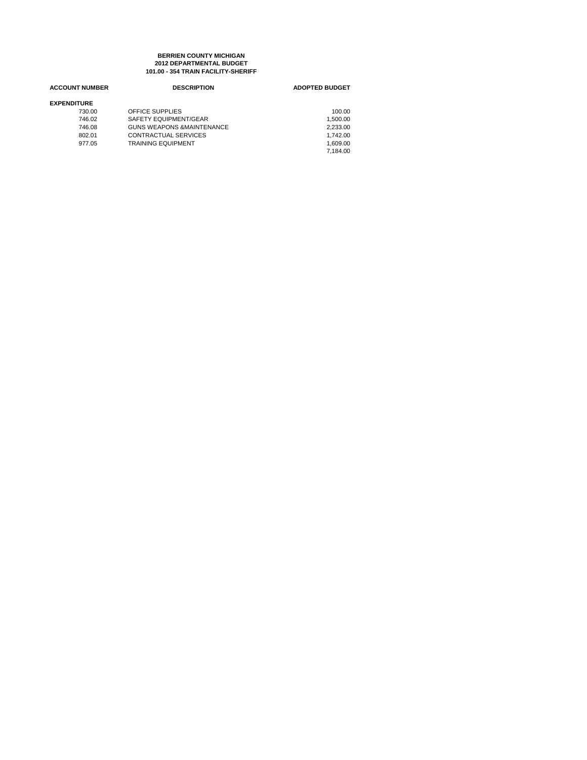**BERRIEN COUNTY MICHIGAN**
**2012 DEPARTMENTAL BUDGET**
**101.00 - 354 TRAIN FACILITY-SHERIFF**

| ACCOUNT NUMBER | DESCRIPTION | ADOPTED BUDGET |
|---|---|---|
| **EXPENDITURE** | | |
| 730.00 | OFFICE SUPPLIES | 100.00 |
| 746.02 | SAFETY EQUIPMENT/GEAR | 1,500.00 |
| 746.08 | GUNS WEAPONS &MAINTENANCE | 2,233.00 |
| 802.01 | CONTRACTUAL SERVICES | 1,742.00 |
| 977.05 | TRAINING EQUIPMENT | 1,609.00 |
| | | 7,184.00 |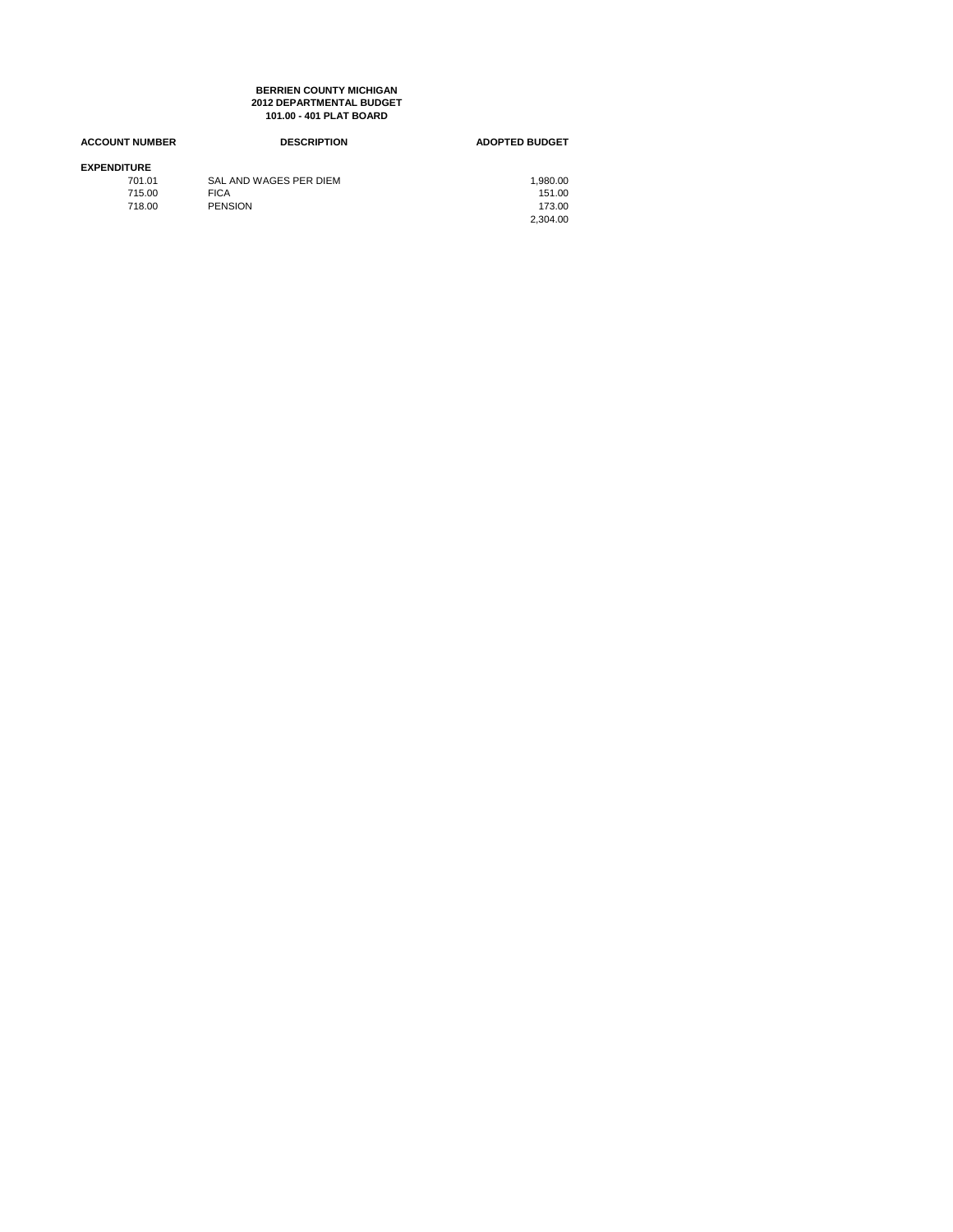**BERRIEN COUNTY MICHIGAN**
**2012 DEPARTMENTAL BUDGET**
**101.00 - 401 PLAT BOARD**

| ACCOUNT NUMBER | DESCRIPTION | ADOPTED BUDGET |
|---|---|---|
| **EXPENDITURE** | | |
| 701.01 | SAL AND WAGES PER DIEM | 1,980.00 |
| 715.00 | FICA | 151.00 |
| 718.00 | PENSION | 173.00 |
| | | 2,304.00 |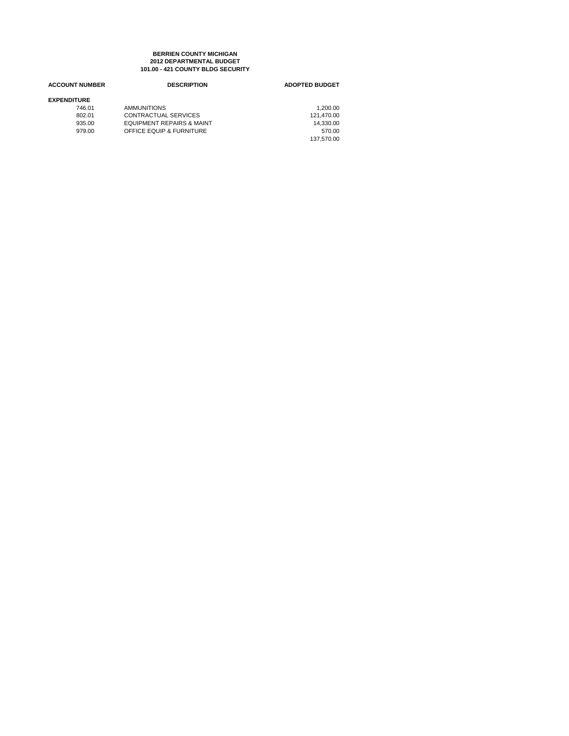**BERRIEN COUNTY MICHIGAN**
**2012 DEPARTMENTAL BUDGET**
**101.00 - 421 COUNTY BLDG SECURITY**

| ACCOUNT NUMBER | DESCRIPTION | ADOPTED BUDGET |
|---|---|---|
| **EXPENDITURE** | | |
| 746.01 | AMMUNITIONS | 1,200.00 |
| 802.01 | CONTRACTUAL SERVICES | 121,470.00 |
| 935.00 | EQUIPMENT REPAIRS & MAINT | 14,330.00 |
| 979.00 | OFFICE EQUIP & FURNITURE | 570.00 |
| | | 137,570.00 |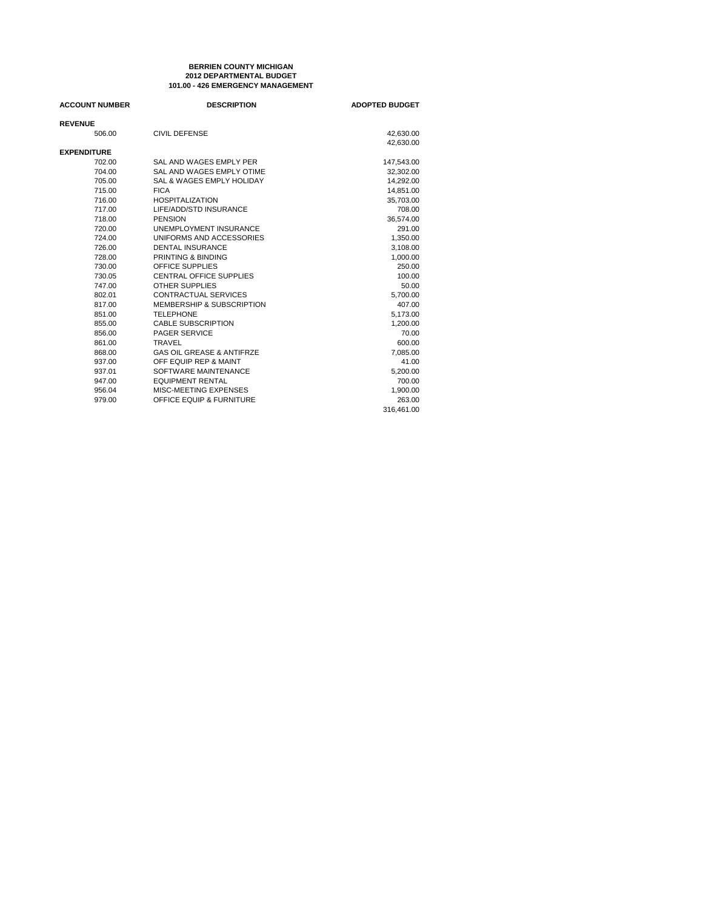**BERRIEN COUNTY MICHIGAN**
**2012 DEPARTMENTAL BUDGET**
**101.00 - 426 EMERGENCY MANAGEMENT**

| ACCOUNT NUMBER | DESCRIPTION | ADOPTED BUDGET |
|---|---|---|
| **REVENUE** | | |
| 506.00 | CIVIL DEFENSE | 42,630.00 |
| | | 42,630.00 |
| **EXPENDITURE** | | |
| 702.00 | SAL AND WAGES EMPLY PER | 147,543.00 |
| 704.00 | SAL AND WAGES EMPLY OTIME | 32,302.00 |
| 705.00 | SAL & WAGES EMPLY HOLIDAY | 14,292.00 |
| 715.00 | FICA | 14,851.00 |
| 716.00 | HOSPITALIZATION | 35,703.00 |
| 717.00 | LIFE/ADD/STD INSURANCE | 708.00 |
| 718.00 | PENSION | 36,574.00 |
| 720.00 | UNEMPLOYMENT INSURANCE | 291.00 |
| 724.00 | UNIFORMS AND ACCESSORIES | 1,350.00 |
| 726.00 | DENTAL INSURANCE | 3,108.00 |
| 728.00 | PRINTING & BINDING | 1,000.00 |
| 730.00 | OFFICE SUPPLIES | 250.00 |
| 730.05 | CENTRAL OFFICE SUPPLIES | 100.00 |
| 747.00 | OTHER SUPPLIES | 50.00 |
| 802.01 | CONTRACTUAL SERVICES | 5,700.00 |
| 817.00 | MEMBERSHIP & SUBSCRIPTION | 407.00 |
| 851.00 | TELEPHONE | 5,173.00 |
| 855.00 | CABLE SUBSCRIPTION | 1,200.00 |
| 856.00 | PAGER SERVICE | 70.00 |
| 861.00 | TRAVEL | 600.00 |
| 868.00 | GAS OIL GREASE & ANTIFRZE | 7,085.00 |
| 937.00 | OFF EQUIP REP & MAINT | 41.00 |
| 937.01 | SOFTWARE MAINTENANCE | 5,200.00 |
| 947.00 | EQUIPMENT RENTAL | 700.00 |
| 956.04 | MISC-MEETING EXPENSES | 1,900.00 |
| 979.00 | OFFICE EQUIP & FURNITURE | 263.00 |
| | | 316,461.00 |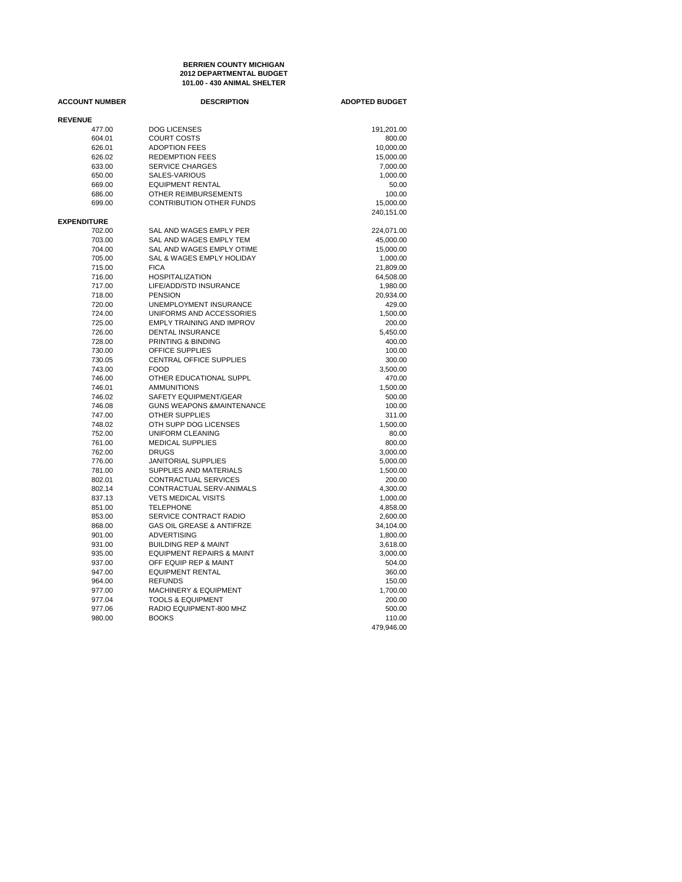**BERRIEN COUNTY MICHIGAN**
**2012 DEPARTMENTAL BUDGET**
**101.00 - 430 ANIMAL SHELTER**

| ACCOUNT NUMBER | DESCRIPTION | ADOPTED BUDGET |
|---|---|---|
| **REVENUE** | | |
| 477.00 | DOG LICENSES | 191,201.00 |
| 604.01 | COURT COSTS | 800.00 |
| 626.01 | ADOPTION FEES | 10,000.00 |
| 626.02 | REDEMPTION FEES | 15,000.00 |
| 633.00 | SERVICE CHARGES | 7,000.00 |
| 650.00 | SALES-VARIOUS | 1,000.00 |
| 669.00 | EQUIPMENT RENTAL | 50.00 |
| 686.00 | OTHER REIMBURSEMENTS | 100.00 |
| 699.00 | CONTRIBUTION OTHER FUNDS | 15,000.00 |
| | | 240,151.00 |
| **EXPENDITURE** | | |
| 702.00 | SAL AND WAGES EMPLY PER | 224,071.00 |
| 703.00 | SAL AND WAGES EMPLY TEM | 45,000.00 |
| 704.00 | SAL AND WAGES EMPLY OTIME | 15,000.00 |
| 705.00 | SAL & WAGES EMPLY HOLIDAY | 1,000.00 |
| 715.00 | FICA | 21,809.00 |
| 716.00 | HOSPITALIZATION | 64,508.00 |
| 717.00 | LIFE/ADD/STD INSURANCE | 1,980.00 |
| 718.00 | PENSION | 20,934.00 |
| 720.00 | UNEMPLOYMENT INSURANCE | 429.00 |
| 724.00 | UNIFORMS AND ACCESSORIES | 1,500.00 |
| 725.00 | EMPLY TRAINING AND IMPROV | 200.00 |
| 726.00 | DENTAL INSURANCE | 5,450.00 |
| 728.00 | PRINTING & BINDING | 400.00 |
| 730.00 | OFFICE SUPPLIES | 100.00 |
| 730.05 | CENTRAL OFFICE SUPPLIES | 300.00 |
| 743.00 | FOOD | 3,500.00 |
| 746.00 | OTHER EDUCATIONAL SUPPL | 470.00 |
| 746.01 | AMMUNITIONS | 1,500.00 |
| 746.02 | SAFETY EQUIPMENT/GEAR | 500.00 |
| 746.08 | GUNS WEAPONS &MAINTENANCE | 100.00 |
| 747.00 | OTHER SUPPLIES | 311.00 |
| 748.02 | OTH SUPP DOG LICENSES | 1,500.00 |
| 752.00 | UNIFORM CLEANING | 80.00 |
| 761.00 | MEDICAL SUPPLIES | 800.00 |
| 762.00 | DRUGS | 3,000.00 |
| 776.00 | JANITORIAL SUPPLIES | 5,000.00 |
| 781.00 | SUPPLIES AND MATERIALS | 1,500.00 |
| 802.01 | CONTRACTUAL SERVICES | 200.00 |
| 802.14 | CONTRACTUAL SERV-ANIMALS | 4,300.00 |
| 837.13 | VETS MEDICAL VISITS | 1,000.00 |
| 851.00 | TELEPHONE | 4,858.00 |
| 853.00 | SERVICE CONTRACT RADIO | 2,600.00 |
| 868.00 | GAS OIL GREASE & ANTIFRZE | 34,104.00 |
| 901.00 | ADVERTISING | 1,800.00 |
| 931.00 | BUILDING REP & MAINT | 3,618.00 |
| 935.00 | EQUIPMENT REPAIRS & MAINT | 3,000.00 |
| 937.00 | OFF EQUIP REP & MAINT | 504.00 |
| 947.00 | EQUIPMENT RENTAL | 360.00 |
| 964.00 | REFUNDS | 150.00 |
| 977.00 | MACHINERY & EQUIPMENT | 1,700.00 |
| 977.04 | TOOLS & EQUIPMENT | 200.00 |
| 977.06 | RADIO EQUIPMENT-800 MHZ | 500.00 |
| 980.00 | BOOKS | 110.00 |
| | | 479,946.00 |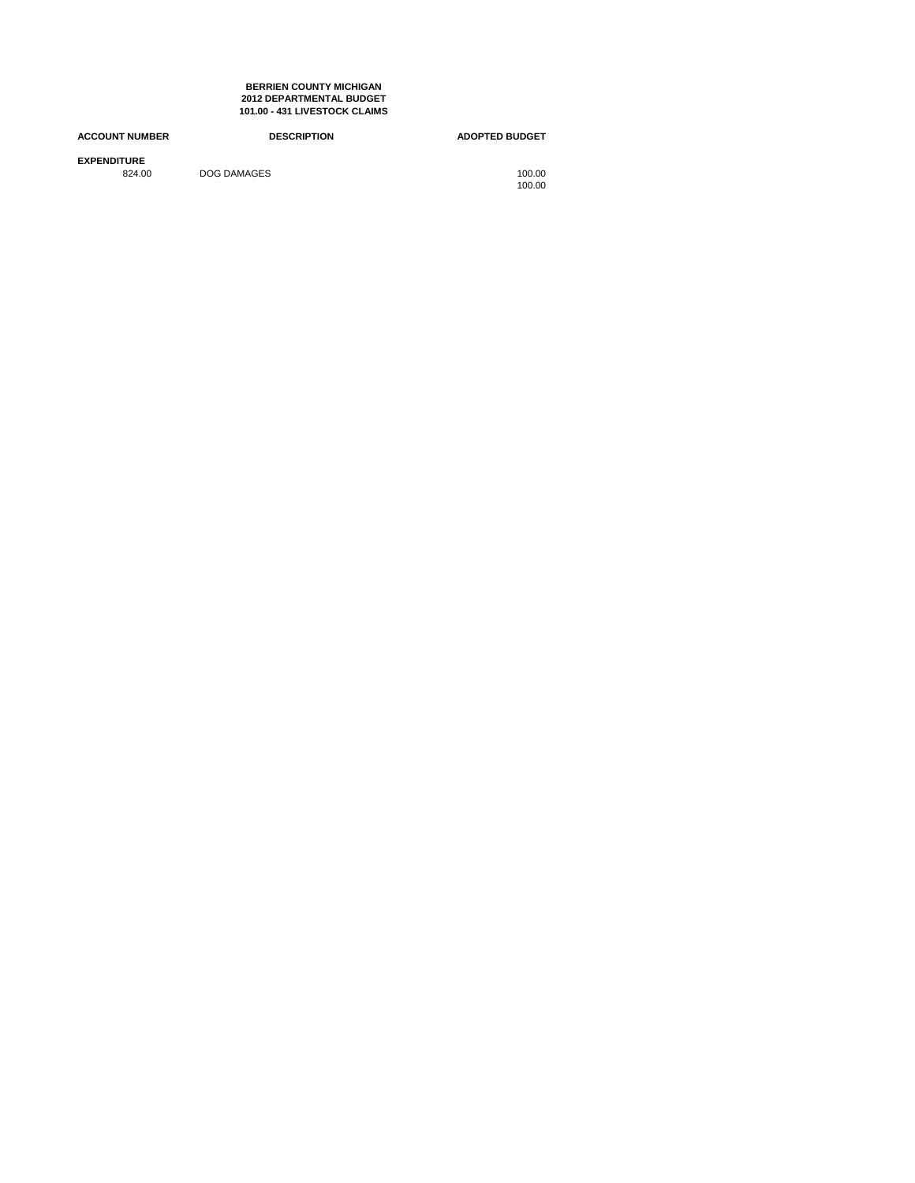**BERRIEN COUNTY MICHIGAN**
**2012 DEPARTMENTAL BUDGET**
**101.00 - 431 LIVESTOCK CLAIMS**

| ACCOUNT NUMBER | DESCRIPTION | ADOPTED BUDGET |
|---|---|---|
| **EXPENDITURE** | | |
| 824.00 | DOG DAMAGES | 100.00 |
| | | 100.00 |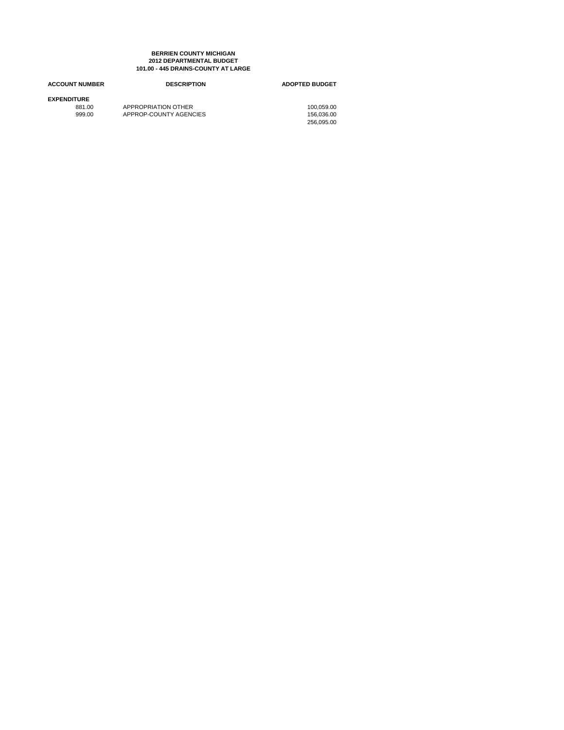**BERRIEN COUNTY MICHIGAN**
**2012 DEPARTMENTAL BUDGET**
**101.00 - 445 DRAINS-COUNTY AT LARGE**

| ACCOUNT NUMBER | DESCRIPTION | ADOPTED BUDGET |
|---|---|---|
| **EXPENDITURE** | | |
| 881.00 | APPROPRIATION OTHER | 100,059.00 |
| 999.00 | APPROP-COUNTY AGENCIES | 156,036.00 |
| | | 256,095.00 |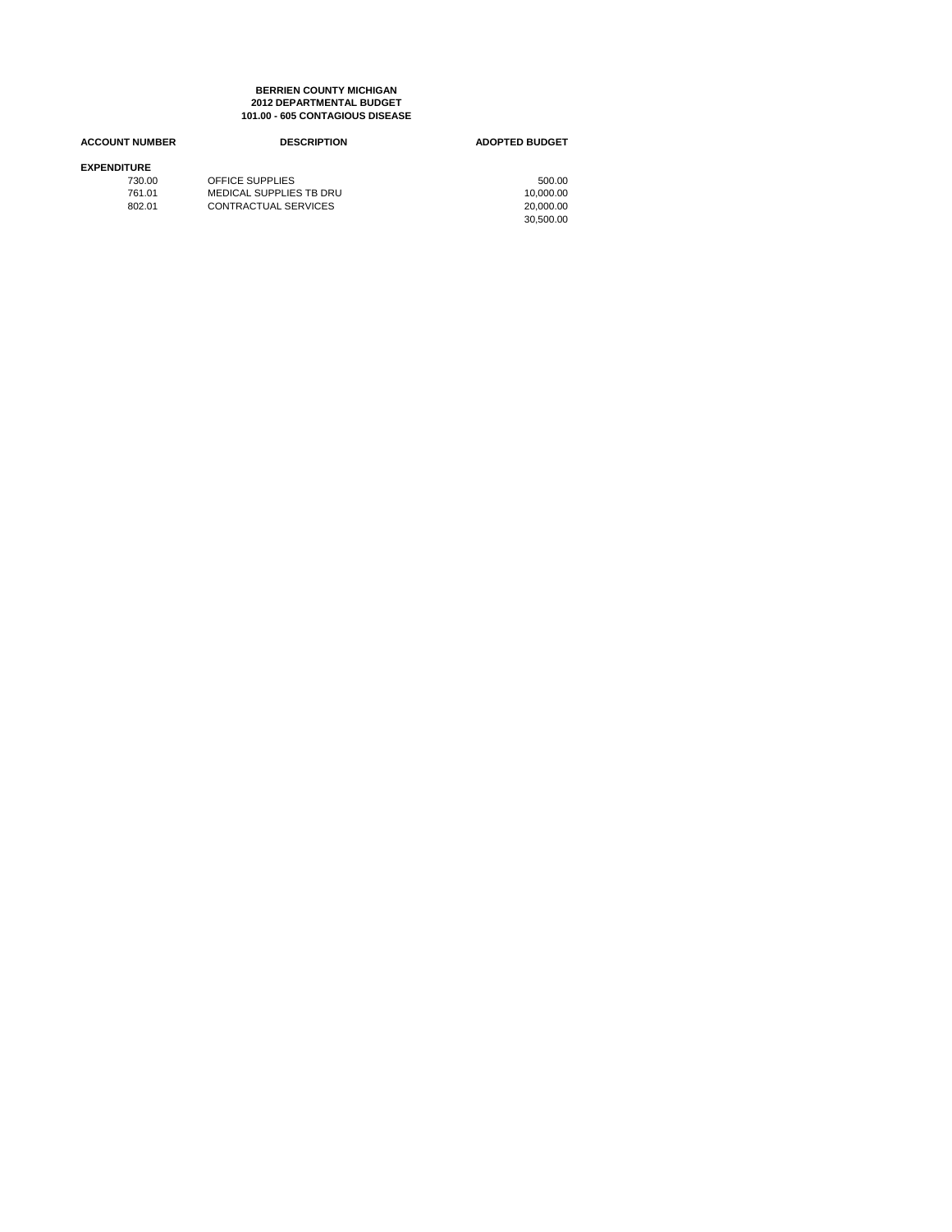**BERRIEN COUNTY MICHIGAN**
**2012 DEPARTMENTAL BUDGET**
**101.00 - 605 CONTAGIOUS DISEASE**

| ACCOUNT NUMBER | DESCRIPTION | ADOPTED BUDGET |
|---|---|---|
| **EXPENDITURE** | | |
| 730.00 | OFFICE SUPPLIES | 500.00 |
| 761.01 | MEDICAL SUPPLIES TB DRU | 10,000.00 |
| 802.01 | CONTRACTUAL SERVICES | 20,000.00 |
| | | 30,500.00 |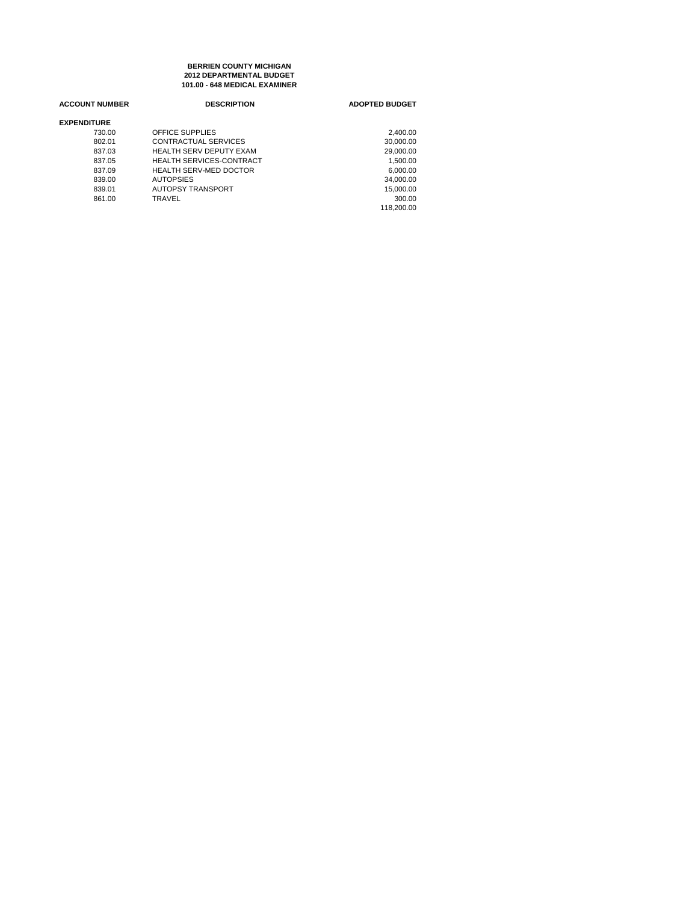**BERRIEN COUNTY MICHIGAN**
**2012 DEPARTMENTAL BUDGET**
**101.00 - 648 MEDICAL EXAMINER**

| ACCOUNT NUMBER | DESCRIPTION | ADOPTED BUDGET |
|---|---|---|
| **EXPENDITURE** | | |
| 730.00 | OFFICE SUPPLIES | 2,400.00 |
| 802.01 | CONTRACTUAL SERVICES | 30,000.00 |
| 837.03 | HEALTH SERV DEPUTY EXAM | 29,000.00 |
| 837.05 | HEALTH SERVICES-CONTRACT | 1,500.00 |
| 837.09 | HEALTH SERV-MED DOCTOR | 6,000.00 |
| 839.00 | AUTOPSIES | 34,000.00 |
| 839.01 | AUTOPSY TRANSPORT | 15,000.00 |
| 861.00 | TRAVEL | 300.00 |
| | | 118,200.00 |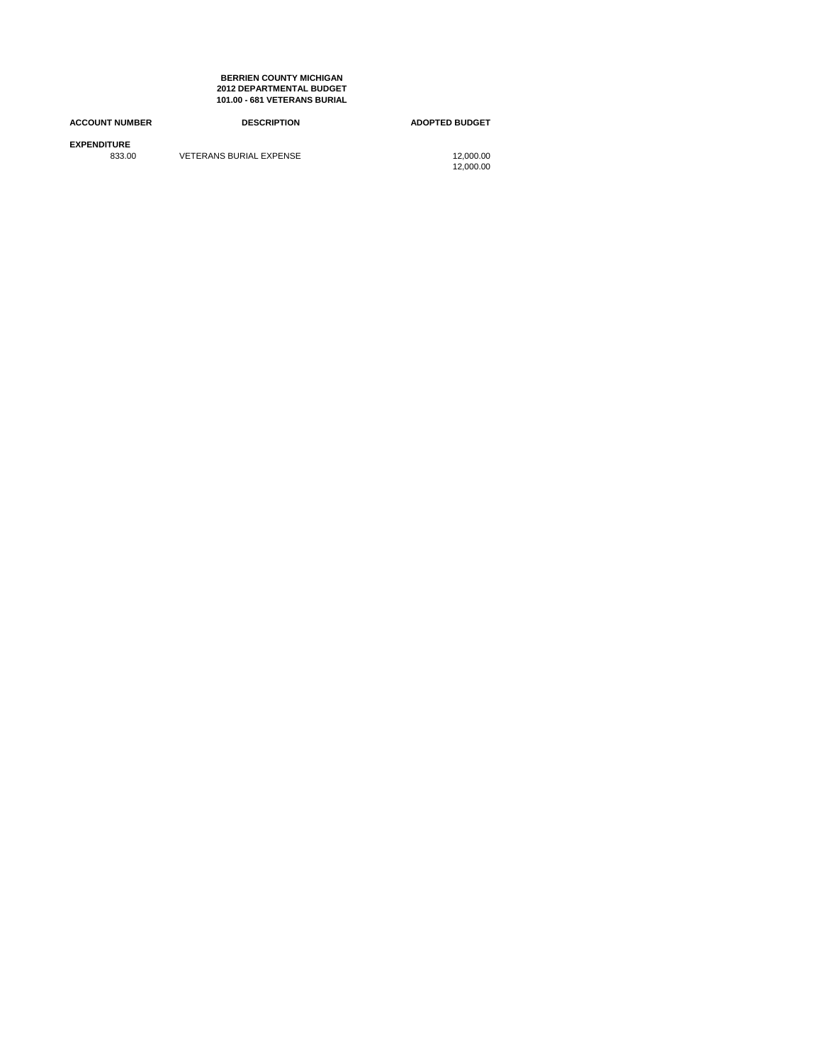**BERRIEN COUNTY MICHIGAN**
**2012 DEPARTMENTAL BUDGET**
**101.00 - 681 VETERANS BURIAL**

| ACCOUNT NUMBER | DESCRIPTION | ADOPTED BUDGET |
|---|---|---|
| **EXPENDITURE** | | |
| 833.00 | VETERANS BURIAL EXPENSE | 12,000.00 |
| | | 12,000.00 |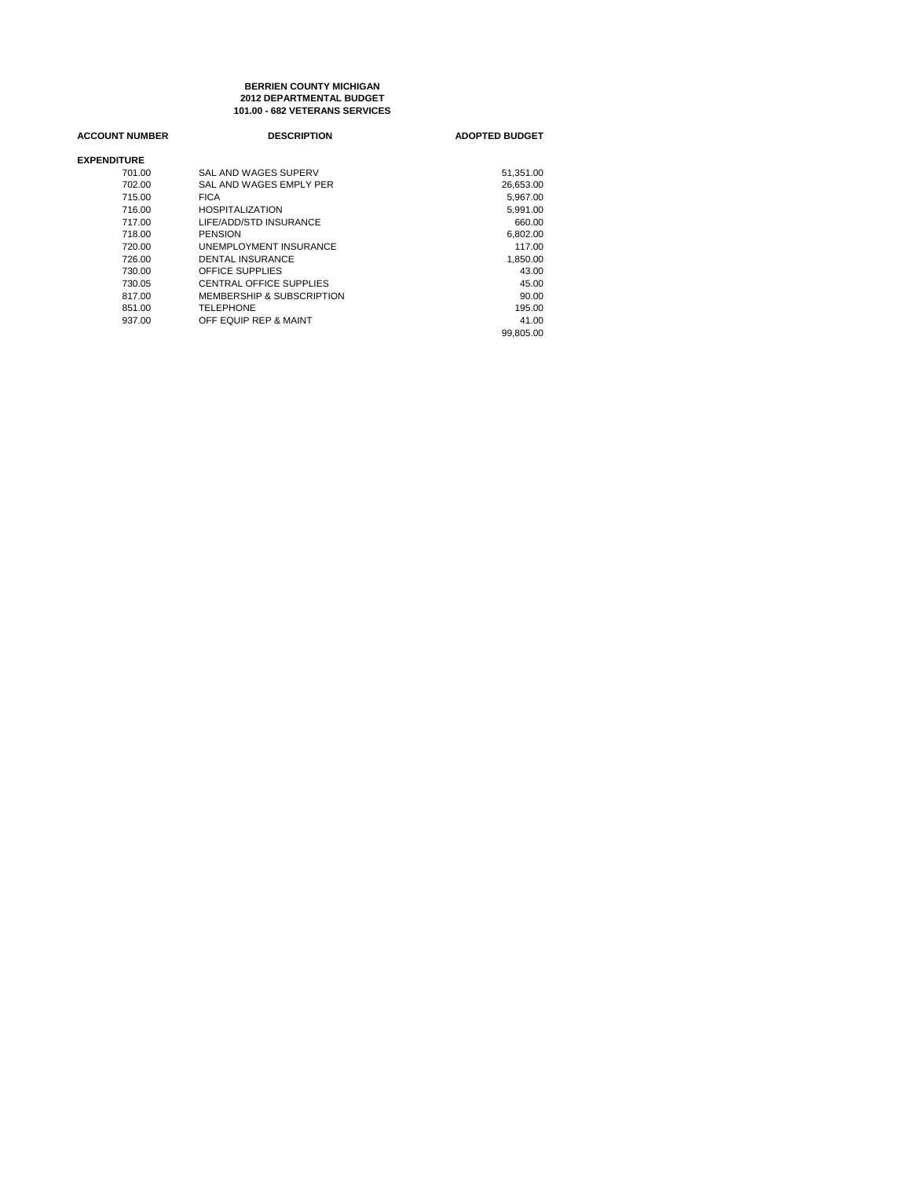**BERRIEN COUNTY MICHIGAN**
**2012 DEPARTMENTAL BUDGET**
**101.00 - 682 VETERANS SERVICES**

| ACCOUNT NUMBER | DESCRIPTION | ADOPTED BUDGET |
|---|---|---|
| **EXPENDITURE** | | |
| 701.00 | SAL AND WAGES SUPERV | 51,351.00 |
| 702.00 | SAL AND WAGES EMPLY PER | 26,653.00 |
| 715.00 | FICA | 5,967.00 |
| 716.00 | HOSPITALIZATION | 5,991.00 |
| 717.00 | LIFE/ADD/STD INSURANCE | 660.00 |
| 718.00 | PENSION | 6,802.00 |
| 720.00 | UNEMPLOYMENT INSURANCE | 117.00 |
| 726.00 | DENTAL INSURANCE | 1,850.00 |
| 730.00 | OFFICE SUPPLIES | 43.00 |
| 730.05 | CENTRAL OFFICE SUPPLIES | 45.00 |
| 817.00 | MEMBERSHIP & SUBSCRIPTION | 90.00 |
| 851.00 | TELEPHONE | 195.00 |
| 937.00 | OFF EQUIP REP & MAINT | 41.00 |
| | | 99,805.00 |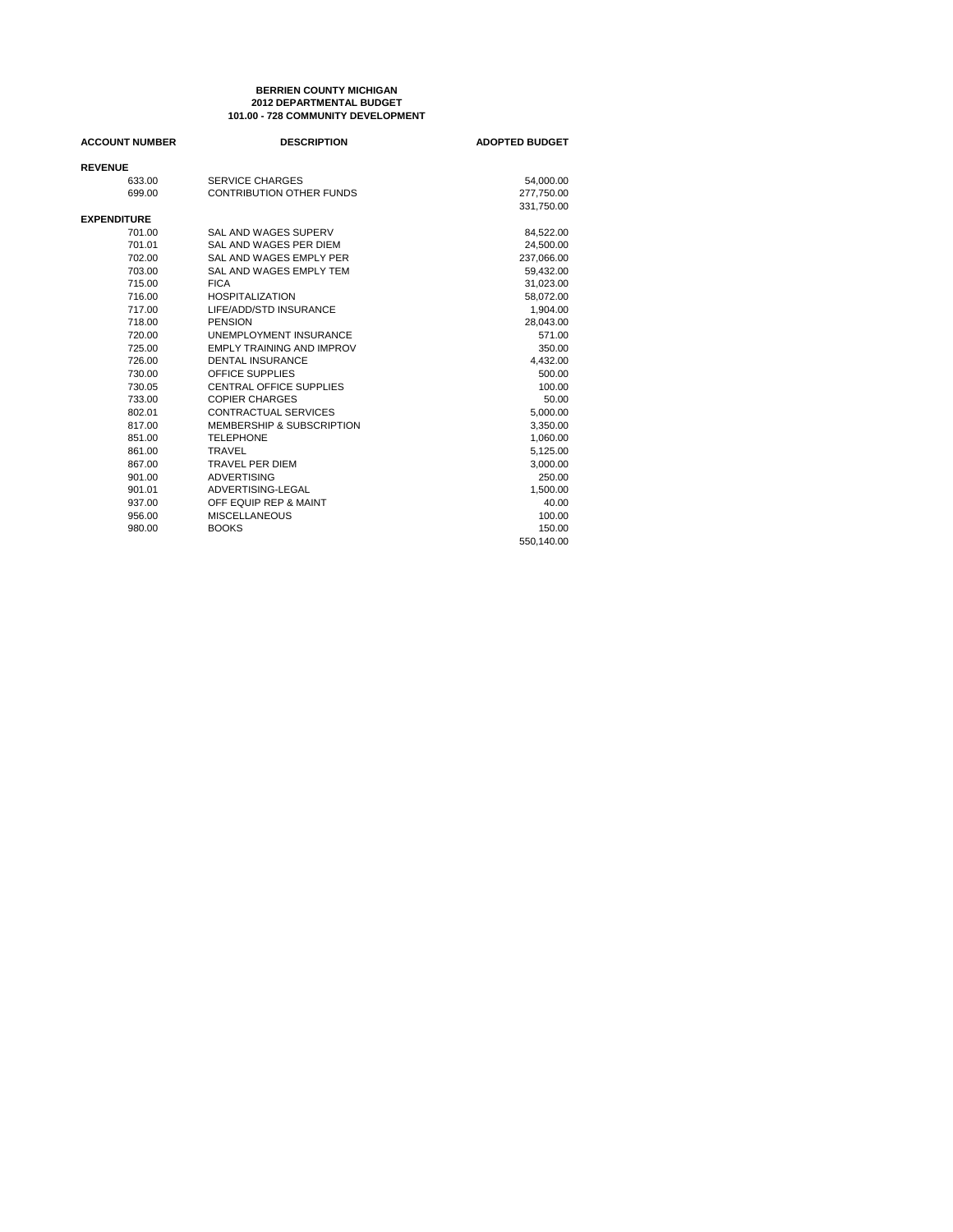**BERRIEN COUNTY MICHIGAN**
**2012 DEPARTMENTAL BUDGET**
**101.00 - 728 COMMUNITY DEVELOPMENT**

| ACCOUNT NUMBER | DESCRIPTION | ADOPTED BUDGET |
|---|---|---|
| **REVENUE** | | |
| 633.00 | SERVICE CHARGES | 54,000.00 |
| 699.00 | CONTRIBUTION OTHER FUNDS | 277,750.00 |
| | | 331,750.00 |
| **EXPENDITURE** | | |
| 701.00 | SAL AND WAGES SUPERV | 84,522.00 |
| 701.01 | SAL AND WAGES PER DIEM | 24,500.00 |
| 702.00 | SAL AND WAGES EMPLY PER | 237,066.00 |
| 703.00 | SAL AND WAGES EMPLY TEM | 59,432.00 |
| 715.00 | FICA | 31,023.00 |
| 716.00 | HOSPITALIZATION | 58,072.00 |
| 717.00 | LIFE/ADD/STD INSURANCE | 1,904.00 |
| 718.00 | PENSION | 28,043.00 |
| 720.00 | UNEMPLOYMENT INSURANCE | 571.00 |
| 725.00 | EMPLY TRAINING AND IMPROV | 350.00 |
| 726.00 | DENTAL INSURANCE | 4,432.00 |
| 730.00 | OFFICE SUPPLIES | 500.00 |
| 730.05 | CENTRAL OFFICE SUPPLIES | 100.00 |
| 733.00 | COPIER CHARGES | 50.00 |
| 802.01 | CONTRACTUAL SERVICES | 5,000.00 |
| 817.00 | MEMBERSHIP & SUBSCRIPTION | 3,350.00 |
| 851.00 | TELEPHONE | 1,060.00 |
| 861.00 | TRAVEL | 5,125.00 |
| 867.00 | TRAVEL PER DIEM | 3,000.00 |
| 901.00 | ADVERTISING | 250.00 |
| 901.01 | ADVERTISING-LEGAL | 1,500.00 |
| 937.00 | OFF EQUIP REP & MAINT | 40.00 |
| 956.00 | MISCELLANEOUS | 100.00 |
| 980.00 | BOOKS | 150.00 |
| | | 550,140.00 |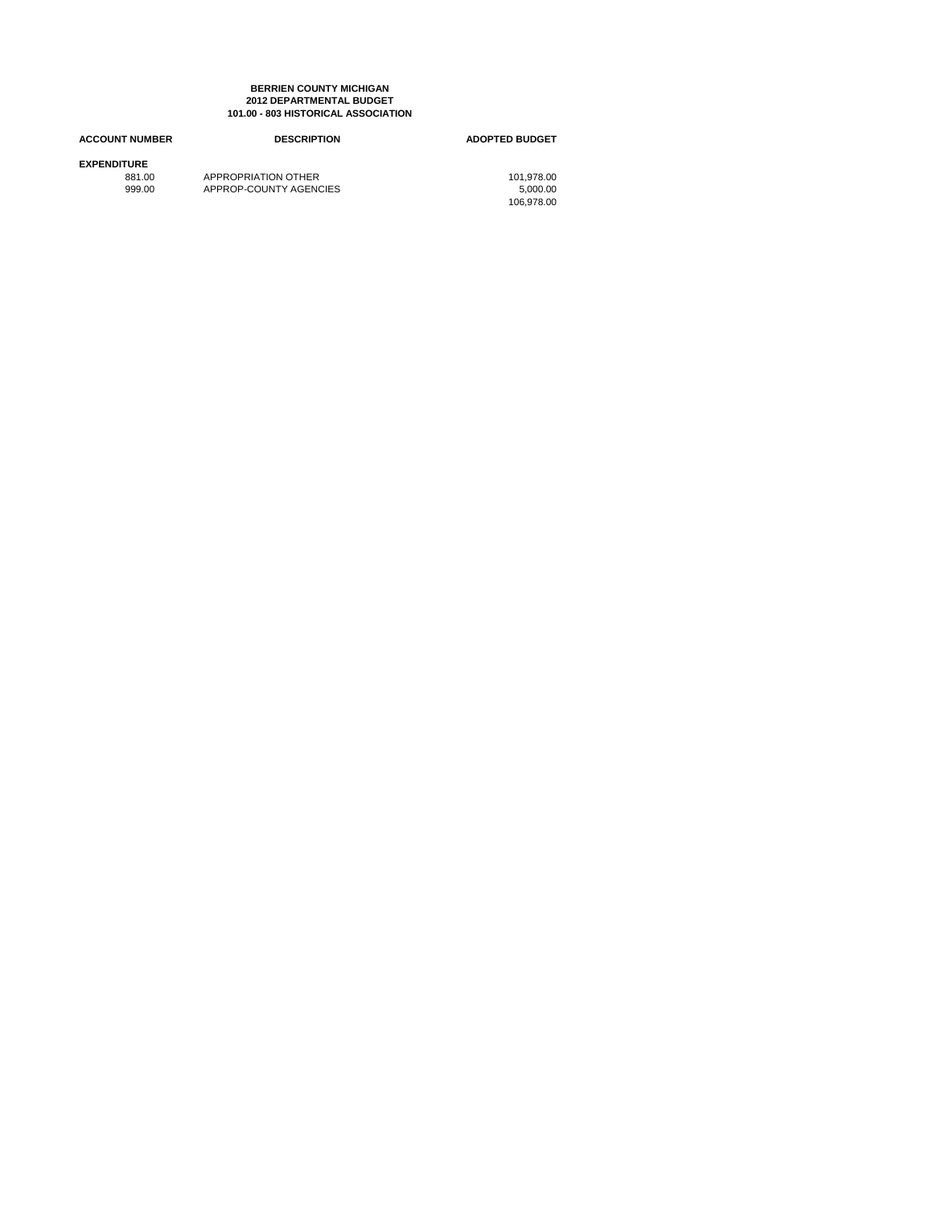**BERRIEN COUNTY MICHIGAN**
**2012 DEPARTMENTAL BUDGET**
**101.00 - 803 HISTORICAL ASSOCIATION**

| ACCOUNT NUMBER | DESCRIPTION | ADOPTED BUDGET |
|---|---|---|
| **EXPENDITURE** | | |
| 881.00 | APPROPRIATION OTHER | 101,978.00 |
| 999.00 | APPROP-COUNTY AGENCIES | 5,000.00 |
| | | 106,978.00 |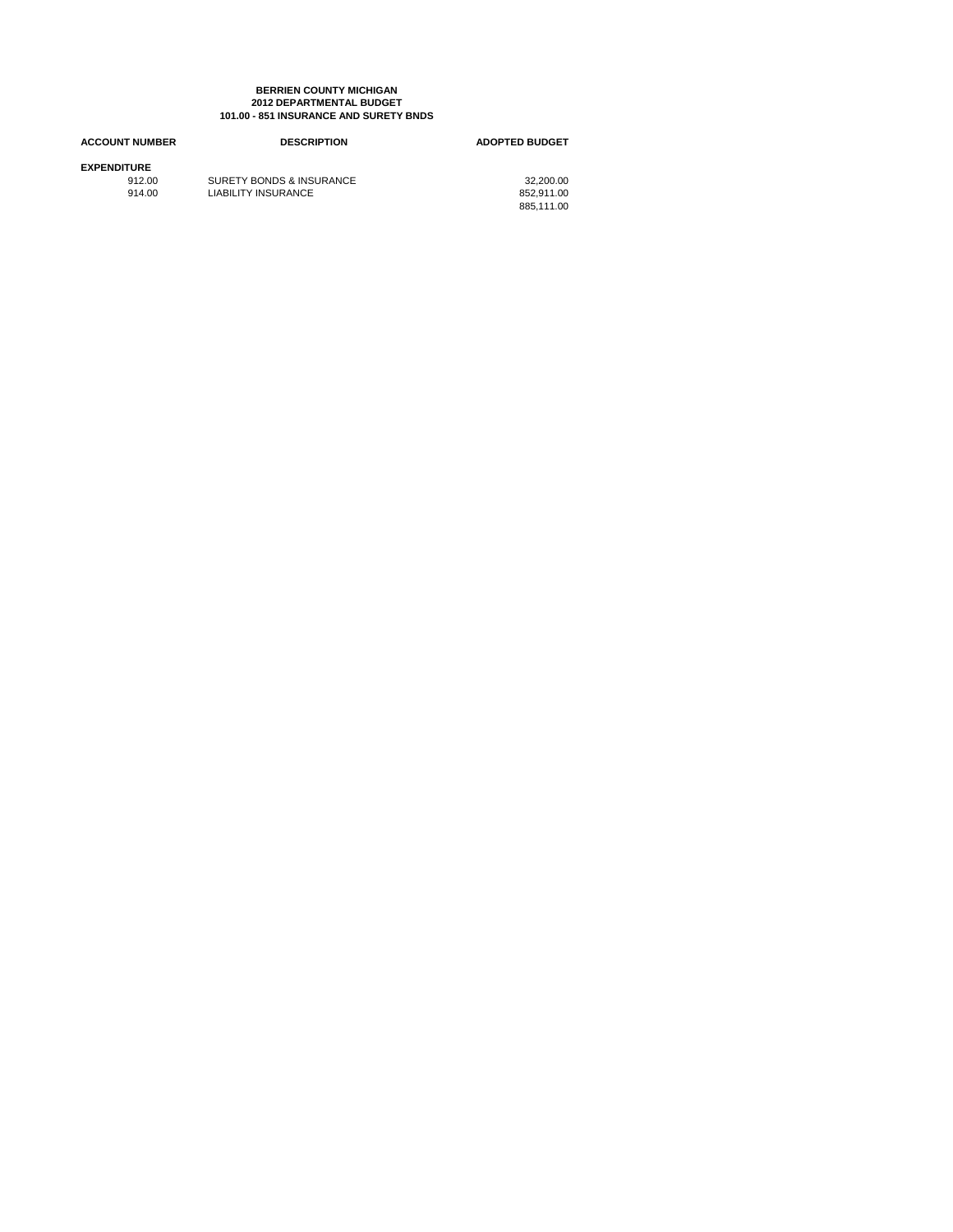**BERRIEN COUNTY MICHIGAN**
**2012 DEPARTMENTAL BUDGET**
**101.00 - 851 INSURANCE AND SURETY BNDS**

| ACCOUNT NUMBER | DESCRIPTION | ADOPTED BUDGET |
|---|---|---|
| **EXPENDITURE** | | |
| 912.00 | SURETY BONDS & INSURANCE | 32,200.00 |
| 914.00 | LIABILITY INSURANCE | 852,911.00 |
| | | 885,111.00 |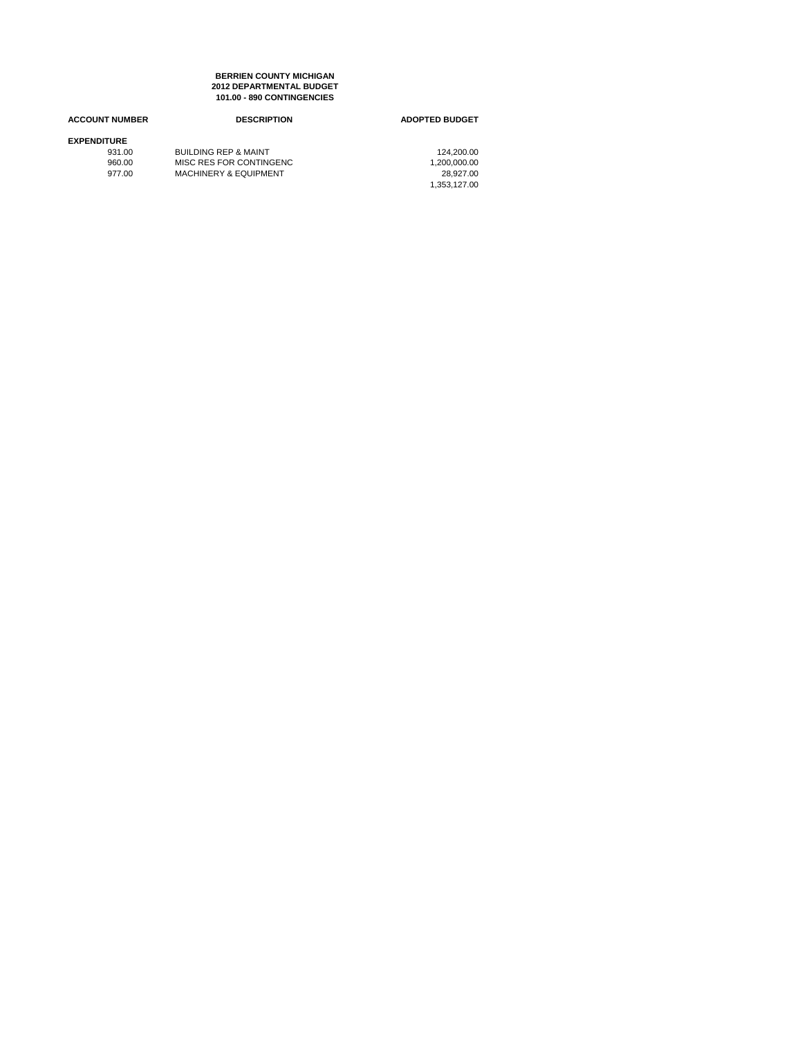**BERRIEN COUNTY MICHIGAN**
**2012 DEPARTMENTAL BUDGET**
**101.00 - 890 CONTINGENCIES**

| ACCOUNT NUMBER | DESCRIPTION | ADOPTED BUDGET |
|---|---|---|
| **EXPENDITURE** | | |
| 931.00 | BUILDING REP & MAINT | 124,200.00 |
| 960.00 | MISC RES FOR CONTINGENC | 1,200,000.00 |
| 977.00 | MACHINERY & EQUIPMENT | 28,927.00 |
| | | 1,353,127.00 |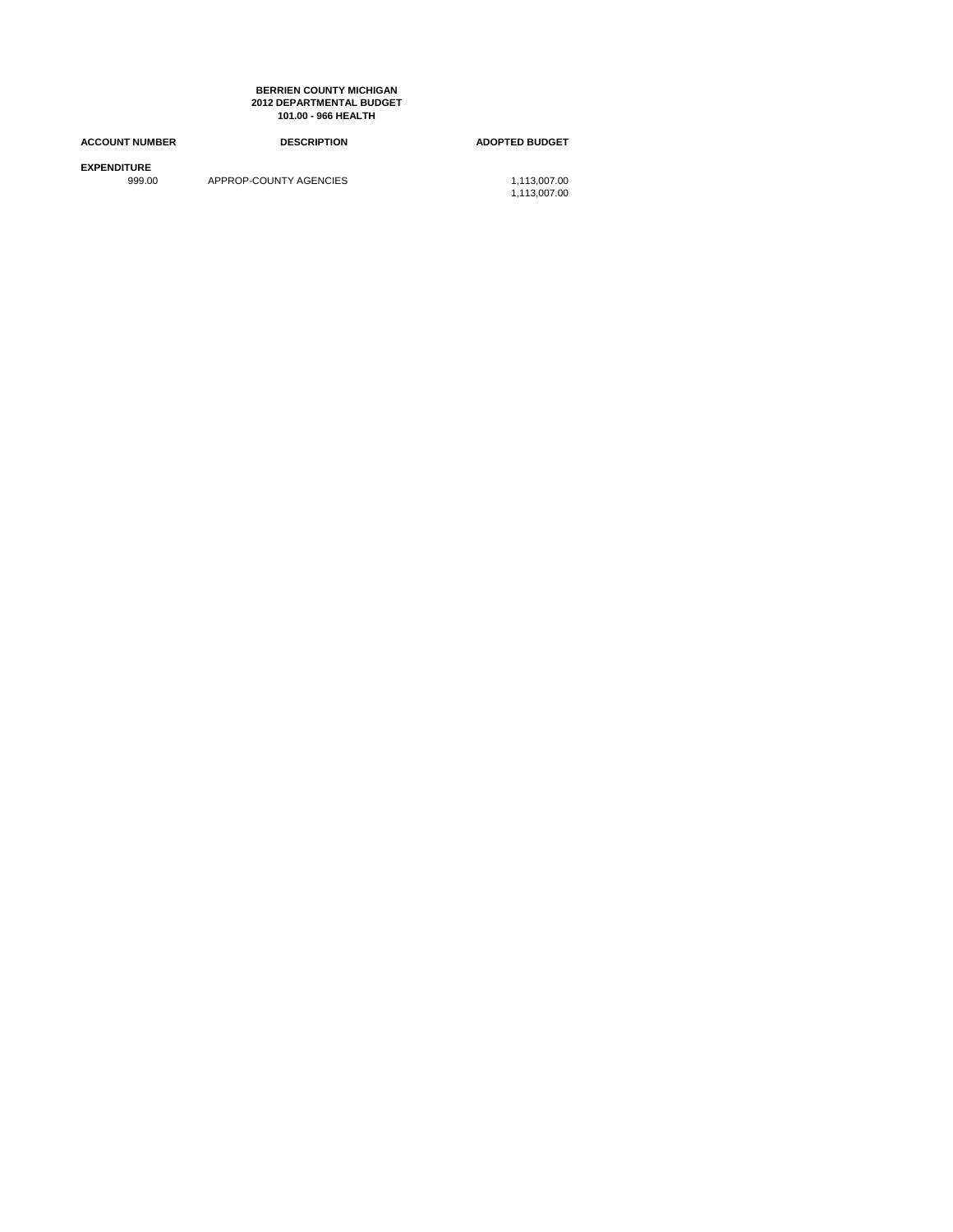**BERRIEN COUNTY MICHIGAN**
**2012 DEPARTMENTAL BUDGET**
**101.00 - 966 HEALTH**

| ACCOUNT NUMBER | DESCRIPTION | ADOPTED BUDGET |
|---|---|---|
| **EXPENDITURE** | | |
| 999.00 | APPROP-COUNTY AGENCIES | 1,113,007.00 |
| | | 1,113,007.00 |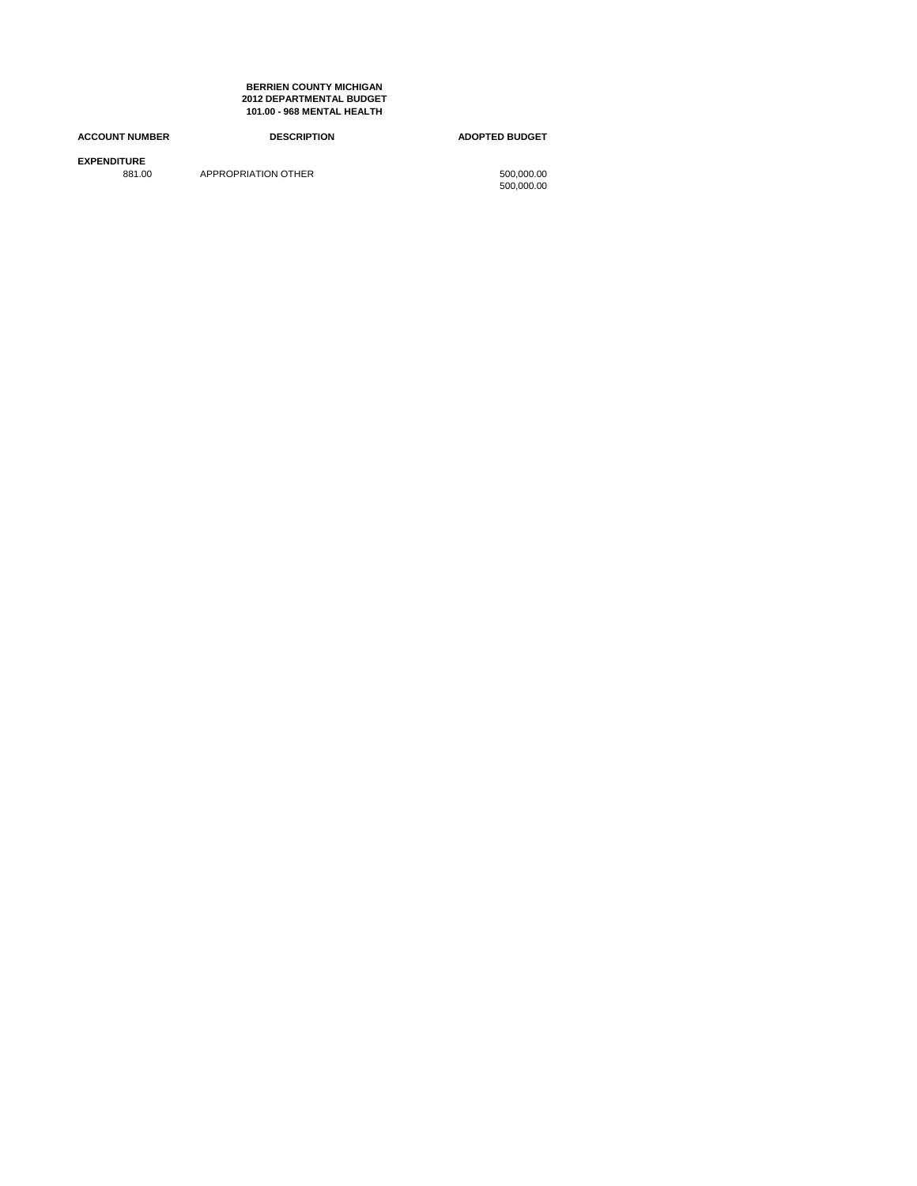**BERRIEN COUNTY MICHIGAN**
**2012 DEPARTMENTAL BUDGET**
**101.00 - 968 MENTAL HEALTH**

| ACCOUNT NUMBER | DESCRIPTION | ADOPTED BUDGET |
|---|---|---|
| **EXPENDITURE** | | |
| 881.00 | APPROPRIATION OTHER | 500,000.00 |
| | | 500,000.00 |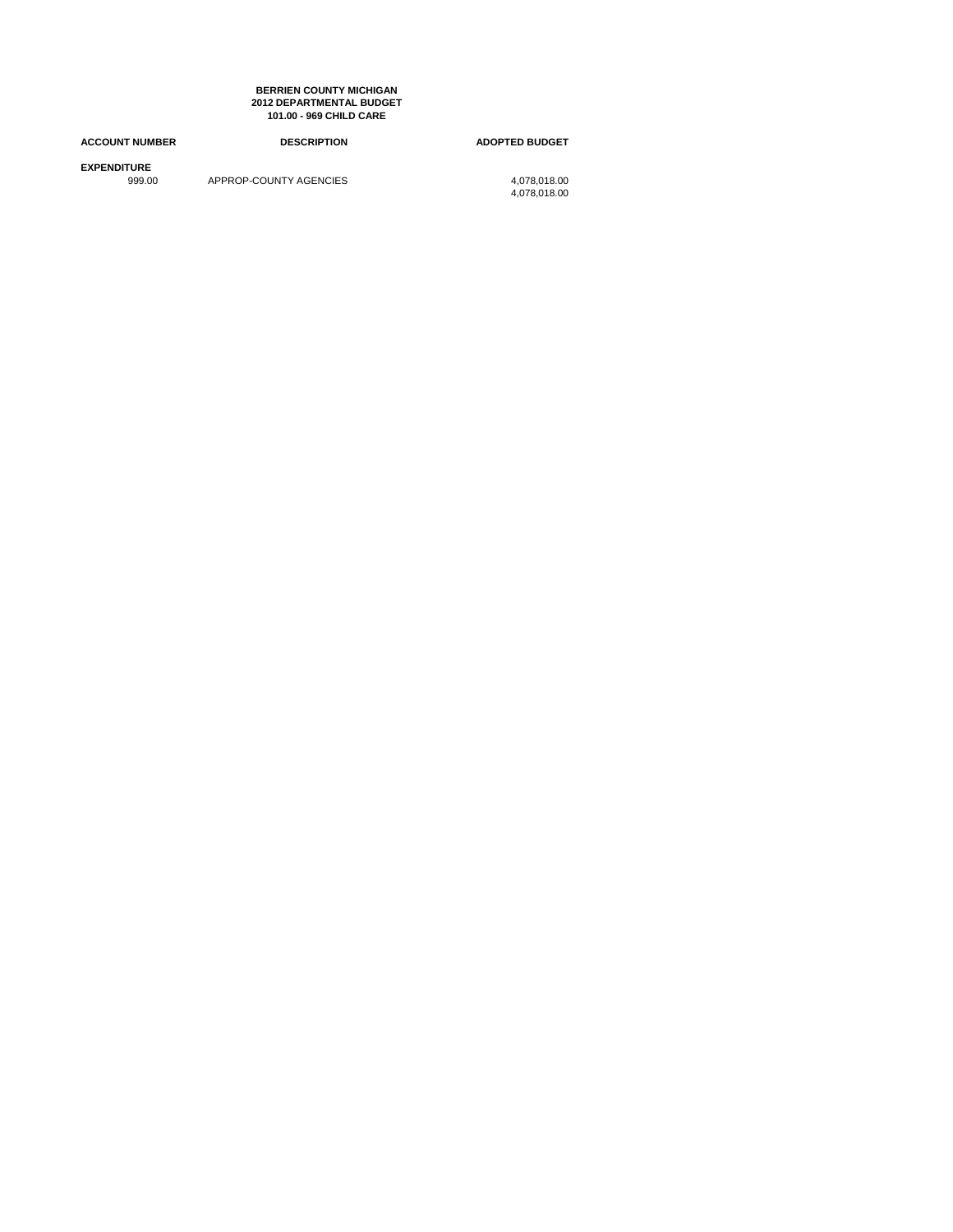**BERRIEN COUNTY MICHIGAN**
**2012 DEPARTMENTAL BUDGET**
**101.00 - 969 CHILD CARE**

| ACCOUNT NUMBER | DESCRIPTION | ADOPTED BUDGET |
|---|---|---|
| **EXPENDITURE** | | |
| 999.00 | APPROP-COUNTY AGENCIES | 4,078,018.00 |
| | | 4,078,018.00 |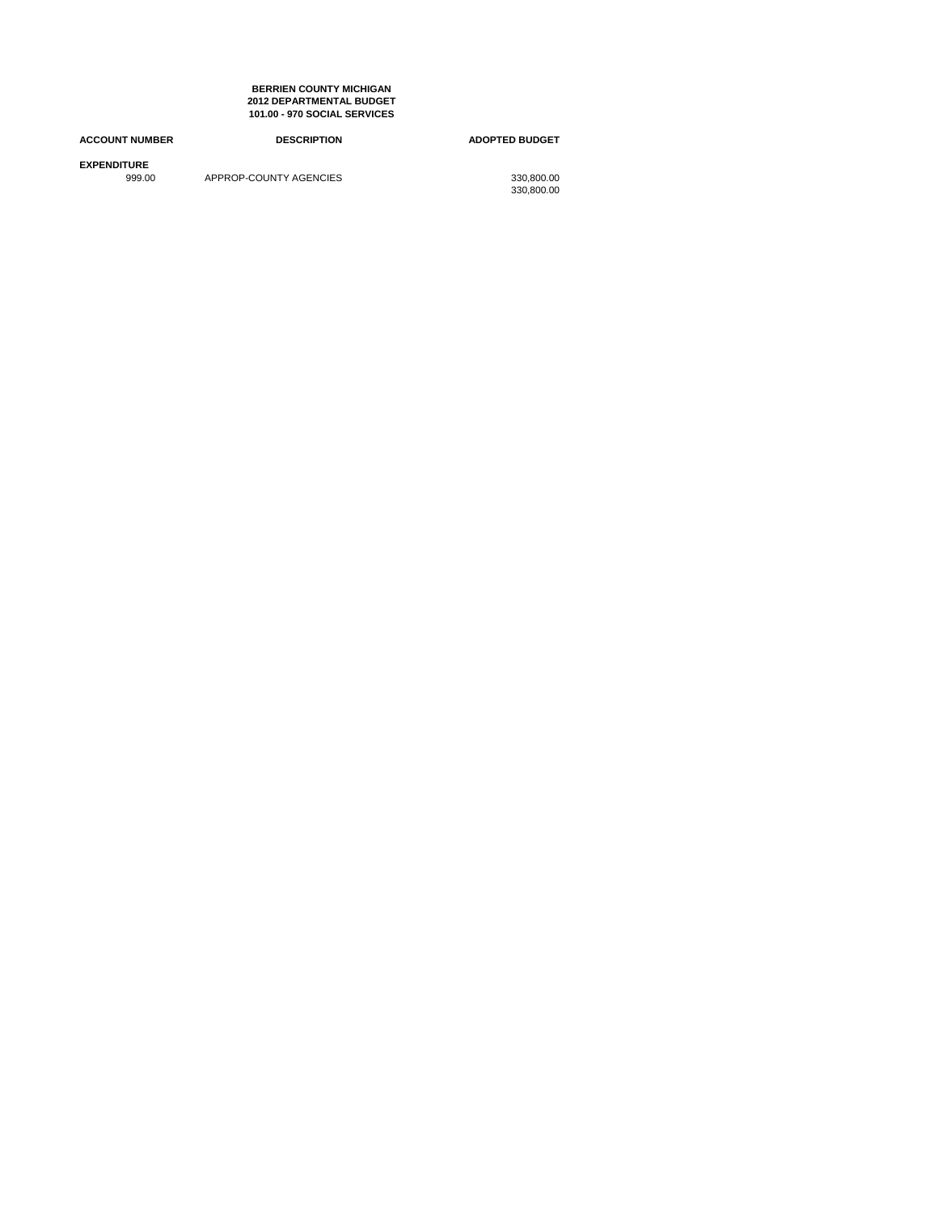**BERRIEN COUNTY MICHIGAN**
**2012 DEPARTMENTAL BUDGET**
**101.00 - 970 SOCIAL SERVICES**

| ACCOUNT NUMBER | DESCRIPTION | ADOPTED BUDGET |
|---|---|---|
| **EXPENDITURE** | | |
| 999.00 | APPROP-COUNTY AGENCIES | 330,800.00 |
| | | 330,800.00 |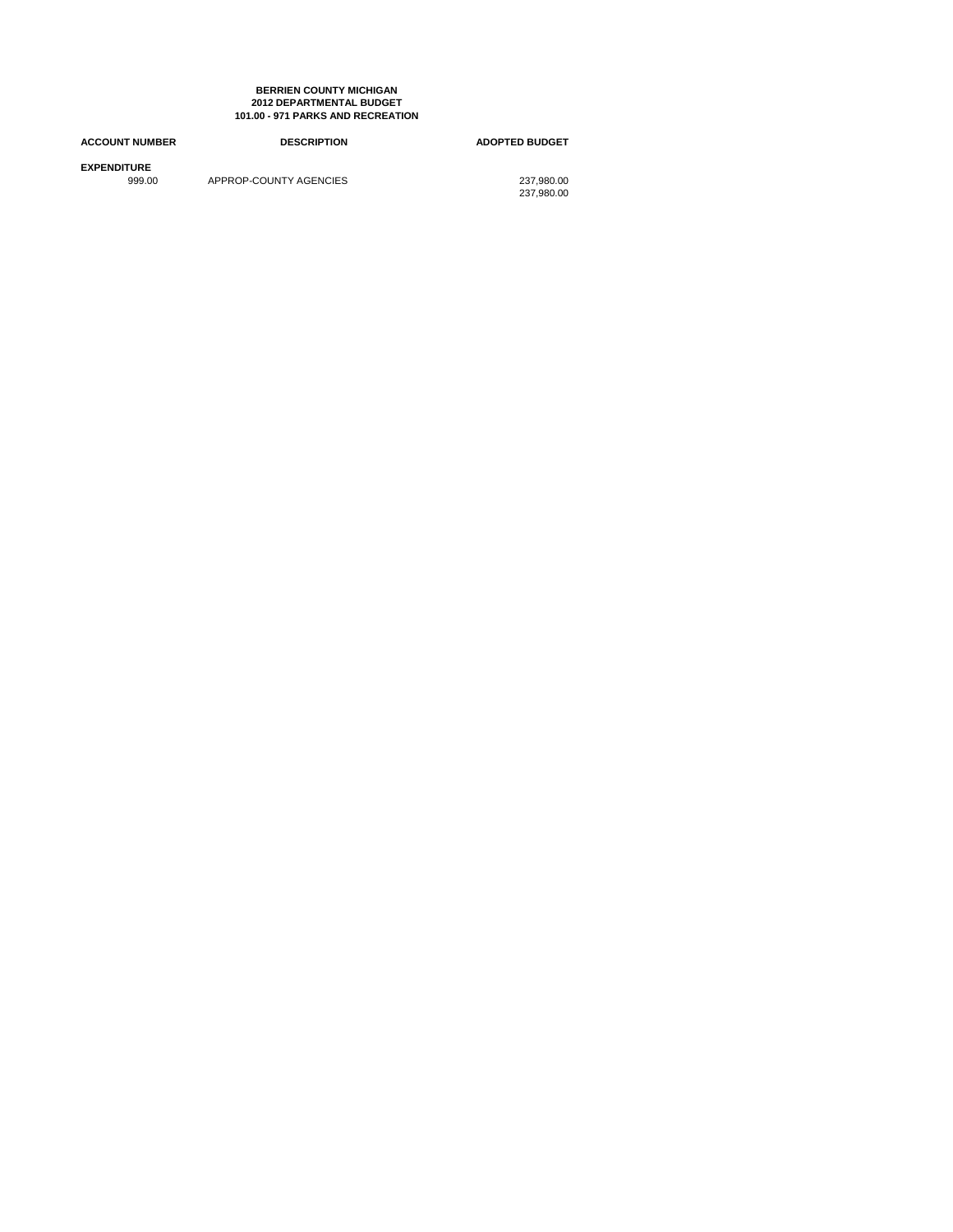**BERRIEN COUNTY MICHIGAN**
**2012 DEPARTMENTAL BUDGET**
**101.00 - 971 PARKS AND RECREATION**

| ACCOUNT NUMBER | DESCRIPTION | ADOPTED BUDGET |
|---|---|---|
| **EXPENDITURE** | | |
| 999.00 | APPROP-COUNTY AGENCIES | 237,980.00 |
| | | 237,980.00 |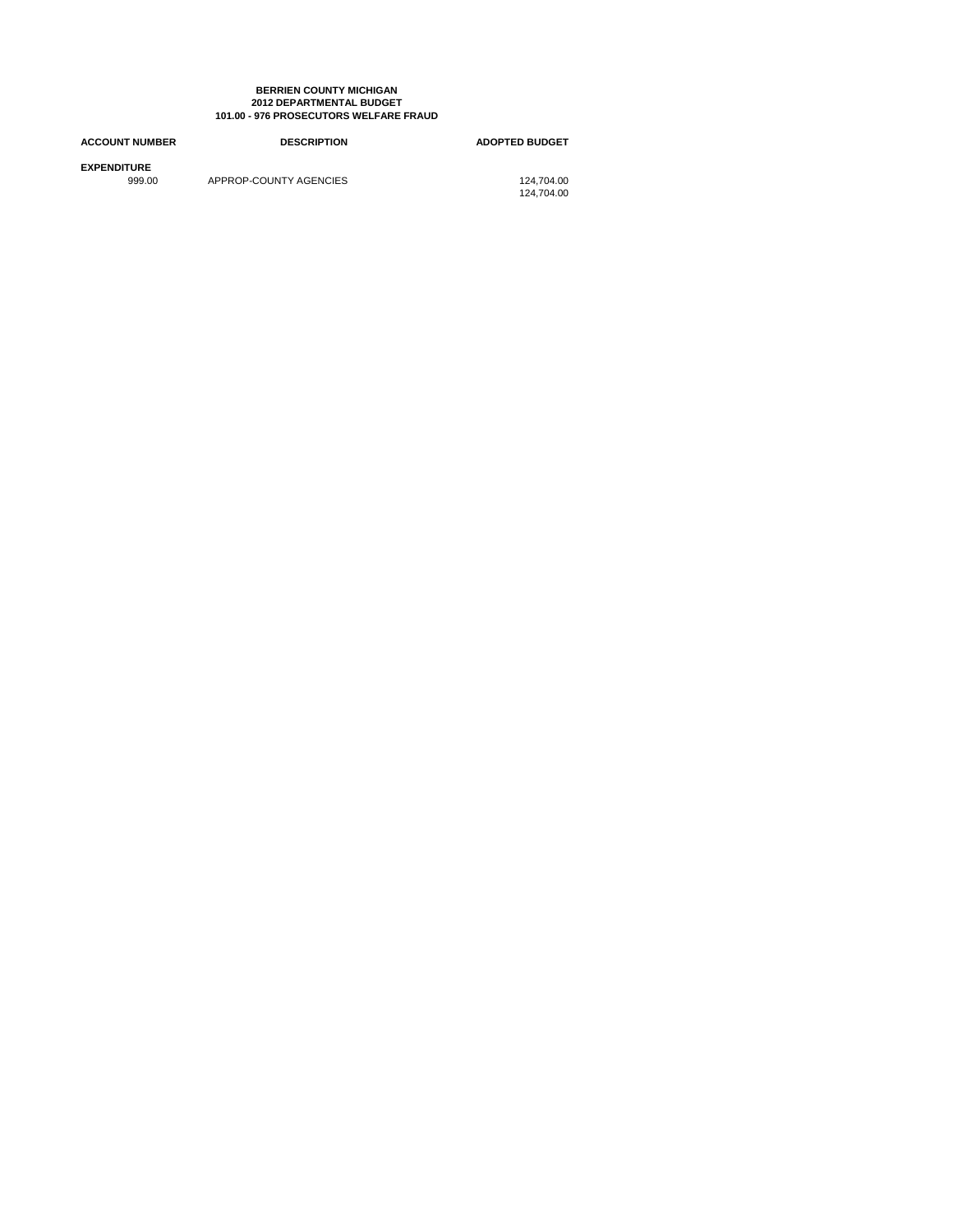**BERRIEN COUNTY MICHIGAN**
**2012 DEPARTMENTAL BUDGET**
**101.00 - 976 PROSECUTORS WELFARE FRAUD**

| ACCOUNT NUMBER | DESCRIPTION | ADOPTED BUDGET |
|---|---|---|
| **EXPENDITURE** | | |
| 999.00 | APPROP-COUNTY AGENCIES | 124,704.00 |
| | | 124,704.00 |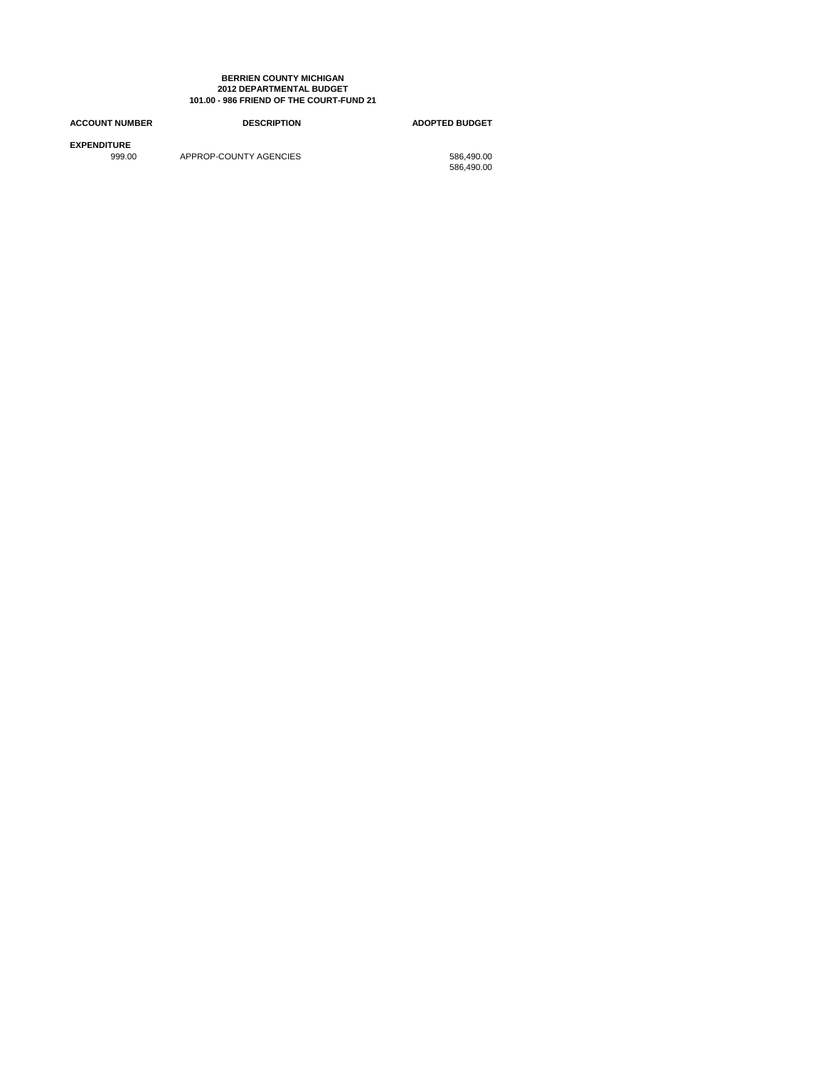**BERRIEN COUNTY MICHIGAN**
**2012 DEPARTMENTAL BUDGET**
**101.00 - 986 FRIEND OF THE COURT-FUND 21**

| ACCOUNT NUMBER | DESCRIPTION | ADOPTED BUDGET |
|---|---|---|
| **EXPENDITURE** | | |
| 999.00 | APPROP-COUNTY AGENCIES | 586,490.00 |
| | | 586,490.00 |